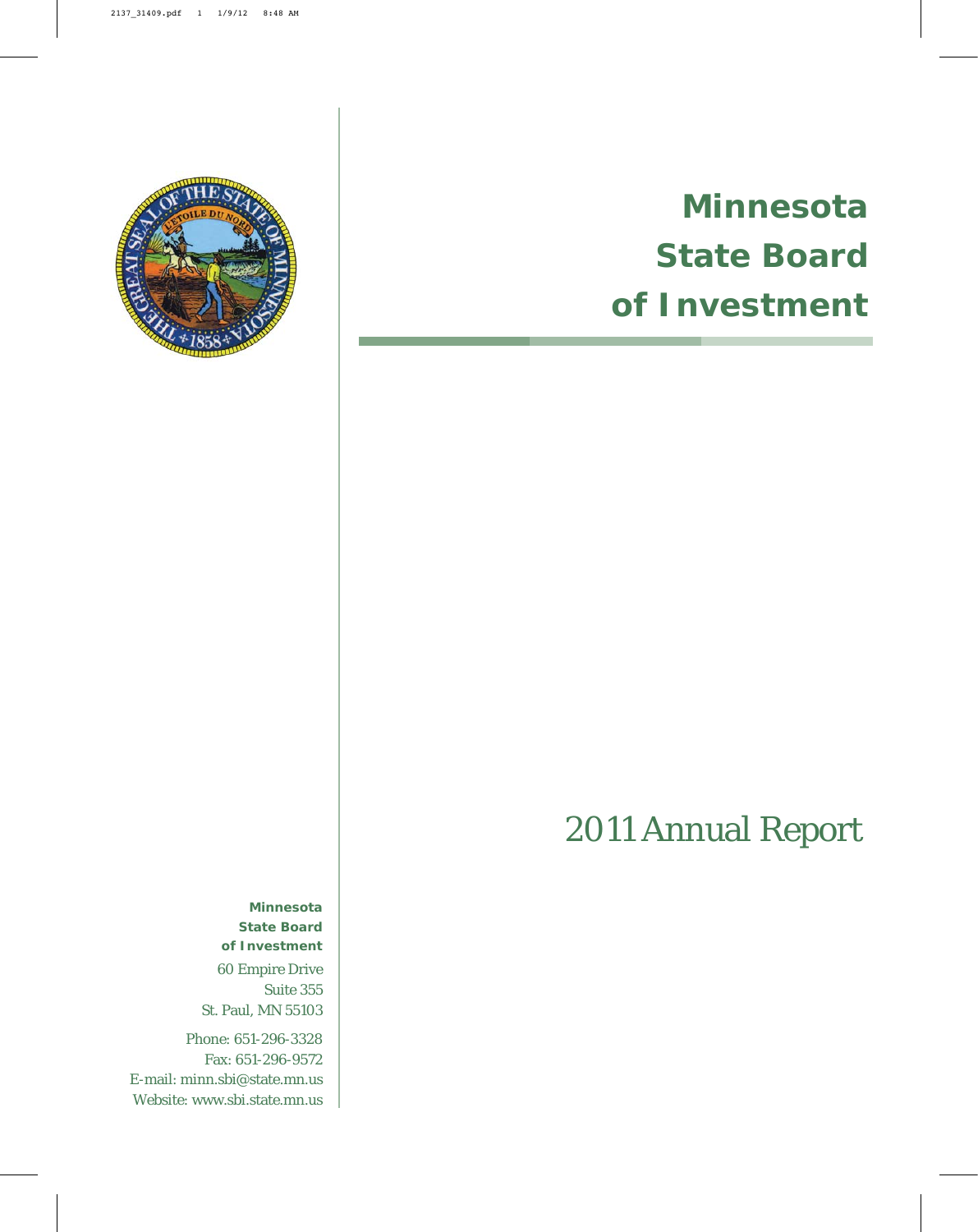# Minnesota State Board of Investment

# 2011 Annual Report

**Minnesota State Board of Investment**

60 Empire Drive
Suite 355
St. Paul, MN 55103

Phone: 651-296-3328
Fax: 651-296-9572
E-mail: minn.sbi@state.mn.us
Website: www.sbi.state.mn.us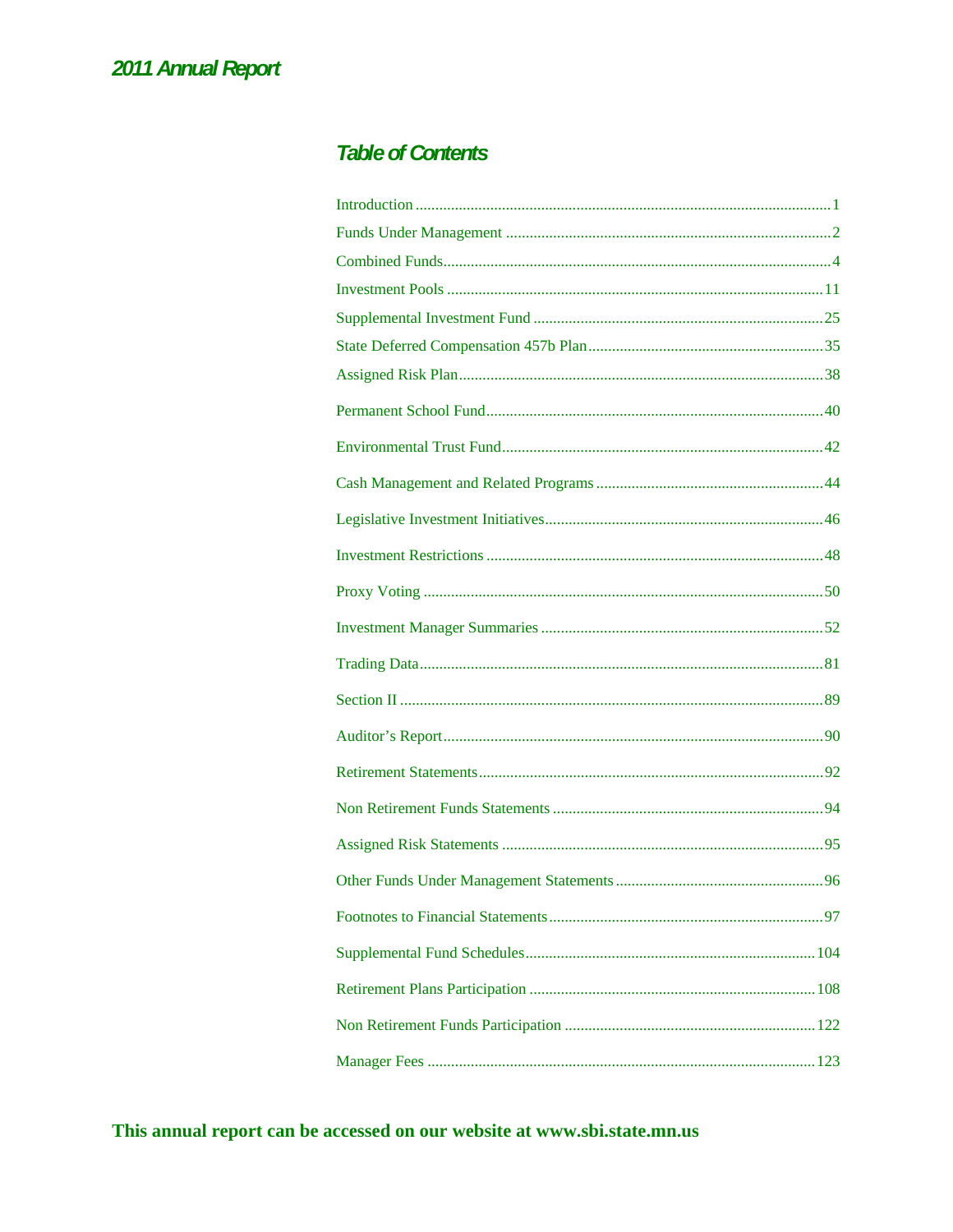# 2011 Annual Report

## Table of Contents

| Section | Page |
|---|---|
| Introduction | 1 |
| Funds Under Management | 2 |
| Combined Funds | 4 |
| Investment Pools | 11 |
| Supplemental Investment Fund | 25 |
| State Deferred Compensation 457b Plan | 35 |
| Assigned Risk Plan | 38 |
| Permanent School Fund | 40 |
| Environmental Trust Fund | 42 |
| Cash Management and Related Programs | 44 |
| Legislative Investment Initiatives | 46 |
| Investment Restrictions | 48 |
| Proxy Voting | 50 |
| Investment Manager Summaries | 52 |
| Trading Data | 81 |
| Section II | 89 |
| Auditor's Report | 90 |
| Retirement Statements | 92 |
| Non Retirement Funds Statements | 94 |
| Assigned Risk Statements | 95 |
| Other Funds Under Management Statements | 96 |
| Footnotes to Financial Statements | 97 |
| Supplemental Fund Schedules | 104 |
| Retirement Plans Participation | 108 |
| Non Retirement Funds Participation | 122 |
| Manager Fees | 123 |

**This annual report can be accessed on our website at www.sbi.state.mn.us**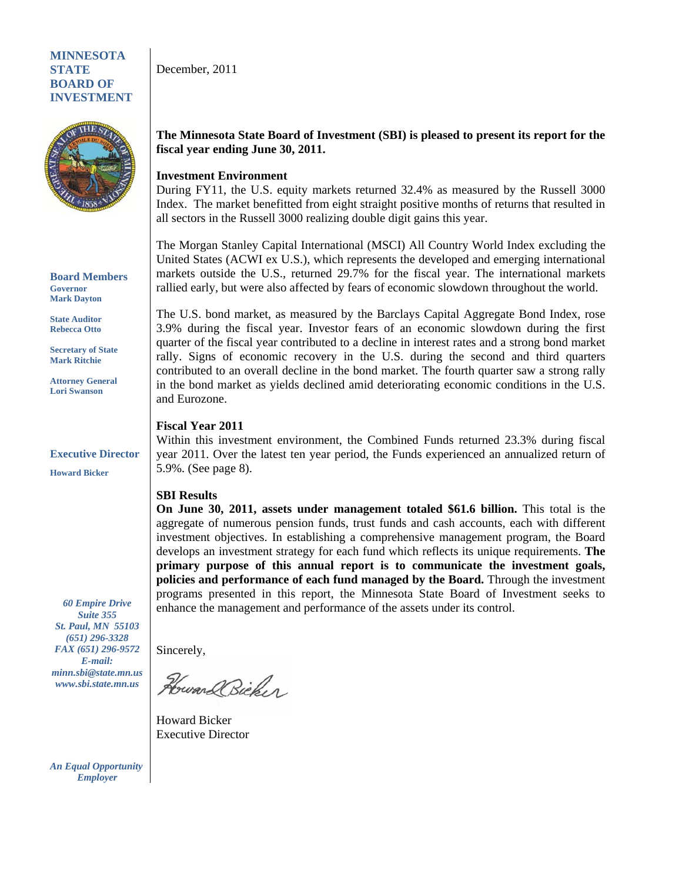**MINNESOTA STATE BOARD OF INVESTMENT**

**Board Members**

**Governor**
**Mark Dayton**

**State Auditor**
**Rebecca Otto**

**Secretary of State**
**Mark Ritchie**

**Attorney General**
**Lori Swanson**

**Executive Director**

**Howard Bicker**

*60 Empire Drive*
*Suite 355*
*St. Paul, MN 55103*
*(651) 296-3328*
*FAX (651) 296-9572*
*E-mail:*
*minn.sbi@state.mn.us*
*www.sbi.state.mn.us*

*An Equal Opportunity Employer*

December, 2011

**The Minnesota State Board of Investment (SBI) is pleased to present its report for the fiscal year ending June 30, 2011.**

**Investment Environment**

During FY11, the U.S. equity markets returned 32.4% as measured by the Russell 3000 Index. The market benefitted from eight straight positive months of returns that resulted in all sectors in the Russell 3000 realizing double digit gains this year.

The Morgan Stanley Capital International (MSCI) All Country World Index excluding the United States (ACWI ex U.S.), which represents the developed and emerging international markets outside the U.S., returned 29.7% for the fiscal year. The international markets rallied early, but were also affected by fears of economic slowdown throughout the world.

The U.S. bond market, as measured by the Barclays Capital Aggregate Bond Index, rose 3.9% during the fiscal year. Investor fears of an economic slowdown during the first quarter of the fiscal year contributed to a decline in interest rates and a strong bond market rally. Signs of economic recovery in the U.S. during the second and third quarters contributed to an overall decline in the bond market. The fourth quarter saw a strong rally in the bond market as yields declined amid deteriorating economic conditions in the U.S. and Eurozone.

**Fiscal Year 2011**

Within this investment environment, the Combined Funds returned 23.3% during fiscal year 2011. Over the latest ten year period, the Funds experienced an annualized return of 5.9%. (See page 8).

**SBI Results**

**On June 30, 2011, assets under management totaled $61.6 billion.** This total is the aggregate of numerous pension funds, trust funds and cash accounts, each with different investment objectives. In establishing a comprehensive management program, the Board develops an investment strategy for each fund which reflects its unique requirements. **The primary purpose of this annual report is to communicate the investment goals, policies and performance of each fund managed by the Board.** Through the investment programs presented in this report, the Minnesota State Board of Investment seeks to enhance the management and performance of the assets under its control.

Sincerely,

Howard Bicker
Executive Director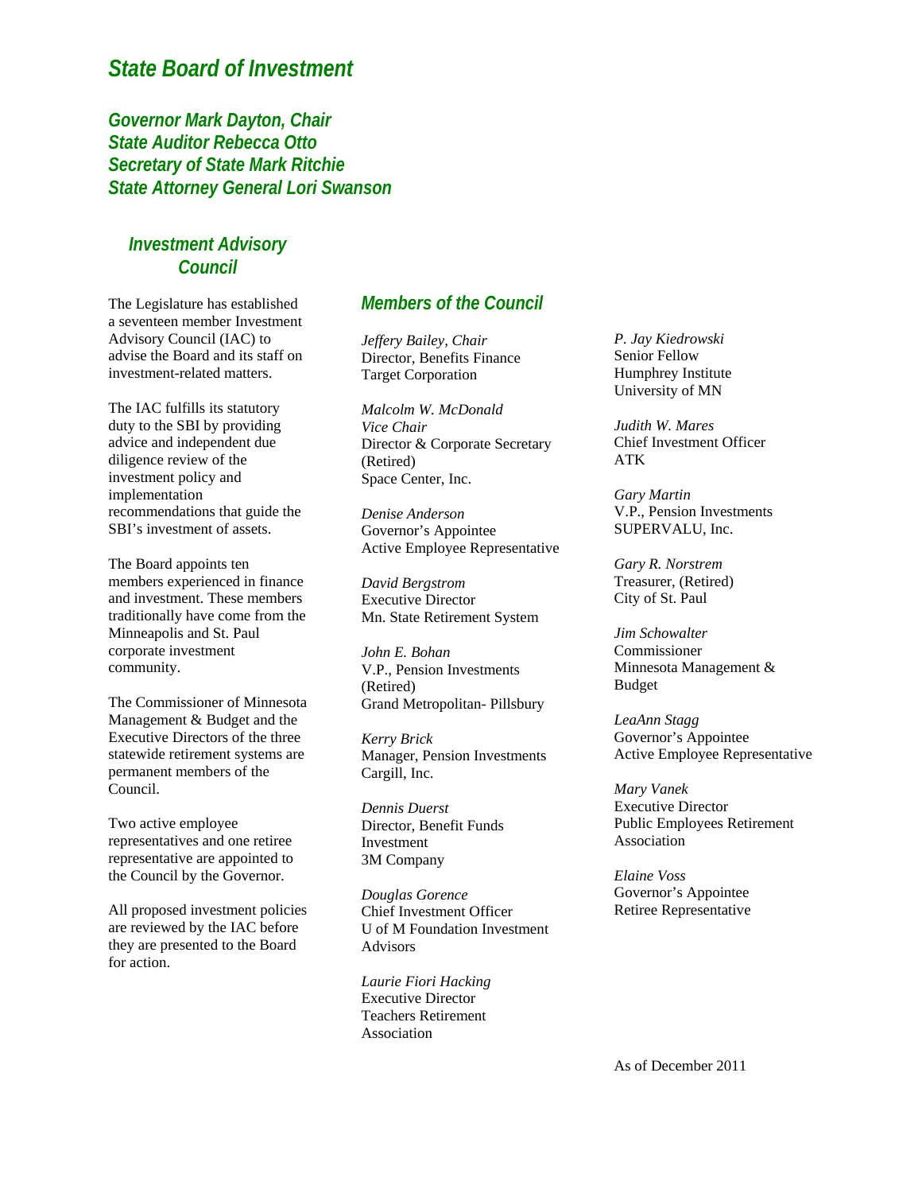# State Board of Investment

***Governor Mark Dayton, Chair***
***State Auditor Rebecca Otto***
***Secretary of State Mark Ritchie***
***State Attorney General Lori Swanson***

## Investment Advisory Council

The Legislature has established a seventeen member Investment Advisory Council (IAC) to advise the Board and its staff on investment-related matters.

The IAC fulfills its statutory duty to the SBI by providing advice and independent due diligence review of the investment policy and implementation recommendations that guide the SBI's investment of assets.

The Board appoints ten members experienced in finance and investment. These members traditionally have come from the Minneapolis and St. Paul corporate investment community.

The Commissioner of Minnesota Management & Budget and the Executive Directors of the three statewide retirement systems are permanent members of the Council.

Two active employee representatives and one retiree representative are appointed to the Council by the Governor.

All proposed investment policies are reviewed by the IAC before they are presented to the Board for action.

## Members of the Council

*Jeffery Bailey, Chair*
Director, Benefits Finance
Target Corporation

*Malcolm W. McDonald*
*Vice Chair*
Director & Corporate Secretary (Retired)
Space Center, Inc.

*Denise Anderson*
Governor's Appointee
Active Employee Representative

*David Bergstrom*
Executive Director
Mn. State Retirement System

*John E. Bohan*
V.P., Pension Investments (Retired)
Grand Metropolitan- Pillsbury

*Kerry Brick*
Manager, Pension Investments
Cargill, Inc.

*Dennis Duerst*
Director, Benefit Funds Investment
3M Company

*Douglas Gorence*
Chief Investment Officer
U of M Foundation Investment Advisors

*Laurie Fiori Hacking*
Executive Director
Teachers Retirement Association

*P. Jay Kiedrowski*
Senior Fellow
Humphrey Institute
University of MN

*Judith W. Mares*
Chief Investment Officer
ATK

*Gary Martin*
V.P., Pension Investments
SUPERVALU, Inc.

*Gary R. Norstrem*
Treasurer, (Retired)
City of St. Paul

*Jim Schowalter*
Commissioner
Minnesota Management & Budget

*LeaAnn Stagg*
Governor's Appointee
Active Employee Representative

*Mary Vanek*
Executive Director
Public Employees Retirement Association

*Elaine Voss*
Governor's Appointee
Retiree Representative

As of December 2011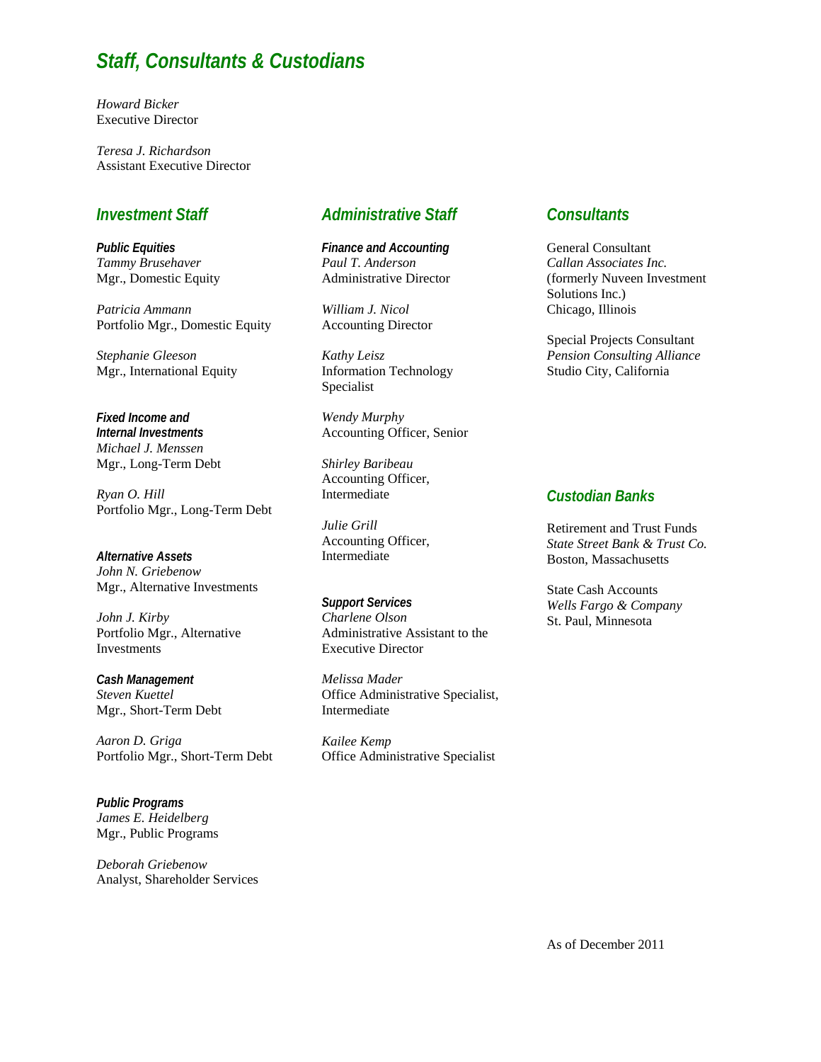# Staff, Consultants & Custodians

*Howard Bicker*
Executive Director

*Teresa J. Richardson*
Assistant Executive Director

## Investment Staff

***Public Equities***
*Tammy Brusehaver*
Mgr., Domestic Equity

*Patricia Ammann*
Portfolio Mgr., Domestic Equity

*Stephanie Gleeson*
Mgr., International Equity

***Fixed Income and Internal Investments***
*Michael J. Menssen*
Mgr., Long-Term Debt

*Ryan O. Hill*
Portfolio Mgr., Long-Term Debt

***Alternative Assets***
*John N. Griebenow*
Mgr., Alternative Investments

*John J. Kirby*
Portfolio Mgr., Alternative Investments

***Cash Management***
*Steven Kuettel*
Mgr., Short-Term Debt

*Aaron D. Griga*
Portfolio Mgr., Short-Term Debt

***Public Programs***
*James E. Heidelberg*
Mgr., Public Programs

*Deborah Griebenow*
Analyst, Shareholder Services

## Administrative Staff

***Finance and Accounting***
*Paul T. Anderson*
Administrative Director

*William J. Nicol*
Accounting Director

*Kathy Leisz*
Information Technology Specialist

*Wendy Murphy*
Accounting Officer, Senior

*Shirley Baribeau*
Accounting Officer, Intermediate

*Julie Grill*
Accounting Officer, Intermediate

***Support Services***
*Charlene Olson*
Administrative Assistant to the Executive Director

*Melissa Mader*
Office Administrative Specialist, Intermediate

*Kailee Kemp*
Office Administrative Specialist

## Consultants

General Consultant
*Callan Associates Inc.*
(formerly Nuveen Investment Solutions Inc.)
Chicago, Illinois

Special Projects Consultant
*Pension Consulting Alliance*
Studio City, California

## Custodian Banks

Retirement and Trust Funds
*State Street Bank & Trust Co.*
Boston, Massachusetts

State Cash Accounts
*Wells Fargo & Company*
St. Paul, Minnesota

As of December 2011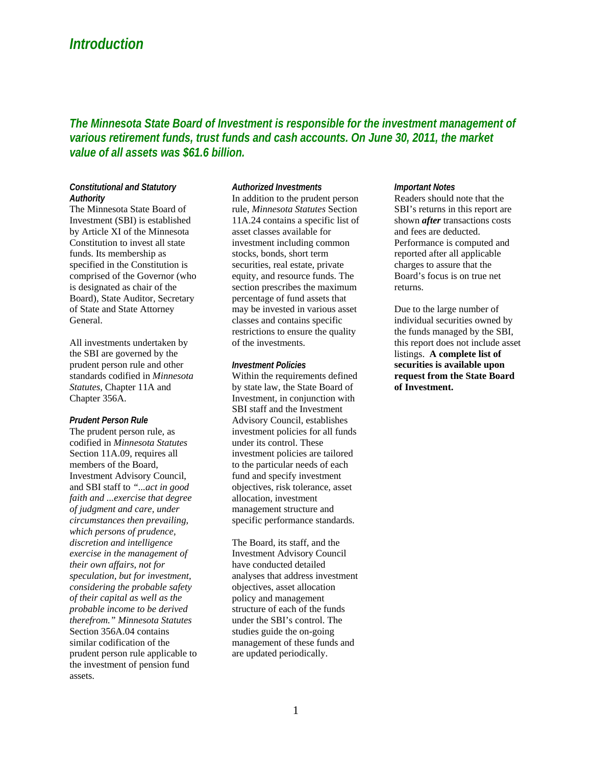# Introduction

***The Minnesota State Board of Investment is responsible for the investment management of various retirement funds, trust funds and cash accounts. On June 30, 2011, the market value of all assets was $61.6 billion.***

### *Constitutional and Statutory Authority*

The Minnesota State Board of Investment (SBI) is established by Article XI of the Minnesota Constitution to invest all state funds. Its membership as specified in the Constitution is comprised of the Governor (who is designated as chair of the Board), State Auditor, Secretary of State and State Attorney General.

All investments undertaken by the SBI are governed by the prudent person rule and other standards codified in *Minnesota Statutes*, Chapter 11A and Chapter 356A.

### *Prudent Person Rule*

The prudent person rule, as codified in *Minnesota Statutes* Section 11A.09, requires all members of the Board, Investment Advisory Council, and SBI staff to *"...act in good faith and ...exercise that degree of judgment and care, under circumstances then prevailing, which persons of prudence, discretion and intelligence exercise in the management of their own affairs, not for speculation, but for investment, considering the probable safety of their capital as well as the probable income to be derived therefrom." Minnesota Statutes* Section 356A.04 contains similar codification of the prudent person rule applicable to the investment of pension fund assets.

### *Authorized Investments*

In addition to the prudent person rule, *Minnesota Statutes* Section 11A.24 contains a specific list of asset classes available for investment including common stocks, bonds, short term securities, real estate, private equity, and resource funds. The section prescribes the maximum percentage of fund assets that may be invested in various asset classes and contains specific restrictions to ensure the quality of the investments.

### *Investment Policies*

Within the requirements defined by state law, the State Board of Investment, in conjunction with SBI staff and the Investment Advisory Council, establishes investment policies for all funds under its control. These investment policies are tailored to the particular needs of each fund and specify investment objectives, risk tolerance, asset allocation, investment management structure and specific performance standards.

The Board, its staff, and the Investment Advisory Council have conducted detailed analyses that address investment objectives, asset allocation policy and management structure of each of the funds under the SBI's control. The studies guide the on-going management of these funds and are updated periodically.

### *Important Notes*

Readers should note that the SBI's returns in this report are shown ***after*** transactions costs and fees are deducted. Performance is computed and reported after all applicable charges to assure that the Board's focus is on true net returns.

Due to the large number of individual securities owned by the funds managed by the SBI, this report does not include asset listings. **A complete list of securities is available upon request from the State Board of Investment.**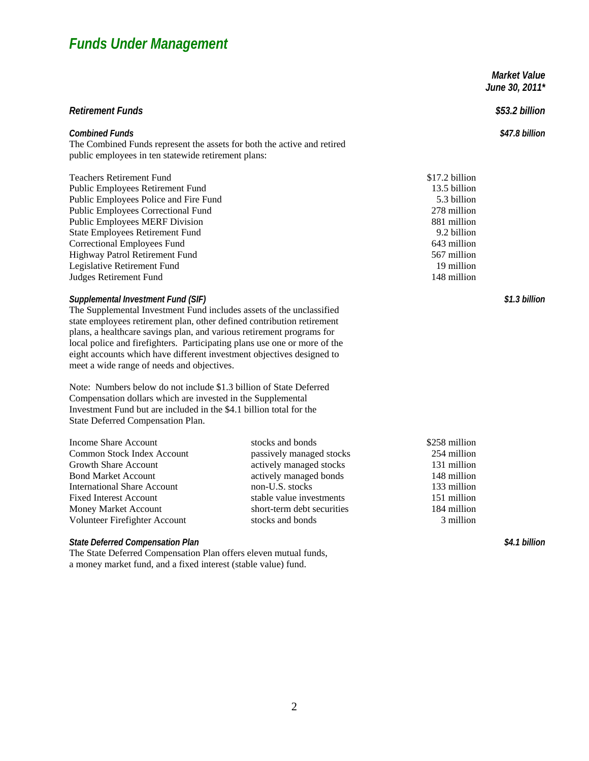# *Funds Under Management*

| | | | *Market Value June 30, 2011** |
|---|---|---|---|
| ***Retirement Funds*** | | | ***$53.2 billion*** |

***Combined Funds*** — ***$47.8 billion***

The Combined Funds represent the assets for both the active and retired public employees in ten statewide retirement plans:

| Fund | Market Value |
|---|---|
| Teachers Retirement Fund | $17.2 billion |
| Public Employees Retirement Fund | 13.5 billion |
| Public Employees Police and Fire Fund | 5.3 billion |
| Public Employees Correctional Fund | 278 million |
| Public Employees MERF Division | 881 million |
| State Employees Retirement Fund | 9.2 billion |
| Correctional Employees Fund | 643 million |
| Highway Patrol Retirement Fund | 567 million |
| Legislative Retirement Fund | 19 million |
| Judges Retirement Fund | 148 million |

***Supplemental Investment Fund (SIF)*** — ***$1.3 billion***

The Supplemental Investment Fund includes assets of the unclassified state employees retirement plan, other defined contribution retirement plans, a healthcare savings plan, and various retirement programs for local police and firefighters. Participating plans use one or more of the eight accounts which have different investment objectives designed to meet a wide range of needs and objectives.

Note: Numbers below do not include $1.3 billion of State Deferred Compensation dollars which are invested in the Supplemental Investment Fund but are included in the $4.1 billion total for the State Deferred Compensation Plan.

| Account | Investments | Market Value |
|---|---|---|
| Income Share Account | stocks and bonds | $258 million |
| Common Stock Index Account | passively managed stocks | 254 million |
| Growth Share Account | actively managed stocks | 131 million |
| Bond Market Account | actively managed bonds | 148 million |
| International Share Account | non-U.S. stocks | 133 million |
| Fixed Interest Account | stable value investments | 151 million |
| Money Market Account | short-term debt securities | 184 million |
| Volunteer Firefighter Account | stocks and bonds | 3 million |

***State Deferred Compensation Plan*** — ***$4.1 billion***

The State Deferred Compensation Plan offers eleven mutual funds, a money market fund, and a fixed interest (stable value) fund.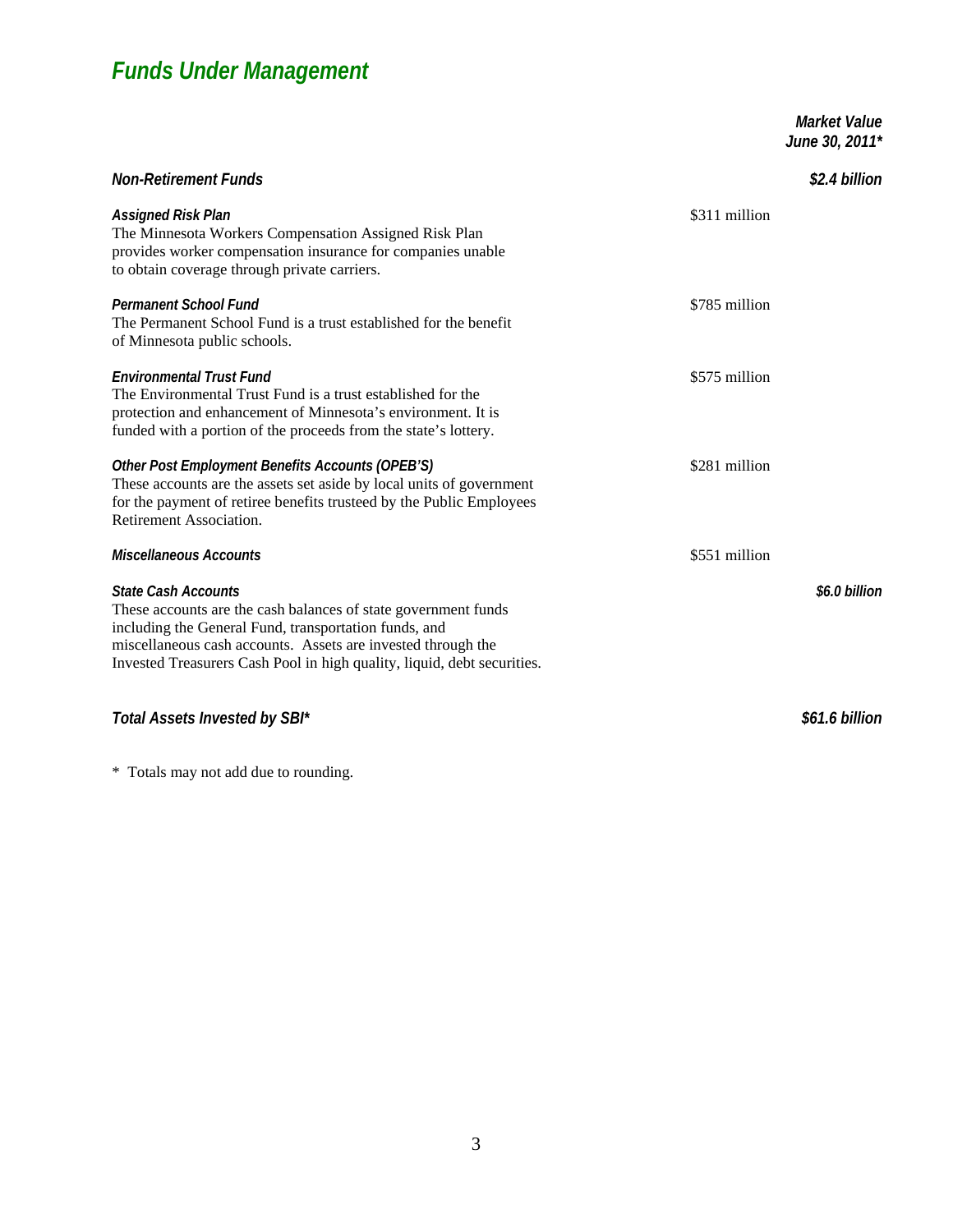# *Funds Under Management*

| | | *Market Value June 30, 2011** |
|---|---|---|
| ***Non-Retirement Funds*** | | ***$2.4 billion*** |
| ***Assigned Risk Plan*** <br> The Minnesota Workers Compensation Assigned Risk Plan provides worker compensation insurance for companies unable to obtain coverage through private carriers. | $311 million | |
| ***Permanent School Fund*** <br> The Permanent School Fund is a trust established for the benefit of Minnesota public schools. | $785 million | |
| ***Environmental Trust Fund*** <br> The Environmental Trust Fund is a trust established for the protection and enhancement of Minnesota's environment. It is funded with a portion of the proceeds from the state's lottery. | $575 million | |
| ***Other Post Employment Benefits Accounts (OPEB'S)*** <br> These accounts are the assets set aside by local units of government for the payment of retiree benefits trusteed by the Public Employees Retirement Association. | $281 million | |
| ***Miscellaneous Accounts*** | $551 million | |
| ***State Cash Accounts*** <br> These accounts are the cash balances of state government funds including the General Fund, transportation funds, and miscellaneous cash accounts. Assets are invested through the Invested Treasurers Cash Pool in high quality, liquid, debt securities. | | ***$6.0 billion*** |
| ***Total Assets Invested by SBI**** | | ***$61.6 billion*** |

\* Totals may not add due to rounding.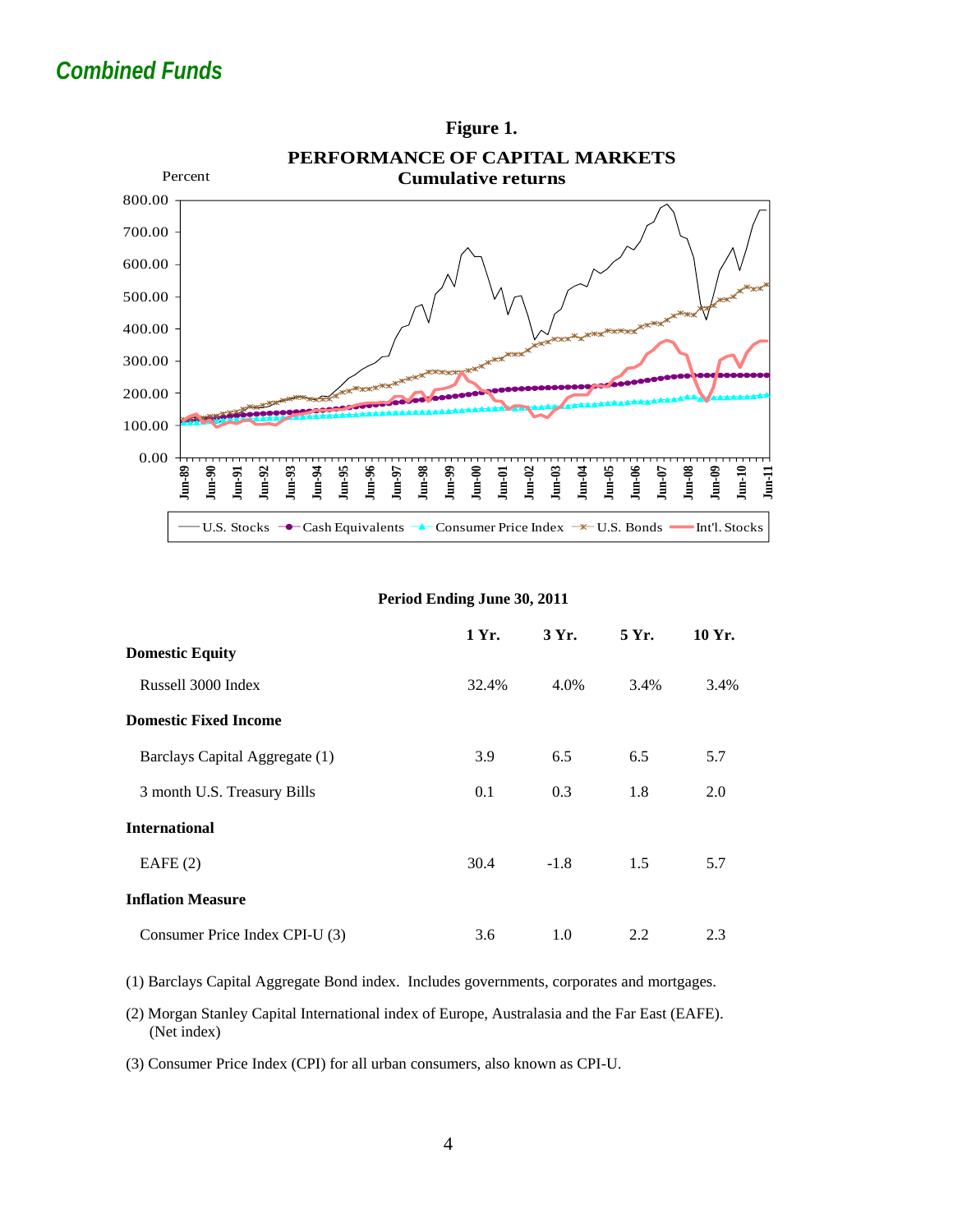# *Combined Funds*

**Figure 1.**

**PERFORMANCE OF CAPITAL MARKETS**
**Cumulative returns**

**Period Ending June 30, 2011**

| | 1 Yr. | 3 Yr. | 5 Yr. | 10 Yr. |
|---|---|---|---|---|
| **Domestic Equity** | | | | |
| Russell 3000 Index | 32.4% | 4.0% | 3.4% | 3.4% |
| **Domestic Fixed Income** | | | | |
| Barclays Capital Aggregate (1) | 3.9 | 6.5 | 6.5 | 5.7 |
| 3 month U.S. Treasury Bills | 0.1 | 0.3 | 1.8 | 2.0 |
| **International** | | | | |
| EAFE (2) | 30.4 | -1.8 | 1.5 | 5.7 |
| **Inflation Measure** | | | | |
| Consumer Price Index CPI-U (3) | 3.6 | 1.0 | 2.2 | 2.3 |

(1) Barclays Capital Aggregate Bond index. Includes governments, corporates and mortgages.

(2) Morgan Stanley Capital International index of Europe, Australasia and the Far East (EAFE). (Net index)

(3) Consumer Price Index (CPI) for all urban consumers, also known as CPI-U.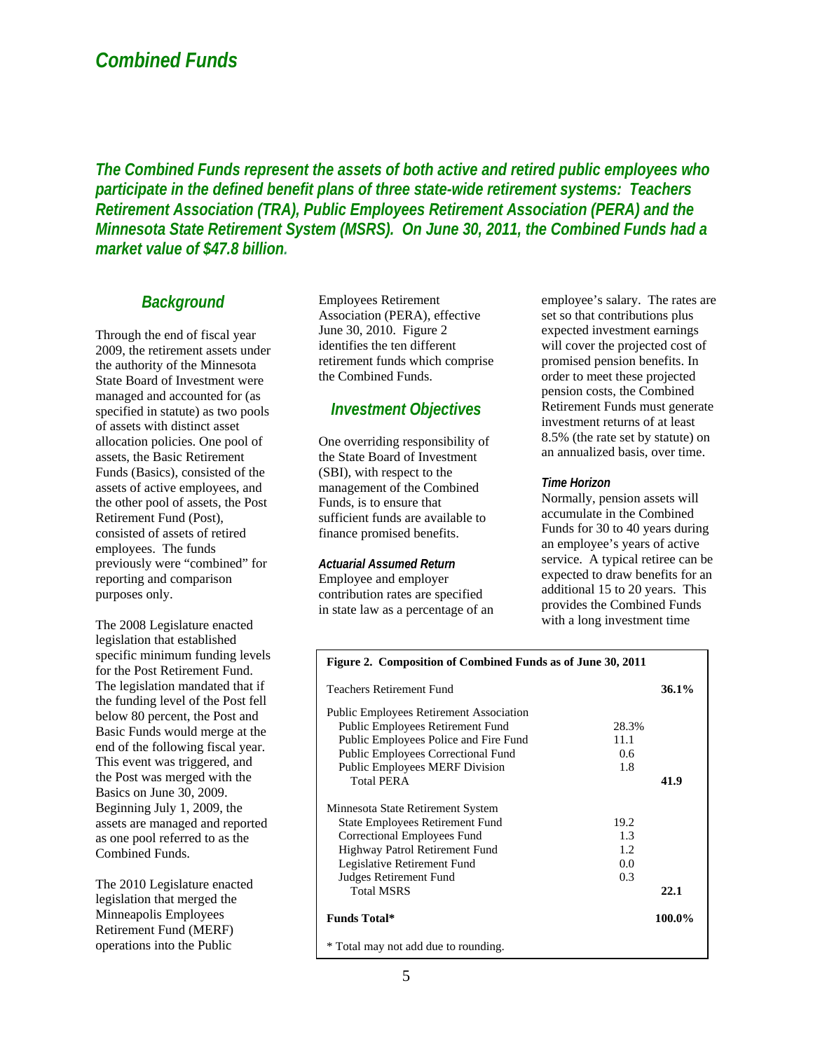# Combined Funds

***The Combined Funds represent the assets of both active and retired public employees who participate in the defined benefit plans of three state-wide retirement systems: Teachers Retirement Association (TRA), Public Employees Retirement Association (PERA) and the Minnesota State Retirement System (MSRS). On June 30, 2011, the Combined Funds had a market value of $47.8 billion.***

## Background

Through the end of fiscal year 2009, the retirement assets under the authority of the Minnesota State Board of Investment were managed and accounted for (as specified in statute) as two pools of assets with distinct asset allocation policies. One pool of assets, the Basic Retirement Funds (Basics), consisted of the assets of active employees, and the other pool of assets, the Post Retirement Fund (Post), consisted of assets of retired employees. The funds previously were "combined" for reporting and comparison purposes only.

The 2008 Legislature enacted legislation that established specific minimum funding levels for the Post Retirement Fund. The legislation mandated that if the funding level of the Post fell below 80 percent, the Post and Basic Funds would merge at the end of the following fiscal year. This event was triggered, and the Post was merged with the Basics on June 30, 2009. Beginning July 1, 2009, the assets are managed and reported as one pool referred to as the Combined Funds.

The 2010 Legislature enacted legislation that merged the Minneapolis Employees Retirement Fund (MERF) operations into the Public Employees Retirement Association (PERA), effective June 30, 2010. Figure 2 identifies the ten different retirement funds which comprise the Combined Funds.

## Investment Objectives

One overriding responsibility of the State Board of Investment (SBI), with respect to the management of the Combined Funds, is to ensure that sufficient funds are available to finance promised benefits.

### Actuarial Assumed Return

Employee and employer contribution rates are specified in state law as a percentage of an employee's salary. The rates are set so that contributions plus expected investment earnings will cover the projected cost of promised pension benefits. In order to meet these projected pension costs, the Combined Retirement Funds must generate investment returns of at least 8.5% (the rate set by statute) on an annualized basis, over time.

### Time Horizon

Normally, pension assets will accumulate in the Combined Funds for 30 to 40 years during an employee's years of active service. A typical retiree can be expected to draw benefits for an additional 15 to 20 years. This provides the Combined Funds with a long investment time

**Figure 2. Composition of Combined Funds as of June 30, 2011**

| | | |
|---|---|---|
| Teachers Retirement Fund | | **36.1%** |
| Public Employees Retirement Association | | |
| Public Employees Retirement Fund | 28.3% | |
| Public Employees Police and Fire Fund | 11.1 | |
| Public Employees Correctional Fund | 0.6 | |
| Public Employees MERF Division | 1.8 | |
| Total PERA | | **41.9** |
| Minnesota State Retirement System | | |
| State Employees Retirement Fund | 19.2 | |
| Correctional Employees Fund | 1.3 | |
| Highway Patrol Retirement Fund | 1.2 | |
| Legislative Retirement Fund | 0.0 | |
| Judges Retirement Fund | 0.3 | |
| Total MSRS | | **22.1** |
| **Funds Total*** | | **100.0%** |

\* Total may not add due to rounding.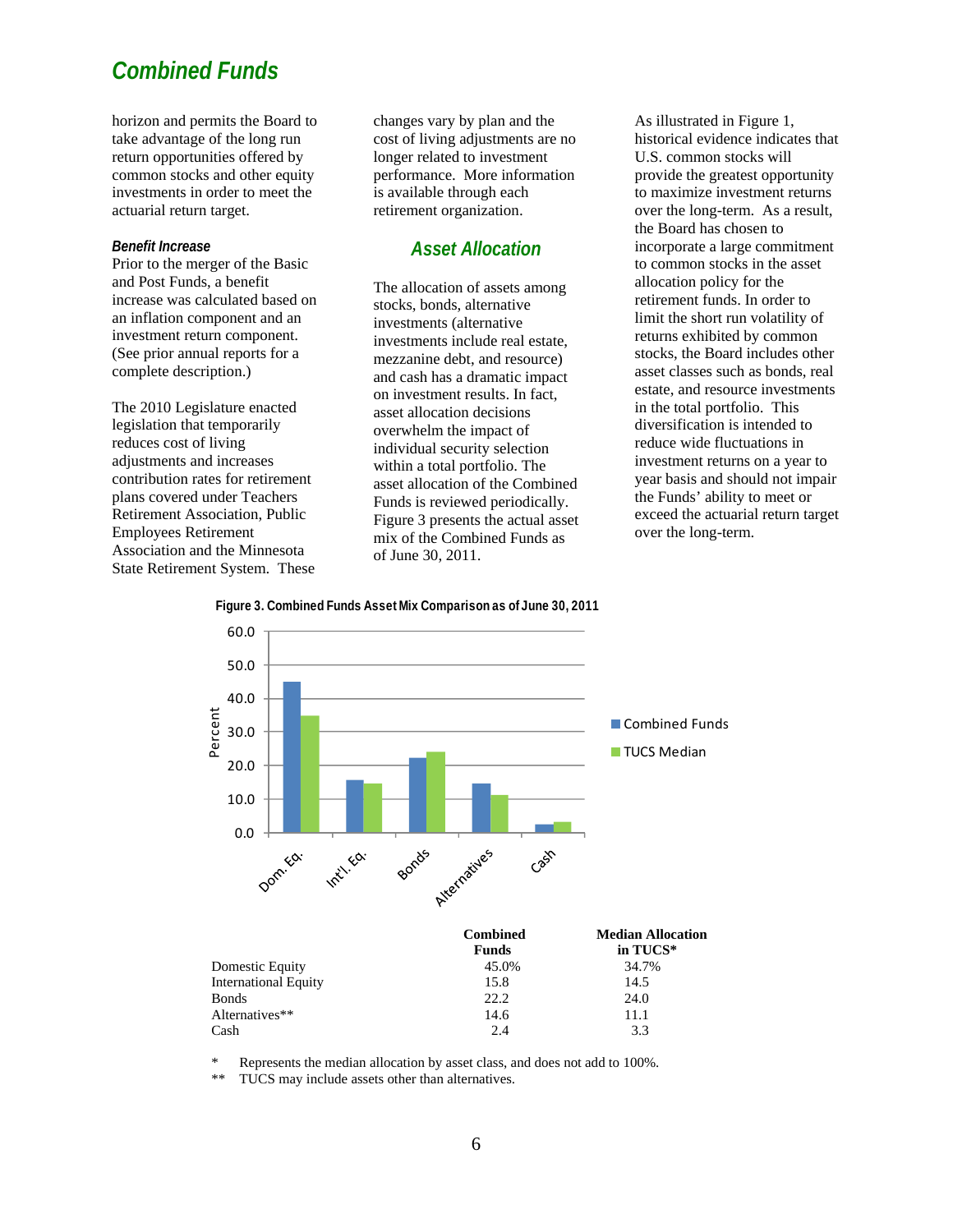## Combined Funds

horizon and permits the Board to take advantage of the long run return opportunities offered by common stocks and other equity investments in order to meet the actuarial return target.

#### *Benefit Increase*

Prior to the merger of the Basic and Post Funds, a benefit increase was calculated based on an inflation component and an investment return component. (See prior annual reports for a complete description.)

The 2010 Legislature enacted legislation that temporarily reduces cost of living adjustments and increases contribution rates for retirement plans covered under Teachers Retirement Association, Public Employees Retirement Association and the Minnesota State Retirement System. These changes vary by plan and the cost of living adjustments are no longer related to investment performance. More information is available through each retirement organization.

### Asset Allocation

The allocation of assets among stocks, bonds, alternative investments (alternative investments include real estate, mezzanine debt, and resource) and cash has a dramatic impact on investment results. In fact, asset allocation decisions overwhelm the impact of individual security selection within a total portfolio. The asset allocation of the Combined Funds is reviewed periodically. Figure 3 presents the actual asset mix of the Combined Funds as of June 30, 2011.

As illustrated in Figure 1, historical evidence indicates that U.S. common stocks will provide the greatest opportunity to maximize investment returns over the long-term. As a result, the Board has chosen to incorporate a large commitment to common stocks in the asset allocation policy for the retirement funds. In order to limit the short run volatility of returns exhibited by common stocks, the Board includes other asset classes such as bonds, real estate, and resource investments in the total portfolio. This diversification is intended to reduce wide fluctuations in investment returns on a year to year basis and should not impair the Funds' ability to meet or exceed the actuarial return target over the long-term.

**Figure 3. Combined Funds Asset Mix Comparison as of June 30, 2011**

| | Combined Funds | Median Allocation in TUCS* |
|---|---|---|
| Domestic Equity | 45.0% | 34.7% |
| International Equity | 15.8 | 14.5 |
| Bonds | 22.2 | 24.0 |
| Alternatives** | 14.6 | 11.1 |
| Cash | 2.4 | 3.3 |

\* Represents the median allocation by asset class, and does not add to 100%.

\** TUCS may include assets other than alternatives.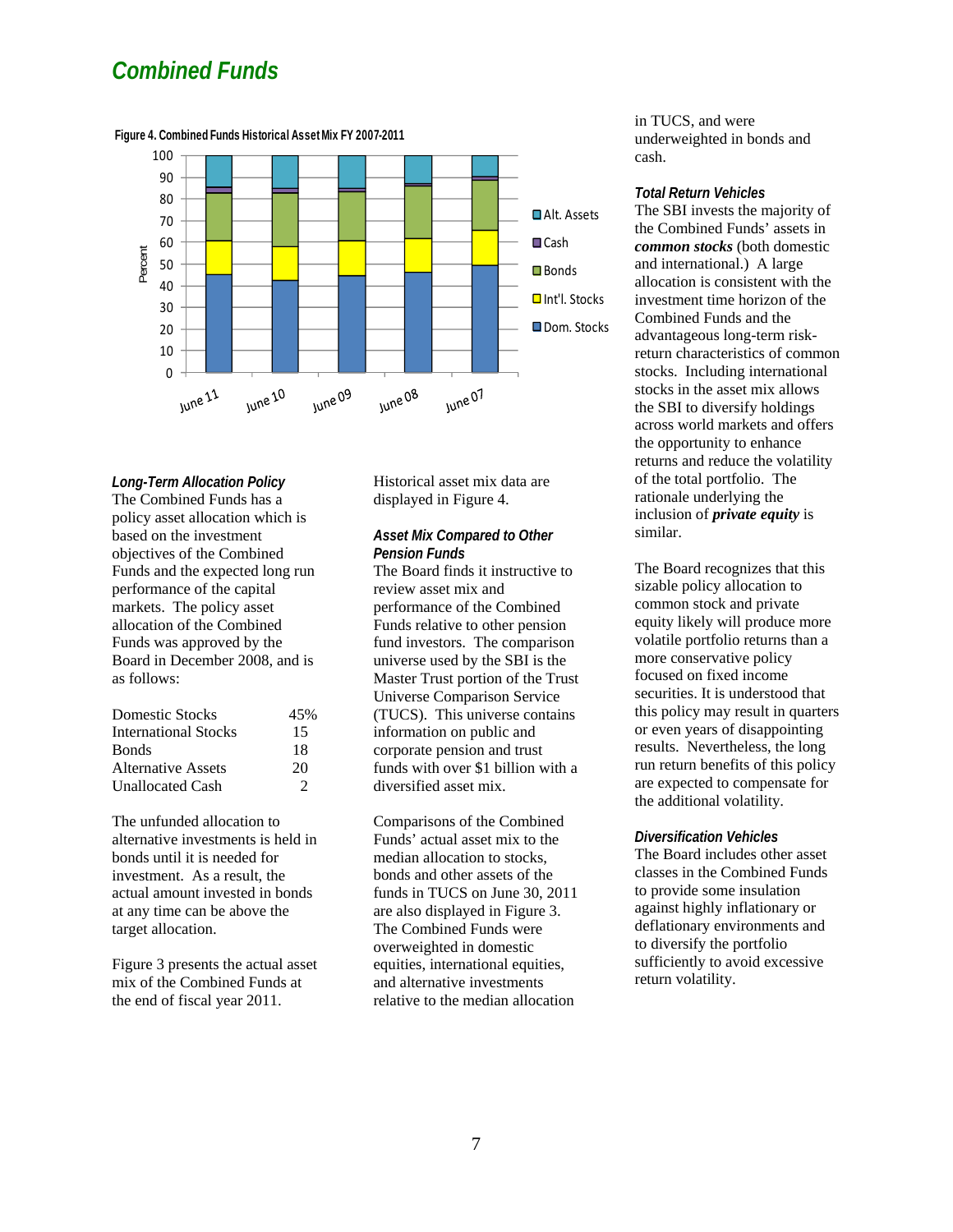## Combined Funds

**Figure 4. Combined Funds Historical Asset Mix FY 2007-2011**

| | June 11 | June 10 | June 09 | June 08 | June 07 |
|---|---|---|---|---|---|
| Dom. Stocks | 45 | 42 | 44 | 46 | 49 |
| Int'l. Stocks | 16 | 16 | 17 | 16 | 17 |
| Bonds | 22 | 25 | 22 | 24 | 23 |
| Cash | 3 | 2 | 2 | 1 | 2 |
| Alt. Assets | 14 | 15 | 15 | 13 | 9 |

*Values are approximate readings from the bar chart (Percent, 0–100).*

### *Long-Term Allocation Policy*

The Combined Funds has a policy asset allocation which is based on the investment objectives of the Combined Funds and the expected long run performance of the capital markets. The policy asset allocation of the Combined Funds was approved by the Board in December 2008, and is as follows:

| | |
|---|---|
| Domestic Stocks | 45% |
| International Stocks | 15 |
| Bonds | 18 |
| Alternative Assets | 20 |
| Unallocated Cash | 2 |

The unfunded allocation to alternative investments is held in bonds until it is needed for investment. As a result, the actual amount invested in bonds at any time can be above the target allocation.

Figure 3 presents the actual asset mix of the Combined Funds at the end of fiscal year 2011. Historical asset mix data are displayed in Figure 4.

### *Asset Mix Compared to Other Pension Funds*

The Board finds it instructive to review asset mix and performance of the Combined Funds relative to other pension fund investors. The comparison universe used by the SBI is the Master Trust portion of the Trust Universe Comparison Service (TUCS). This universe contains information on public and corporate pension and trust funds with over $1 billion with a diversified asset mix.

Comparisons of the Combined Funds' actual asset mix to the median allocation to stocks, bonds and other assets of the funds in TUCS on June 30, 2011 are also displayed in Figure 3. The Combined Funds were overweighted in domestic equities, international equities, and alternative investments relative to the median allocation in TUCS, and were underweighted in bonds and cash.

### *Total Return Vehicles*

The SBI invests the majority of the Combined Funds' assets in ***common stocks*** (both domestic and international.) A large allocation is consistent with the investment time horizon of the Combined Funds and the advantageous long-term risk-return characteristics of common stocks. Including international stocks in the asset mix allows the SBI to diversify holdings across world markets and offers the opportunity to enhance returns and reduce the volatility of the total portfolio. The rationale underlying the inclusion of ***private equity*** is similar.

The Board recognizes that this sizable policy allocation to common stock and private equity likely will produce more volatile portfolio returns than a more conservative policy focused on fixed income securities. It is understood that this policy may result in quarters or even years of disappointing results. Nevertheless, the long run return benefits of this policy are expected to compensate for the additional volatility.

### *Diversification Vehicles*

The Board includes other asset classes in the Combined Funds to provide some insulation against highly inflationary or deflationary environments and to diversify the portfolio sufficiently to avoid excessive return volatility.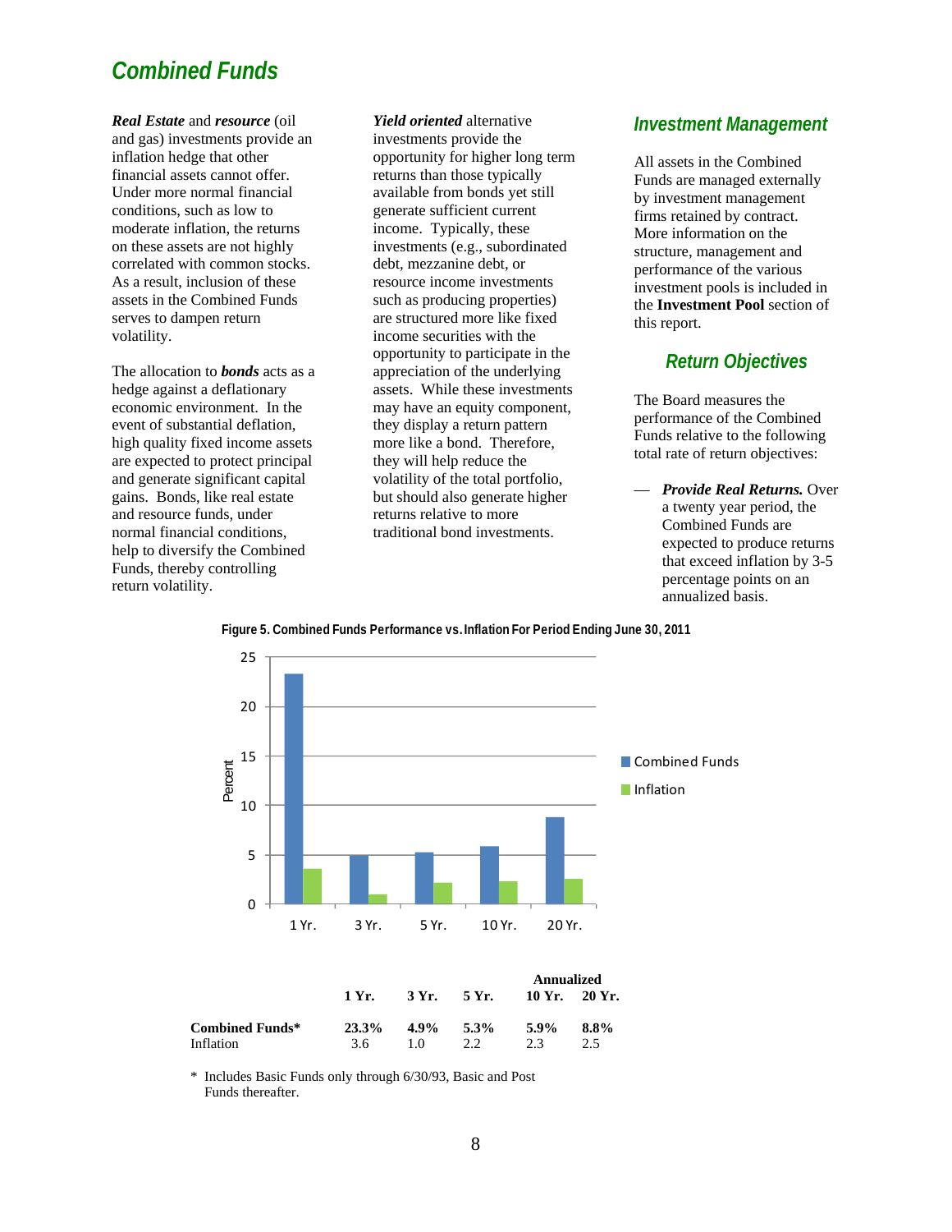## Combined Funds

***Real Estate*** and ***resource*** (oil and gas) investments provide an inflation hedge that other financial assets cannot offer. Under more normal financial conditions, such as low to moderate inflation, the returns on these assets are not highly correlated with common stocks. As a result, inclusion of these assets in the Combined Funds serves to dampen return volatility.

The allocation to ***bonds*** acts as a hedge against a deflationary economic environment. In the event of substantial deflation, high quality fixed income assets are expected to protect principal and generate significant capital gains. Bonds, like real estate and resource funds, under normal financial conditions, help to diversify the Combined Funds, thereby controlling return volatility.

***Yield oriented*** alternative investments provide the opportunity for higher long term returns than those typically available from bonds yet still generate sufficient current income. Typically, these investments (e.g., subordinated debt, mezzanine debt, or resource income investments such as producing properties) are structured more like fixed income securities with the opportunity to participate in the appreciation of the underlying assets. While these investments may have an equity component, they display a return pattern more like a bond. Therefore, they will help reduce the volatility of the total portfolio, but should also generate higher returns relative to more traditional bond investments.

### Investment Management

All assets in the Combined Funds are managed externally by investment management firms retained by contract. More information on the structure, management and performance of the various investment pools is included in the **Investment Pool** section of this report.

### Return Objectives

The Board measures the performance of the Combined Funds relative to the following total rate of return objectives:

— ***Provide Real Returns.*** Over a twenty year period, the Combined Funds are expected to produce returns that exceed inflation by 3-5 percentage points on an annualized basis.

**Figure 5. Combined Funds Performance vs. Inflation For Period Ending June 30, 2011**

| | | | | Annualized | |
|---|---|---|---|---|---|
| | **1 Yr.** | **3 Yr.** | **5 Yr.** | **10 Yr.** | **20 Yr.** |
| **Combined Funds*** | **23.3%** | **4.9%** | **5.3%** | **5.9%** | **8.8%** |
| Inflation | 3.6 | 1.0 | 2.2 | 2.3 | 2.5 |

\* Includes Basic Funds only through 6/30/93, Basic and Post Funds thereafter.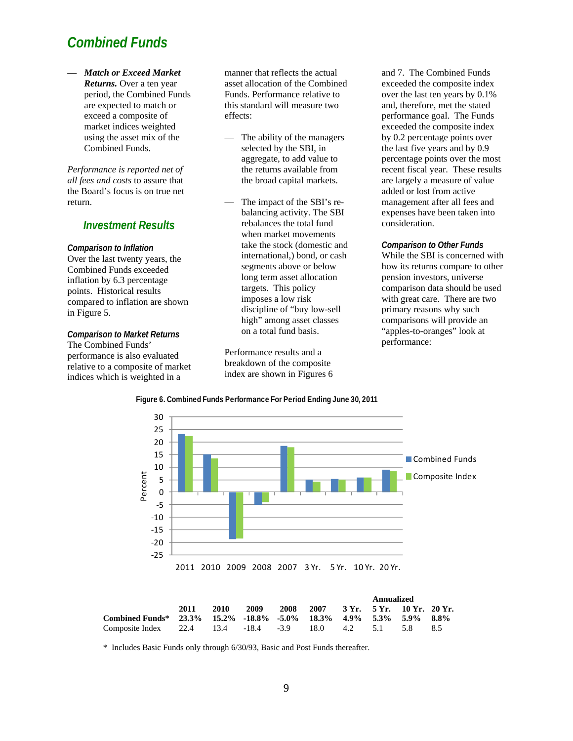# Combined Funds

— ***Match or Exceed Market Returns.*** Over a ten year period, the Combined Funds are expected to match or exceed a composite of market indices weighted using the asset mix of the Combined Funds.

*Performance is reported net of all fees and costs* to assure that the Board's focus is on true net return.

## Investment Results

### Comparison to Inflation

Over the last twenty years, the Combined Funds exceeded inflation by 6.3 percentage points. Historical results compared to inflation are shown in Figure 5.

### Comparison to Market Returns

The Combined Funds' performance is also evaluated relative to a composite of market indices which is weighted in a manner that reflects the actual asset allocation of the Combined Funds. Performance relative to this standard will measure two effects:

— The ability of the managers selected by the SBI, in aggregate, to add value to the returns available from the broad capital markets.

— The impact of the SBI's re-balancing activity. The SBI rebalances the total fund when market movements take the stock (domestic and international,) bond, or cash segments above or below long term asset allocation targets. This policy imposes a low risk discipline of "buy low-sell high" among asset classes on a total fund basis.

Performance results and a breakdown of the composite index are shown in Figures 6 and 7. The Combined Funds exceeded the composite index over the last ten years by 0.1% and, therefore, met the stated performance goal. The Funds exceeded the composite index by 0.2 percentage points over the last five years and by 0.9 percentage points over the most recent fiscal year. These results are largely a measure of value added or lost from active management after all fees and expenses have been taken into consideration.

### Comparison to Other Funds

While the SBI is concerned with how its returns compare to other pension investors, universe comparison data should be used with great care. There are two primary reasons why such comparisons will provide an "apples-to-oranges" look at performance:

**Figure 6. Combined Funds Performance For Period Ending June 30, 2011**

| | 2011 | 2010 | 2009 | 2008 | 2007 | 3 Yr. | 5 Yr. | 10 Yr. | 20 Yr. |
|---|---|---|---|---|---|---|---|---|---|
| | | | | | | Annualized | | | |
| **Combined Funds*** | **23.3%** | **15.2%** | **-18.8%** | **-5.0%** | **18.3%** | **4.9%** | **5.3%** | **5.9%** | **8.8%** |
| Composite Index | 22.4 | 13.4 | -18.4 | -3.9 | 18.0 | 4.2 | 5.1 | 5.8 | 8.5 |

\* Includes Basic Funds only through 6/30/93, Basic and Post Funds thereafter.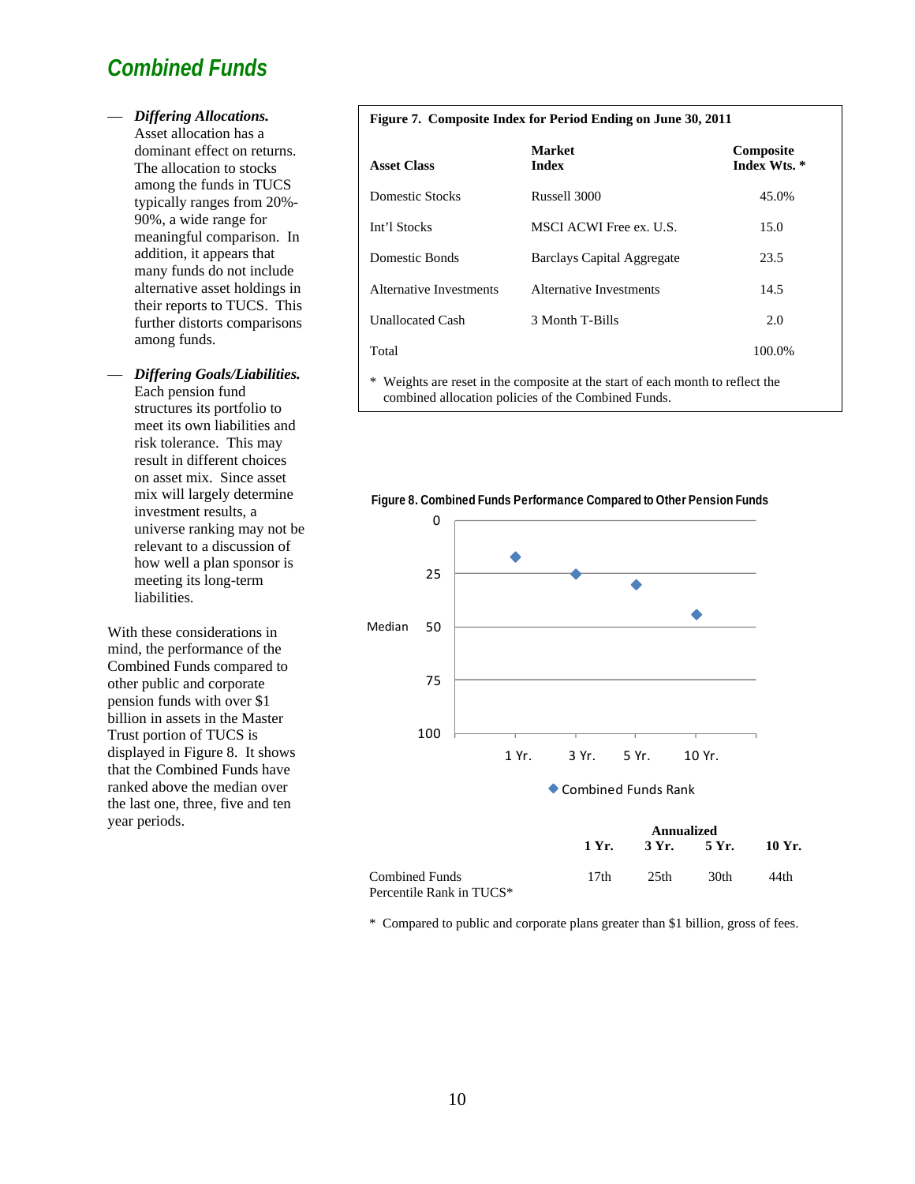## Combined Funds

— ***Differing Allocations.*** Asset allocation has a dominant effect on returns. The allocation to stocks among the funds in TUCS typically ranges from 20%-90%, a wide range for meaningful comparison. In addition, it appears that many funds do not include alternative asset holdings in their reports to TUCS. This further distorts comparisons among funds.

— ***Differing Goals/Liabilities.*** Each pension fund structures its portfolio to meet its own liabilities and risk tolerance. This may result in different choices on asset mix. Since asset mix will largely determine investment results, a universe ranking may not be relevant to a discussion of how well a plan sponsor is meeting its long-term liabilities.

With these considerations in mind, the performance of the Combined Funds compared to other public and corporate pension funds with over $1 billion in assets in the Master Trust portion of TUCS is displayed in Figure 8. It shows that the Combined Funds have ranked above the median over the last one, three, five and ten year periods.

**Figure 7. Composite Index for Period Ending on June 30, 2011**

| Asset Class | Market Index | Composite Index Wts. * |
|---|---|---|
| Domestic Stocks | Russell 3000 | 45.0% |
| Int'l Stocks | MSCI ACWI Free ex. U.S. | 15.0 |
| Domestic Bonds | Barclays Capital Aggregate | 23.5 |
| Alternative Investments | Alternative Investments | 14.5 |
| Unallocated Cash | 3 Month T-Bills | 2.0 |
| Total | | 100.0% |

\* Weights are reset in the composite at the start of each month to reflect the combined allocation policies of the Combined Funds.

**Figure 8. Combined Funds Performance Compared to Other Pension Funds**

| | Annualized | | | |
|---|---|---|---|---|
| | **1 Yr.** | **3 Yr.** | **5 Yr.** | **10 Yr.** |
| Combined Funds Percentile Rank in TUCS* | 17th | 25th | 30th | 44th |

\* Compared to public and corporate plans greater than $1 billion, gross of fees.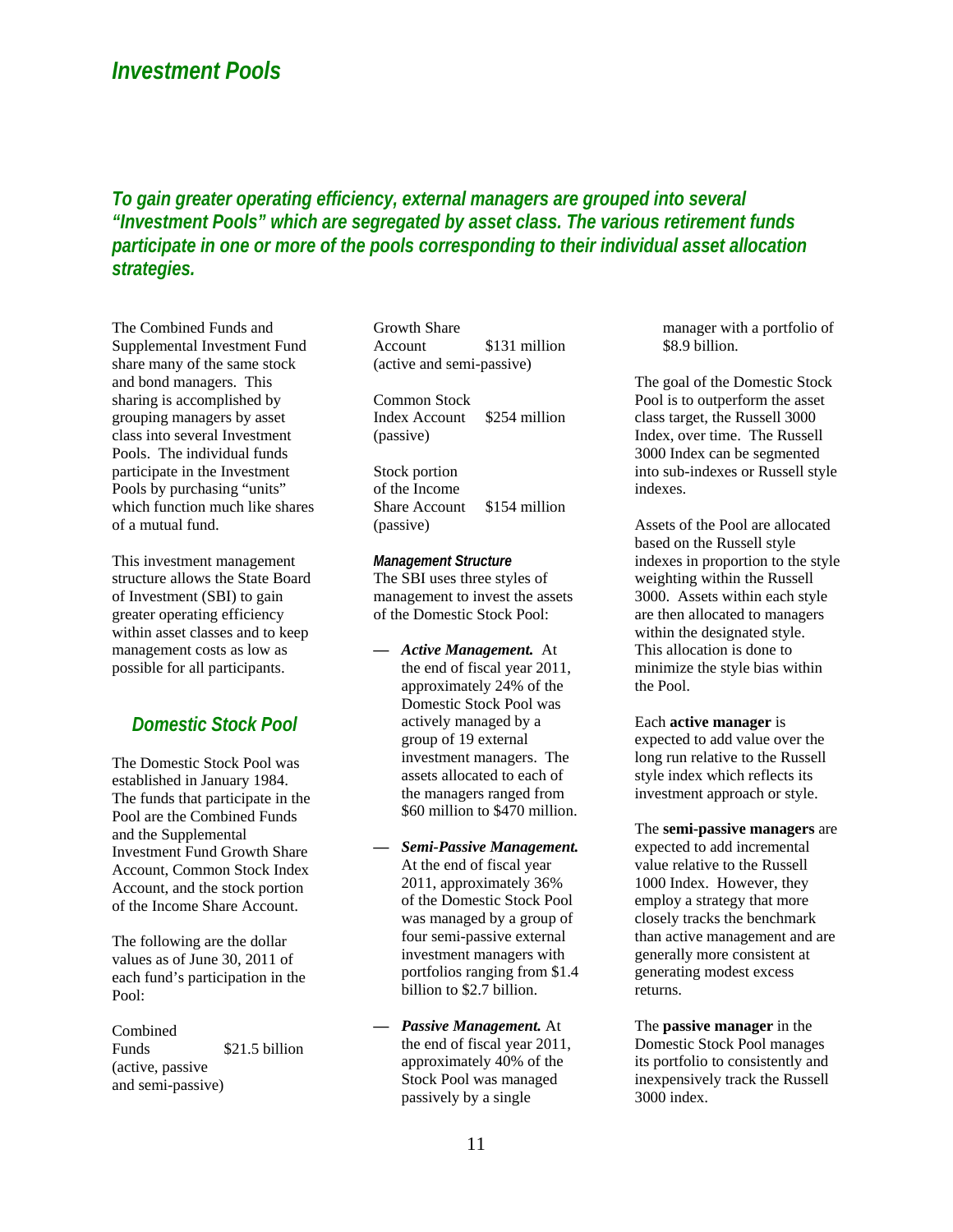# Investment Pools

***To gain greater operating efficiency, external managers are grouped into several "Investment Pools" which are segregated by asset class. The various retirement funds participate in one or more of the pools corresponding to their individual asset allocation strategies.***

The Combined Funds and Supplemental Investment Fund share many of the same stock and bond managers. This sharing is accomplished by grouping managers by asset class into several Investment Pools. The individual funds participate in the Investment Pools by purchasing "units" which function much like shares of a mutual fund.

This investment management structure allows the State Board of Investment (SBI) to gain greater operating efficiency within asset classes and to keep management costs as low as possible for all participants.

## Domestic Stock Pool

The Domestic Stock Pool was established in January 1984. The funds that participate in the Pool are the Combined Funds and the Supplemental Investment Fund Growth Share Account, Common Stock Index Account, and the stock portion of the Income Share Account.

The following are the dollar values as of June 30, 2011 of each fund's participation in the Pool:

| | |
|---|---|
| Combined Funds (active, passive and semi-passive) | $21.5 billion |
| Growth Share Account (active and semi-passive) | $131 million |
| Common Stock Index Account (passive) | $254 million |
| Stock portion of the Income Share Account (passive) | $154 million |

***Management Structure***

The SBI uses three styles of management to invest the assets of the Domestic Stock Pool:

— ***Active Management.*** At the end of fiscal year 2011, approximately 24% of the Domestic Stock Pool was actively managed by a group of 19 external investment managers. The assets allocated to each of the managers ranged from $60 million to $470 million.

— ***Semi-Passive Management.*** At the end of fiscal year 2011, approximately 36% of the Domestic Stock Pool was managed by a group of four semi-passive external investment managers with portfolios ranging from $1.4 billion to $2.7 billion.

— ***Passive Management.*** At the end of fiscal year 2011, approximately 40% of the Stock Pool was managed passively by a single manager with a portfolio of $8.9 billion.

The goal of the Domestic Stock Pool is to outperform the asset class target, the Russell 3000 Index, over time. The Russell 3000 Index can be segmented into sub-indexes or Russell style indexes.

Assets of the Pool are allocated based on the Russell style indexes in proportion to the style weighting within the Russell 3000. Assets within each style are then allocated to managers within the designated style. This allocation is done to minimize the style bias within the Pool.

Each **active manager** is expected to add value over the long run relative to the Russell style index which reflects its investment approach or style.

The **semi-passive managers** are expected to add incremental value relative to the Russell 1000 Index. However, they employ a strategy that more closely tracks the benchmark than active management and are generally more consistent at generating modest excess returns.

The **passive manager** in the Domestic Stock Pool manages its portfolio to consistently and inexpensively track the Russell 3000 index.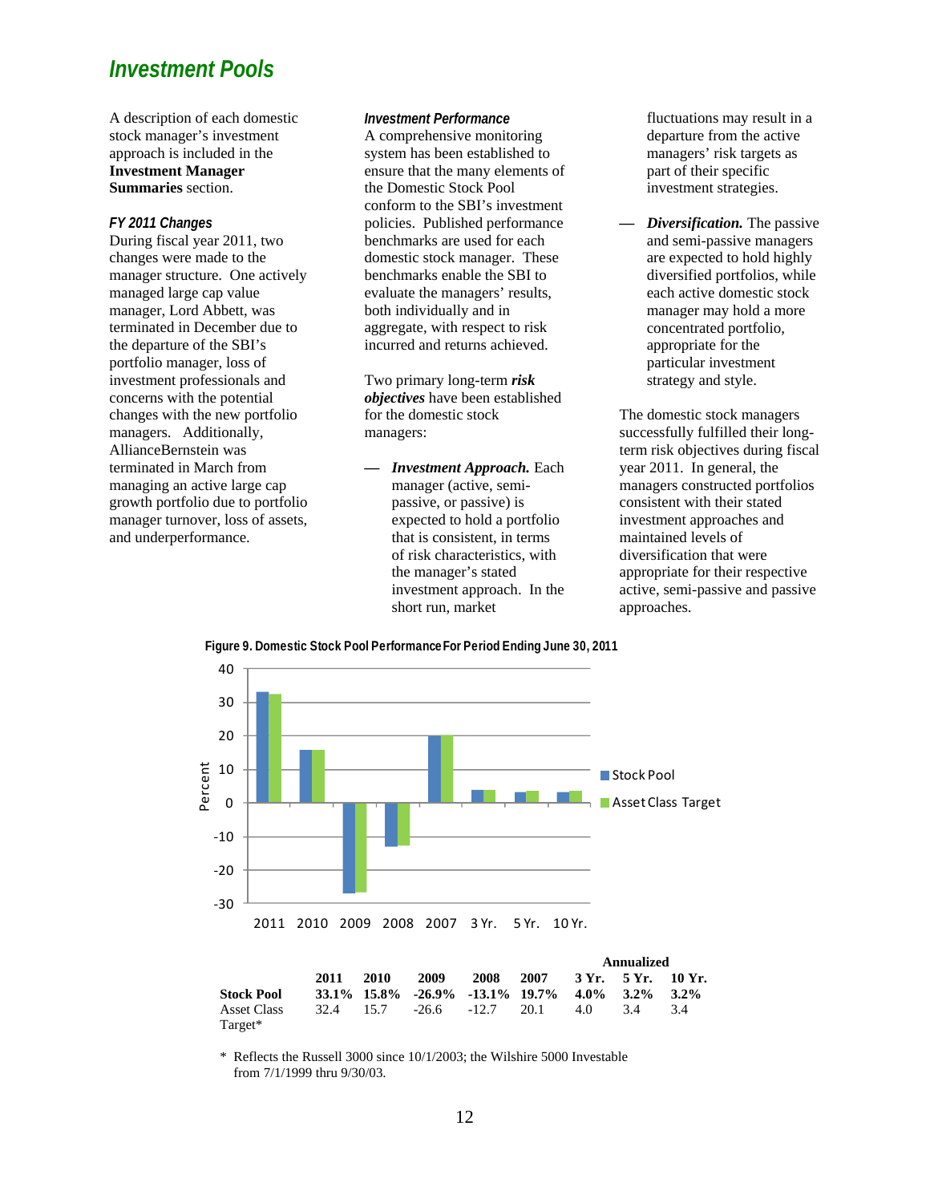## Investment Pools

A description of each domestic stock manager's investment approach is included in the **Investment Manager Summaries** section.

### *FY 2011 Changes*

During fiscal year 2011, two changes were made to the manager structure. One actively managed large cap value manager, Lord Abbett, was terminated in December due to the departure of the SBI's portfolio manager, loss of investment professionals and concerns with the potential changes with the new portfolio managers. Additionally, AllianceBernstein was terminated in March from managing an active large cap growth portfolio due to portfolio manager turnover, loss of assets, and underperformance.

### *Investment Performance*

A comprehensive monitoring system has been established to ensure that the many elements of the Domestic Stock Pool conform to the SBI's investment policies. Published performance benchmarks are used for each domestic stock manager. These benchmarks enable the SBI to evaluate the managers' results, both individually and in aggregate, with respect to risk incurred and returns achieved.

Two primary long-term ***risk objectives*** have been established for the domestic stock managers:

— ***Investment Approach.*** Each manager (active, semi-passive, or passive) is expected to hold a portfolio that is consistent, in terms of risk characteristics, with the manager's stated investment approach. In the short run, market fluctuations may result in a departure from the active managers' risk targets as part of their specific investment strategies.

— ***Diversification.*** The passive and semi-passive managers are expected to hold highly diversified portfolios, while each active domestic stock manager may hold a more concentrated portfolio, appropriate for the particular investment strategy and style.

The domestic stock managers successfully fulfilled their long-term risk objectives during fiscal year 2011. In general, the managers constructed portfolios consistent with their stated investment approaches and maintained levels of diversification that were appropriate for their respective active, semi-passive and passive approaches.

**Figure 9. Domestic Stock Pool Performance For Period Ending June 30, 2011**

| | 2011 | 2010 | 2009 | 2008 | 2007 | Annualized 3 Yr. | 5 Yr. | 10 Yr. |
|---|---|---|---|---|---|---|---|---|
| **Stock Pool** | **33.1%** | **15.8%** | **-26.9%** | **-13.1%** | **19.7%** | **4.0%** | **3.2%** | **3.2%** |
| Asset Class Target* | 32.4 | 15.7 | -26.6 | -12.7 | 20.1 | 4.0 | 3.4 | 3.4 |

\* Reflects the Russell 3000 since 10/1/2003; the Wilshire 5000 Investable from 7/1/1999 thru 9/30/03.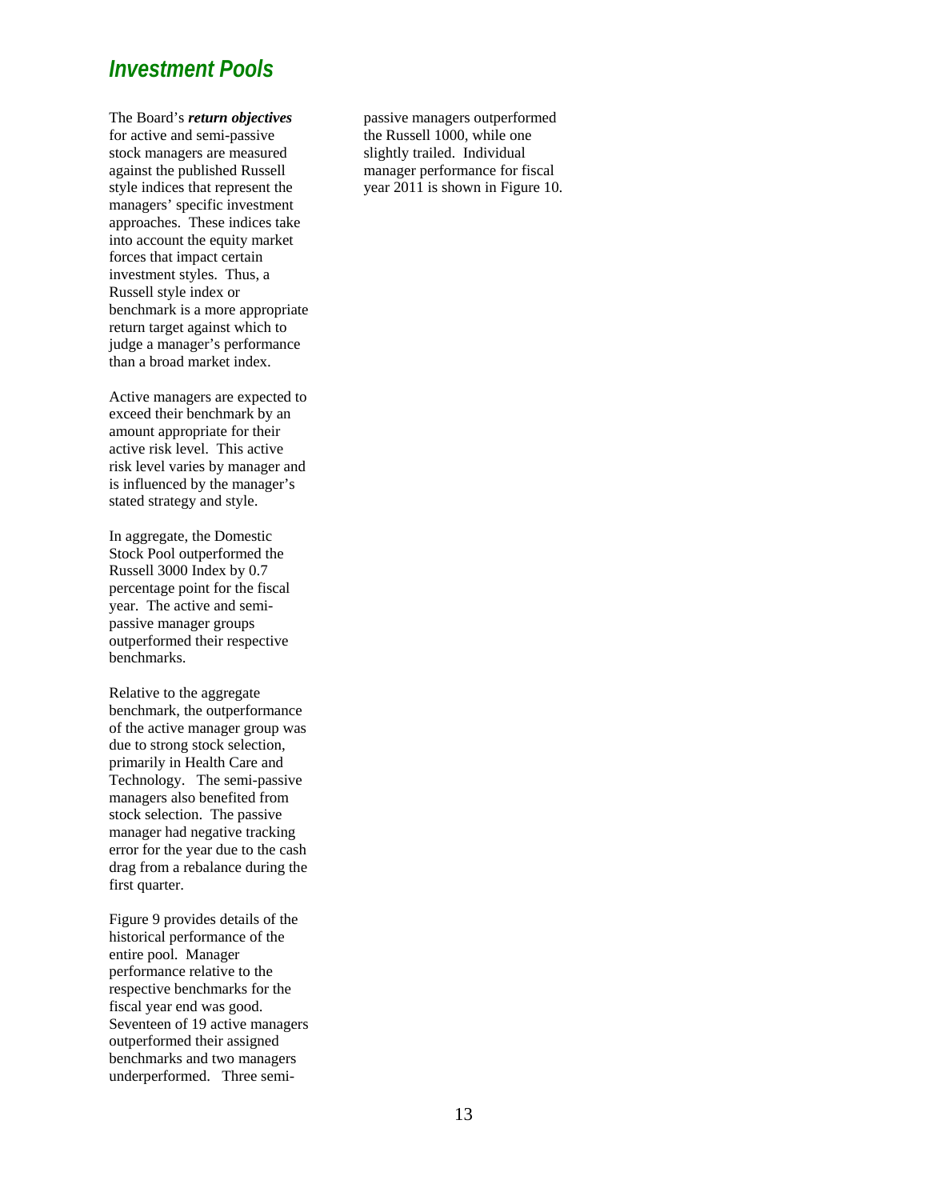## *Investment Pools*

The Board's ***return objectives*** for active and semi-passive stock managers are measured against the published Russell style indices that represent the managers' specific investment approaches. These indices take into account the equity market forces that impact certain investment styles. Thus, a Russell style index or benchmark is a more appropriate return target against which to judge a manager's performance than a broad market index.

Active managers are expected to exceed their benchmark by an amount appropriate for their active risk level. This active risk level varies by manager and is influenced by the manager's stated strategy and style.

In aggregate, the Domestic Stock Pool outperformed the Russell 3000 Index by 0.7 percentage point for the fiscal year. The active and semi-passive manager groups outperformed their respective benchmarks.

Relative to the aggregate benchmark, the outperformance of the active manager group was due to strong stock selection, primarily in Health Care and Technology. The semi-passive managers also benefited from stock selection. The passive manager had negative tracking error for the year due to the cash drag from a rebalance during the first quarter.

Figure 9 provides details of the historical performance of the entire pool. Manager performance relative to the respective benchmarks for the fiscal year end was good. Seventeen of 19 active managers outperformed their assigned benchmarks and two managers underperformed. Three semi-passive managers outperformed the Russell 1000, while one slightly trailed. Individual manager performance for fiscal year 2011 is shown in Figure 10.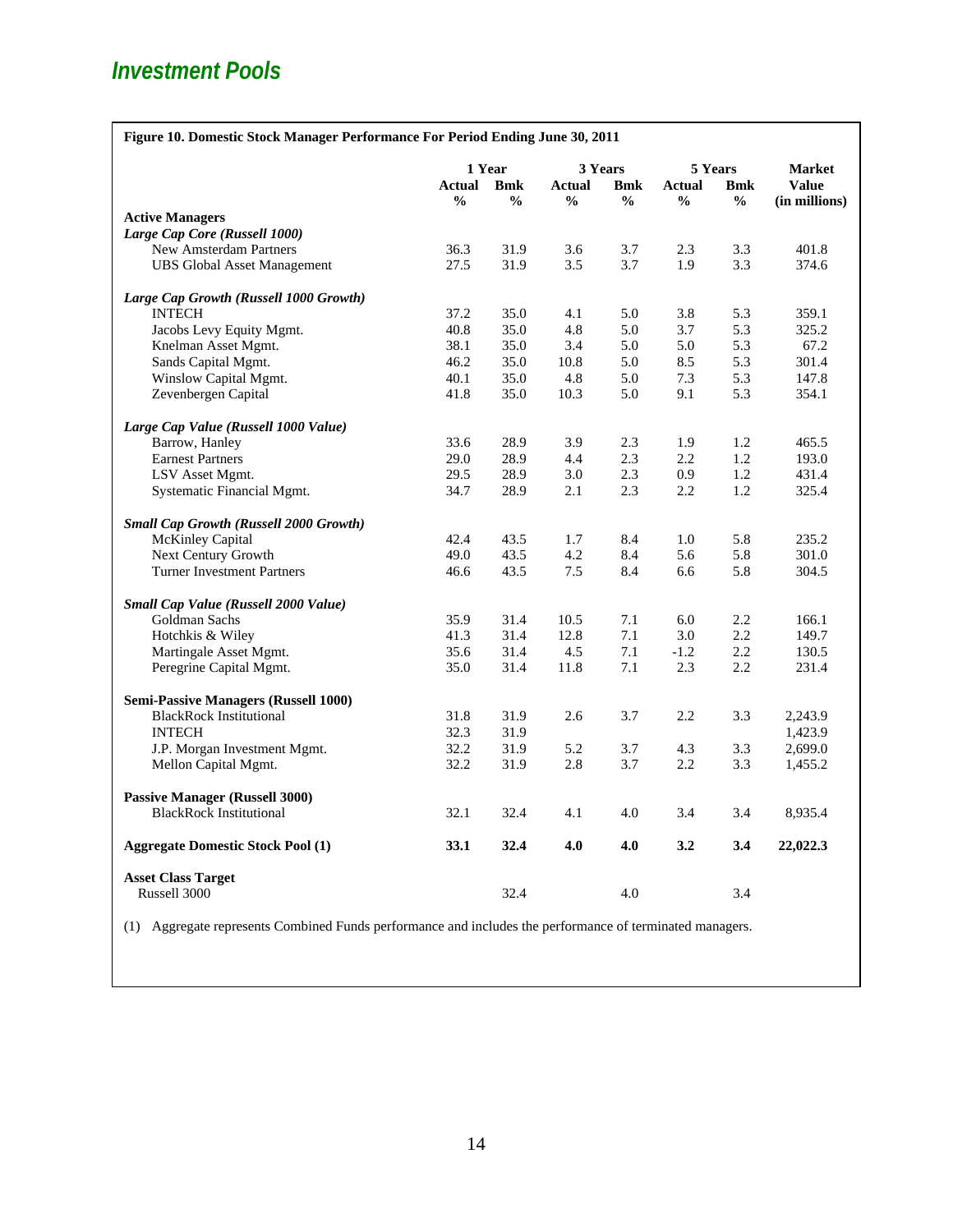## Investment Pools

**Figure 10. Domestic Stock Manager Performance For Period Ending June 30, 2011**

| | 1 Year | | 3 Years | | 5 Years | | Market |
|---|---|---|---|---|---|---|---|
| | Actual % | Bmk % | Actual % | Bmk % | Actual % | Bmk % | Value (in millions) |
| **Active Managers** | | | | | | | |
| ***Large Cap Core (Russell 1000)*** | | | | | | | |
| New Amsterdam Partners | 36.3 | 31.9 | 3.6 | 3.7 | 2.3 | 3.3 | 401.8 |
| UBS Global Asset Management | 27.5 | 31.9 | 3.5 | 3.7 | 1.9 | 3.3 | 374.6 |
| ***Large Cap Growth (Russell 1000 Growth)*** | | | | | | | |
| INTECH | 37.2 | 35.0 | 4.1 | 5.0 | 3.8 | 5.3 | 359.1 |
| Jacobs Levy Equity Mgmt. | 40.8 | 35.0 | 4.8 | 5.0 | 3.7 | 5.3 | 325.2 |
| Knelman Asset Mgmt. | 38.1 | 35.0 | 3.4 | 5.0 | 5.0 | 5.3 | 67.2 |
| Sands Capital Mgmt. | 46.2 | 35.0 | 10.8 | 5.0 | 8.5 | 5.3 | 301.4 |
| Winslow Capital Mgmt. | 40.1 | 35.0 | 4.8 | 5.0 | 7.3 | 5.3 | 147.8 |
| Zevenbergen Capital | 41.8 | 35.0 | 10.3 | 5.0 | 9.1 | 5.3 | 354.1 |
| ***Large Cap Value (Russell 1000 Value)*** | | | | | | | |
| Barrow, Hanley | 33.6 | 28.9 | 3.9 | 2.3 | 1.9 | 1.2 | 465.5 |
| Earnest Partners | 29.0 | 28.9 | 4.4 | 2.3 | 2.2 | 1.2 | 193.0 |
| LSV Asset Mgmt. | 29.5 | 28.9 | 3.0 | 2.3 | 0.9 | 1.2 | 431.4 |
| Systematic Financial Mgmt. | 34.7 | 28.9 | 2.1 | 2.3 | 2.2 | 1.2 | 325.4 |
| ***Small Cap Growth (Russell 2000 Growth)*** | | | | | | | |
| McKinley Capital | 42.4 | 43.5 | 1.7 | 8.4 | 1.0 | 5.8 | 235.2 |
| Next Century Growth | 49.0 | 43.5 | 4.2 | 8.4 | 5.6 | 5.8 | 301.0 |
| Turner Investment Partners | 46.6 | 43.5 | 7.5 | 8.4 | 6.6 | 5.8 | 304.5 |
| ***Small Cap Value (Russell 2000 Value)*** | | | | | | | |
| Goldman Sachs | 35.9 | 31.4 | 10.5 | 7.1 | 6.0 | 2.2 | 166.1 |
| Hotchkis & Wiley | 41.3 | 31.4 | 12.8 | 7.1 | 3.0 | 2.2 | 149.7 |
| Martingale Asset Mgmt. | 35.6 | 31.4 | 4.5 | 7.1 | -1.2 | 2.2 | 130.5 |
| Peregrine Capital Mgmt. | 35.0 | 31.4 | 11.8 | 7.1 | 2.3 | 2.2 | 231.4 |
| **Semi-Passive Managers (Russell 1000)** | | | | | | | |
| BlackRock Institutional | 31.8 | 31.9 | 2.6 | 3.7 | 2.2 | 3.3 | 2,243.9 |
| INTECH | 32.3 | 31.9 | | | | | 1,423.9 |
| J.P. Morgan Investment Mgmt. | 32.2 | 31.9 | 5.2 | 3.7 | 4.3 | 3.3 | 2,699.0 |
| Mellon Capital Mgmt. | 32.2 | 31.9 | 2.8 | 3.7 | 2.2 | 3.3 | 1,455.2 |
| **Passive Manager (Russell 3000)** | | | | | | | |
| BlackRock Institutional | 32.1 | 32.4 | 4.1 | 4.0 | 3.4 | 3.4 | 8,935.4 |
| **Aggregate Domestic Stock Pool (1)** | **33.1** | **32.4** | **4.0** | **4.0** | **3.2** | **3.4** | **22,022.3** |
| **Asset Class Target** | | | | | | | |
| Russell 3000 | | 32.4 | | 4.0 | | 3.4 | |

(1) Aggregate represents Combined Funds performance and includes the performance of terminated managers.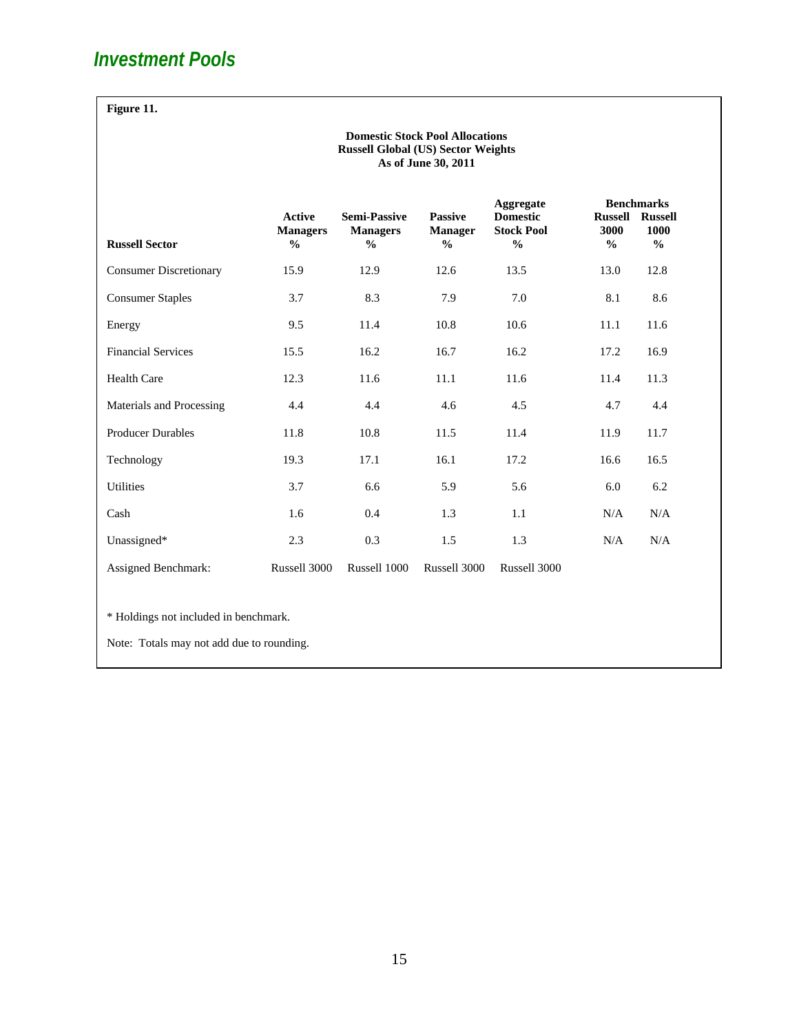## Investment Pools

**Figure 11.**

**Domestic Stock Pool Allocations**
**Russell Global (US) Sector Weights**
**As of June 30, 2011**

| | | | | | Benchmarks | |
|---|---|---|---|---|---|---|
| **Russell Sector** | **Active Managers %** | **Semi-Passive Managers %** | **Passive Manager %** | **Aggregate Domestic Stock Pool %** | **Russell 3000 %** | **Russell 1000 %** |
| Consumer Discretionary | 15.9 | 12.9 | 12.6 | 13.5 | 13.0 | 12.8 |
| Consumer Staples | 3.7 | 8.3 | 7.9 | 7.0 | 8.1 | 8.6 |
| Energy | 9.5 | 11.4 | 10.8 | 10.6 | 11.1 | 11.6 |
| Financial Services | 15.5 | 16.2 | 16.7 | 16.2 | 17.2 | 16.9 |
| Health Care | 12.3 | 11.6 | 11.1 | 11.6 | 11.4 | 11.3 |
| Materials and Processing | 4.4 | 4.4 | 4.6 | 4.5 | 4.7 | 4.4 |
| Producer Durables | 11.8 | 10.8 | 11.5 | 11.4 | 11.9 | 11.7 |
| Technology | 19.3 | 17.1 | 16.1 | 17.2 | 16.6 | 16.5 |
| Utilities | 3.7 | 6.6 | 5.9 | 5.6 | 6.0 | 6.2 |
| Cash | 1.6 | 0.4 | 1.3 | 1.1 | N/A | N/A |
| Unassigned* | 2.3 | 0.3 | 1.5 | 1.3 | N/A | N/A |
| Assigned Benchmark: | Russell 3000 | Russell 1000 | Russell 3000 | Russell 3000 | | |

* Holdings not included in benchmark.

Note: Totals may not add due to rounding.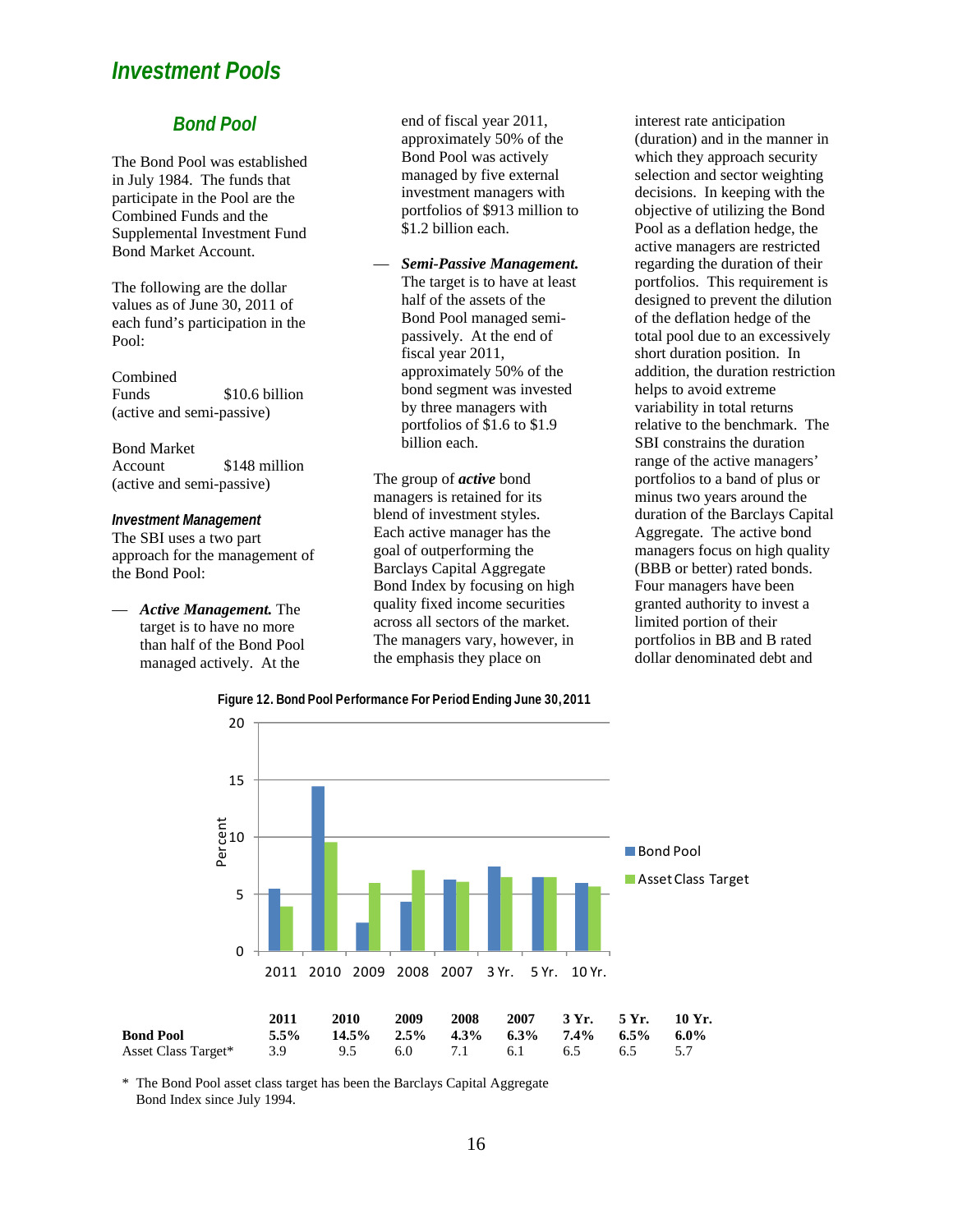# Investment Pools

## Bond Pool

The Bond Pool was established in July 1984. The funds that participate in the Pool are the Combined Funds and the Supplemental Investment Fund Bond Market Account.

The following are the dollar values as of June 30, 2011 of each fund's participation in the Pool:

Combined Funds $10.6 billion (active and semi-passive)

Bond Market Account $148 million (active and semi-passive)

### Investment Management

The SBI uses a two part approach for the management of the Bond Pool:

— ***Active Management.*** The target is to have no more than half of the Bond Pool managed actively. At the end of fiscal year 2011, approximately 50% of the Bond Pool was actively managed by five external investment managers with portfolios of $913 million to $1.2 billion each.

— ***Semi-Passive Management.*** The target is to have at least half of the assets of the Bond Pool managed semi-passively. At the end of fiscal year 2011, approximately 50% of the bond segment was invested by three managers with portfolios of $1.6 to $1.9 billion each.

The group of ***active*** bond managers is retained for its blend of investment styles. Each active manager has the goal of outperforming the Barclays Capital Aggregate Bond Index by focusing on high quality fixed income securities across all sectors of the market. The managers vary, however, in the emphasis they place on interest rate anticipation (duration) and in the manner in which they approach security selection and sector weighting decisions. In keeping with the objective of utilizing the Bond Pool as a deflation hedge, the active managers are restricted regarding the duration of their portfolios. This requirement is designed to prevent the dilution of the deflation hedge of the total pool due to an excessively short duration position. In addition, the duration restriction helps to avoid extreme variability in total returns relative to the benchmark. The SBI constrains the duration range of the active managers' portfolios to a band of plus or minus two years around the duration of the Barclays Capital Aggregate. The active bond managers focus on high quality (BBB or better) rated bonds. Four managers have been granted authority to invest a limited portion of their portfolios in BB and B rated dollar denominated debt and

**Figure 12. Bond Pool Performance For Period Ending June 30, 2011**

| | 2011 | 2010 | 2009 | 2008 | 2007 | 3 Yr. | 5 Yr. | 10 Yr. |
|---|---|---|---|---|---|---|---|---|
| **Bond Pool** | **5.5%** | **14.5%** | **2.5%** | **4.3%** | **6.3%** | **7.4%** | **6.5%** | **6.0%** |
| Asset Class Target* | 3.9 | 9.5 | 6.0 | 7.1 | 6.1 | 6.5 | 6.5 | 5.7 |

\* The Bond Pool asset class target has been the Barclays Capital Aggregate Bond Index since July 1994.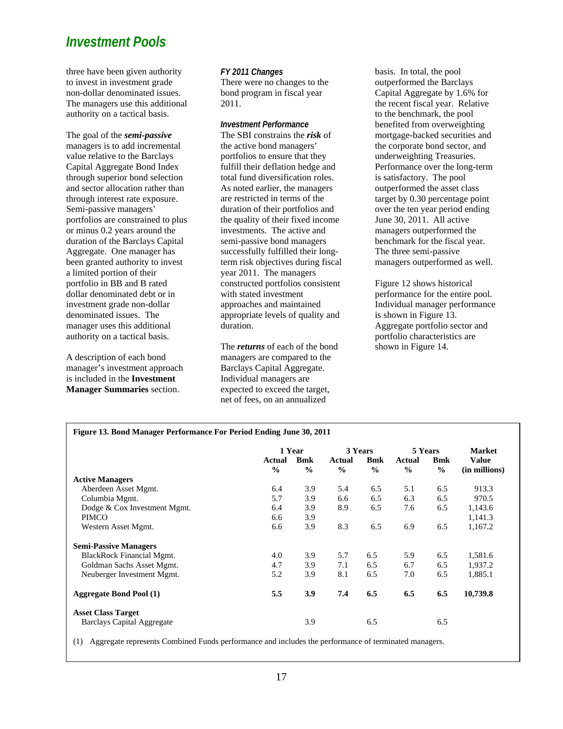## Investment Pools

three have been given authority to invest in investment grade non-dollar denominated issues. The managers use this additional authority on a tactical basis.

The goal of the ***semi-passive*** managers is to add incremental value relative to the Barclays Capital Aggregate Bond Index through superior bond selection and sector allocation rather than through interest rate exposure. Semi-passive managers' portfolios are constrained to plus or minus 0.2 years around the duration of the Barclays Capital Aggregate. One manager has been granted authority to invest a limited portion of their portfolio in BB and B rated dollar denominated debt or in investment grade non-dollar denominated issues. The manager uses this additional authority on a tactical basis.

A description of each bond manager's investment approach is included in the **Investment Manager Summaries** section.

### *FY 2011 Changes*

There were no changes to the bond program in fiscal year 2011.

### *Investment Performance*

The SBI constrains the ***risk*** of the active bond managers' portfolios to ensure that they fulfill their deflation hedge and total fund diversification roles. As noted earlier, the managers are restricted in terms of the duration of their portfolios and the quality of their fixed income investments. The active and semi-passive bond managers successfully fulfilled their long-term risk objectives during fiscal year 2011. The managers constructed portfolios consistent with stated investment approaches and maintained appropriate levels of quality and duration.

The ***returns*** of each of the bond managers are compared to the Barclays Capital Aggregate. Individual managers are expected to exceed the target, net of fees, on an annualized basis. In total, the pool outperformed the Barclays Capital Aggregate by 1.6% for the recent fiscal year. Relative to the benchmark, the pool benefited from overweighting mortgage-backed securities and the corporate bond sector, and underweighting Treasuries. Performance over the long-term is satisfactory. The pool outperformed the asset class target by 0.30 percentage point over the ten year period ending June 30, 2011. All active managers outperformed the benchmark for the fiscal year. The three semi-passive managers outperformed as well.

Figure 12 shows historical performance for the entire pool. Individual manager performance is shown in Figure 13. Aggregate portfolio sector and portfolio characteristics are shown in Figure 14.

**Figure 13. Bond Manager Performance For Period Ending June 30, 2011**

| | 1 Year | | 3 Years | | 5 Years | | Market |
|---|---|---|---|---|---|---|---|
| | Actual % | Bmk % | Actual % | Bmk % | Actual % | Bmk % | Value (in millions) |
| **Active Managers** | | | | | | | |
| Aberdeen Asset Mgmt. | 6.4 | 3.9 | 5.4 | 6.5 | 5.1 | 6.5 | 913.3 |
| Columbia Mgmt. | 5.7 | 3.9 | 6.6 | 6.5 | 6.3 | 6.5 | 970.5 |
| Dodge & Cox Investment Mgmt. | 6.4 | 3.9 | 8.9 | 6.5 | 7.6 | 6.5 | 1,143.6 |
| PIMCO | 6.6 | 3.9 | | | | | 1,141.3 |
| Western Asset Mgmt. | 6.6 | 3.9 | 8.3 | 6.5 | 6.9 | 6.5 | 1,167.2 |
| **Semi-Passive Managers** | | | | | | | |
| BlackRock Financial Mgmt. | 4.0 | 3.9 | 5.7 | 6.5 | 5.9 | 6.5 | 1,581.6 |
| Goldman Sachs Asset Mgmt. | 4.7 | 3.9 | 7.1 | 6.5 | 6.7 | 6.5 | 1,937.2 |
| Neuberger Investment Mgmt. | 5.2 | 3.9 | 8.1 | 6.5 | 7.0 | 6.5 | 1,885.1 |
| **Aggregate Bond Pool (1)** | **5.5** | **3.9** | **7.4** | **6.5** | **6.5** | **6.5** | **10,739.8** |
| **Asset Class Target** | | | | | | | |
| Barclays Capital Aggregate | | 3.9 | | 6.5 | | 6.5 | |

(1) Aggregate represents Combined Funds performance and includes the performance of terminated managers.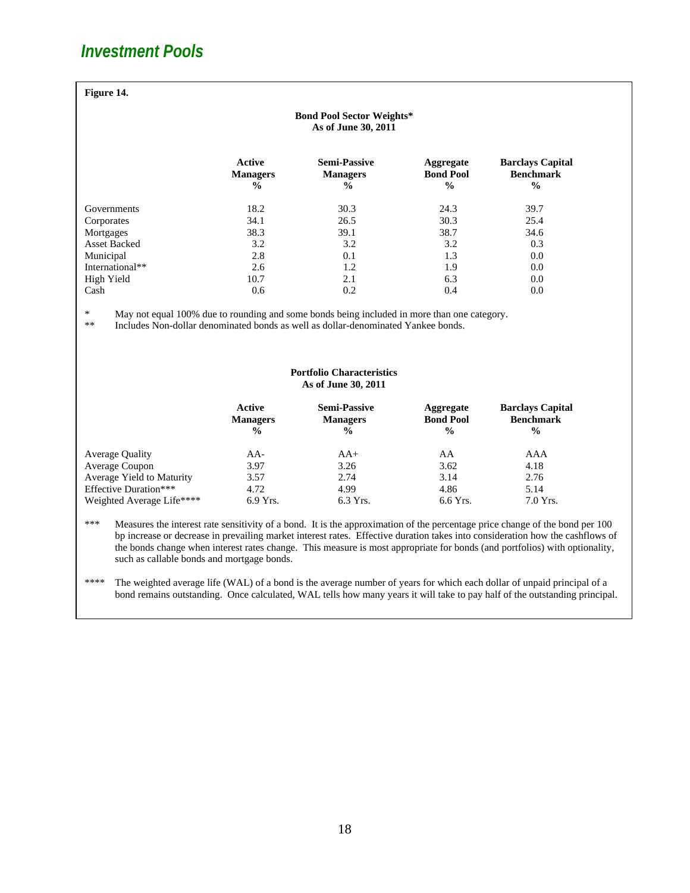# Investment Pools

**Figure 14.**

**Bond Pool Sector Weights\***
**As of June 30, 2011**

| | Active Managers % | Semi-Passive Managers % | Aggregate Bond Pool % | Barclays Capital Benchmark % |
|---|---|---|---|---|
| Governments | 18.2 | 30.3 | 24.3 | 39.7 |
| Corporates | 34.1 | 26.5 | 30.3 | 25.4 |
| Mortgages | 38.3 | 39.1 | 38.7 | 34.6 |
| Asset Backed | 3.2 | 3.2 | 3.2 | 0.3 |
| Municipal | 2.8 | 0.1 | 1.3 | 0.0 |
| International** | 2.6 | 1.2 | 1.9 | 0.0 |
| High Yield | 10.7 | 2.1 | 6.3 | 0.0 |
| Cash | 0.6 | 0.2 | 0.4 | 0.0 |

\* May not equal 100% due to rounding and some bonds being included in more than one category.

\** Includes Non-dollar denominated bonds as well as dollar-denominated Yankee bonds.

**Portfolio Characteristics**
**As of June 30, 2011**

| | Active Managers % | Semi-Passive Managers % | Aggregate Bond Pool % | Barclays Capital Benchmark % |
|---|---|---|---|---|
| Average Quality | AA- | AA+ | AA | AAA |
| Average Coupon | 3.97 | 3.26 | 3.62 | 4.18 |
| Average Yield to Maturity | 3.57 | 2.74 | 3.14 | 2.76 |
| Effective Duration*** | 4.72 | 4.99 | 4.86 | 5.14 |
| Weighted Average Life**** | 6.9 Yrs. | 6.3 Yrs. | 6.6 Yrs. | 7.0 Yrs. |

\*** Measures the interest rate sensitivity of a bond. It is the approximation of the percentage price change of the bond per 100 bp increase or decrease in prevailing market interest rates. Effective duration takes into consideration how the cashflows of the bonds change when interest rates change. This measure is most appropriate for bonds (and portfolios) with optionality, such as callable bonds and mortgage bonds.

\**** The weighted average life (WAL) of a bond is the average number of years for which each dollar of unpaid principal of a bond remains outstanding. Once calculated, WAL tells how many years it will take to pay half of the outstanding principal.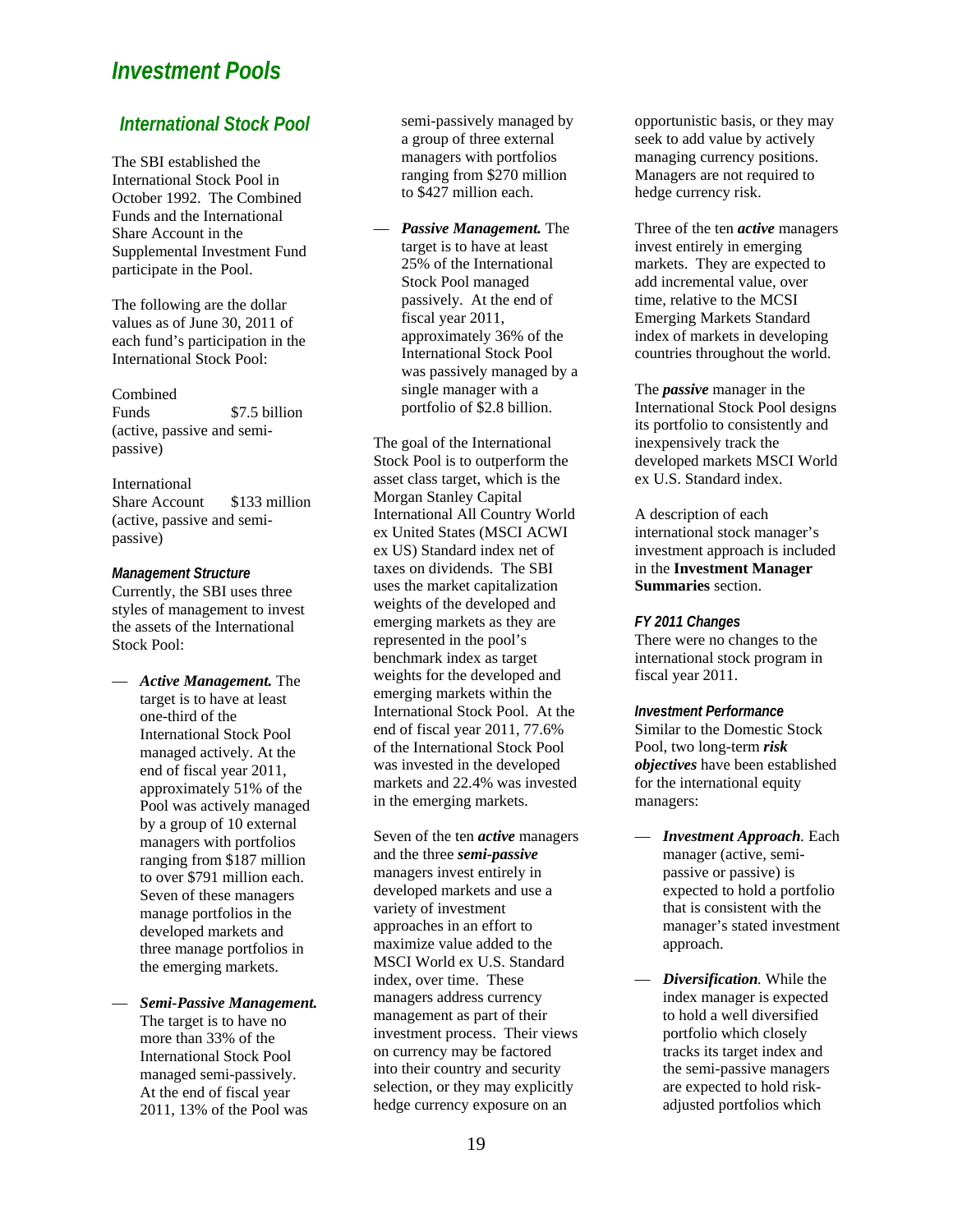# Investment Pools

## International Stock Pool

The SBI established the International Stock Pool in October 1992. The Combined Funds and the International Share Account in the Supplemental Investment Fund participate in the Pool.

The following are the dollar values as of June 30, 2011 of each fund's participation in the International Stock Pool:

| | |
|---|---|
| Combined Funds (active, passive and semi-passive) | $7.5 billion |
| International Share Account (active, passive and semi-passive) | $133 million |

### *Management Structure*

Currently, the SBI uses three styles of management to invest the assets of the International Stock Pool:

— ***Active Management.*** The target is to have at least one-third of the International Stock Pool managed actively. At the end of fiscal year 2011, approximately 51% of the Pool was actively managed by a group of 10 external managers with portfolios ranging from $187 million to over $791 million each. Seven of these managers manage portfolios in the developed markets and three manage portfolios in the emerging markets.

— ***Semi-Passive Management.*** The target is to have no more than 33% of the International Stock Pool managed semi-passively. At the end of fiscal year 2011, 13% of the Pool was semi-passively managed by a group of three external managers with portfolios ranging from $270 million to $427 million each.

— ***Passive Management.*** The target is to have at least 25% of the International Stock Pool managed passively. At the end of fiscal year 2011, approximately 36% of the International Stock Pool was passively managed by a single manager with a portfolio of $2.8 billion.

The goal of the International Stock Pool is to outperform the asset class target, which is the Morgan Stanley Capital International All Country World ex United States (MSCI ACWI ex US) Standard index net of taxes on dividends. The SBI uses the market capitalization weights of the developed and emerging markets as they are represented in the pool's benchmark index as target weights for the developed and emerging markets within the International Stock Pool. At the end of fiscal year 2011, 77.6% of the International Stock Pool was invested in the developed markets and 22.4% was invested in the emerging markets.

Seven of the ten ***active*** managers and the three ***semi-passive*** managers invest entirely in developed markets and use a variety of investment approaches in an effort to maximize value added to the MSCI World ex U.S. Standard index, over time. These managers address currency management as part of their investment process. Their views on currency may be factored into their country and security selection, or they may explicitly hedge currency exposure on an opportunistic basis, or they may seek to add value by actively managing currency positions. Managers are not required to hedge currency risk.

Three of the ten ***active*** managers invest entirely in emerging markets. They are expected to add incremental value, over time, relative to the MCSI Emerging Markets Standard index of markets in developing countries throughout the world.

The ***passive*** manager in the International Stock Pool designs its portfolio to consistently and inexpensively track the developed markets MSCI World ex U.S. Standard index.

A description of each international stock manager's investment approach is included in the **Investment Manager Summaries** section.

### *FY 2011 Changes*

There were no changes to the international stock program in fiscal year 2011.

### *Investment Performance*

Similar to the Domestic Stock Pool, two long-term ***risk objectives*** have been established for the international equity managers:

— ***Investment Approach****.* Each manager (active, semi-passive or passive) is expected to hold a portfolio that is consistent with the manager's stated investment approach.

— ***Diversification****.* While the index manager is expected to hold a well diversified portfolio which closely tracks its target index and the semi-passive managers are expected to hold risk-adjusted portfolios which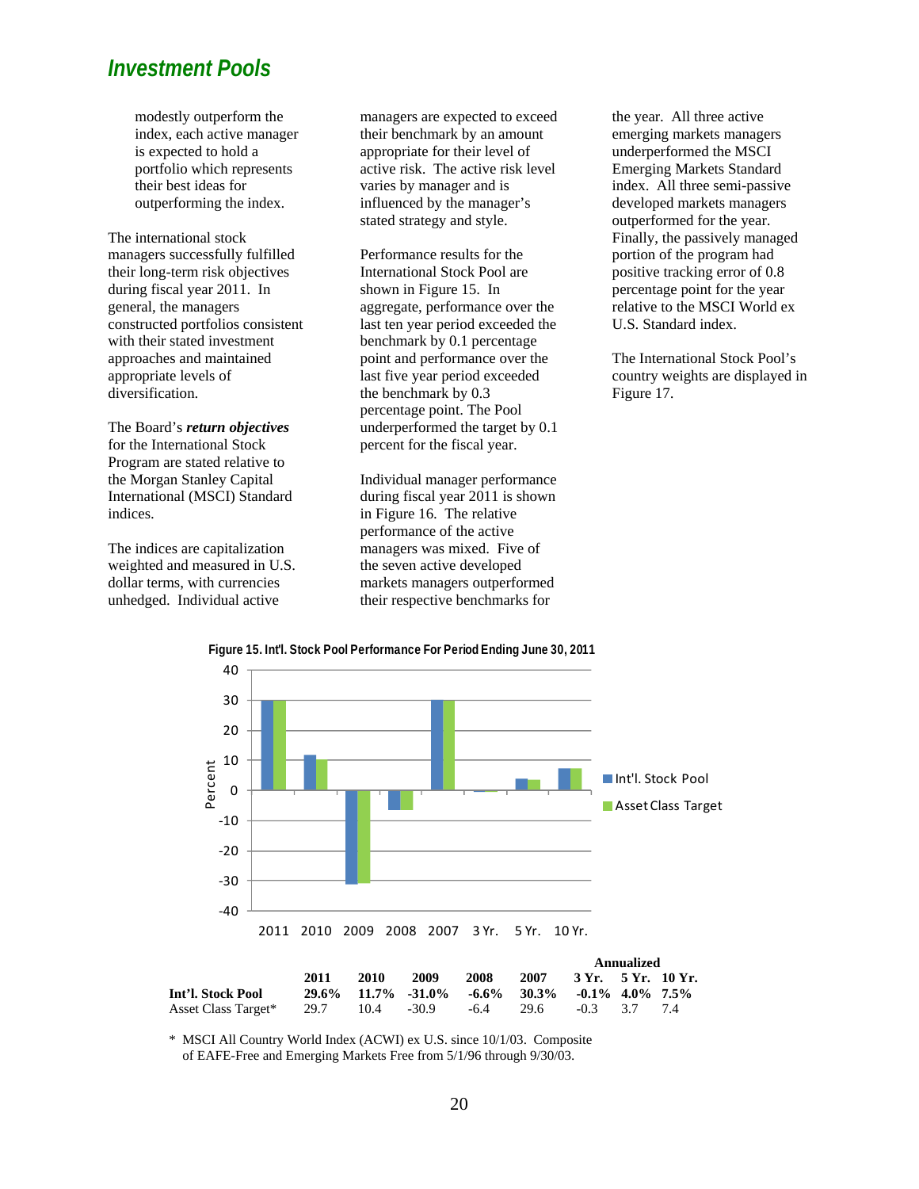## Investment Pools

modestly outperform the index, each active manager is expected to hold a portfolio which represents their best ideas for outperforming the index.

The international stock managers successfully fulfilled their long-term risk objectives during fiscal year 2011. In general, the managers constructed portfolios consistent with their stated investment approaches and maintained appropriate levels of diversification.

The Board's ***return objectives*** for the International Stock Program are stated relative to the Morgan Stanley Capital International (MSCI) Standard indices.

The indices are capitalization weighted and measured in U.S. dollar terms, with currencies unhedged. Individual active managers are expected to exceed their benchmark by an amount appropriate for their level of active risk. The active risk level varies by manager and is influenced by the manager's stated strategy and style.

Performance results for the International Stock Pool are shown in Figure 15. In aggregate, performance over the last ten year period exceeded the benchmark by 0.1 percentage point and performance over the last five year period exceeded the benchmark by 0.3 percentage point. The Pool underperformed the target by 0.1 percent for the fiscal year.

Individual manager performance during fiscal year 2011 is shown in Figure 16. The relative performance of the active managers was mixed. Five of the seven active developed markets managers outperformed their respective benchmarks for the year. All three active emerging markets managers underperformed the MSCI Emerging Markets Standard index. All three semi-passive developed markets managers outperformed for the year. Finally, the passively managed portion of the program had positive tracking error of 0.8 percentage point for the year relative to the MSCI World ex U.S. Standard index.

The International Stock Pool's country weights are displayed in Figure 17.

**Figure 15. Int'l. Stock Pool Performance For Period Ending June 30, 2011**

| | 2011 | 2010 | 2009 | 2008 | 2007 | 3 Yr. (Annualized) | 5 Yr. (Annualized) | 10 Yr. (Annualized) |
|---|---|---|---|---|---|---|---|---|
| **Int'l. Stock Pool** | **29.6%** | **11.7%** | **-31.0%** | **-6.6%** | **30.3%** | **-0.1%** | **4.0%** | **7.5%** |
| Asset Class Target* | 29.7 | 10.4 | -30.9 | -6.4 | 29.6 | -0.3 | 3.7 | 7.4 |

\* MSCI All Country World Index (ACWI) ex U.S. since 10/1/03. Composite of EAFE-Free and Emerging Markets Free from 5/1/96 through 9/30/03.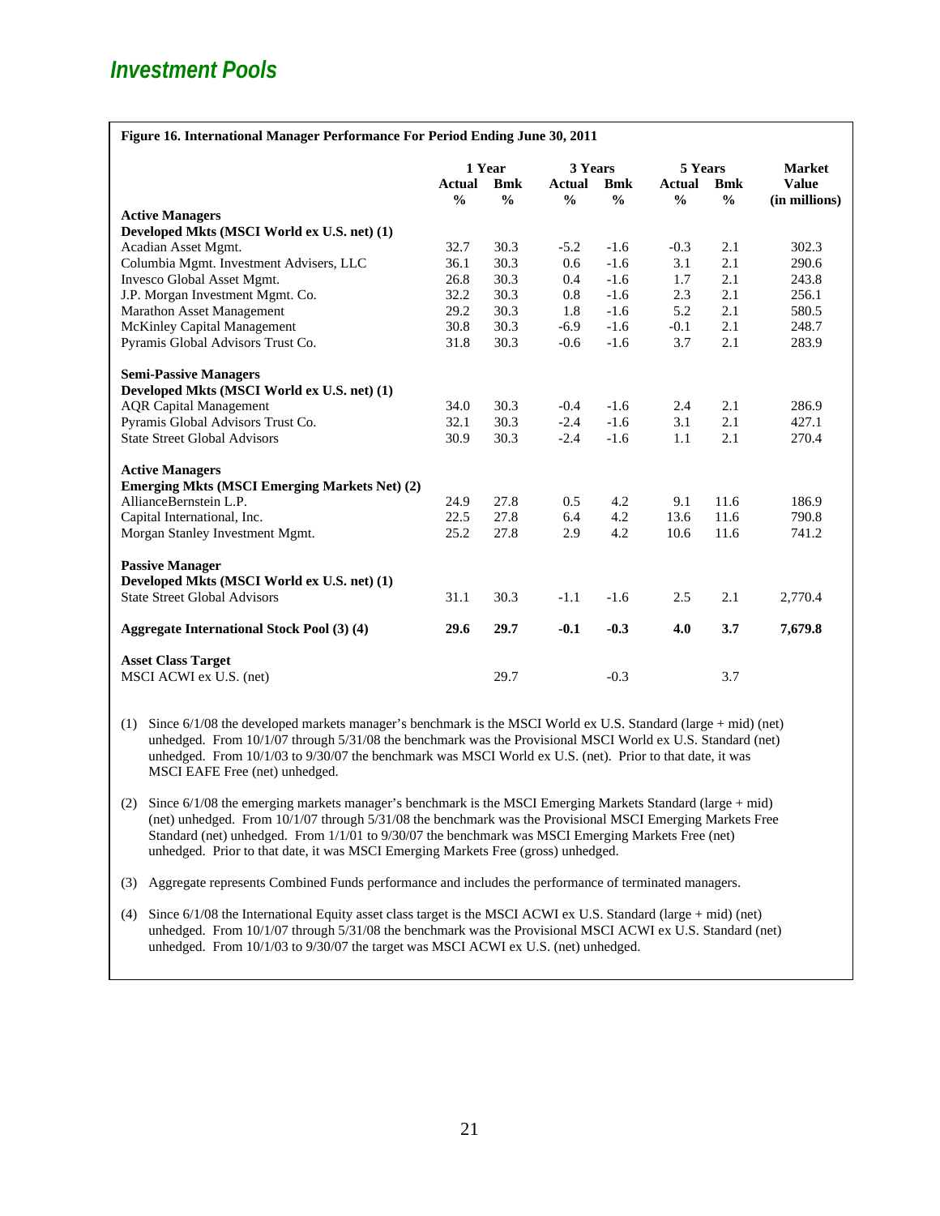## Investment Pools

**Figure 16. International Manager Performance For Period Ending June 30, 2011**

| | 1 Year | | 3 Years | | 5 Years | | Market |
|---|---|---|---|---|---|---|---|
| | Actual % | Bmk % | Actual % | Bmk % | Actual % | Bmk % | Value (in millions) |
| **Active Managers** | | | | | | | |
| **Developed Mkts (MSCI World ex U.S. net) (1)** | | | | | | | |
| Acadian Asset Mgmt. | 32.7 | 30.3 | -5.2 | -1.6 | -0.3 | 2.1 | 302.3 |
| Columbia Mgmt. Investment Advisers, LLC | 36.1 | 30.3 | 0.6 | -1.6 | 3.1 | 2.1 | 290.6 |
| Invesco Global Asset Mgmt. | 26.8 | 30.3 | 0.4 | -1.6 | 1.7 | 2.1 | 243.8 |
| J.P. Morgan Investment Mgmt. Co. | 32.2 | 30.3 | 0.8 | -1.6 | 2.3 | 2.1 | 256.1 |
| Marathon Asset Management | 29.2 | 30.3 | 1.8 | -1.6 | 5.2 | 2.1 | 580.5 |
| McKinley Capital Management | 30.8 | 30.3 | -6.9 | -1.6 | -0.1 | 2.1 | 248.7 |
| Pyramis Global Advisors Trust Co. | 31.8 | 30.3 | -0.6 | -1.6 | 3.7 | 2.1 | 283.9 |
| **Semi-Passive Managers** | | | | | | | |
| **Developed Mkts (MSCI World ex U.S. net) (1)** | | | | | | | |
| AQR Capital Management | 34.0 | 30.3 | -0.4 | -1.6 | 2.4 | 2.1 | 286.9 |
| Pyramis Global Advisors Trust Co. | 32.1 | 30.3 | -2.4 | -1.6 | 3.1 | 2.1 | 427.1 |
| State Street Global Advisors | 30.9 | 30.3 | -2.4 | -1.6 | 1.1 | 2.1 | 270.4 |
| **Active Managers** | | | | | | | |
| **Emerging Mkts (MSCI Emerging Markets Net) (2)** | | | | | | | |
| AllianceBernstein L.P. | 24.9 | 27.8 | 0.5 | 4.2 | 9.1 | 11.6 | 186.9 |
| Capital International, Inc. | 22.5 | 27.8 | 6.4 | 4.2 | 13.6 | 11.6 | 790.8 |
| Morgan Stanley Investment Mgmt. | 25.2 | 27.8 | 2.9 | 4.2 | 10.6 | 11.6 | 741.2 |
| **Passive Manager** | | | | | | | |
| **Developed Mkts (MSCI World ex U.S. net) (1)** | | | | | | | |
| State Street Global Advisors | 31.1 | 30.3 | -1.1 | -1.6 | 2.5 | 2.1 | 2,770.4 |
| **Aggregate International Stock Pool (3) (4)** | **29.6** | **29.7** | **-0.1** | **-0.3** | **4.0** | **3.7** | **7,679.8** |
| **Asset Class Target** | | | | | | | |
| MSCI ACWI ex U.S. (net) | | 29.7 | | -0.3 | | 3.7 | |

(1) Since 6/1/08 the developed markets manager's benchmark is the MSCI World ex U.S. Standard (large + mid) (net) unhedged. From 10/1/07 through 5/31/08 the benchmark was the Provisional MSCI World ex U.S. Standard (net) unhedged. From 10/1/03 to 9/30/07 the benchmark was MSCI World ex U.S. (net). Prior to that date, it was MSCI EAFE Free (net) unhedged.

(2) Since 6/1/08 the emerging markets manager's benchmark is the MSCI Emerging Markets Standard (large + mid) (net) unhedged. From 10/1/07 through 5/31/08 the benchmark was the Provisional MSCI Emerging Markets Free Standard (net) unhedged. From 1/1/01 to 9/30/07 the benchmark was MSCI Emerging Markets Free (net) unhedged. Prior to that date, it was MSCI Emerging Markets Free (gross) unhedged.

(3) Aggregate represents Combined Funds performance and includes the performance of terminated managers.

(4) Since 6/1/08 the International Equity asset class target is the MSCI ACWI ex U.S. Standard (large + mid) (net) unhedged. From 10/1/07 through 5/31/08 the benchmark was the Provisional MSCI ACWI ex U.S. Standard (net) unhedged. From 10/1/03 to 9/30/07 the target was MSCI ACWI ex U.S. (net) unhedged.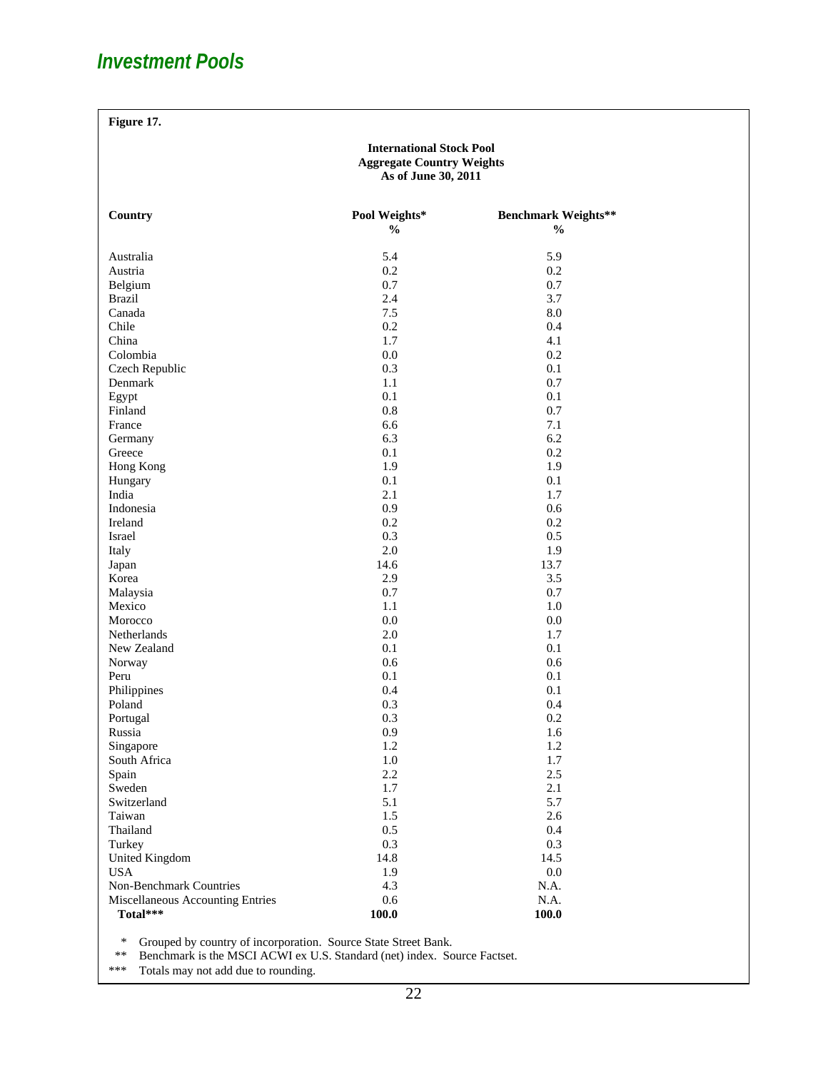## *Investment Pools*

**Figure 17.**

**International Stock Pool**
**Aggregate Country Weights**
**As of June 30, 2011**

| Country | Pool Weights* % | Benchmark Weights** % |
|---|---|---|
| Australia | 5.4 | 5.9 |
| Austria | 0.2 | 0.2 |
| Belgium | 0.7 | 0.7 |
| Brazil | 2.4 | 3.7 |
| Canada | 7.5 | 8.0 |
| Chile | 0.2 | 0.4 |
| China | 1.7 | 4.1 |
| Colombia | 0.0 | 0.2 |
| Czech Republic | 0.3 | 0.1 |
| Denmark | 1.1 | 0.7 |
| Egypt | 0.1 | 0.1 |
| Finland | 0.8 | 0.7 |
| France | 6.6 | 7.1 |
| Germany | 6.3 | 6.2 |
| Greece | 0.1 | 0.2 |
| Hong Kong | 1.9 | 1.9 |
| Hungary | 0.1 | 0.1 |
| India | 2.1 | 1.7 |
| Indonesia | 0.9 | 0.6 |
| Ireland | 0.2 | 0.2 |
| Israel | 0.3 | 0.5 |
| Italy | 2.0 | 1.9 |
| Japan | 14.6 | 13.7 |
| Korea | 2.9 | 3.5 |
| Malaysia | 0.7 | 0.7 |
| Mexico | 1.1 | 1.0 |
| Morocco | 0.0 | 0.0 |
| Netherlands | 2.0 | 1.7 |
| New Zealand | 0.1 | 0.1 |
| Norway | 0.6 | 0.6 |
| Peru | 0.1 | 0.1 |
| Philippines | 0.4 | 0.1 |
| Poland | 0.3 | 0.4 |
| Portugal | 0.3 | 0.2 |
| Russia | 0.9 | 1.6 |
| Singapore | 1.2 | 1.2 |
| South Africa | 1.0 | 1.7 |
| Spain | 2.2 | 2.5 |
| Sweden | 1.7 | 2.1 |
| Switzerland | 5.1 | 5.7 |
| Taiwan | 1.5 | 2.6 |
| Thailand | 0.5 | 0.4 |
| Turkey | 0.3 | 0.3 |
| United Kingdom | 14.8 | 14.5 |
| USA | 1.9 | 0.0 |
| Non-Benchmark Countries | 4.3 | N.A. |
| Miscellaneous Accounting Entries | 0.6 | N.A. |
| **Total*** ** | **100.0** | **100.0** |

\* Grouped by country of incorporation. Source State Street Bank.
\** Benchmark is the MSCI ACWI ex U.S. Standard (net) index. Source Factset.
\*** Totals may not add due to rounding.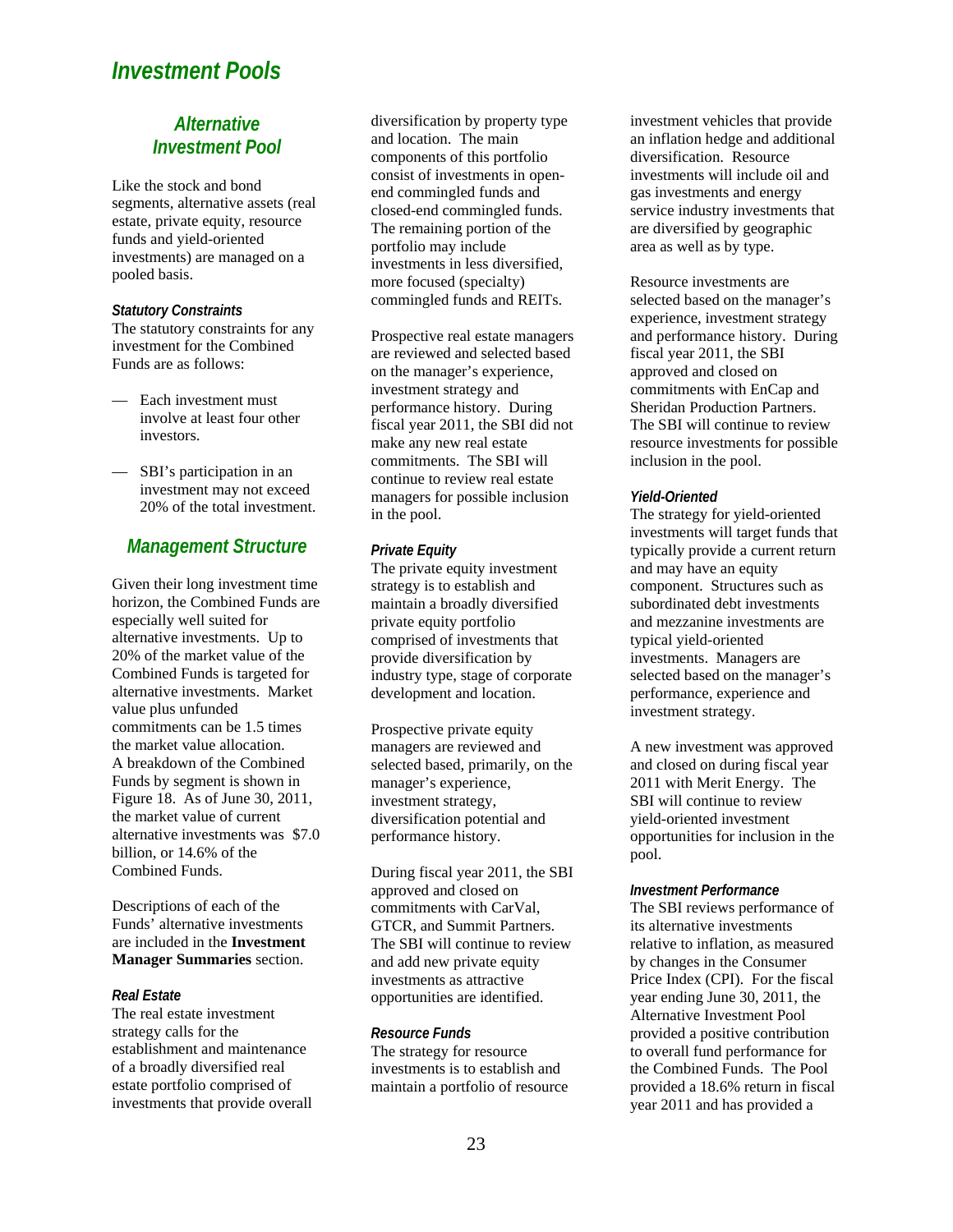# Investment Pools

## Alternative Investment Pool

Like the stock and bond segments, alternative assets (real estate, private equity, resource funds and yield-oriented investments) are managed on a pooled basis.

### *Statutory Constraints*

The statutory constraints for any investment for the Combined Funds are as follows:

- Each investment must involve at least four other investors.
- SBI's participation in an investment may not exceed 20% of the total investment.

## Management Structure

Given their long investment time horizon, the Combined Funds are especially well suited for alternative investments. Up to 20% of the market value of the Combined Funds is targeted for alternative investments. Market value plus unfunded commitments can be 1.5 times the market value allocation. A breakdown of the Combined Funds by segment is shown in Figure 18. As of June 30, 2011, the market value of current alternative investments was $7.0 billion, or 14.6% of the Combined Funds.

Descriptions of each of the Funds' alternative investments are included in the **Investment Manager Summaries** section.

### *Real Estate*

The real estate investment strategy calls for the establishment and maintenance of a broadly diversified real estate portfolio comprised of investments that provide overall diversification by property type and location. The main components of this portfolio consist of investments in open-end commingled funds and closed-end commingled funds. The remaining portion of the portfolio may include investments in less diversified, more focused (specialty) commingled funds and REITs.

Prospective real estate managers are reviewed and selected based on the manager's experience, investment strategy and performance history. During fiscal year 2011, the SBI did not make any new real estate commitments. The SBI will continue to review real estate managers for possible inclusion in the pool.

### *Private Equity*

The private equity investment strategy is to establish and maintain a broadly diversified private equity portfolio comprised of investments that provide diversification by industry type, stage of corporate development and location.

Prospective private equity managers are reviewed and selected based, primarily, on the manager's experience, investment strategy, diversification potential and performance history.

During fiscal year 2011, the SBI approved and closed on commitments with CarVal, GTCR, and Summit Partners. The SBI will continue to review and add new private equity investments as attractive opportunities are identified.

### *Resource Funds*

The strategy for resource investments is to establish and maintain a portfolio of resource investment vehicles that provide an inflation hedge and additional diversification. Resource investments will include oil and gas investments and energy service industry investments that are diversified by geographic area as well as by type.

Resource investments are selected based on the manager's experience, investment strategy and performance history. During fiscal year 2011, the SBI approved and closed on commitments with EnCap and Sheridan Production Partners. The SBI will continue to review resource investments for possible inclusion in the pool.

### *Yield-Oriented*

The strategy for yield-oriented investments will target funds that typically provide a current return and may have an equity component. Structures such as subordinated debt investments and mezzanine investments are typical yield-oriented investments. Managers are selected based on the manager's performance, experience and investment strategy.

A new investment was approved and closed on during fiscal year 2011 with Merit Energy. The SBI will continue to review yield-oriented investment opportunities for inclusion in the pool.

### *Investment Performance*

The SBI reviews performance of its alternative investments relative to inflation, as measured by changes in the Consumer Price Index (CPI). For the fiscal year ending June 30, 2011, the Alternative Investment Pool provided a positive contribution to overall fund performance for the Combined Funds. The Pool provided a 18.6% return in fiscal year 2011 and has provided a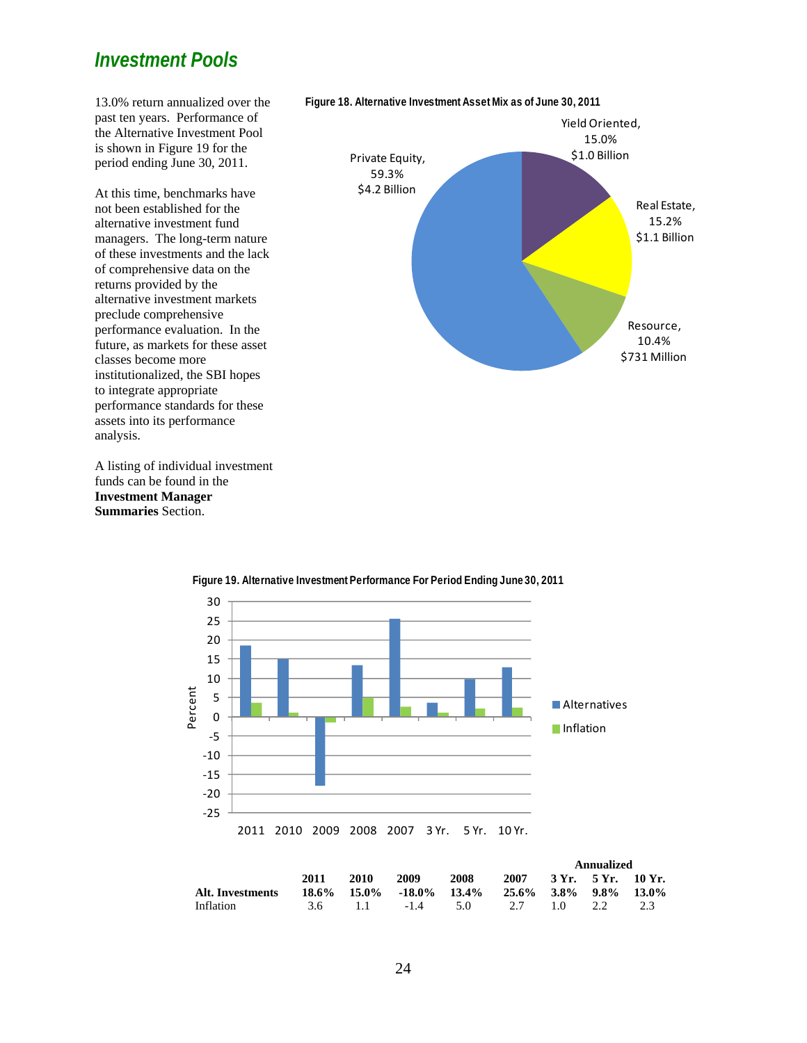## Investment Pools

13.0% return annualized over the past ten years. Performance of the Alternative Investment Pool is shown in Figure 19 for the period ending June 30, 2011.

At this time, benchmarks have not been established for the alternative investment fund managers. The long-term nature of these investments and the lack of comprehensive data on the returns provided by the alternative investment markets preclude comprehensive performance evaluation. In the future, as markets for these asset classes become more institutionalized, the SBI hopes to integrate appropriate performance standards for these assets into its performance analysis.

A listing of individual investment funds can be found in the **Investment Manager Summaries** Section.

**Figure 18. Alternative Investment Asset Mix as of June 30, 2011**

| Asset Class | Percent | Amount |
|---|---|---|
| Private Equity | 59.3% | $4.2 Billion |
| Yield Oriented | 15.0% | $1.0 Billion |
| Real Estate | 15.2% | $1.1 Billion |
| Resource | 10.4% | $731 Million |

**Figure 19. Alternative Investment Performance For Period Ending June 30, 2011**

| | 2011 | 2010 | 2009 | 2008 | 2007 | Annualized 3 Yr. | 5 Yr. | 10 Yr. |
|---|---|---|---|---|---|---|---|---|
| **Alt. Investments** | **18.6%** | **15.0%** | **-18.0%** | **13.4%** | **25.6%** | **3.8%** | **9.8%** | **13.0%** |
| Inflation | 3.6 | 1.1 | -1.4 | 5.0 | 2.7 | 1.0 | 2.2 | 2.3 |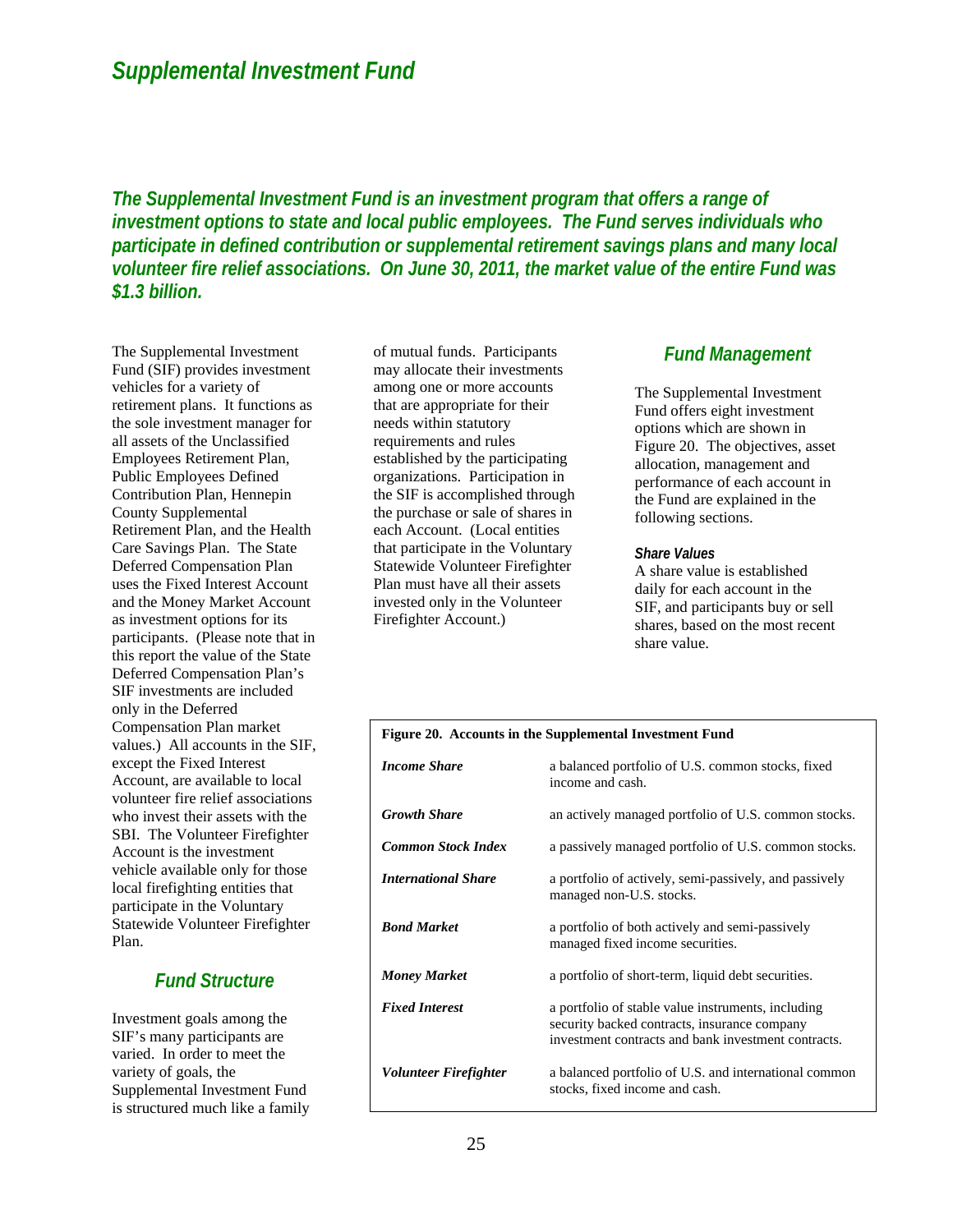# Supplemental Investment Fund

***The Supplemental Investment Fund is an investment program that offers a range of investment options to state and local public employees. The Fund serves individuals who participate in defined contribution or supplemental retirement savings plans and many local volunteer fire relief associations. On June 30, 2011, the market value of the entire Fund was $1.3 billion.***

The Supplemental Investment Fund (SIF) provides investment vehicles for a variety of retirement plans. It functions as the sole investment manager for all assets of the Unclassified Employees Retirement Plan, Public Employees Defined Contribution Plan, Hennepin County Supplemental Retirement Plan, and the Health Care Savings Plan. The State Deferred Compensation Plan uses the Fixed Interest Account and the Money Market Account as investment options for its participants. (Please note that in this report the value of the State Deferred Compensation Plan's SIF investments are included only in the Deferred Compensation Plan market values.) All accounts in the SIF, except the Fixed Interest Account, are available to local volunteer fire relief associations who invest their assets with the SBI. The Volunteer Firefighter Account is the investment vehicle available only for those local firefighting entities that participate in the Voluntary Statewide Volunteer Firefighter Plan.

## Fund Structure

Investment goals among the SIF's many participants are varied. In order to meet the variety of goals, the Supplemental Investment Fund is structured much like a family of mutual funds. Participants may allocate their investments among one or more accounts that are appropriate for their needs within statutory requirements and rules established by the participating organizations. Participation in the SIF is accomplished through the purchase or sale of shares in each Account. (Local entities that participate in the Voluntary Statewide Volunteer Firefighter Plan must have all their assets invested only in the Volunteer Firefighter Account.)

## Fund Management

The Supplemental Investment Fund offers eight investment options which are shown in Figure 20. The objectives, asset allocation, management and performance of each account in the Fund are explained in the following sections.

### Share Values

A share value is established daily for each account in the SIF, and participants buy or sell shares, based on the most recent share value.

**Figure 20. Accounts in the Supplemental Investment Fund**

| Account | Description |
|---|---|
| ***Income Share*** | a balanced portfolio of U.S. common stocks, fixed income and cash. |
| ***Growth Share*** | an actively managed portfolio of U.S. common stocks. |
| ***Common Stock Index*** | a passively managed portfolio of U.S. common stocks. |
| ***International Share*** | a portfolio of actively, semi-passively, and passively managed non-U.S. stocks. |
| ***Bond Market*** | a portfolio of both actively and semi-passively managed fixed income securities. |
| ***Money Market*** | a portfolio of short-term, liquid debt securities. |
| ***Fixed Interest*** | a portfolio of stable value instruments, including security backed contracts, insurance company investment contracts and bank investment contracts. |
| ***Volunteer Firefighter*** | a balanced portfolio of U.S. and international common stocks, fixed income and cash. |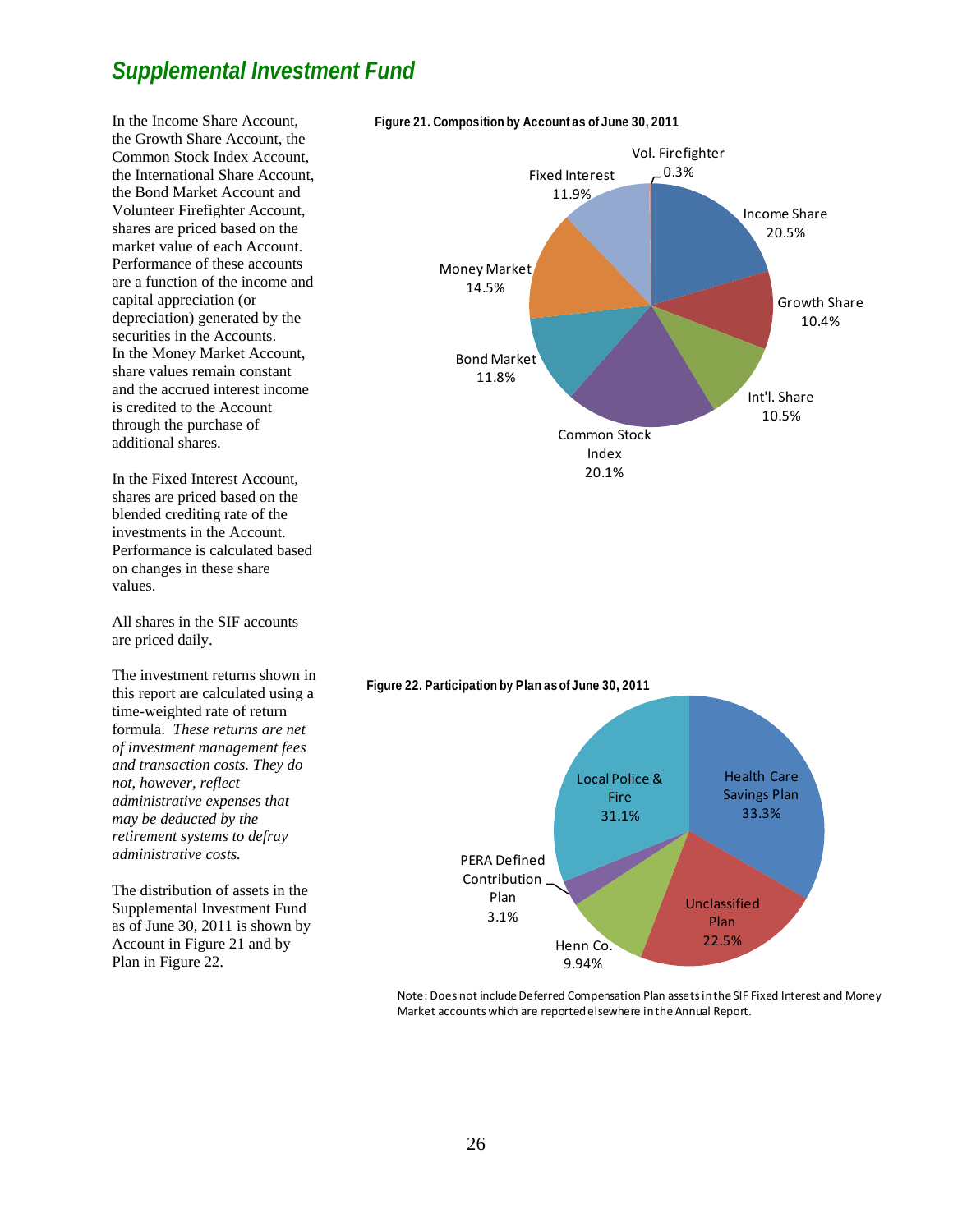## Supplemental Investment Fund

In the Income Share Account, the Growth Share Account, the Common Stock Index Account, the International Share Account, the Bond Market Account and Volunteer Firefighter Account, shares are priced based on the market value of each Account. Performance of these accounts are a function of the income and capital appreciation (or depreciation) generated by the securities in the Accounts. In the Money Market Account, share values remain constant and the accrued interest income is credited to the Account through the purchase of additional shares.

In the Fixed Interest Account, shares are priced based on the blended crediting rate of the investments in the Account. Performance is calculated based on changes in these share values.

All shares in the SIF accounts are priced daily.

The investment returns shown in this report are calculated using a time-weighted rate of return formula. *These returns are net of investment management fees and transaction costs. They do not, however, reflect administrative expenses that may be deducted by the retirement systems to defray administrative costs.*

The distribution of assets in the Supplemental Investment Fund as of June 30, 2011 is shown by Account in Figure 21 and by Plan in Figure 22.

**Figure 21. Composition by Account as of June 30, 2011**

| Account | Percent |
|---|---|
| Income Share | 20.5% |
| Growth Share | 10.4% |
| Int'l. Share | 10.5% |
| Common Stock Index | 20.1% |
| Bond Market | 11.8% |
| Money Market | 14.5% |
| Fixed Interest | 11.9% |
| Vol. Firefighter | 0.3% |

**Figure 22. Participation by Plan as of June 30, 2011**

| Plan | Percent |
|---|---|
| Health Care Savings Plan | 33.3% |
| Unclassified Plan | 22.5% |
| Henn Co. | 9.94% |
| PERA Defined Contribution Plan | 3.1% |
| Local Police & Fire | 31.1% |

Note: Does not include Deferred Compensation Plan assets in the SIF Fixed Interest and Money Market accounts which are reported elsewhere in the Annual Report.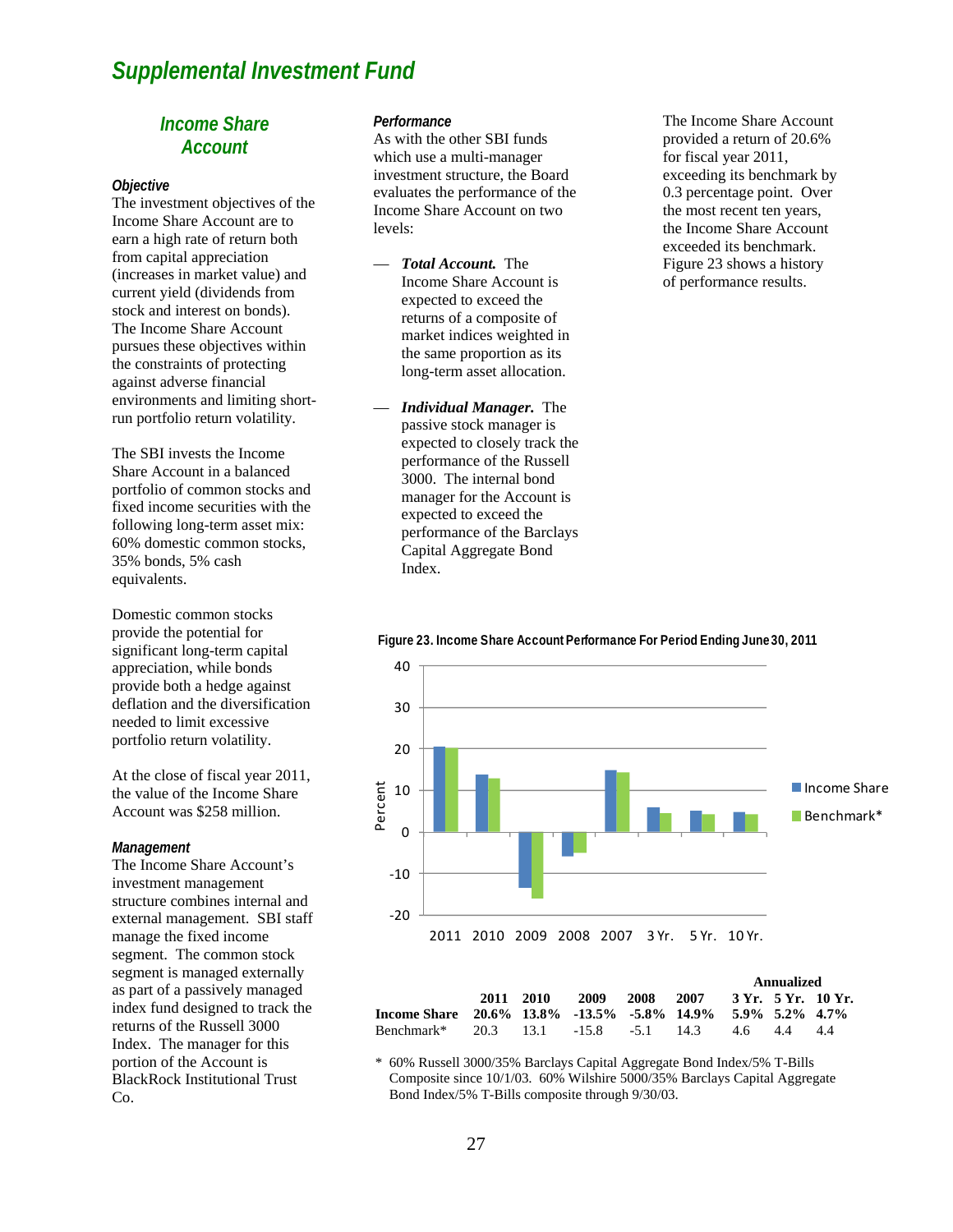# Supplemental Investment Fund

## Income Share Account

### Objective

The investment objectives of the Income Share Account are to earn a high rate of return both from capital appreciation (increases in market value) and current yield (dividends from stock and interest on bonds). The Income Share Account pursues these objectives within the constraints of protecting against adverse financial environments and limiting short-run portfolio return volatility.

The SBI invests the Income Share Account in a balanced portfolio of common stocks and fixed income securities with the following long-term asset mix: 60% domestic common stocks, 35% bonds, 5% cash equivalents.

Domestic common stocks provide the potential for significant long-term capital appreciation, while bonds provide both a hedge against deflation and the diversification needed to limit excessive portfolio return volatility.

At the close of fiscal year 2011, the value of the Income Share Account was $258 million.

### Management

The Income Share Account's investment management structure combines internal and external management. SBI staff manage the fixed income segment. The common stock segment is managed externally as part of a passively managed index fund designed to track the returns of the Russell 3000 Index. The manager for this portion of the Account is BlackRock Institutional Trust Co.

### Performance

As with the other SBI funds which use a multi-manager investment structure, the Board evaluates the performance of the Income Share Account on two levels:

— ***Total Account.*** The Income Share Account is expected to exceed the returns of a composite of market indices weighted in the same proportion as its long-term asset allocation.

— ***Individual Manager.*** The passive stock manager is expected to closely track the performance of the Russell 3000. The internal bond manager for the Account is expected to exceed the performance of the Barclays Capital Aggregate Bond Index.

The Income Share Account provided a return of 20.6% for fiscal year 2011, exceeding its benchmark by 0.3 percentage point. Over the most recent ten years, the Income Share Account exceeded its benchmark. Figure 23 shows a history of performance results.

**Figure 23. Income Share Account Performance For Period Ending June 30, 2011**

| | 2011 | 2010 | 2009 | 2008 | 2007 | Annualized 3 Yr. | Annualized 5 Yr. | Annualized 10 Yr. |
|---|---|---|---|---|---|---|---|---|
| **Income Share** | **20.6%** | **13.8%** | **-13.5%** | **-5.8%** | **14.9%** | **5.9%** | **5.2%** | **4.7%** |
| Benchmark* | 20.3 | 13.1 | -15.8 | -5.1 | 14.3 | 4.6 | 4.4 | 4.4 |

\* 60% Russell 3000/35% Barclays Capital Aggregate Bond Index/5% T-Bills Composite since 10/1/03. 60% Wilshire 5000/35% Barclays Capital Aggregate Bond Index/5% T-Bills composite through 9/30/03.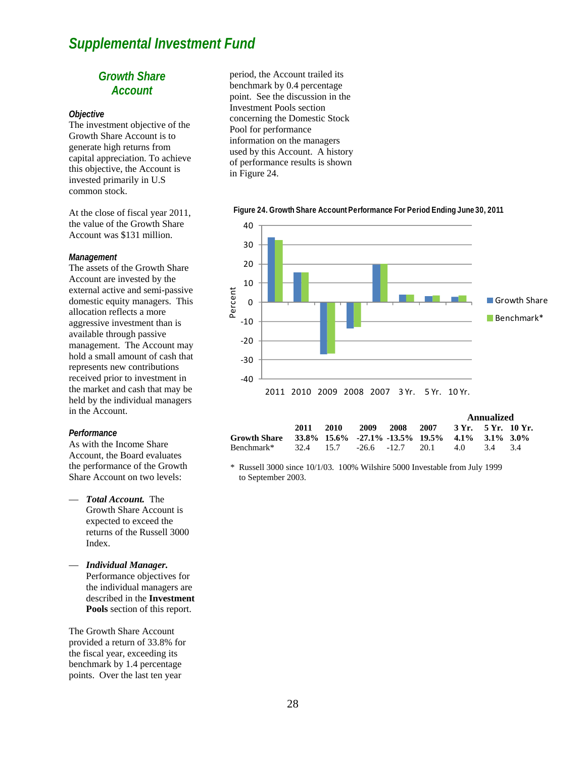# Supplemental Investment Fund

## Growth Share Account

### Objective

The investment objective of the Growth Share Account is to generate high returns from capital appreciation. To achieve this objective, the Account is invested primarily in U.S common stock.

At the close of fiscal year 2011, the value of the Growth Share Account was $131 million.

### Management

The assets of the Growth Share Account are invested by the external active and semi-passive domestic equity managers. This allocation reflects a more aggressive investment than is available through passive management. The Account may hold a small amount of cash that represents new contributions received prior to investment in the market and cash that may be held by the individual managers in the Account.

### Performance

As with the Income Share Account, the Board evaluates the performance of the Growth Share Account on two levels:

— ***Total Account.*** The Growth Share Account is expected to exceed the returns of the Russell 3000 Index.

— ***Individual Manager.*** Performance objectives for the individual managers are described in the **Investment Pools** section of this report.

The Growth Share Account provided a return of 33.8% for the fiscal year, exceeding its benchmark by 1.4 percentage points. Over the last ten year period, the Account trailed its benchmark by 0.4 percentage point. See the discussion in the Investment Pools section concerning the Domestic Stock Pool for performance information on the managers used by this Account. A history of performance results is shown in Figure 24.

**Figure 24. Growth Share Account Performance For Period Ending June 30, 2011**

| | 2011 | 2010 | 2009 | 2008 | 2007 | Annualized 3 Yr. | 5 Yr. | 10 Yr. |
|---|---|---|---|---|---|---|---|---|
| **Growth Share** | **33.8%** | **15.6%** | **-27.1%** | **-13.5%** | **19.5%** | **4.1%** | **3.1%** | **3.0%** |
| Benchmark* | 32.4 | 15.7 | -26.6 | -12.7 | 20.1 | 4.0 | 3.4 | 3.4 |

\* Russell 3000 since 10/1/03. 100% Wilshire 5000 Investable from July 1999 to September 2003.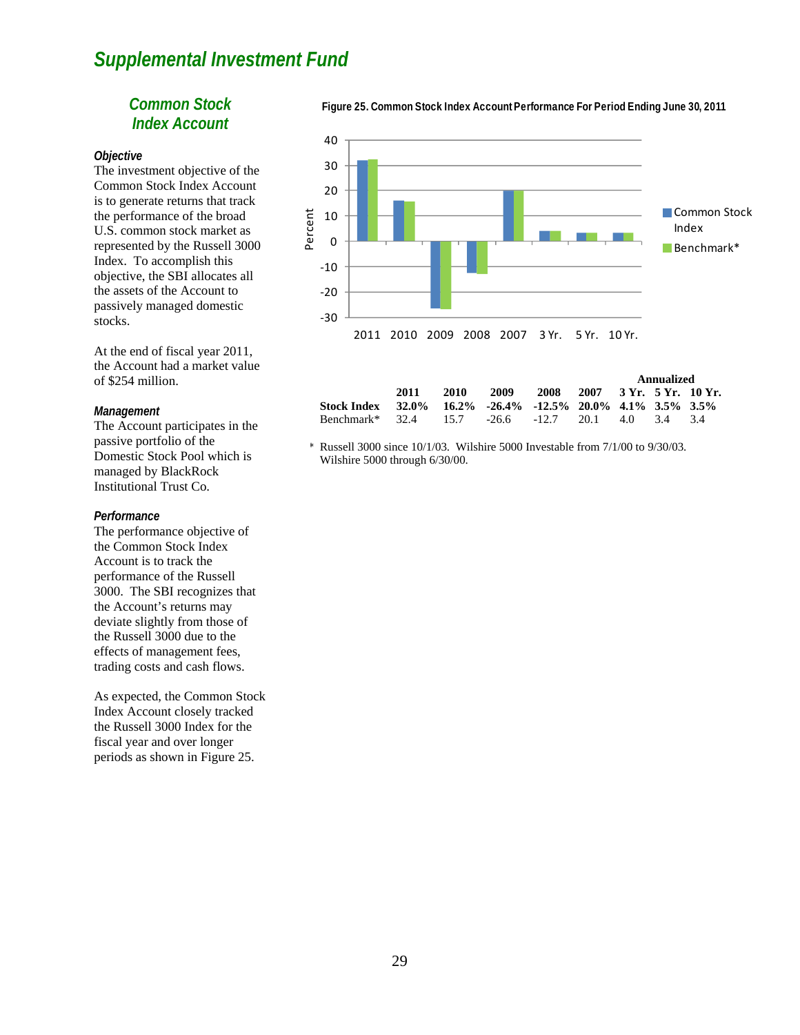# Supplemental Investment Fund

## Common Stock Index Account

### *Objective*

The investment objective of the Common Stock Index Account is to generate returns that track the performance of the broad U.S. common stock market as represented by the Russell 3000 Index. To accomplish this objective, the SBI allocates all the assets of the Account to passively managed domestic stocks.

At the end of fiscal year 2011, the Account had a market value of $254 million.

### *Management*

The Account participates in the passive portfolio of the Domestic Stock Pool which is managed by BlackRock Institutional Trust Co.

### *Performance*

The performance objective of the Common Stock Index Account is to track the performance of the Russell 3000. The SBI recognizes that the Account's returns may deviate slightly from those of the Russell 3000 due to the effects of management fees, trading costs and cash flows.

As expected, the Common Stock Index Account closely tracked the Russell 3000 Index for the fiscal year and over longer periods as shown in Figure 25.

**Figure 25. Common Stock Index Account Performance For Period Ending June 30, 2011**

| | 2011 | 2010 | 2009 | 2008 | 2007 | Annualized 3 Yr. | Annualized 5 Yr. | Annualized 10 Yr. |
|---|---|---|---|---|---|---|---|---|
| **Stock Index** | **32.0%** | **16.2%** | **-26.4%** | **-12.5%** | **20.0%** | **4.1%** | **3.5%** | **3.5%** |
| Benchmark* | 32.4 | 15.7 | -26.6 | -12.7 | 20.1 | 4.0 | 3.4 | 3.4 |

\* Russell 3000 since 10/1/03. Wilshire 5000 Investable from 7/1/00 to 9/30/03. Wilshire 5000 through 6/30/00.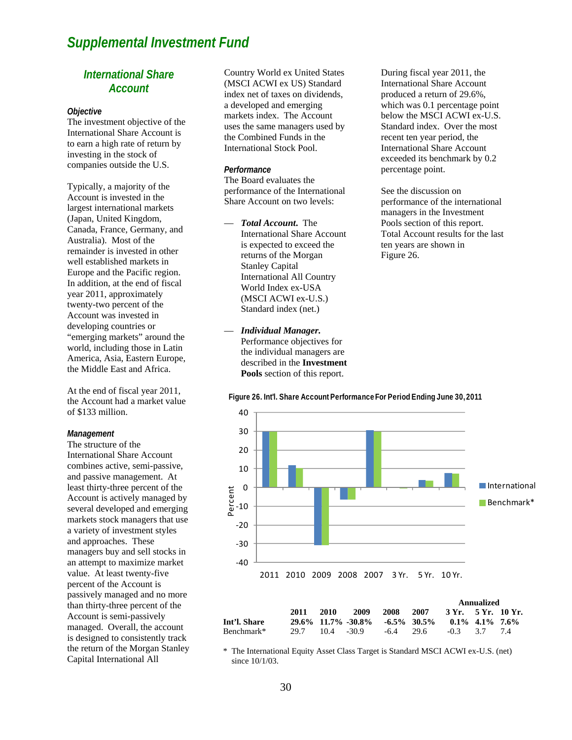# Supplemental Investment Fund

## International Share Account

### Objective

The investment objective of the International Share Account is to earn a high rate of return by investing in the stock of companies outside the U.S.

Typically, a majority of the Account is invested in the largest international markets (Japan, United Kingdom, Canada, France, Germany, and Australia). Most of the remainder is invested in other well established markets in Europe and the Pacific region. In addition, at the end of fiscal year 2011, approximately twenty-two percent of the Account was invested in developing countries or "emerging markets" around the world, including those in Latin America, Asia, Eastern Europe, the Middle East and Africa.

At the end of fiscal year 2011, the Account had a market value of $133 million.

### Management

The structure of the International Share Account combines active, semi-passive, and passive management. At least thirty-three percent of the Account is actively managed by several developed and emerging markets stock managers that use a variety of investment styles and approaches. These managers buy and sell stocks in an attempt to maximize market value. At least twenty-five percent of the Account is passively managed and no more than thirty-three percent of the Account is semi-passively managed. Overall, the account is designed to consistently track the return of the Morgan Stanley Capital International All Country World ex United States (MSCI ACWI ex US) Standard index net of taxes on dividends, a developed and emerging markets index. The Account uses the same managers used by the Combined Funds in the International Stock Pool.

### Performance

The Board evaluates the performance of the International Share Account on two levels:

- ***Total Account.*** The International Share Account is expected to exceed the returns of the Morgan Stanley Capital International All Country World Index ex-USA (MSCI ACWI ex-U.S.) Standard index (net.)

- ***Individual Manager.*** Performance objectives for the individual managers are described in the **Investment Pools** section of this report.

During fiscal year 2011, the International Share Account produced a return of 29.6%, which was 0.1 percentage point below the MSCI ACWI ex-U.S. Standard index. Over the most recent ten year period, the International Share Account exceeded its benchmark by 0.2 percentage point.

See the discussion on performance of the international managers in the Investment Pools section of this report. Total Account results for the last ten years are shown in Figure 26.

**Figure 26. Int'l. Share Account Performance For Period Ending June 30, 2011**

| | | | | | | Annualized | | |
|---|---|---|---|---|---|---|---|---|
| | **2011** | **2010** | **2009** | **2008** | **2007** | **3 Yr.** | **5 Yr.** | **10 Yr.** |
| **Int'l. Share** | **29.6%** | **11.7%** | **-30.8%** | **-6.5%** | **30.5%** | **0.1%** | **4.1%** | **7.6%** |
| Benchmark* | 29.7 | 10.4 | -30.9 | -6.4 | 29.6 | -0.3 | 3.7 | 7.4 |

\* The International Equity Asset Class Target is Standard MSCI ACWI ex-U.S. (net) since 10/1/03.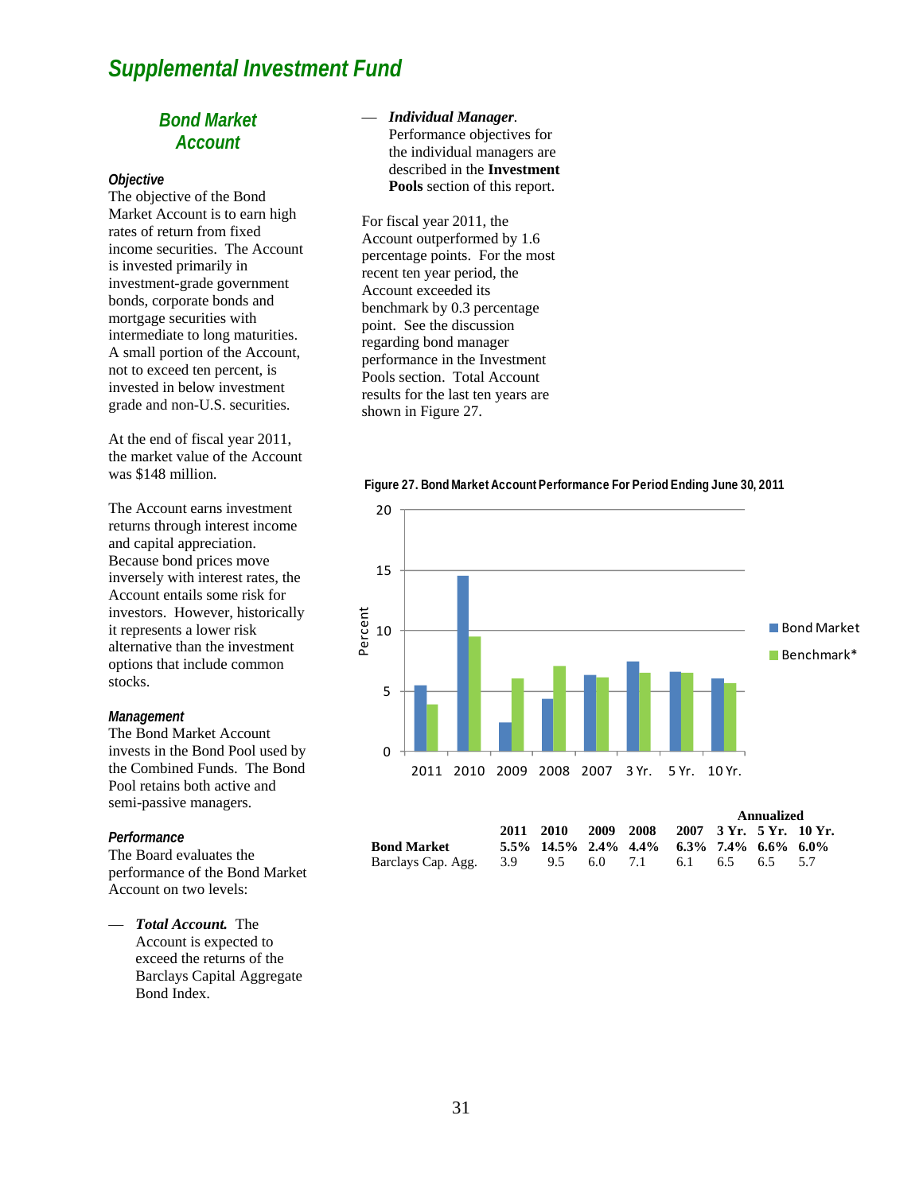# Supplemental Investment Fund

## Bond Market Account

### Objective

The objective of the Bond Market Account is to earn high rates of return from fixed income securities. The Account is invested primarily in investment-grade government bonds, corporate bonds and mortgage securities with intermediate to long maturities. A small portion of the Account, not to exceed ten percent, is invested in below investment grade and non-U.S. securities.

At the end of fiscal year 2011, the market value of the Account was $148 million.

The Account earns investment returns through interest income and capital appreciation. Because bond prices move inversely with interest rates, the Account entails some risk for investors. However, historically it represents a lower risk alternative than the investment options that include common stocks.

### Management

The Bond Market Account invests in the Bond Pool used by the Combined Funds. The Bond Pool retains both active and semi-passive managers.

### Performance

The Board evaluates the performance of the Bond Market Account on two levels:

— ***Total Account.*** The Account is expected to exceed the returns of the Barclays Capital Aggregate Bond Index.

— ***Individual Manager.*** Performance objectives for the individual managers are described in the **Investment Pools** section of this report.

For fiscal year 2011, the Account outperformed by 1.6 percentage points. For the most recent ten year period, the Account exceeded its benchmark by 0.3 percentage point. See the discussion regarding bond manager performance in the Investment Pools section. Total Account results for the last ten years are shown in Figure 27.

**Figure 27. Bond Market Account Performance For Period Ending June 30, 2011**

| | 2011 | 2010 | 2009 | 2008 | 2007 | 3 Yr. (Annualized) | 5 Yr. (Annualized) | 10 Yr. (Annualized) |
|---|---|---|---|---|---|---|---|---|
| **Bond Market** | **5.5%** | **14.5%** | **2.4%** | **4.4%** | **6.3%** | **7.4%** | **6.6%** | **6.0%** |
| Barclays Cap. Agg. | 3.9 | 9.5 | 6.0 | 7.1 | 6.1 | 6.5 | 6.5 | 5.7 |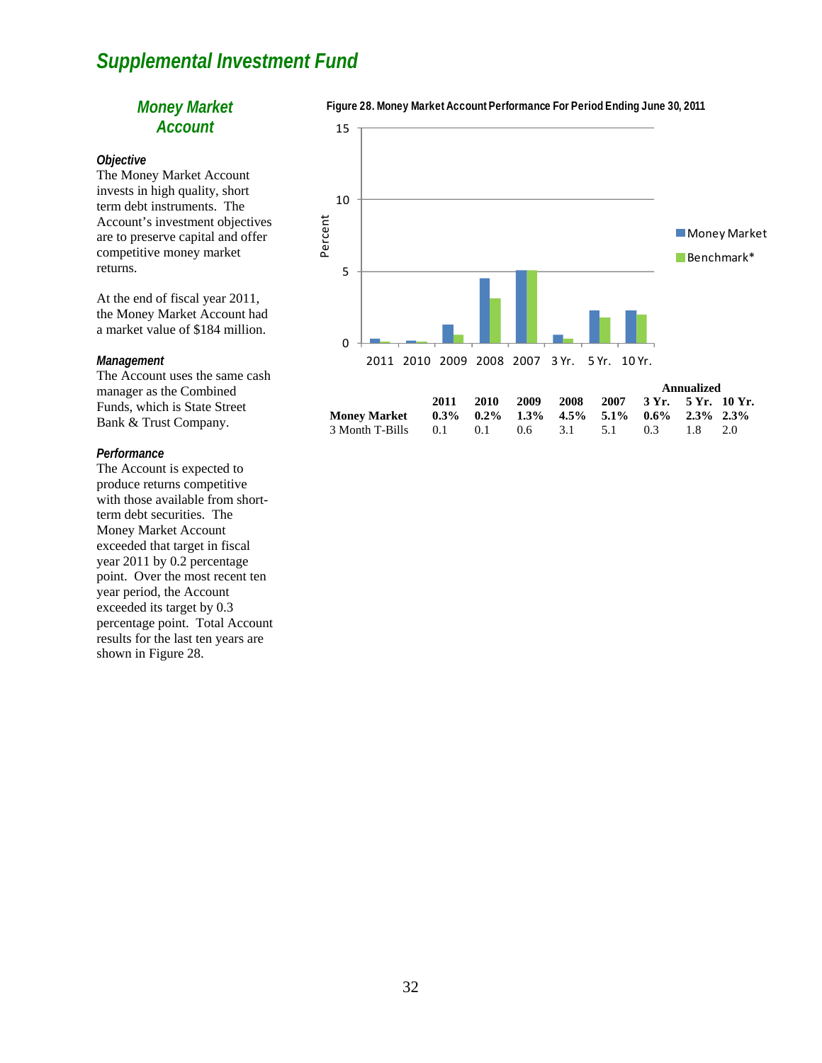# Supplemental Investment Fund

## Money Market Account

### Objective

The Money Market Account invests in high quality, short term debt instruments. The Account's investment objectives are to preserve capital and offer competitive money market returns.

At the end of fiscal year 2011, the Money Market Account had a market value of $184 million.

### Management

The Account uses the same cash manager as the Combined Funds, which is State Street Bank & Trust Company.

### Performance

The Account is expected to produce returns competitive with those available from short-term debt securities. The Money Market Account exceeded that target in fiscal year 2011 by 0.2 percentage point. Over the most recent ten year period, the Account exceeded its target by 0.3 percentage point. Total Account results for the last ten years are shown in Figure 28.

**Figure 28. Money Market Account Performance For Period Ending June 30, 2011**

| | | | | | | Annualized | | |
|---|---|---|---|---|---|---|---|---|
| | **2011** | **2010** | **2009** | **2008** | **2007** | **3 Yr.** | **5 Yr.** | **10 Yr.** |
| **Money Market** | **0.3%** | **0.2%** | **1.3%** | **4.5%** | **5.1%** | **0.6%** | **2.3%** | **2.3%** |
| 3 Month T-Bills | 0.1 | 0.1 | 0.6 | 3.1 | 5.1 | 0.3 | 1.8 | 2.0 |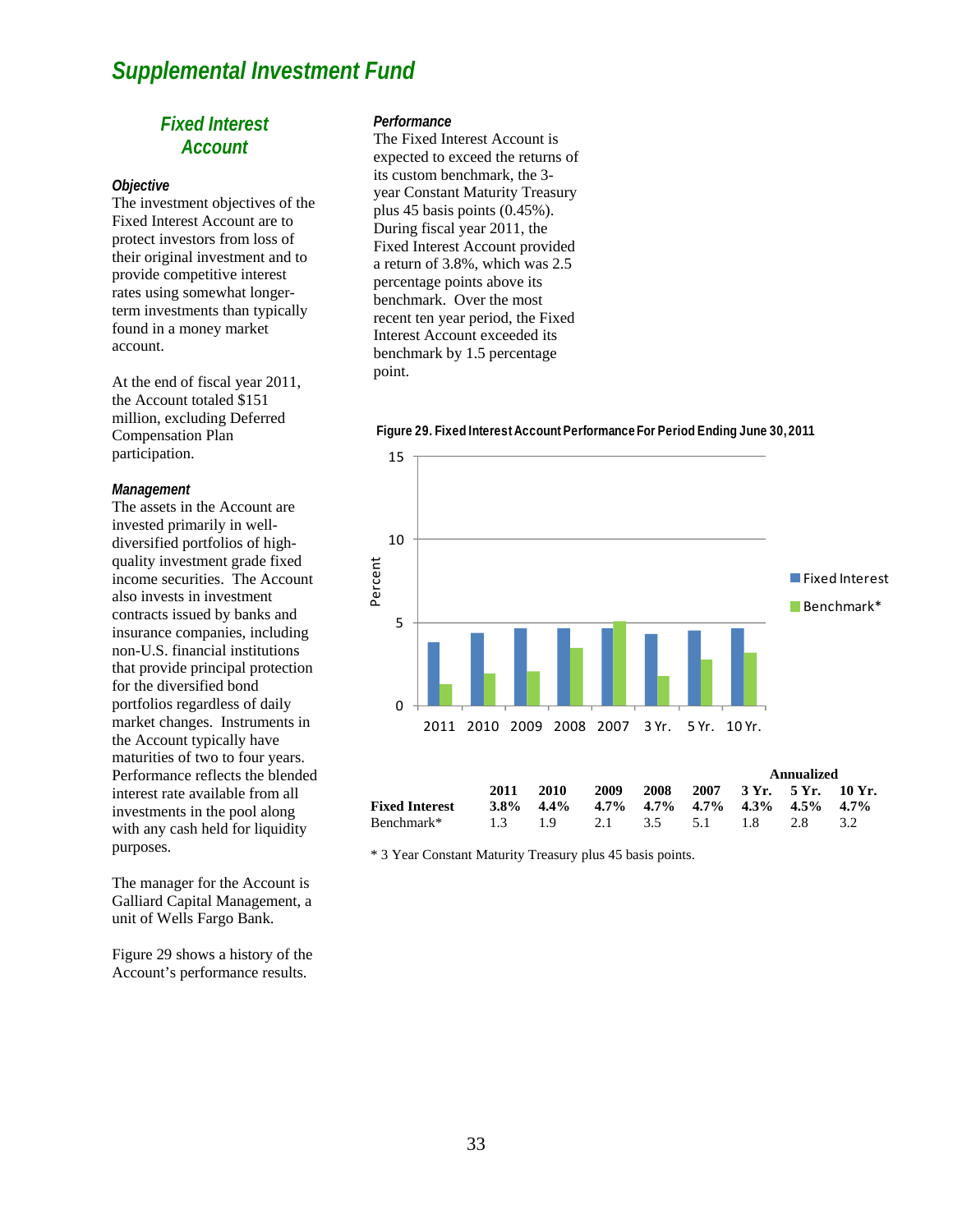# Supplemental Investment Fund

## Fixed Interest Account

### *Objective*

The investment objectives of the Fixed Interest Account are to protect investors from loss of their original investment and to provide competitive interest rates using somewhat longer-term investments than typically found in a money market account.

At the end of fiscal year 2011, the Account totaled $151 million, excluding Deferred Compensation Plan participation.

### *Management*

The assets in the Account are invested primarily in well-diversified portfolios of high-quality investment grade fixed income securities. The Account also invests in investment contracts issued by banks and insurance companies, including non-U.S. financial institutions that provide principal protection for the diversified bond portfolios regardless of daily market changes. Instruments in the Account typically have maturities of two to four years. Performance reflects the blended interest rate available from all investments in the pool along with any cash held for liquidity purposes.

The manager for the Account is Galliard Capital Management, a unit of Wells Fargo Bank.

Figure 29 shows a history of the Account's performance results.

### *Performance*

The Fixed Interest Account is expected to exceed the returns of its custom benchmark, the 3-year Constant Maturity Treasury plus 45 basis points (0.45%). During fiscal year 2011, the Fixed Interest Account provided a return of 3.8%, which was 2.5 percentage points above its benchmark. Over the most recent ten year period, the Fixed Interest Account exceeded its benchmark by 1.5 percentage point.

**Figure 29. Fixed Interest Account Performance For Period Ending June 30, 2011**

| | 2011 | 2010 | 2009 | 2008 | 2007 | Annualized 3 Yr. | 5 Yr. | 10 Yr. |
|---|---|---|---|---|---|---|---|---|
| **Fixed Interest** | **3.8%** | **4.4%** | **4.7%** | **4.7%** | **4.7%** | **4.3%** | **4.5%** | **4.7%** |
| Benchmark* | 1.3 | 1.9 | 2.1 | 3.5 | 5.1 | 1.8 | 2.8 | 3.2 |

\* 3 Year Constant Maturity Treasury plus 45 basis points.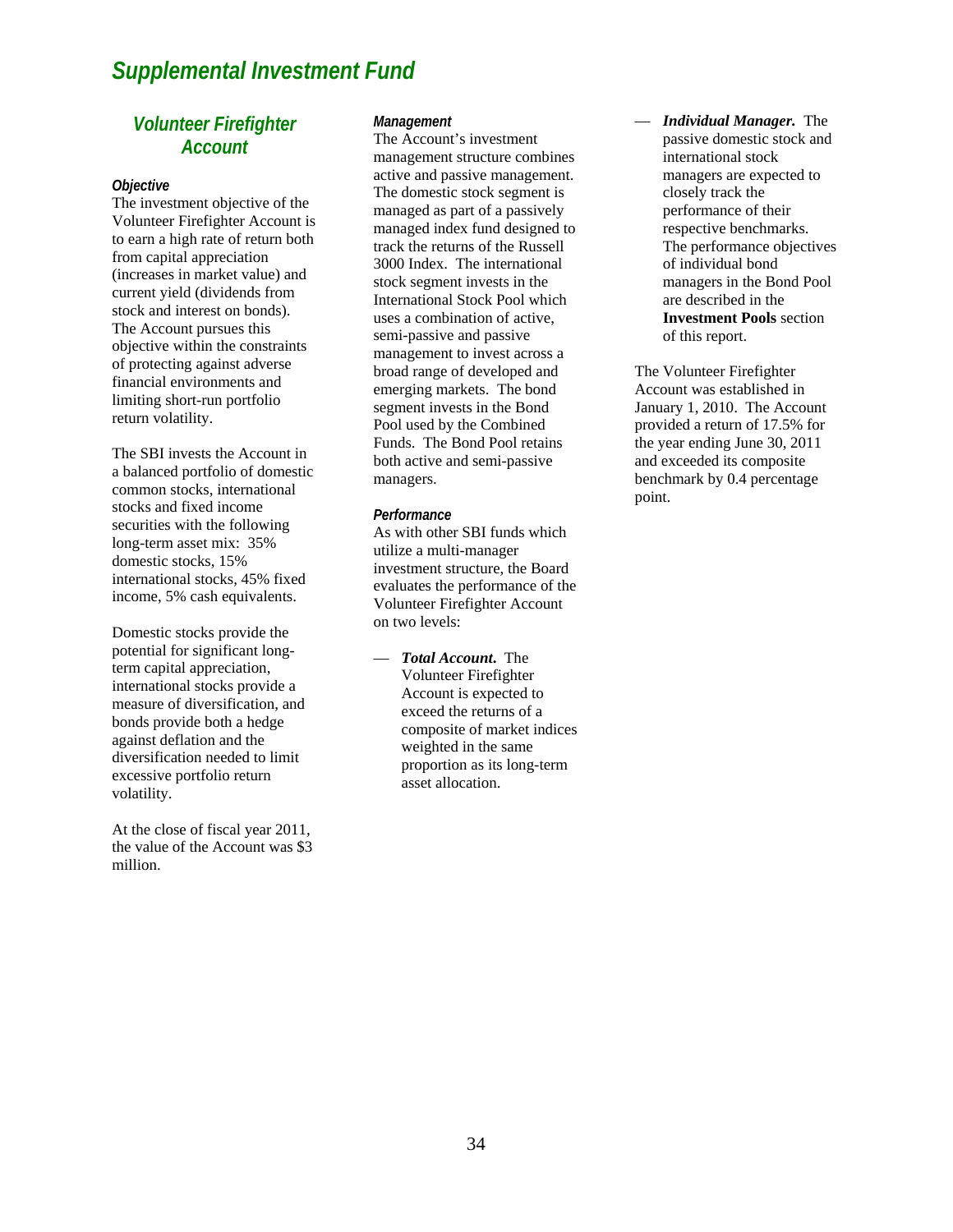# Supplemental Investment Fund

## Volunteer Firefighter Account

### Objective

The investment objective of the Volunteer Firefighter Account is to earn a high rate of return both from capital appreciation (increases in market value) and current yield (dividends from stock and interest on bonds). The Account pursues this objective within the constraints of protecting against adverse financial environments and limiting short-run portfolio return volatility.

The SBI invests the Account in a balanced portfolio of domestic common stocks, international stocks and fixed income securities with the following long-term asset mix: 35% domestic stocks, 15% international stocks, 45% fixed income, 5% cash equivalents.

Domestic stocks provide the potential for significant long-term capital appreciation, international stocks provide a measure of diversification, and bonds provide both a hedge against deflation and the diversification needed to limit excessive portfolio return volatility.

At the close of fiscal year 2011, the value of the Account was $3 million.

### Management

The Account's investment management structure combines active and passive management. The domestic stock segment is managed as part of a passively managed index fund designed to track the returns of the Russell 3000 Index. The international stock segment invests in the International Stock Pool which uses a combination of active, semi-passive and passive management to invest across a broad range of developed and emerging markets. The bond segment invests in the Bond Pool used by the Combined Funds. The Bond Pool retains both active and semi-passive managers.

### Performance

As with other SBI funds which utilize a multi-manager investment structure, the Board evaluates the performance of the Volunteer Firefighter Account on two levels:

— ***Total Account.*** The Volunteer Firefighter Account is expected to exceed the returns of a composite of market indices weighted in the same proportion as its long-term asset allocation.

— ***Individual Manager.*** The passive domestic stock and international stock managers are expected to closely track the performance of their respective benchmarks. The performance objectives of individual bond managers in the Bond Pool are described in the **Investment Pools** section of this report.

The Volunteer Firefighter Account was established in January 1, 2010. The Account provided a return of 17.5% for the year ending June 30, 2011 and exceeded its composite benchmark by 0.4 percentage point.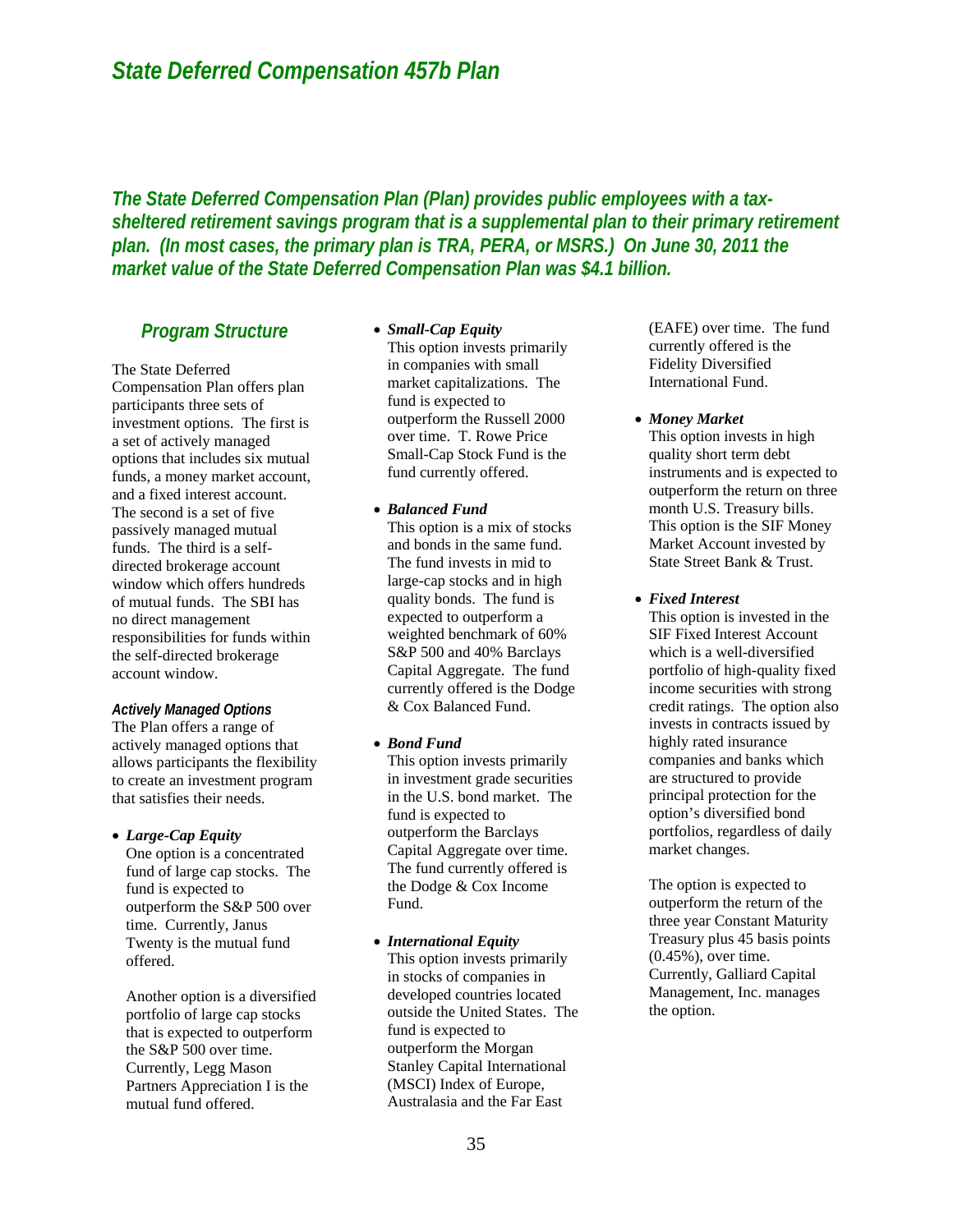# State Deferred Compensation 457b Plan

***The State Deferred Compensation Plan (Plan) provides public employees with a tax-sheltered retirement savings program that is a supplemental plan to their primary retirement plan. (In most cases, the primary plan is TRA, PERA, or MSRS.) On June 30, 2011 the market value of the State Deferred Compensation Plan was $4.1 billion.***

## Program Structure

The State Deferred Compensation Plan offers plan participants three sets of investment options. The first is a set of actively managed options that includes six mutual funds, a money market account, and a fixed interest account. The second is a set of five passively managed mutual funds. The third is a self-directed brokerage account window which offers hundreds of mutual funds. The SBI has no direct management responsibilities for funds within the self-directed brokerage account window.

### *Actively Managed Options*

The Plan offers a range of actively managed options that allows participants the flexibility to create an investment program that satisfies their needs.

- ***Large-Cap Equity***
  One option is a concentrated fund of large cap stocks. The fund is expected to outperform the S&P 500 over time. Currently, Janus Twenty is the mutual fund offered.

  Another option is a diversified portfolio of large cap stocks that is expected to outperform the S&P 500 over time. Currently, Legg Mason Partners Appreciation I is the mutual fund offered.

- ***Small-Cap Equity***
  This option invests primarily in companies with small market capitalizations. The fund is expected to outperform the Russell 2000 over time. T. Rowe Price Small-Cap Stock Fund is the fund currently offered.

- ***Balanced Fund***
  This option is a mix of stocks and bonds in the same fund. The fund invests in mid to large-cap stocks and in high quality bonds. The fund is expected to outperform a weighted benchmark of 60% S&P 500 and 40% Barclays Capital Aggregate. The fund currently offered is the Dodge & Cox Balanced Fund.

- ***Bond Fund***
  This option invests primarily in investment grade securities in the U.S. bond market. The fund is expected to outperform the Barclays Capital Aggregate over time. The fund currently offered is the Dodge & Cox Income Fund.

- ***International Equity***
  This option invests primarily in stocks of companies in developed countries located outside the United States. The fund is expected to outperform the Morgan Stanley Capital International (MSCI) Index of Europe, Australasia and the Far East (EAFE) over time. The fund currently offered is the Fidelity Diversified International Fund.

- ***Money Market***
  This option invests in high quality short term debt instruments and is expected to outperform the return on three month U.S. Treasury bills. This option is the SIF Money Market Account invested by State Street Bank & Trust.

- ***Fixed Interest***
  This option is invested in the SIF Fixed Interest Account which is a well-diversified portfolio of high-quality fixed income securities with strong credit ratings. The option also invests in contracts issued by highly rated insurance companies and banks which are structured to provide principal protection for the option's diversified bond portfolios, regardless of daily market changes.

  The option is expected to outperform the return of the three year Constant Maturity Treasury plus 45 basis points (0.45%), over time. Currently, Galliard Capital Management, Inc. manages the option.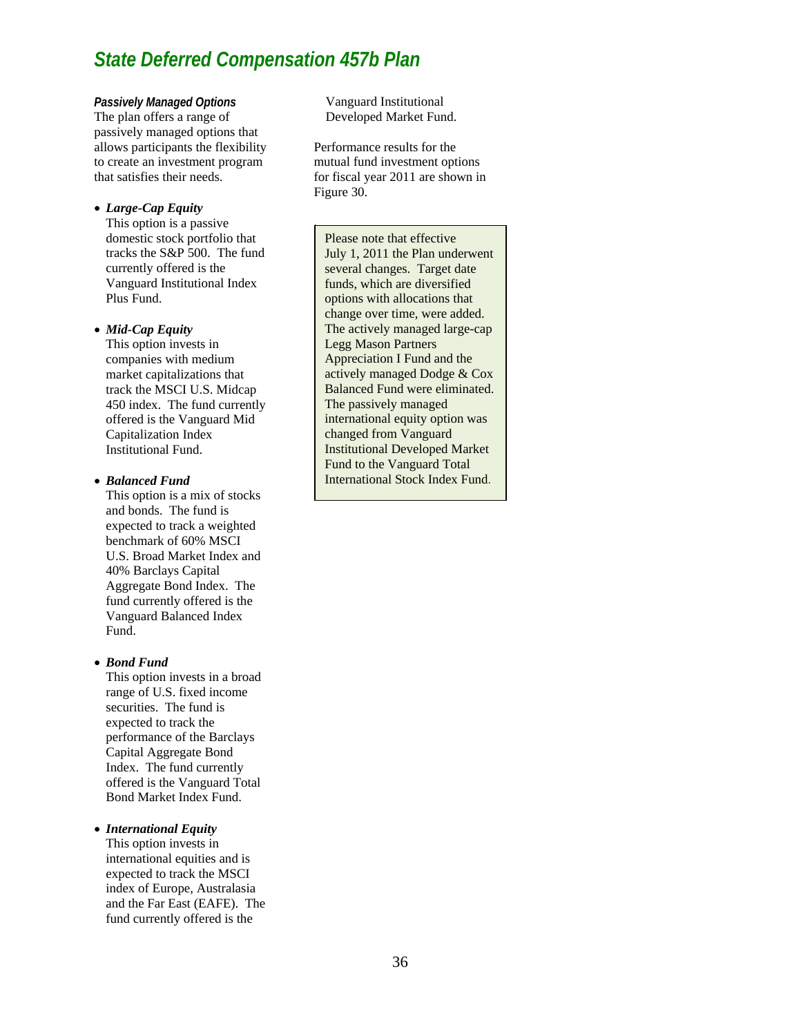## State Deferred Compensation 457b Plan

***Passively Managed Options***
The plan offers a range of passively managed options that allows participants the flexibility to create an investment program that satisfies their needs.

- ***Large-Cap Equity***
  This option is a passive domestic stock portfolio that tracks the S&P 500. The fund currently offered is the Vanguard Institutional Index Plus Fund.

- ***Mid-Cap Equity***
  This option invests in companies with medium market capitalizations that track the MSCI U.S. Midcap 450 index. The fund currently offered is the Vanguard Mid Capitalization Index Institutional Fund.

- ***Balanced Fund***
  This option is a mix of stocks and bonds. The fund is expected to track a weighted benchmark of 60% MSCI U.S. Broad Market Index and 40% Barclays Capital Aggregate Bond Index. The fund currently offered is the Vanguard Balanced Index Fund.

- ***Bond Fund***
  This option invests in a broad range of U.S. fixed income securities. The fund is expected to track the performance of the Barclays Capital Aggregate Bond Index. The fund currently offered is the Vanguard Total Bond Market Index Fund.

- ***International Equity***
  This option invests in international equities and is expected to track the MSCI index of Europe, Australasia and the Far East (EAFE). The fund currently offered is the Vanguard Institutional Developed Market Fund.

Performance results for the mutual fund investment options for fiscal year 2011 are shown in Figure 30.

> Please note that effective July 1, 2011 the Plan underwent several changes. Target date funds, which are diversified options with allocations that change over time, were added. The actively managed large-cap Legg Mason Partners Appreciation I Fund and the actively managed Dodge & Cox Balanced Fund were eliminated. The passively managed international equity option was changed from Vanguard Institutional Developed Market Fund to the Vanguard Total International Stock Index Fund.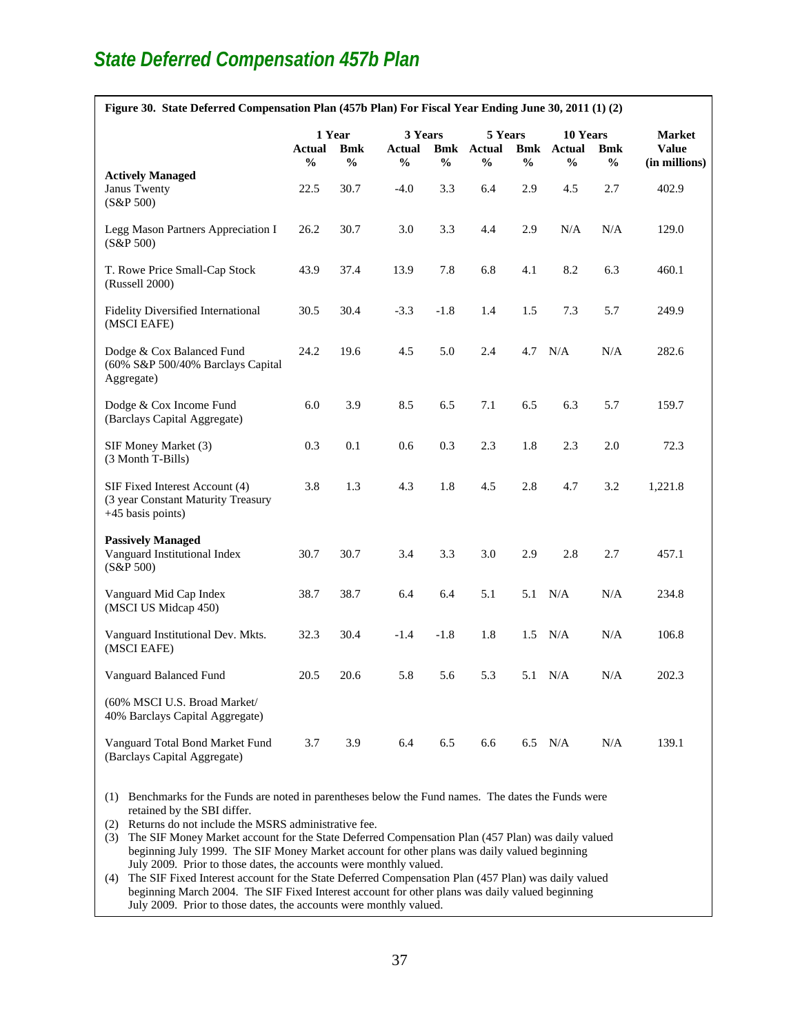## State Deferred Compensation 457b Plan

**Figure 30. State Deferred Compensation Plan (457b Plan) For Fiscal Year Ending June 30, 2011 (1) (2)**

| | 1 Year | | 3 Years | | 5 Years | | 10 Years | | Market Value |
|---|---|---|---|---|---|---|---|---|---|
| | Actual % | Bmk % | Actual % | Bmk % | Actual % | Bmk % | Actual % | Bmk % | (in millions) |
| **Actively Managed** | | | | | | | | | |
| Janus Twenty (S&P 500) | 22.5 | 30.7 | -4.0 | 3.3 | 6.4 | 2.9 | 4.5 | 2.7 | 402.9 |
| Legg Mason Partners Appreciation I (S&P 500) | 26.2 | 30.7 | 3.0 | 3.3 | 4.4 | 2.9 | N/A | N/A | 129.0 |
| T. Rowe Price Small-Cap Stock (Russell 2000) | 43.9 | 37.4 | 13.9 | 7.8 | 6.8 | 4.1 | 8.2 | 6.3 | 460.1 |
| Fidelity Diversified International (MSCI EAFE) | 30.5 | 30.4 | -3.3 | -1.8 | 1.4 | 1.5 | 7.3 | 5.7 | 249.9 |
| Dodge & Cox Balanced Fund (60% S&P 500/40% Barclays Capital Aggregate) | 24.2 | 19.6 | 4.5 | 5.0 | 2.4 | 4.7 | N/A | N/A | 282.6 |
| Dodge & Cox Income Fund (Barclays Capital Aggregate) | 6.0 | 3.9 | 8.5 | 6.5 | 7.1 | 6.5 | 6.3 | 5.7 | 159.7 |
| SIF Money Market (3) (3 Month T-Bills) | 0.3 | 0.1 | 0.6 | 0.3 | 2.3 | 1.8 | 2.3 | 2.0 | 72.3 |
| SIF Fixed Interest Account (4) (3 year Constant Maturity Treasury +45 basis points) | 3.8 | 1.3 | 4.3 | 1.8 | 4.5 | 2.8 | 4.7 | 3.2 | 1,221.8 |
| **Passively Managed** | | | | | | | | | |
| Vanguard Institutional Index (S&P 500) | 30.7 | 30.7 | 3.4 | 3.3 | 3.0 | 2.9 | 2.8 | 2.7 | 457.1 |
| Vanguard Mid Cap Index (MSCI US Midcap 450) | 38.7 | 38.7 | 6.4 | 6.4 | 5.1 | 5.1 | N/A | N/A | 234.8 |
| Vanguard Institutional Dev. Mkts. (MSCI EAFE) | 32.3 | 30.4 | -1.4 | -1.8 | 1.8 | 1.5 | N/A | N/A | 106.8 |
| Vanguard Balanced Fund (60% MSCI U.S. Broad Market/ 40% Barclays Capital Aggregate) | 20.5 | 20.6 | 5.8 | 5.6 | 5.3 | 5.1 | N/A | N/A | 202.3 |
| Vanguard Total Bond Market Fund (Barclays Capital Aggregate) | 3.7 | 3.9 | 6.4 | 6.5 | 6.6 | 6.5 | N/A | N/A | 139.1 |

(1) Benchmarks for the Funds are noted in parentheses below the Fund names. The dates the Funds were retained by the SBI differ.

(2) Returns do not include the MSRS administrative fee.

(3) The SIF Money Market account for the State Deferred Compensation Plan (457 Plan) was daily valued beginning July 1999. The SIF Money Market account for other plans was daily valued beginning July 2009. Prior to those dates, the accounts were monthly valued.

(4) The SIF Fixed Interest account for the State Deferred Compensation Plan (457 Plan) was daily valued beginning March 2004. The SIF Fixed Interest account for other plans was daily valued beginning July 2009. Prior to those dates, the accounts were monthly valued.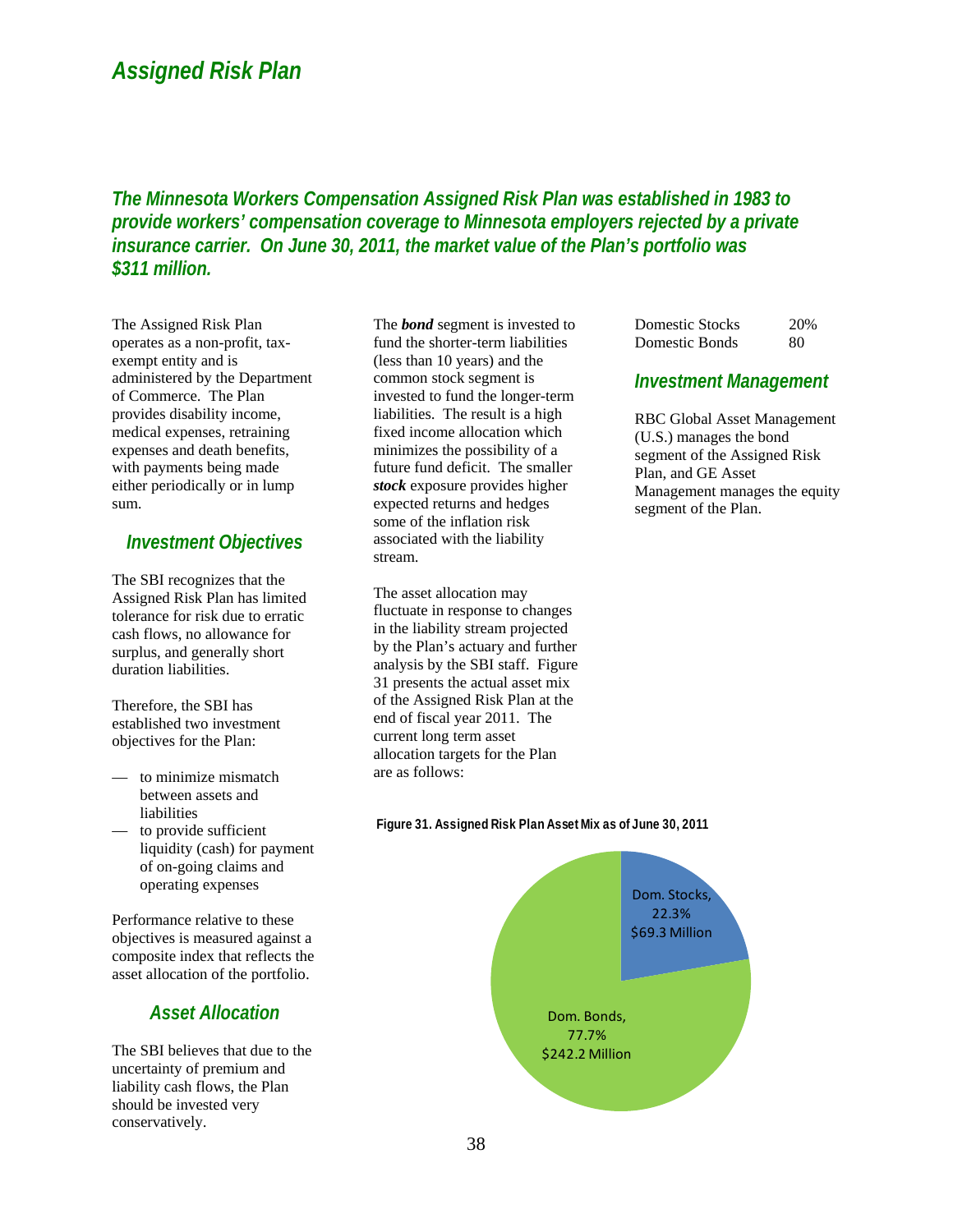# Assigned Risk Plan

***The Minnesota Workers Compensation Assigned Risk Plan was established in 1983 to provide workers' compensation coverage to Minnesota employers rejected by a private insurance carrier. On June 30, 2011, the market value of the Plan's portfolio was $311 million.***

The Assigned Risk Plan operates as a non-profit, tax-exempt entity and is administered by the Department of Commerce. The Plan provides disability income, medical expenses, retraining expenses and death benefits, with payments being made either periodically or in lump sum.

## Investment Objectives

The SBI recognizes that the Assigned Risk Plan has limited tolerance for risk due to erratic cash flows, no allowance for surplus, and generally short duration liabilities.

Therefore, the SBI has established two investment objectives for the Plan:

- to minimize mismatch between assets and liabilities
- to provide sufficient liquidity (cash) for payment of on-going claims and operating expenses

Performance relative to these objectives is measured against a composite index that reflects the asset allocation of the portfolio.

## Asset Allocation

The SBI believes that due to the uncertainty of premium and liability cash flows, the Plan should be invested very conservatively.

The ***bond*** segment is invested to fund the shorter-term liabilities (less than 10 years) and the common stock segment is invested to fund the longer-term liabilities. The result is a high fixed income allocation which minimizes the possibility of a future fund deficit. The smaller ***stock*** exposure provides higher expected returns and hedges some of the inflation risk associated with the liability stream.

The asset allocation may fluctuate in response to changes in the liability stream projected by the Plan's actuary and further analysis by the SBI staff. Figure 31 presents the actual asset mix of the Assigned Risk Plan at the end of fiscal year 2011. The current long term asset allocation targets for the Plan are as follows:

| | |
|---|---|
| Domestic Stocks | 20% |
| Domestic Bonds | 80 |

## Investment Management

RBC Global Asset Management (U.S.) manages the bond segment of the Assigned Risk Plan, and GE Asset Management manages the equity segment of the Plan.

**Figure 31. Assigned Risk Plan Asset Mix as of June 30, 2011**

| Asset | Percent | Value |
|---|---|---|
| Dom. Stocks | 22.3% | $69.3 Million |
| Dom. Bonds | 77.7% | $242.2 Million |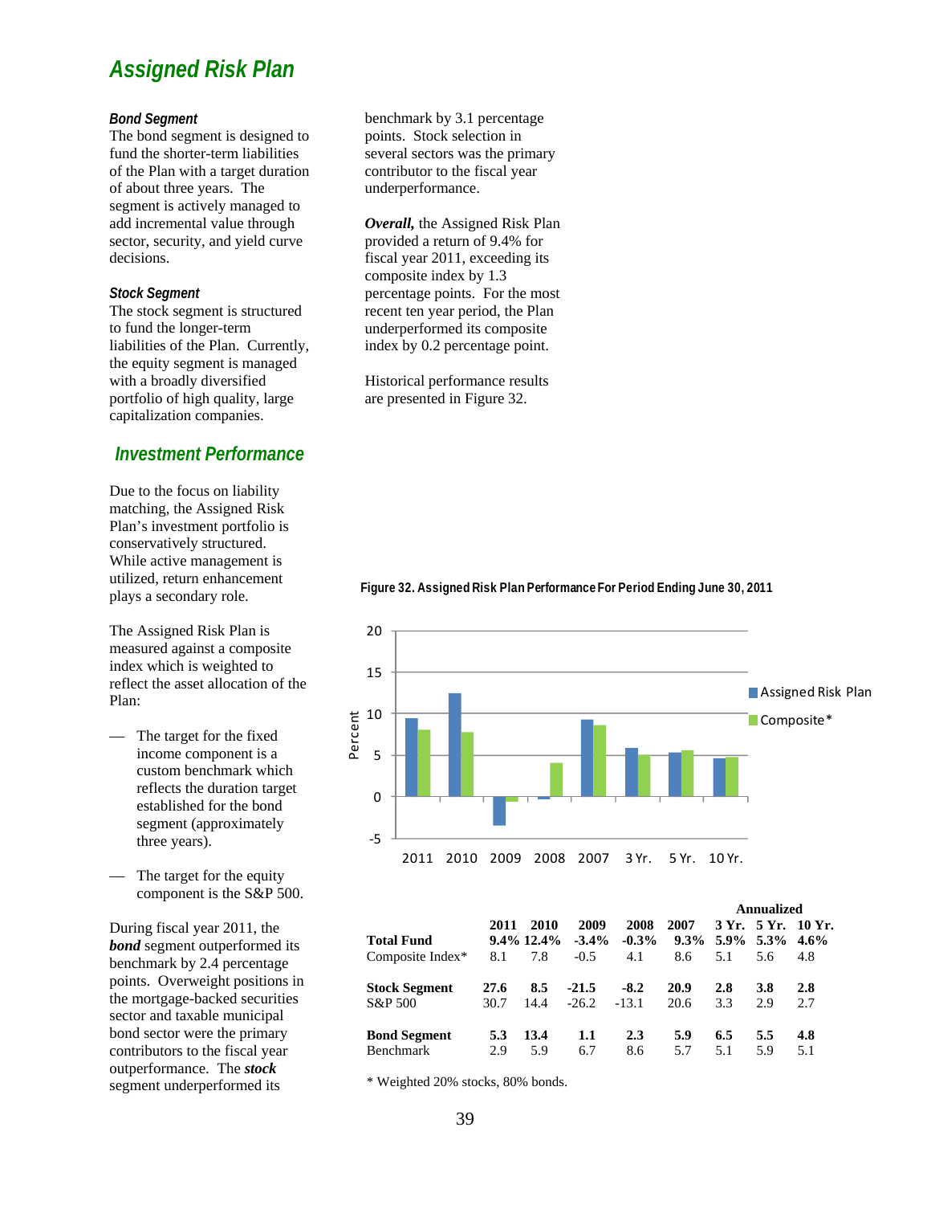# Assigned Risk Plan

#### Bond Segment

The bond segment is designed to fund the shorter-term liabilities of the Plan with a target duration of about three years. The segment is actively managed to add incremental value through sector, security, and yield curve decisions.

#### Stock Segment

The stock segment is structured to fund the longer-term liabilities of the Plan. Currently, the equity segment is managed with a broadly diversified portfolio of high quality, large capitalization companies.

## Investment Performance

Due to the focus on liability matching, the Assigned Risk Plan's investment portfolio is conservatively structured. While active management is utilized, return enhancement plays a secondary role.

The Assigned Risk Plan is measured against a composite index which is weighted to reflect the asset allocation of the Plan:

- The target for the fixed income component is a custom benchmark which reflects the duration target established for the bond segment (approximately three years).
- The target for the equity component is the S&P 500.

During fiscal year 2011, the ***bond*** segment outperformed its benchmark by 2.4 percentage points. Overweight positions in the mortgage-backed securities sector and taxable municipal bond sector were the primary contributors to the fiscal year outperformance. The ***stock*** segment underperformed its benchmark by 3.1 percentage points. Stock selection in several sectors was the primary contributor to the fiscal year underperformance.

***Overall,*** the Assigned Risk Plan provided a return of 9.4% for fiscal year 2011, exceeding its composite index by 1.3 percentage points. For the most recent ten year period, the Plan underperformed its composite index by 0.2 percentage point.

Historical performance results are presented in Figure 32.

**Figure 32. Assigned Risk Plan Performance For Period Ending June 30, 2011**

| | 2011 | 2010 | 2009 | 2008 | 2007 | 3 Yr. (Annualized) | 5 Yr. (Annualized) | 10 Yr. (Annualized) |
|---|---|---|---|---|---|---|---|---|
| **Total Fund** | **9.4%** | **12.4%** | **-3.4%** | **-0.3%** | **9.3%** | **5.9%** | **5.3%** | **4.6%** |
| Composite Index* | 8.1 | 7.8 | -0.5 | 4.1 | 8.6 | 5.1 | 5.6 | 4.8 |
| **Stock Segment** | **27.6** | **8.5** | **-21.5** | **-8.2** | **20.9** | **2.8** | **3.8** | **2.8** |
| S&P 500 | 30.7 | 14.4 | -26.2 | -13.1 | 20.6 | 3.3 | 2.9 | 2.7 |
| **Bond Segment** | **5.3** | **13.4** | **1.1** | **2.3** | **5.9** | **6.5** | **5.5** | **4.8** |
| Benchmark | 2.9 | 5.9 | 6.7 | 8.6 | 5.7 | 5.1 | 5.9 | 5.1 |

\* Weighted 20% stocks, 80% bonds.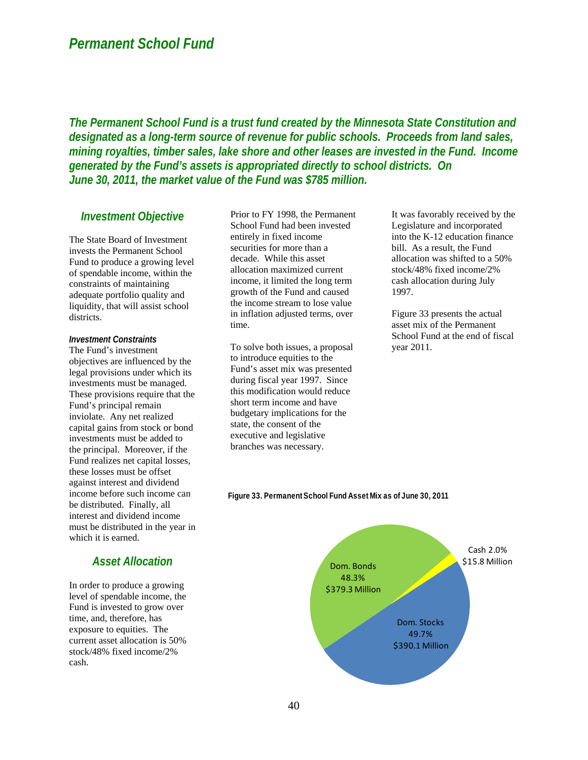# Permanent School Fund

***The Permanent School Fund is a trust fund created by the Minnesota State Constitution and designated as a long-term source of revenue for public schools. Proceeds from land sales, mining royalties, timber sales, lake shore and other leases are invested in the Fund. Income generated by the Fund's assets is appropriated directly to school districts. On June 30, 2011, the market value of the Fund was $785 million.***

## Investment Objective

The State Board of Investment invests the Permanent School Fund to produce a growing level of spendable income, within the constraints of maintaining adequate portfolio quality and liquidity, that will assist school districts.

### Investment Constraints

The Fund's investment objectives are influenced by the legal provisions under which its investments must be managed. These provisions require that the Fund's principal remain inviolate. Any net realized capital gains from stock or bond investments must be added to the principal. Moreover, if the Fund realizes net capital losses, these losses must be offset against interest and dividend income before such income can be distributed. Finally, all interest and dividend income must be distributed in the year in which it is earned.

## Asset Allocation

In order to produce a growing level of spendable income, the Fund is invested to grow over time, and, therefore, has exposure to equities. The current asset allocation is 50% stock/48% fixed income/2% cash.

Prior to FY 1998, the Permanent School Fund had been invested entirely in fixed income securities for more than a decade. While this asset allocation maximized current income, it limited the long term growth of the Fund and caused the income stream to lose value in inflation adjusted terms, over time.

To solve both issues, a proposal to introduce equities to the Fund's asset mix was presented during fiscal year 1997. Since this modification would reduce short term income and have budgetary implications for the state, the consent of the executive and legislative branches was necessary.

It was favorably received by the Legislature and incorporated into the K-12 education finance bill. As a result, the Fund allocation was shifted to a 50% stock/48% fixed income/2% cash allocation during July 1997.

Figure 33 presents the actual asset mix of the Permanent School Fund at the end of fiscal year 2011.

**Figure 33. Permanent School Fund Asset Mix as of June 30, 2011**

| Asset | Percent | Value |
|---|---|---|
| Dom. Bonds | 48.3% | $379.3 Million |
| Dom. Stocks | 49.7% | $390.1 Million |
| Cash | 2.0% | $15.8 Million |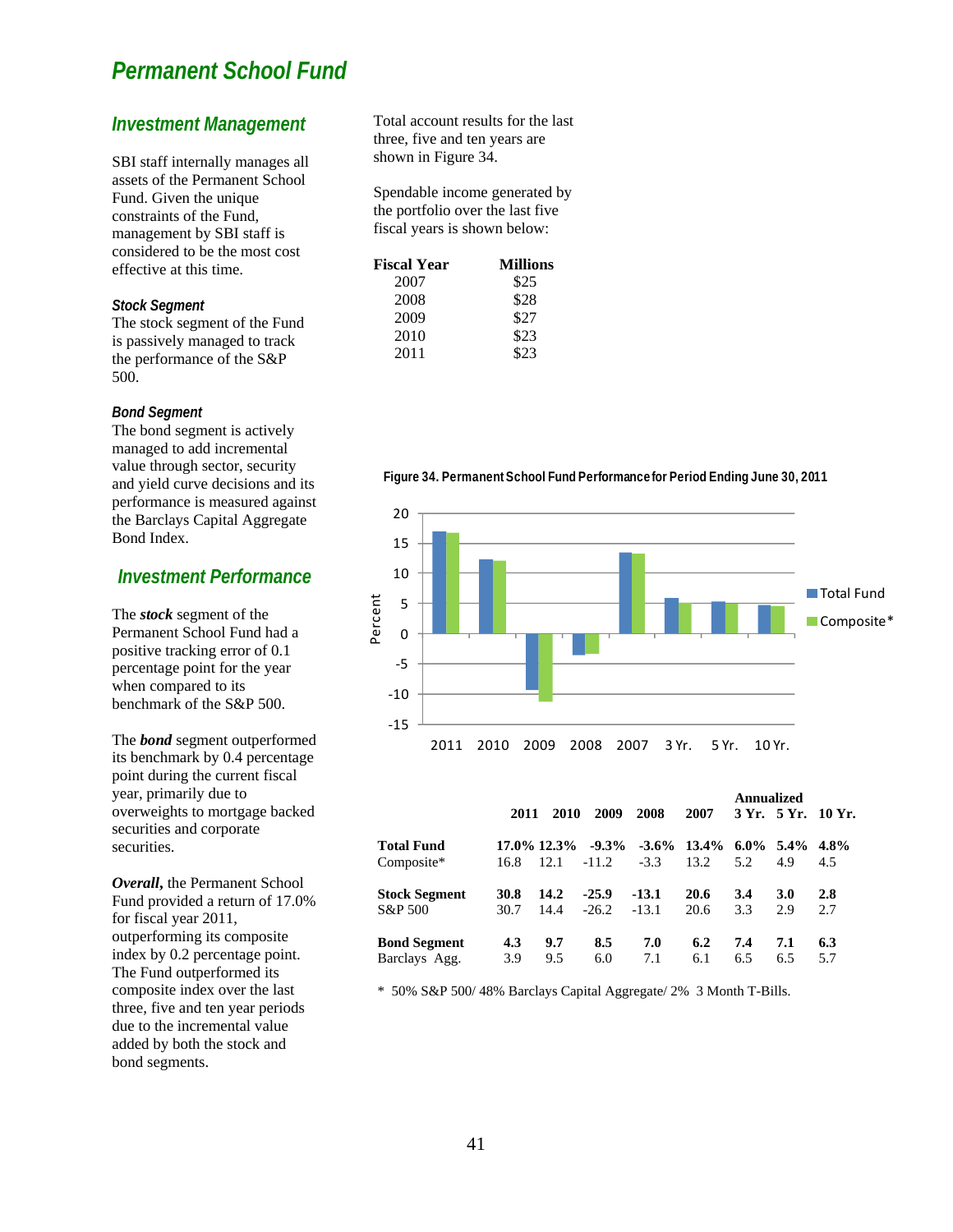# Permanent School Fund

## Investment Management

SBI staff internally manages all assets of the Permanent School Fund. Given the unique constraints of the Fund, management by SBI staff is considered to be the most cost effective at this time.

### Stock Segment

The stock segment of the Fund is passively managed to track the performance of the S&P 500.

### Bond Segment

The bond segment is actively managed to add incremental value through sector, security and yield curve decisions and its performance is measured against the Barclays Capital Aggregate Bond Index.

## Investment Performance

The ***stock*** segment of the Permanent School Fund had a positive tracking error of 0.1 percentage point for the year when compared to its benchmark of the S&P 500.

The ***bond*** segment outperformed its benchmark by 0.4 percentage point during the current fiscal year, primarily due to overweights to mortgage backed securities and corporate securities.

***Overall,*** the Permanent School Fund provided a return of 17.0% for fiscal year 2011, outperforming its composite index by 0.2 percentage point. The Fund outperformed its composite index over the last three, five and ten year periods due to the incremental value added by both the stock and bond segments.

Total account results for the last three, five and ten years are shown in Figure 34.

Spendable income generated by the portfolio over the last five fiscal years is shown below:

| Fiscal Year | Millions |
|---|---|
| 2007 | $25 |
| 2008 | $28 |
| 2009 | $27 |
| 2010 | $23 |
| 2011 | $23 |

**Figure 34. Permanent School Fund Performance for Period Ending June 30, 2011**

| | 2011 | 2010 | 2009 | 2008 | 2007 | Annualized 3 Yr. | 5 Yr. | 10 Yr. |
|---|---|---|---|---|---|---|---|---|
| **Total Fund** | **17.0%** | **12.3%** | **-9.3%** | **-3.6%** | **13.4%** | **6.0%** | **5.4%** | **4.8%** |
| Composite* | 16.8 | 12.1 | -11.2 | -3.3 | 13.2 | 5.2 | 4.9 | 4.5 |
| **Stock Segment** | **30.8** | **14.2** | **-25.9** | **-13.1** | **20.6** | **3.4** | **3.0** | **2.8** |
| S&P 500 | 30.7 | 14.4 | -26.2 | -13.1 | 20.6 | 3.3 | 2.9 | 2.7 |
| **Bond Segment** | **4.3** | **9.7** | **8.5** | **7.0** | **6.2** | **7.4** | **7.1** | **6.3** |
| Barclays Agg. | 3.9 | 9.5 | 6.0 | 7.1 | 6.1 | 6.5 | 6.5 | 5.7 |

\* 50% S&P 500/ 48% Barclays Capital Aggregate/ 2% 3 Month T-Bills.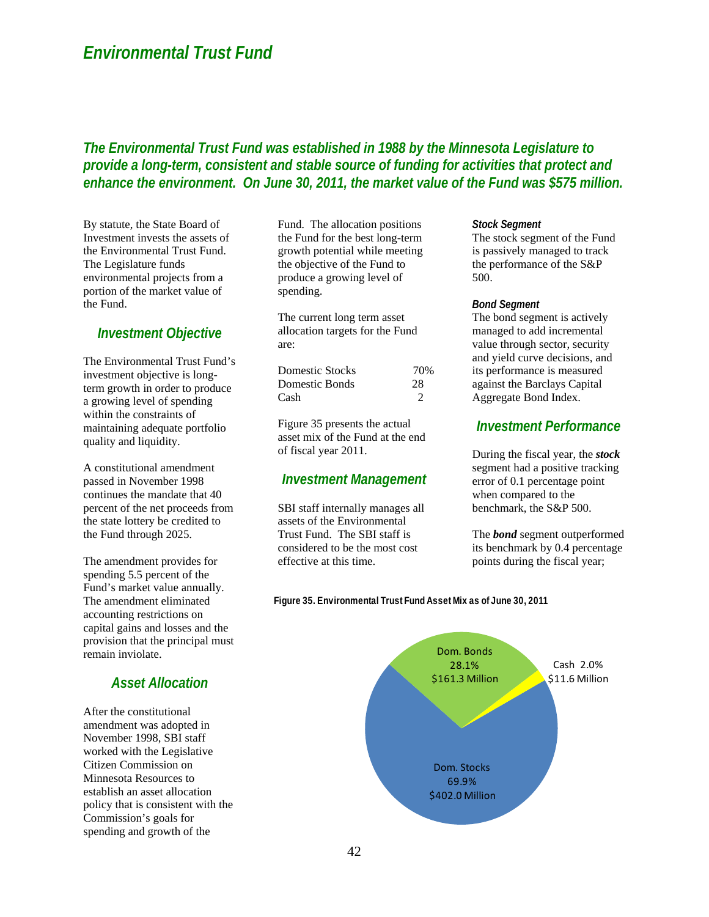# Environmental Trust Fund

***The Environmental Trust Fund was established in 1988 by the Minnesota Legislature to provide a long-term, consistent and stable source of funding for activities that protect and enhance the environment. On June 30, 2011, the market value of the Fund was $575 million.***

By statute, the State Board of Investment invests the assets of the Environmental Trust Fund. The Legislature funds environmental projects from a portion of the market value of the Fund.

## Investment Objective

The Environmental Trust Fund's investment objective is long-term growth in order to produce a growing level of spending within the constraints of maintaining adequate portfolio quality and liquidity.

A constitutional amendment passed in November 1998 continues the mandate that 40 percent of the net proceeds from the state lottery be credited to the Fund through 2025.

The amendment provides for spending 5.5 percent of the Fund's market value annually. The amendment eliminated accounting restrictions on capital gains and losses and the provision that the principal must remain inviolate.

## Asset Allocation

After the constitutional amendment was adopted in November 1998, SBI staff worked with the Legislative Citizen Commission on Minnesota Resources to establish an asset allocation policy that is consistent with the Commission's goals for spending and growth of the Fund. The allocation positions the Fund for the best long-term growth potential while meeting the objective of the Fund to produce a growing level of spending.

The current long term asset allocation targets for the Fund are:

| | |
|---|---|
| Domestic Stocks | 70% |
| Domestic Bonds | 28 |
| Cash | 2 |

Figure 35 presents the actual asset mix of the Fund at the end of fiscal year 2011.

## Investment Management

SBI staff internally manages all assets of the Environmental Trust Fund. The SBI staff is considered to be the most cost effective at this time.

### *Stock Segment*

The stock segment of the Fund is passively managed to track the performance of the S&P 500.

### *Bond Segment*

The bond segment is actively managed to add incremental value through sector, security and yield curve decisions, and its performance is measured against the Barclays Capital Aggregate Bond Index.

## Investment Performance

During the fiscal year, the ***stock*** segment had a positive tracking error of 0.1 percentage point when compared to the benchmark, the S&P 500.

The ***bond*** segment outperformed its benchmark by 0.4 percentage points during the fiscal year;

**Figure 35. Environmental Trust Fund Asset Mix as of June 30, 2011**

| Asset | Percent | Value |
|---|---|---|
| Dom. Stocks | 69.9% | $402.0 Million |
| Dom. Bonds | 28.1% | $161.3 Million |
| Cash | 2.0% | $11.6 Million |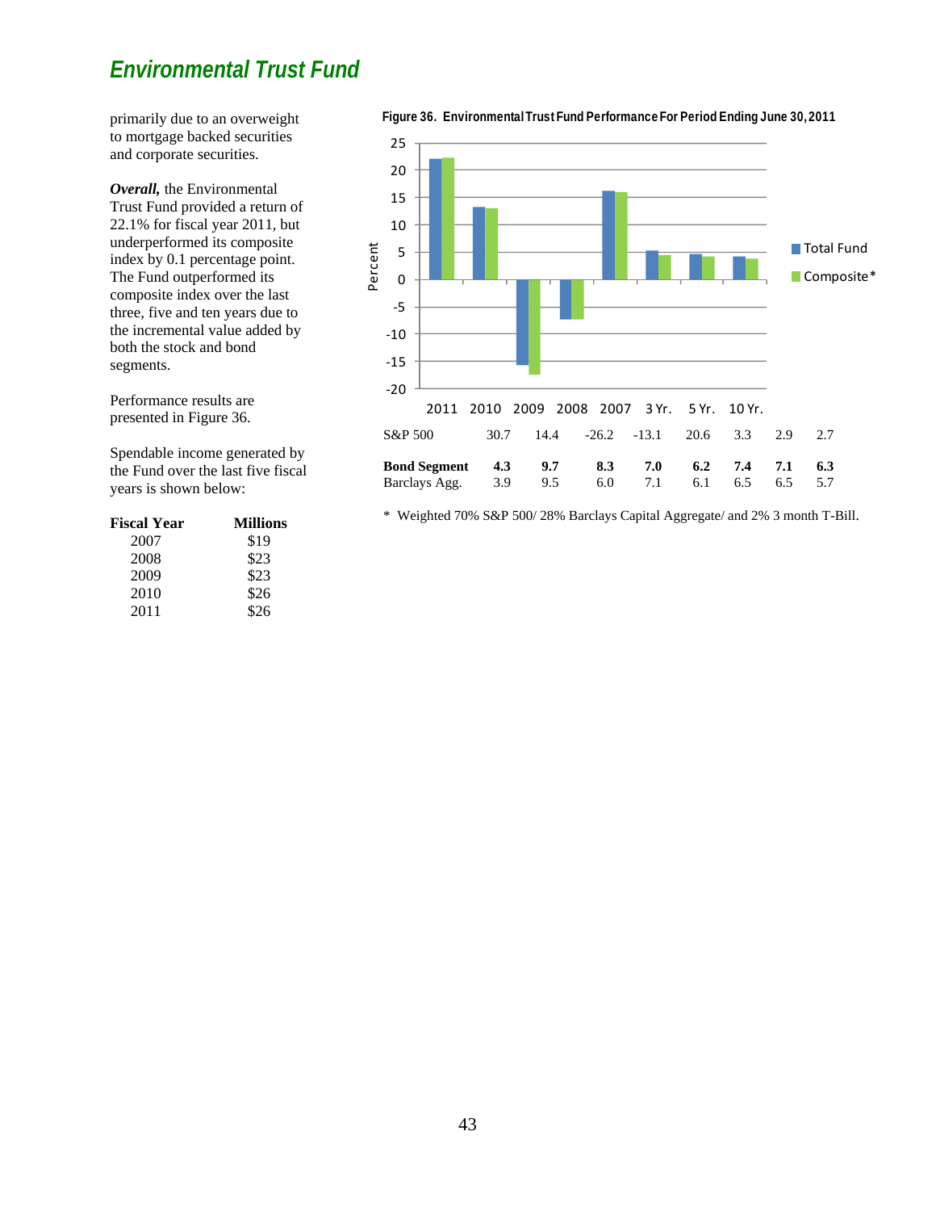## Environmental Trust Fund

primarily due to an overweight to mortgage backed securities and corporate securities.

***Overall,*** the Environmental Trust Fund provided a return of 22.1% for fiscal year 2011, but underperformed its composite index by 0.1 percentage point. The Fund outperformed its composite index over the last three, five and ten years due to the incremental value added by both the stock and bond segments.

Performance results are presented in Figure 36.

Spendable income generated by the Fund over the last five fiscal years is shown below:

| Fiscal Year | Millions |
|---|---|
| 2007 | $19 |
| 2008 | $23 |
| 2009 | $23 |
| 2010 | $26 |
| 2011 | $26 |

**Figure 36. Environmental Trust Fund Performance For Period Ending June 30, 2011**

| | 2011 | 2010 | 2009 | 2008 | 2007 | 3 Yr. | 5 Yr. | 10 Yr. |
|---|---|---|---|---|---|---|---|---|
| S&P 500 | 30.7 | 14.4 | -26.2 | -13.1 | 20.6 | 3.3 | 2.9 | 2.7 |
| **Bond Segment** | **4.3** | **9.7** | **8.3** | **7.0** | **6.2** | **7.4** | **7.1** | **6.3** |
| Barclays Agg. | 3.9 | 9.5 | 6.0 | 7.1 | 6.1 | 6.5 | 6.5 | 5.7 |

\* Weighted 70% S&P 500/ 28% Barclays Capital Aggregate/ and 2% 3 month T-Bill.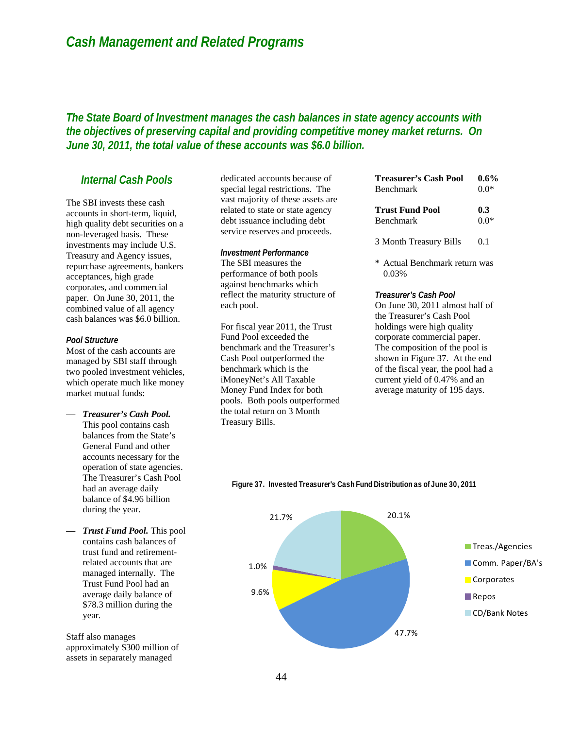# Cash Management and Related Programs

***The State Board of Investment manages the cash balances in state agency accounts with the objectives of preserving capital and providing competitive money market returns. On June 30, 2011, the total value of these accounts was $6.0 billion.***

## Internal Cash Pools

The SBI invests these cash accounts in short-term, liquid, high quality debt securities on a non-leveraged basis. These investments may include U.S. Treasury and Agency issues, repurchase agreements, bankers acceptances, high grade corporates, and commercial paper. On June 30, 2011, the combined value of all agency cash balances was $6.0 billion.

### *Pool Structure*

Most of the cash accounts are managed by SBI staff through two pooled investment vehicles, which operate much like money market mutual funds:

— ***Treasurer's Cash Pool.*** This pool contains cash balances from the State's General Fund and other accounts necessary for the operation of state agencies. The Treasurer's Cash Pool had an average daily balance of $4.96 billion during the year.

— ***Trust Fund Pool.*** This pool contains cash balances of trust fund and retirement-related accounts that are managed internally. The Trust Fund Pool had an average daily balance of $78.3 million during the year.

Staff also manages approximately $300 million of assets in separately managed dedicated accounts because of special legal restrictions. The vast majority of these assets are related to state or state agency debt issuance including debt service reserves and proceeds.

### *Investment Performance*

The SBI measures the performance of both pools against benchmarks which reflect the maturity structure of each pool.

For fiscal year 2011, the Trust Fund Pool exceeded the benchmark and the Treasurer's Cash Pool outperformed the benchmark which is the iMoneyNet's All Taxable Money Fund Index for both pools. Both pools outperformed the total return on 3 Month Treasury Bills.

| | |
|---|---|
| **Treasurer's Cash Pool** | **0.6%** |
| Benchmark | 0.0* |
| **Trust Fund Pool** | **0.3** |
| Benchmark | 0.0* |
| 3 Month Treasury Bills | 0.1 |

\* Actual Benchmark return was 0.03%

### *Treasurer's Cash Pool*

On June 30, 2011 almost half of the Treasurer's Cash Pool holdings were high quality corporate commercial paper. The composition of the pool is shown in Figure 37. At the end of the fiscal year, the pool had a current yield of 0.47% and an average maturity of 195 days.

**Figure 37. Invested Treasurer's Cash Fund Distribution as of June 30, 2011**

| Category | Percent |
|---|---|
| Treas./Agencies | 20.1% |
| Comm. Paper/BA's | 47.7% |
| Corporates | 9.6% |
| Repos | 1.0% |
| CD/Bank Notes | 21.7% |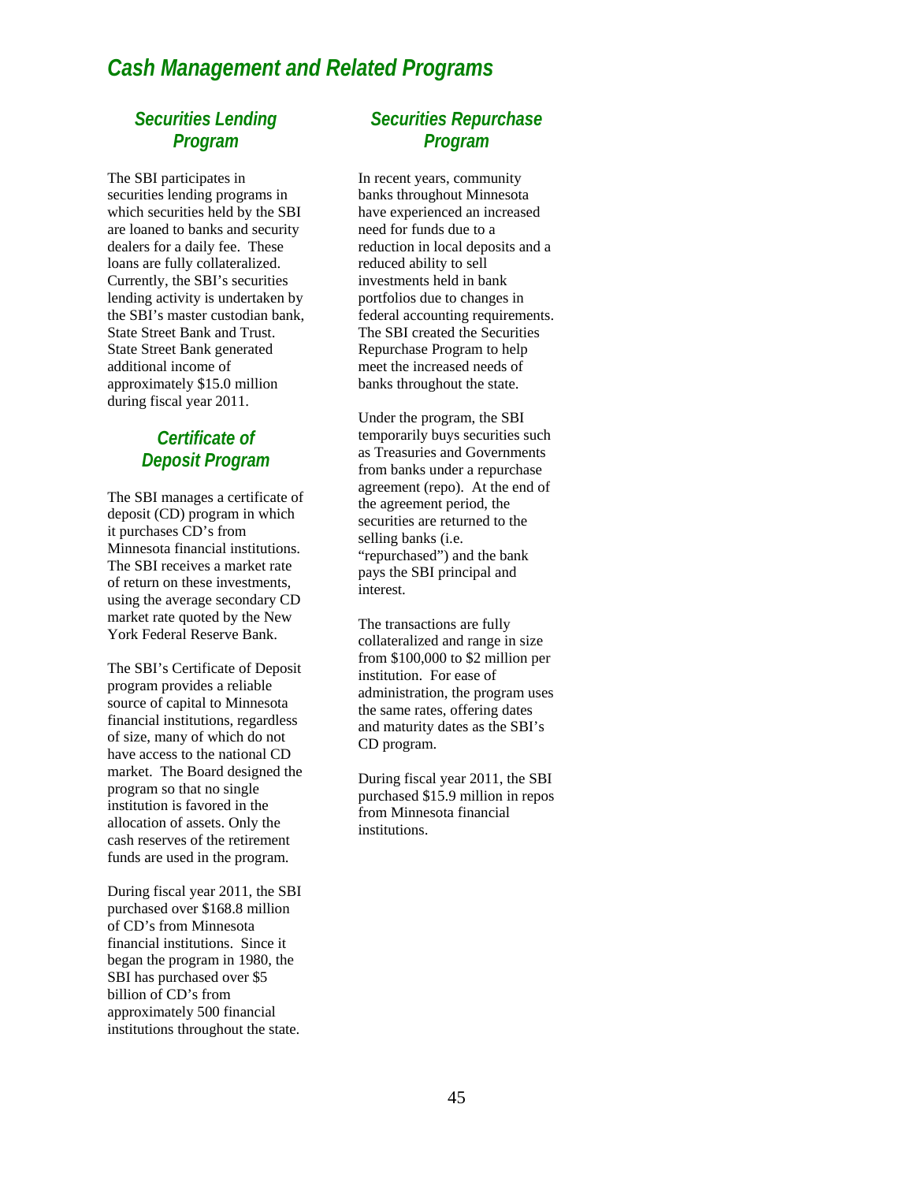# Cash Management and Related Programs

## Securities Lending Program

The SBI participates in securities lending programs in which securities held by the SBI are loaned to banks and security dealers for a daily fee. These loans are fully collateralized. Currently, the SBI's securities lending activity is undertaken by the SBI's master custodian bank, State Street Bank and Trust. State Street Bank generated additional income of approximately $15.0 million during fiscal year 2011.

## Certificate of Deposit Program

The SBI manages a certificate of deposit (CD) program in which it purchases CD's from Minnesota financial institutions. The SBI receives a market rate of return on these investments, using the average secondary CD market rate quoted by the New York Federal Reserve Bank.

The SBI's Certificate of Deposit program provides a reliable source of capital to Minnesota financial institutions, regardless of size, many of which do not have access to the national CD market. The Board designed the program so that no single institution is favored in the allocation of assets. Only the cash reserves of the retirement funds are used in the program.

During fiscal year 2011, the SBI purchased over $168.8 million of CD's from Minnesota financial institutions. Since it began the program in 1980, the SBI has purchased over $5 billion of CD's from approximately 500 financial institutions throughout the state.

## Securities Repurchase Program

In recent years, community banks throughout Minnesota have experienced an increased need for funds due to a reduction in local deposits and a reduced ability to sell investments held in bank portfolios due to changes in federal accounting requirements. The SBI created the Securities Repurchase Program to help meet the increased needs of banks throughout the state.

Under the program, the SBI temporarily buys securities such as Treasuries and Governments from banks under a repurchase agreement (repo). At the end of the agreement period, the securities are returned to the selling banks (i.e. "repurchased") and the bank pays the SBI principal and interest.

The transactions are fully collateralized and range in size from $100,000 to $2 million per institution. For ease of administration, the program uses the same rates, offering dates and maturity dates as the SBI's CD program.

During fiscal year 2011, the SBI purchased $15.9 million in repos from Minnesota financial institutions.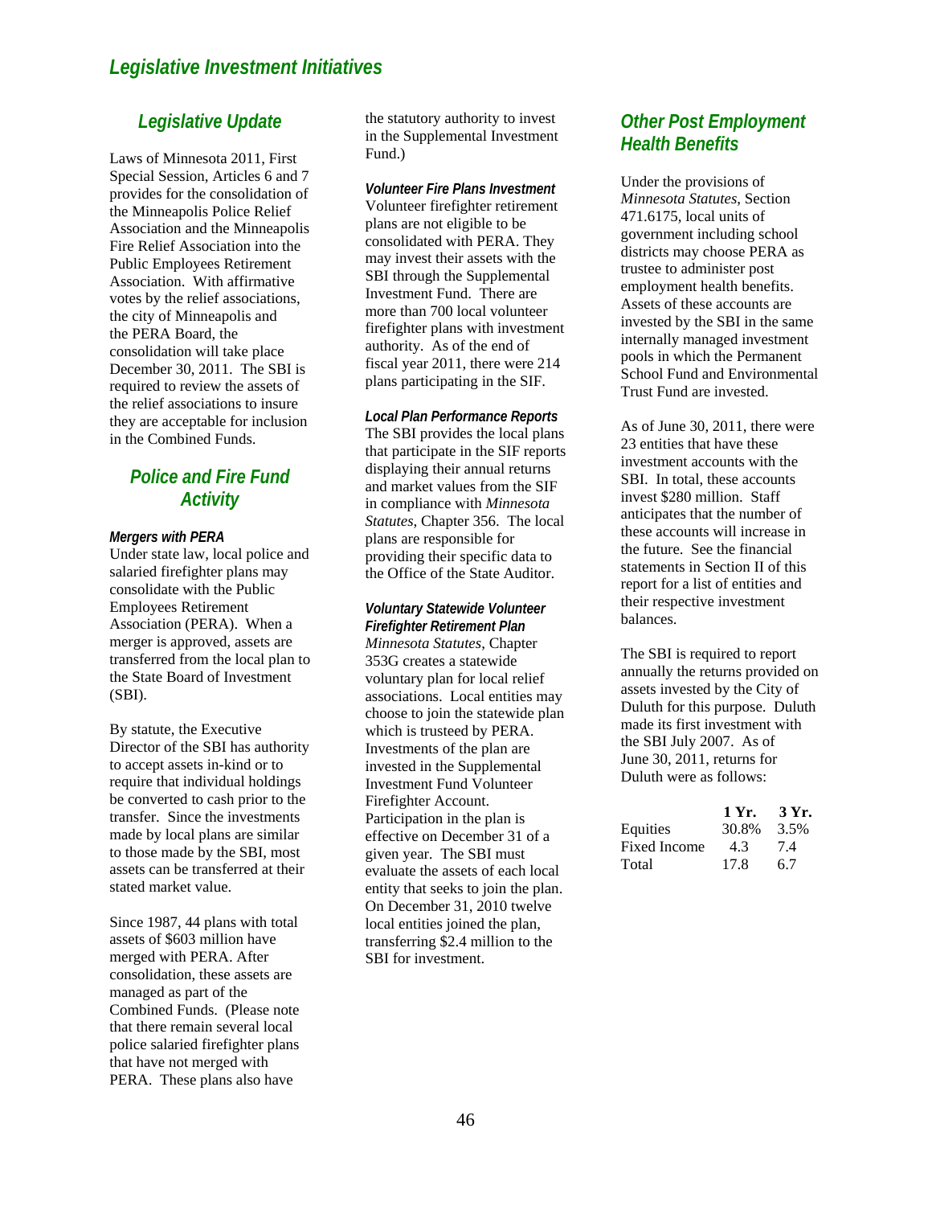# Legislative Investment Initiatives

## Legislative Update

Laws of Minnesota 2011, First Special Session, Articles 6 and 7 provides for the consolidation of the Minneapolis Police Relief Association and the Minneapolis Fire Relief Association into the Public Employees Retirement Association. With affirmative votes by the relief associations, the city of Minneapolis and the PERA Board, the consolidation will take place December 30, 2011. The SBI is required to review the assets of the relief associations to insure they are acceptable for inclusion in the Combined Funds.

## Police and Fire Fund Activity

### *Mergers with PERA*

Under state law, local police and salaried firefighter plans may consolidate with the Public Employees Retirement Association (PERA). When a merger is approved, assets are transferred from the local plan to the State Board of Investment (SBI).

By statute, the Executive Director of the SBI has authority to accept assets in-kind or to require that individual holdings be converted to cash prior to the transfer. Since the investments made by local plans are similar to those made by the SBI, most assets can be transferred at their stated market value.

Since 1987, 44 plans with total assets of $603 million have merged with PERA. After consolidation, these assets are managed as part of the Combined Funds. (Please note that there remain several local police salaried firefighter plans that have not merged with PERA. These plans also have the statutory authority to invest in the Supplemental Investment Fund.)

### *Volunteer Fire Plans Investment*

Volunteer firefighter retirement plans are not eligible to be consolidated with PERA. They may invest their assets with the SBI through the Supplemental Investment Fund. There are more than 700 local volunteer firefighter plans with investment authority. As of the end of fiscal year 2011, there were 214 plans participating in the SIF.

### *Local Plan Performance Reports*

The SBI provides the local plans that participate in the SIF reports displaying their annual returns and market values from the SIF in compliance with *Minnesota Statutes*, Chapter 356. The local plans are responsible for providing their specific data to the Office of the State Auditor.

### *Voluntary Statewide Volunteer Firefighter Retirement Plan*

*Minnesota Statutes*, Chapter 353G creates a statewide voluntary plan for local relief associations. Local entities may choose to join the statewide plan which is trusteed by PERA. Investments of the plan are invested in the Supplemental Investment Fund Volunteer Firefighter Account. Participation in the plan is effective on December 31 of a given year. The SBI must evaluate the assets of each local entity that seeks to join the plan. On December 31, 2010 twelve local entities joined the plan, transferring $2.4 million to the SBI for investment.

## Other Post Employment Health Benefits

Under the provisions of *Minnesota Statutes*, Section 471.6175, local units of government including school districts may choose PERA as trustee to administer post employment health benefits. Assets of these accounts are invested by the SBI in the same internally managed investment pools in which the Permanent School Fund and Environmental Trust Fund are invested.

As of June 30, 2011, there were 23 entities that have these investment accounts with the SBI. In total, these accounts invest $280 million. Staff anticipates that the number of these accounts will increase in the future. See the financial statements in Section II of this report for a list of entities and their respective investment balances.

The SBI is required to report annually the returns provided on assets invested by the City of Duluth for this purpose. Duluth made its first investment with the SBI July 2007. As of June 30, 2011, returns for Duluth were as follows:

| | 1 Yr. | 3 Yr. |
|---|---|---|
| Equities | 30.8% | 3.5% |
| Fixed Income | 4.3 | 7.4 |
| Total | 17.8 | 6.7 |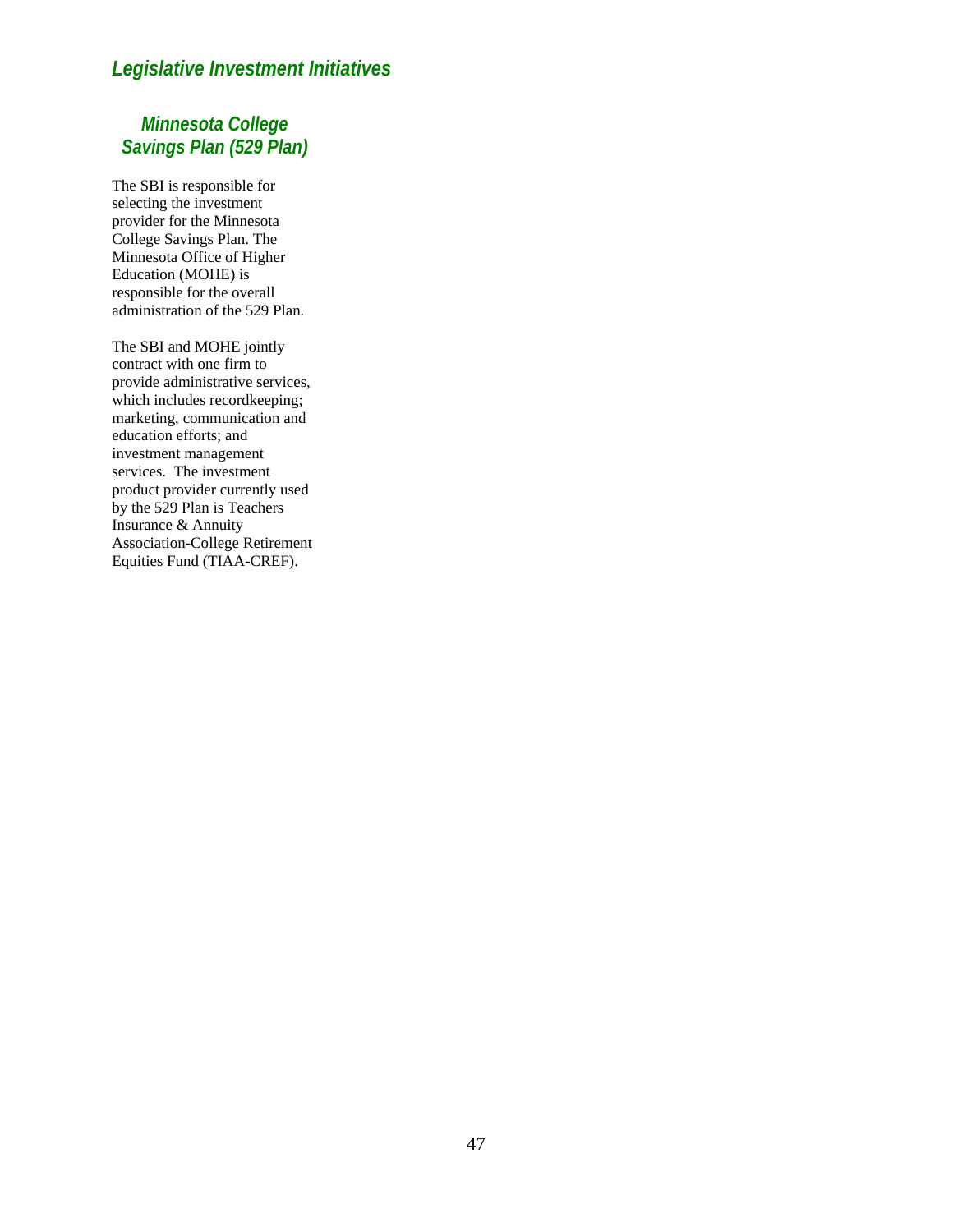## *Legislative Investment Initiatives*

### *Minnesota College Savings Plan (529 Plan)*

The SBI is responsible for selecting the investment provider for the Minnesota College Savings Plan. The Minnesota Office of Higher Education (MOHE) is responsible for the overall administration of the 529 Plan.

The SBI and MOHE jointly contract with one firm to provide administrative services, which includes recordkeeping; marketing, communication and education efforts; and investment management services. The investment product provider currently used by the 529 Plan is Teachers Insurance & Annuity Association-College Retirement Equities Fund (TIAA-CREF).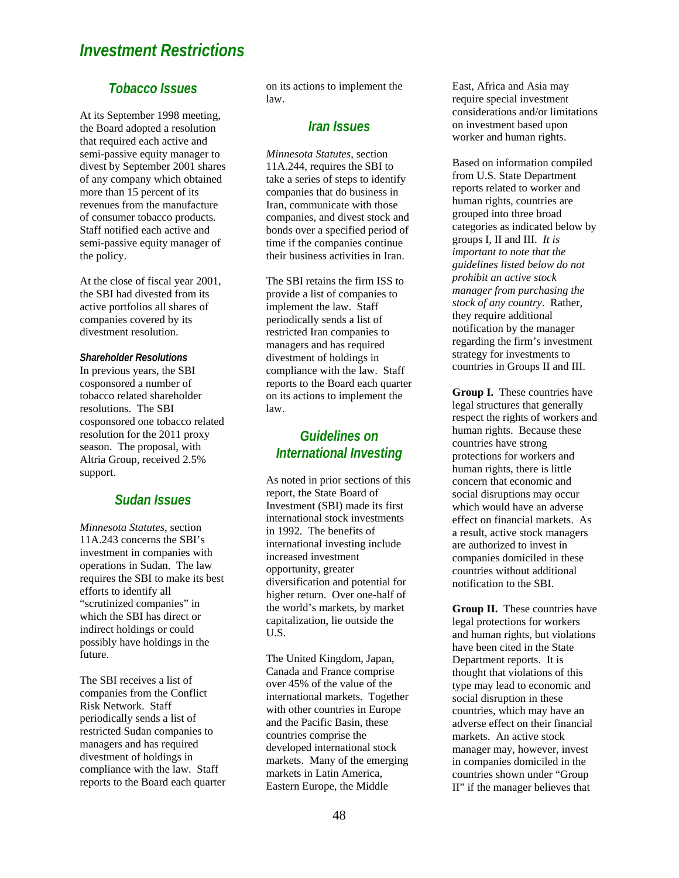# Investment Restrictions

## Tobacco Issues

At its September 1998 meeting, the Board adopted a resolution that required each active and semi-passive equity manager to divest by September 2001 shares of any company which obtained more than 15 percent of its revenues from the manufacture of consumer tobacco products. Staff notified each active and semi-passive equity manager of the policy.

At the close of fiscal year 2001, the SBI had divested from its active portfolios all shares of companies covered by its divestment resolution.

### *Shareholder Resolutions*

In previous years, the SBI cosponsored a number of tobacco related shareholder resolutions. The SBI cosponsored one tobacco related resolution for the 2011 proxy season. The proposal, with Altria Group, received 2.5% support.

## Sudan Issues

*Minnesota Statutes*, section 11A.243 concerns the SBI's investment in companies with operations in Sudan. The law requires the SBI to make its best efforts to identify all "scrutinized companies" in which the SBI has direct or indirect holdings or could possibly have holdings in the future.

The SBI receives a list of companies from the Conflict Risk Network. Staff periodically sends a list of restricted Sudan companies to managers and has required divestment of holdings in compliance with the law. Staff reports to the Board each quarter on its actions to implement the law.

## Iran Issues

*Minnesota Statutes*, section 11A.244, requires the SBI to take a series of steps to identify companies that do business in Iran, communicate with those companies, and divest stock and bonds over a specified period of time if the companies continue their business activities in Iran.

The SBI retains the firm ISS to provide a list of companies to implement the law. Staff periodically sends a list of restricted Iran companies to managers and has required divestment of holdings in compliance with the law. Staff reports to the Board each quarter on its actions to implement the law.

## Guidelines on International Investing

As noted in prior sections of this report, the State Board of Investment (SBI) made its first international stock investments in 1992. The benefits of international investing include increased investment opportunity, greater diversification and potential for higher return. Over one-half of the world's markets, by market capitalization, lie outside the U.S.

The United Kingdom, Japan, Canada and France comprise over 45% of the value of the international markets. Together with other countries in Europe and the Pacific Basin, these countries comprise the developed international stock markets. Many of the emerging markets in Latin America, Eastern Europe, the Middle East, Africa and Asia may require special investment considerations and/or limitations on investment based upon worker and human rights.

Based on information compiled from U.S. State Department reports related to worker and human rights, countries are grouped into three broad categories as indicated below by groups I, II and III. *It is important to note that the guidelines listed below do not prohibit an active stock manager from purchasing the stock of any country*. Rather, they require additional notification by the manager regarding the firm's investment strategy for investments to countries in Groups II and III.

**Group I.** These countries have legal structures that generally respect the rights of workers and human rights. Because these countries have strong protections for workers and human rights, there is little concern that economic and social disruptions may occur which would have an adverse effect on financial markets. As a result, active stock managers are authorized to invest in companies domiciled in these countries without additional notification to the SBI.

**Group II.** These countries have legal protections for workers and human rights, but violations have been cited in the State Department reports. It is thought that violations of this type may lead to economic and social disruption in these countries, which may have an adverse effect on their financial markets. An active stock manager may, however, invest in companies domiciled in the countries shown under "Group II" if the manager believes that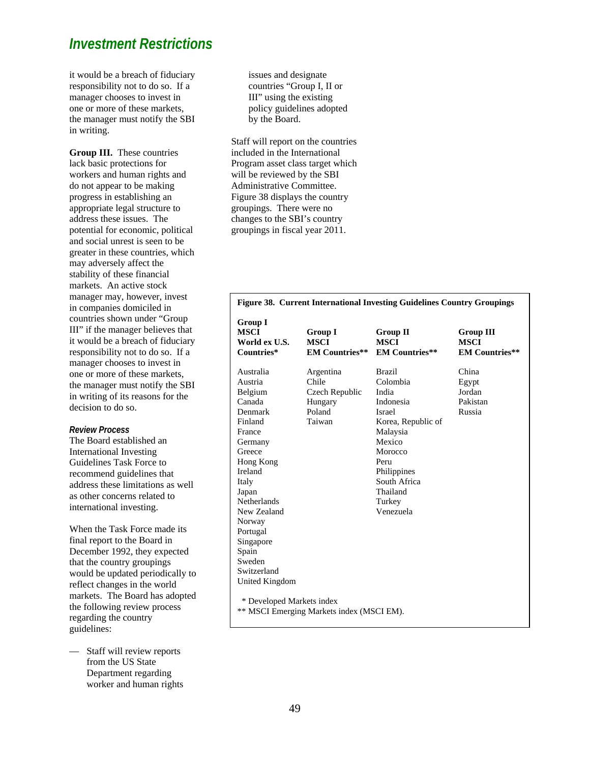## Investment Restrictions

it would be a breach of fiduciary responsibility not to do so. If a manager chooses to invest in one or more of these markets, the manager must notify the SBI in writing.

**Group III.** These countries lack basic protections for workers and human rights and do not appear to be making progress in establishing an appropriate legal structure to address these issues. The potential for economic, political and social unrest is seen to be greater in these countries, which may adversely affect the stability of these financial markets. An active stock manager may, however, invest in companies domiciled in countries shown under "Group III" if the manager believes that it would be a breach of fiduciary responsibility not to do so. If a manager chooses to invest in one or more of these markets, the manager must notify the SBI in writing of its reasons for the decision to do so.

### *Review Process*

The Board established an International Investing Guidelines Task Force to recommend guidelines that address these limitations as well as other concerns related to international investing.

When the Task Force made its final report to the Board in December 1992, they expected that the country groupings would be updated periodically to reflect changes in the world markets. The Board has adopted the following review process regarding the country guidelines:

- Staff will review reports from the US State Department regarding worker and human rights issues and designate countries "Group I, II or III" using the existing policy guidelines adopted by the Board.

Staff will report on the countries included in the International Program asset class target which will be reviewed by the SBI Administrative Committee. Figure 38 displays the country groupings. There were no changes to the SBI's country groupings in fiscal year 2011.

**Figure 38. Current International Investing Guidelines Country Groupings**

| Group I MSCI World ex U.S. Countries* | Group I MSCI EM Countries** | Group II MSCI EM Countries** | Group III MSCI EM Countries** |
|---|---|---|---|
| Australia | Argentina | Brazil | China |
| Austria | Chile | Colombia | Egypt |
| Belgium | Czech Republic | India | Jordan |
| Canada | Hungary | Indonesia | Pakistan |
| Denmark | Poland | Israel | Russia |
| Finland | Taiwan | Korea, Republic of | |
| France | | Malaysia | |
| Germany | | Mexico | |
| Greece | | Morocco | |
| Hong Kong | | Peru | |
| Ireland | | Philippines | |
| Italy | | South Africa | |
| Japan | | Thailand | |
| Netherlands | | Turkey | |
| New Zealand | | Venezuela | |
| Norway | | | |
| Portugal | | | |
| Singapore | | | |
| Spain | | | |
| Sweden | | | |
| Switzerland | | | |
| United Kingdom | | | |

\* Developed Markets index
\*\* MSCI Emerging Markets index (MSCI EM).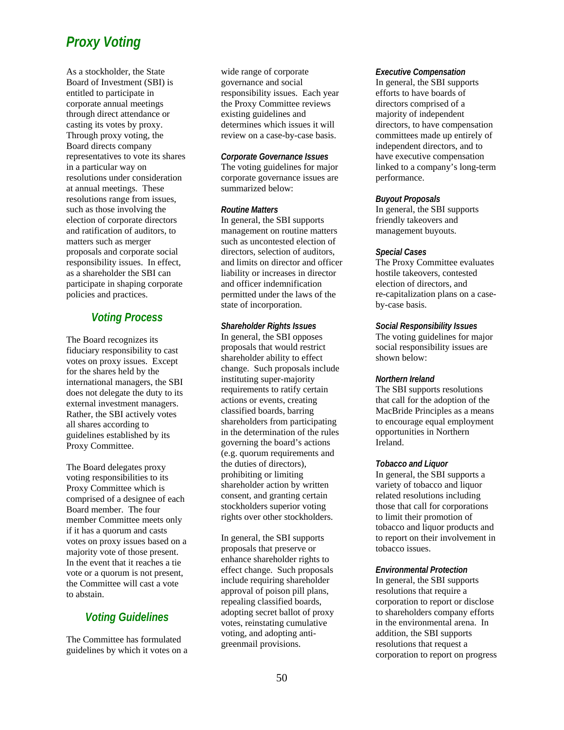# Proxy Voting

As a stockholder, the State Board of Investment (SBI) is entitled to participate in corporate annual meetings through direct attendance or casting its votes by proxy. Through proxy voting, the Board directs company representatives to vote its shares in a particular way on resolutions under consideration at annual meetings. These resolutions range from issues, such as those involving the election of corporate directors and ratification of auditors, to matters such as merger proposals and corporate social responsibility issues. In effect, as a shareholder the SBI can participate in shaping corporate policies and practices.

## Voting Process

The Board recognizes its fiduciary responsibility to cast votes on proxy issues. Except for the shares held by the international managers, the SBI does not delegate the duty to its external investment managers. Rather, the SBI actively votes all shares according to guidelines established by its Proxy Committee.

The Board delegates proxy voting responsibilities to its Proxy Committee which is comprised of a designee of each Board member. The four member Committee meets only if it has a quorum and casts votes on proxy issues based on a majority vote of those present. In the event that it reaches a tie vote or a quorum is not present, the Committee will cast a vote to abstain.

## Voting Guidelines

The Committee has formulated guidelines by which it votes on a wide range of corporate governance and social responsibility issues. Each year the Proxy Committee reviews existing guidelines and determines which issues it will review on a case-by-case basis.

### Corporate Governance Issues

The voting guidelines for major corporate governance issues are summarized below:

#### Routine Matters

In general, the SBI supports management on routine matters such as uncontested election of directors, selection of auditors, and limits on director and officer liability or increases in director and officer indemnification permitted under the laws of the state of incorporation.

#### Shareholder Rights Issues

In general, the SBI opposes proposals that would restrict shareholder ability to effect change. Such proposals include instituting super-majority requirements to ratify certain actions or events, creating classified boards, barring shareholders from participating in the determination of the rules governing the board's actions (e.g. quorum requirements and the duties of directors), prohibiting or limiting shareholder action by written consent, and granting certain stockholders superior voting rights over other stockholders.

In general, the SBI supports proposals that preserve or enhance shareholder rights to effect change. Such proposals include requiring shareholder approval of poison pill plans, repealing classified boards, adopting secret ballot of proxy votes, reinstating cumulative voting, and adopting anti-greenmail provisions.

#### Executive Compensation

In general, the SBI supports efforts to have boards of directors comprised of a majority of independent directors, to have compensation committees made up entirely of independent directors, and to have executive compensation linked to a company's long-term performance.

#### Buyout Proposals

In general, the SBI supports friendly takeovers and management buyouts.

#### Special Cases

The Proxy Committee evaluates hostile takeovers, contested election of directors, and re-capitalization plans on a case-by-case basis.

### Social Responsibility Issues

The voting guidelines for major social responsibility issues are shown below:

#### Northern Ireland

The SBI supports resolutions that call for the adoption of the MacBride Principles as a means to encourage equal employment opportunities in Northern Ireland.

#### Tobacco and Liquor

In general, the SBI supports a variety of tobacco and liquor related resolutions including those that call for corporations to limit their promotion of tobacco and liquor products and to report on their involvement in tobacco issues.

#### Environmental Protection

In general, the SBI supports resolutions that require a corporation to report or disclose to shareholders company efforts in the environmental arena. In addition, the SBI supports resolutions that request a corporation to report on progress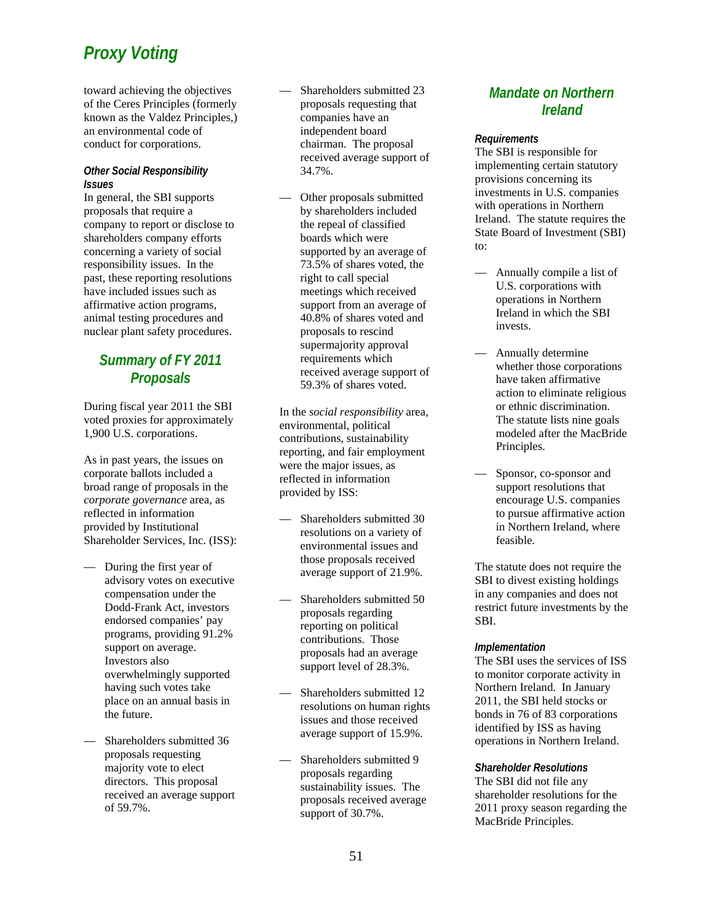toward achieving the objectives of the Ceres Principles (formerly known as the Valdez Principles,) an environmental code of conduct for corporations.

#### *Other Social Responsibility Issues*

In general, the SBI supports proposals that require a company to report or disclose to shareholders company efforts concerning a variety of social responsibility issues. In the past, these reporting resolutions have included issues such as affirmative action programs, animal testing procedures and nuclear plant safety procedures.

## Summary of FY 2011 Proposals

During fiscal year 2011 the SBI voted proxies for approximately 1,900 U.S. corporations.

As in past years, the issues on corporate ballots included a broad range of proposals in the *corporate governance* area, as reflected in information provided by Institutional Shareholder Services, Inc. (ISS):

— During the first year of advisory votes on executive compensation under the Dodd-Frank Act, investors endorsed companies' pay programs, providing 91.2% support on average. Investors also overwhelmingly supported having such votes take place on an annual basis in the future.

— Shareholders submitted 36 proposals requesting majority vote to elect directors. This proposal received an average support of 59.7%.

— Shareholders submitted 23 proposals requesting that companies have an independent board chairman. The proposal received average support of 34.7%.

— Other proposals submitted by shareholders included the repeal of classified boards which were supported by an average of 73.5% of shares voted, the right to call special meetings which received support from an average of 40.8% of shares voted and proposals to rescind supermajority approval requirements which received average support of 59.3% of shares voted.

In the *social responsibility* area, environmental, political contributions, sustainability reporting, and fair employment were the major issues, as reflected in information provided by ISS:

— Shareholders submitted 30 resolutions on a variety of environmental issues and those proposals received average support of 21.9%.

— Shareholders submitted 50 proposals regarding reporting on political contributions. Those proposals had an average support level of 28.3%.

— Shareholders submitted 12 resolutions on human rights issues and those received average support of 15.9%.

— Shareholders submitted 9 proposals regarding sustainability issues. The proposals received average support of 30.7%.

## Mandate on Northern Ireland

#### *Requirements*

The SBI is responsible for implementing certain statutory provisions concerning its investments in U.S. companies with operations in Northern Ireland. The statute requires the State Board of Investment (SBI) to:

— Annually compile a list of U.S. corporations with operations in Northern Ireland in which the SBI invests.

— Annually determine whether those corporations have taken affirmative action to eliminate religious or ethnic discrimination. The statute lists nine goals modeled after the MacBride Principles.

— Sponsor, co-sponsor and support resolutions that encourage U.S. companies to pursue affirmative action in Northern Ireland, where feasible.

The statute does not require the SBI to divest existing holdings in any companies and does not restrict future investments by the SBI.

#### *Implementation*

The SBI uses the services of ISS to monitor corporate activity in Northern Ireland. In January 2011, the SBI held stocks or bonds in 76 of 83 corporations identified by ISS as having operations in Northern Ireland.

#### *Shareholder Resolutions*

The SBI did not file any shareholder resolutions for the 2011 proxy season regarding the MacBride Principles.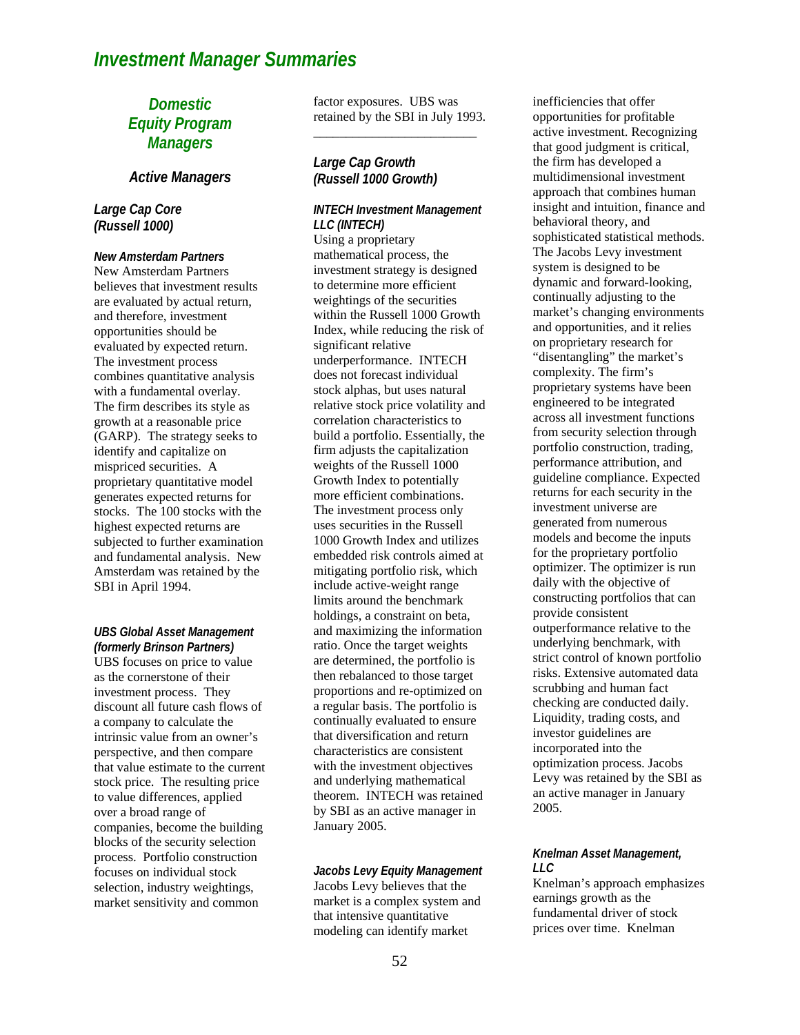# Investment Manager Summaries

## Domestic Equity Program Managers

### Active Managers

#### *Large Cap Core (Russell 1000)*

***New Amsterdam Partners***
New Amsterdam Partners believes that investment results are evaluated by actual return, and therefore, investment opportunities should be evaluated by expected return. The investment process combines quantitative analysis with a fundamental overlay. The firm describes its style as growth at a reasonable price (GARP). The strategy seeks to identify and capitalize on mispriced securities. A proprietary quantitative model generates expected returns for stocks. The 100 stocks with the highest expected returns are subjected to further examination and fundamental analysis. New Amsterdam was retained by the SBI in April 1994.

***UBS Global Asset Management (formerly Brinson Partners)***
UBS focuses on price to value as the cornerstone of their investment process. They discount all future cash flows of a company to calculate the intrinsic value from an owner's perspective, and then compare that value estimate to the current stock price. The resulting price to value differences, applied over a broad range of companies, become the building blocks of the security selection process. Portfolio construction focuses on individual stock selection, industry weightings, market sensitivity and common factor exposures. UBS was retained by the SBI in July 1993.

---

#### *Large Cap Growth (Russell 1000 Growth)*

***INTECH Investment Management LLC (INTECH)***
Using a proprietary mathematical process, the investment strategy is designed to determine more efficient weightings of the securities within the Russell 1000 Growth Index, while reducing the risk of significant relative underperformance. INTECH does not forecast individual stock alphas, but uses natural relative stock price volatility and correlation characteristics to build a portfolio. Essentially, the firm adjusts the capitalization weights of the Russell 1000 Growth Index to potentially more efficient combinations. The investment process only uses securities in the Russell 1000 Growth Index and utilizes embedded risk controls aimed at mitigating portfolio risk, which include active-weight range limits around the benchmark holdings, a constraint on beta, and maximizing the information ratio. Once the target weights are determined, the portfolio is then rebalanced to those target proportions and re-optimized on a regular basis. The portfolio is continually evaluated to ensure that diversification and return characteristics are consistent with the investment objectives and underlying mathematical theorem. INTECH was retained by SBI as an active manager in January 2005.

***Jacobs Levy Equity Management***
Jacobs Levy believes that the market is a complex system and that intensive quantitative modeling can identify market inefficiencies that offer opportunities for profitable active investment. Recognizing that good judgment is critical, the firm has developed a multidimensional investment approach that combines human insight and intuition, finance and behavioral theory, and sophisticated statistical methods. The Jacobs Levy investment system is designed to be dynamic and forward-looking, continually adjusting to the market's changing environments and opportunities, and it relies on proprietary research for "disentangling" the market's complexity. The firm's proprietary systems have been engineered to be integrated across all investment functions from security selection through portfolio construction, trading, performance attribution, and guideline compliance. Expected returns for each security in the investment universe are generated from numerous models and become the inputs for the proprietary portfolio optimizer. The optimizer is run daily with the objective of constructing portfolios that can provide consistent outperformance relative to the underlying benchmark, with strict control of known portfolio risks. Extensive automated data scrubbing and human fact checking are conducted daily. Liquidity, trading costs, and investor guidelines are incorporated into the optimization process. Jacobs Levy was retained by the SBI as an active manager in January 2005.

***Knelman Asset Management, LLC***
Knelman's approach emphasizes earnings growth as the fundamental driver of stock prices over time. Knelman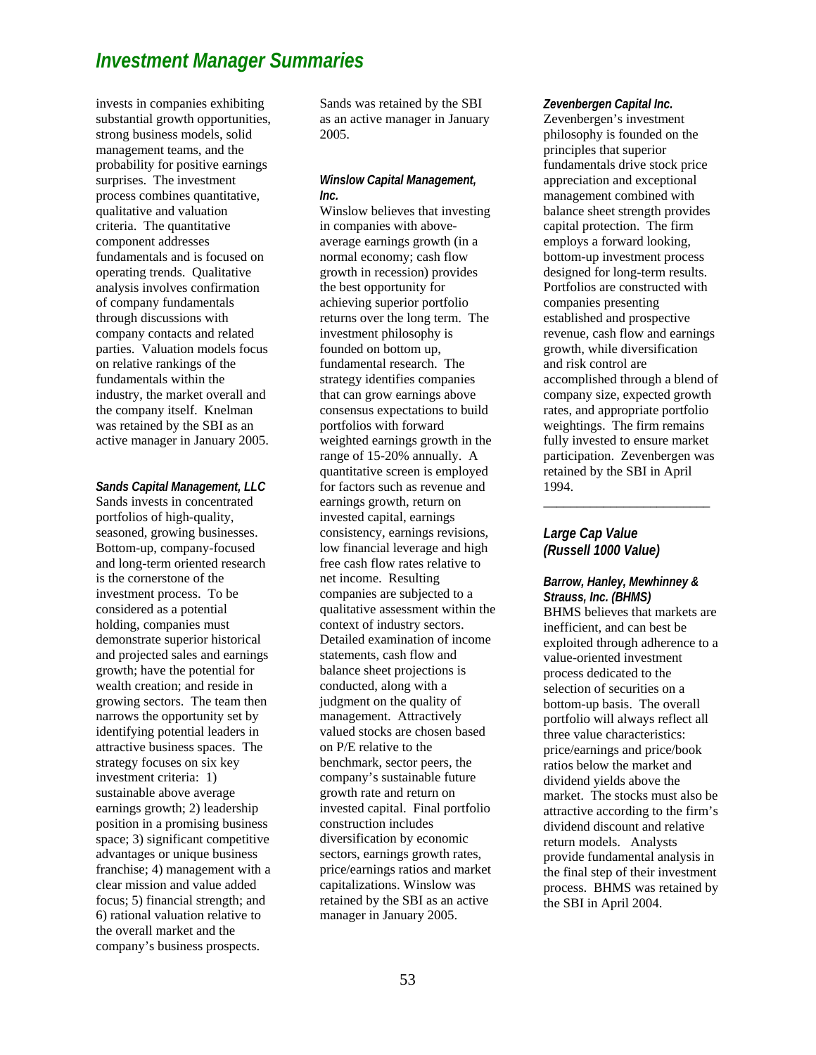invests in companies exhibiting substantial growth opportunities, strong business models, solid management teams, and the probability for positive earnings surprises. The investment process combines quantitative, qualitative and valuation criteria. The quantitative component addresses fundamentals and is focused on operating trends. Qualitative analysis involves confirmation of company fundamentals through discussions with company contacts and related parties. Valuation models focus on relative rankings of the fundamentals within the industry, the market overall and the company itself. Knelman was retained by the SBI as an active manager in January 2005.

***Sands Capital Management, LLC***

Sands invests in concentrated portfolios of high-quality, seasoned, growing businesses. Bottom-up, company-focused and long-term oriented research is the cornerstone of the investment process. To be considered as a potential holding, companies must demonstrate superior historical and projected sales and earnings growth; have the potential for wealth creation; and reside in growing sectors. The team then narrows the opportunity set by identifying potential leaders in attractive business spaces. The strategy focuses on six key investment criteria: 1) sustainable above average earnings growth; 2) leadership position in a promising business space; 3) significant competitive advantages or unique business franchise; 4) management with a clear mission and value added focus; 5) financial strength; and 6) rational valuation relative to the overall market and the company's business prospects. Sands was retained by the SBI as an active manager in January 2005.

***Winslow Capital Management, Inc.***

Winslow believes that investing in companies with above-average earnings growth (in a normal economy; cash flow growth in recession) provides the best opportunity for achieving superior portfolio returns over the long term. The investment philosophy is founded on bottom up, fundamental research. The strategy identifies companies that can grow earnings above consensus expectations to build portfolios with forward weighted earnings growth in the range of 15-20% annually. A quantitative screen is employed for factors such as revenue and earnings growth, return on invested capital, earnings consistency, earnings revisions, low financial leverage and high free cash flow rates relative to net income. Resulting companies are subjected to a qualitative assessment within the context of industry sectors. Detailed examination of income statements, cash flow and balance sheet projections is conducted, along with a judgment on the quality of management. Attractively valued stocks are chosen based on P/E relative to the benchmark, sector peers, the company's sustainable future growth rate and return on invested capital. Final portfolio construction includes diversification by economic sectors, earnings growth rates, price/earnings ratios and market capitalizations. Winslow was retained by the SBI as an active manager in January 2005.

***Zevenbergen Capital Inc.***

Zevenbergen's investment philosophy is founded on the principles that superior fundamentals drive stock price appreciation and exceptional management combined with balance sheet strength provides capital protection. The firm employs a forward looking, bottom-up investment process designed for long-term results. Portfolios are constructed with companies presenting established and prospective revenue, cash flow and earnings growth, while diversification and risk control are accomplished through a blend of company size, expected growth rates, and appropriate portfolio weightings. The firm remains fully invested to ensure market participation. Zevenbergen was retained by the SBI in April 1994.

---

## *Large Cap Value (Russell 1000 Value)*

***Barrow, Hanley, Mewhinney & Strauss, Inc. (BHMS)***

BHMS believes that markets are inefficient, and can best be exploited through adherence to a value-oriented investment process dedicated to the selection of securities on a bottom-up basis. The overall portfolio will always reflect all three value characteristics: price/earnings and price/book ratios below the market and dividend yields above the market. The stocks must also be attractive according to the firm's dividend discount and relative return models. Analysts provide fundamental analysis in the final step of their investment process. BHMS was retained by the SBI in April 2004.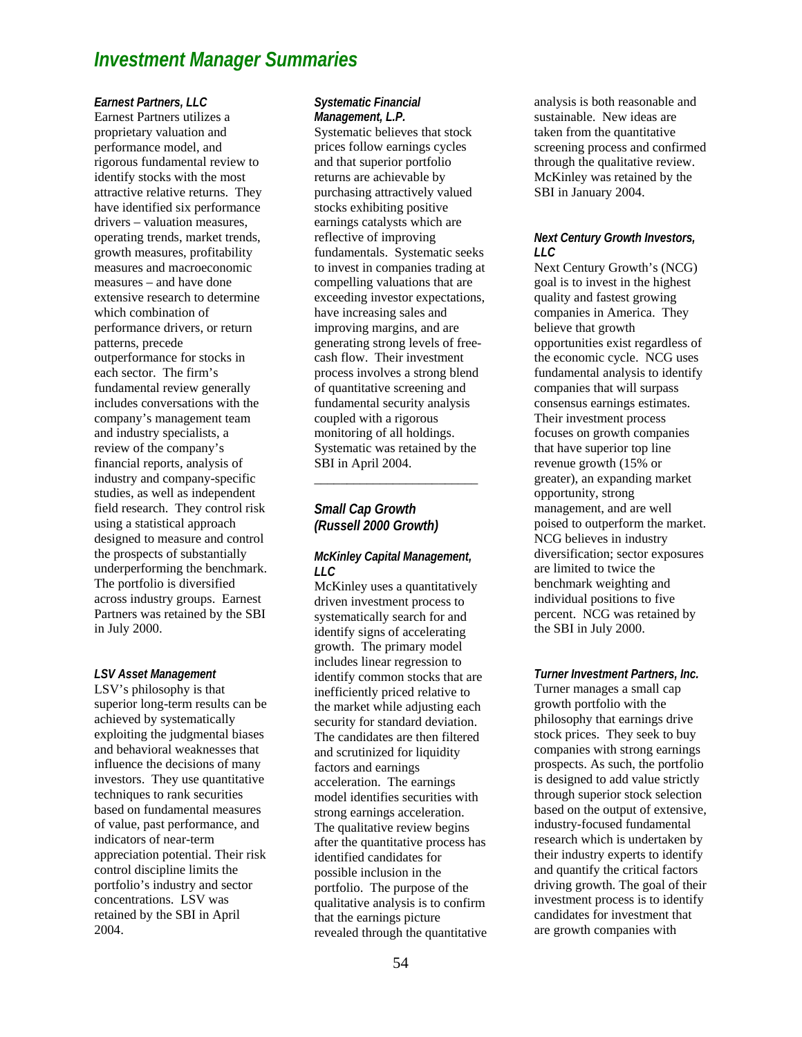# Investment Manager Summaries

***Earnest Partners, LLC***

Earnest Partners utilizes a proprietary valuation and performance model, and rigorous fundamental review to identify stocks with the most attractive relative returns. They have identified six performance drivers – valuation measures, operating trends, market trends, growth measures, profitability measures and macroeconomic measures – and have done extensive research to determine which combination of performance drivers, or return patterns, precede outperformance for stocks in each sector. The firm's fundamental review generally includes conversations with the company's management team and industry specialists, a review of the company's financial reports, analysis of industry and company-specific studies, as well as independent field research. They control risk using a statistical approach designed to measure and control the prospects of substantially underperforming the benchmark. The portfolio is diversified across industry groups. Earnest Partners was retained by the SBI in July 2000.

***LSV Asset Management***

LSV's philosophy is that superior long-term results can be achieved by systematically exploiting the judgmental biases and behavioral weaknesses that influence the decisions of many investors. They use quantitative techniques to rank securities based on fundamental measures of value, past performance, and indicators of near-term appreciation potential. Their risk control discipline limits the portfolio's industry and sector concentrations. LSV was retained by the SBI in April 2004.

***Systematic Financial Management, L.P.***

Systematic believes that stock prices follow earnings cycles and that superior portfolio returns are achievable by purchasing attractively valued stocks exhibiting positive earnings catalysts which are reflective of improving fundamentals. Systematic seeks to invest in companies trading at compelling valuations that are exceeding investor expectations, have increasing sales and improving margins, and are generating strong levels of free-cash flow. Their investment process involves a strong blend of quantitative screening and fundamental security analysis coupled with a rigorous monitoring of all holdings. Systematic was retained by the SBI in April 2004.

---

## *Small Cap Growth (Russell 2000 Growth)*

***McKinley Capital Management, LLC***

McKinley uses a quantitatively driven investment process to systematically search for and identify signs of accelerating growth. The primary model includes linear regression to identify common stocks that are inefficiently priced relative to the market while adjusting each security for standard deviation. The candidates are then filtered and scrutinized for liquidity factors and earnings acceleration. The earnings model identifies securities with strong earnings acceleration. The qualitative review begins after the quantitative process has identified candidates for possible inclusion in the portfolio. The purpose of the qualitative analysis is to confirm that the earnings picture revealed through the quantitative analysis is both reasonable and sustainable. New ideas are taken from the quantitative screening process and confirmed through the qualitative review. McKinley was retained by the SBI in January 2004.

***Next Century Growth Investors, LLC***

Next Century Growth's (NCG) goal is to invest in the highest quality and fastest growing companies in America. They believe that growth opportunities exist regardless of the economic cycle. NCG uses fundamental analysis to identify companies that will surpass consensus earnings estimates. Their investment process focuses on growth companies that have superior top line revenue growth (15% or greater), an expanding market opportunity, strong management, and are well poised to outperform the market. NCG believes in industry diversification; sector exposures are limited to twice the benchmark weighting and individual positions to five percent. NCG was retained by the SBI in July 2000.

***Turner Investment Partners, Inc.***

Turner manages a small cap growth portfolio with the philosophy that earnings drive stock prices. They seek to buy companies with strong earnings prospects. As such, the portfolio is designed to add value strictly through superior stock selection based on the output of extensive, industry-focused fundamental research which is undertaken by their industry experts to identify and quantify the critical factors driving growth. The goal of their investment process is to identify candidates for investment that are growth companies with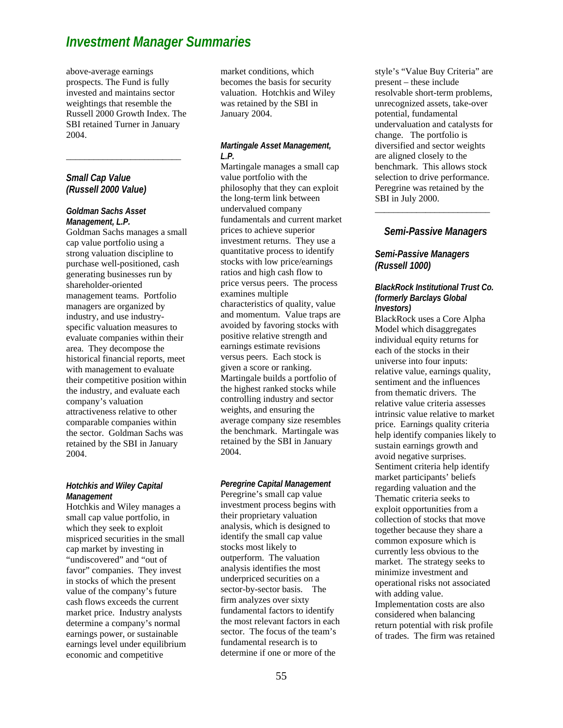# Investment Manager Summaries

above-average earnings prospects. The Fund is fully invested and maintains sector weightings that resemble the Russell 2000 Growth Index. The SBI retained Turner in January 2004.

---

## *Small Cap Value (Russell 2000 Value)*

### *Goldman Sachs Asset Management, L.P.*

Goldman Sachs manages a small cap value portfolio using a strong valuation discipline to purchase well-positioned, cash generating businesses run by shareholder-oriented management teams. Portfolio managers are organized by industry, and use industry-specific valuation measures to evaluate companies within their area. They decompose the historical financial reports, meet with management to evaluate their competitive position within the industry, and evaluate each company's valuation attractiveness relative to other comparable companies within the sector. Goldman Sachs was retained by the SBI in January 2004.

### *Hotchkis and Wiley Capital Management*

Hotchkis and Wiley manages a small cap value portfolio, in which they seek to exploit mispriced securities in the small cap market by investing in "undiscovered" and "out of favor" companies. They invest in stocks of which the present value of the company's future cash flows exceeds the current market price. Industry analysts determine a company's normal earnings power, or sustainable earnings level under equilibrium economic and competitive market conditions, which becomes the basis for security valuation. Hotchkis and Wiley was retained by the SBI in January 2004.

### *Martingale Asset Management, L.P.*

Martingale manages a small cap value portfolio with the philosophy that they can exploit the long-term link between undervalued company fundamentals and current market prices to achieve superior investment returns. They use a quantitative process to identify stocks with low price/earnings ratios and high cash flow to price versus peers. The process examines multiple characteristics of quality, value and momentum. Value traps are avoided by favoring stocks with positive relative strength and earnings estimate revisions versus peers. Each stock is given a score or ranking. Martingale builds a portfolio of the highest ranked stocks while controlling industry and sector weights, and ensuring the average company size resembles the benchmark. Martingale was retained by the SBI in January 2004.

### *Peregrine Capital Management*

Peregrine's small cap value investment process begins with their proprietary valuation analysis, which is designed to identify the small cap value stocks most likely to outperform. The valuation analysis identifies the most underpriced securities on a sector-by-sector basis. The firm analyzes over sixty fundamental factors to identify the most relevant factors in each sector. The focus of the team's fundamental research is to determine if one or more of the style's "Value Buy Criteria" are present – these include resolvable short-term problems, unrecognized assets, take-over potential, fundamental undervaluation and catalysts for change. The portfolio is diversified and sector weights are aligned closely to the benchmark. This allows stock selection to drive performance. Peregrine was retained by the SBI in July 2000.

---

## *Semi-Passive Managers*

### *Semi-Passive Managers (Russell 1000)*

#### *BlackRock Institutional Trust Co. (formerly Barclays Global Investors)*

BlackRock uses a Core Alpha Model which disaggregates individual equity returns for each of the stocks in their universe into four inputs: relative value, earnings quality, sentiment and the influences from thematic drivers. The relative value criteria assesses intrinsic value relative to market price. Earnings quality criteria help identify companies likely to sustain earnings growth and avoid negative surprises. Sentiment criteria help identify market participants' beliefs regarding valuation and the Thematic criteria seeks to exploit opportunities from a collection of stocks that move together because they share a common exposure which is currently less obvious to the market. The strategy seeks to minimize investment and operational risks not associated with adding value. Implementation costs are also considered when balancing return potential with risk profile of trades. The firm was retained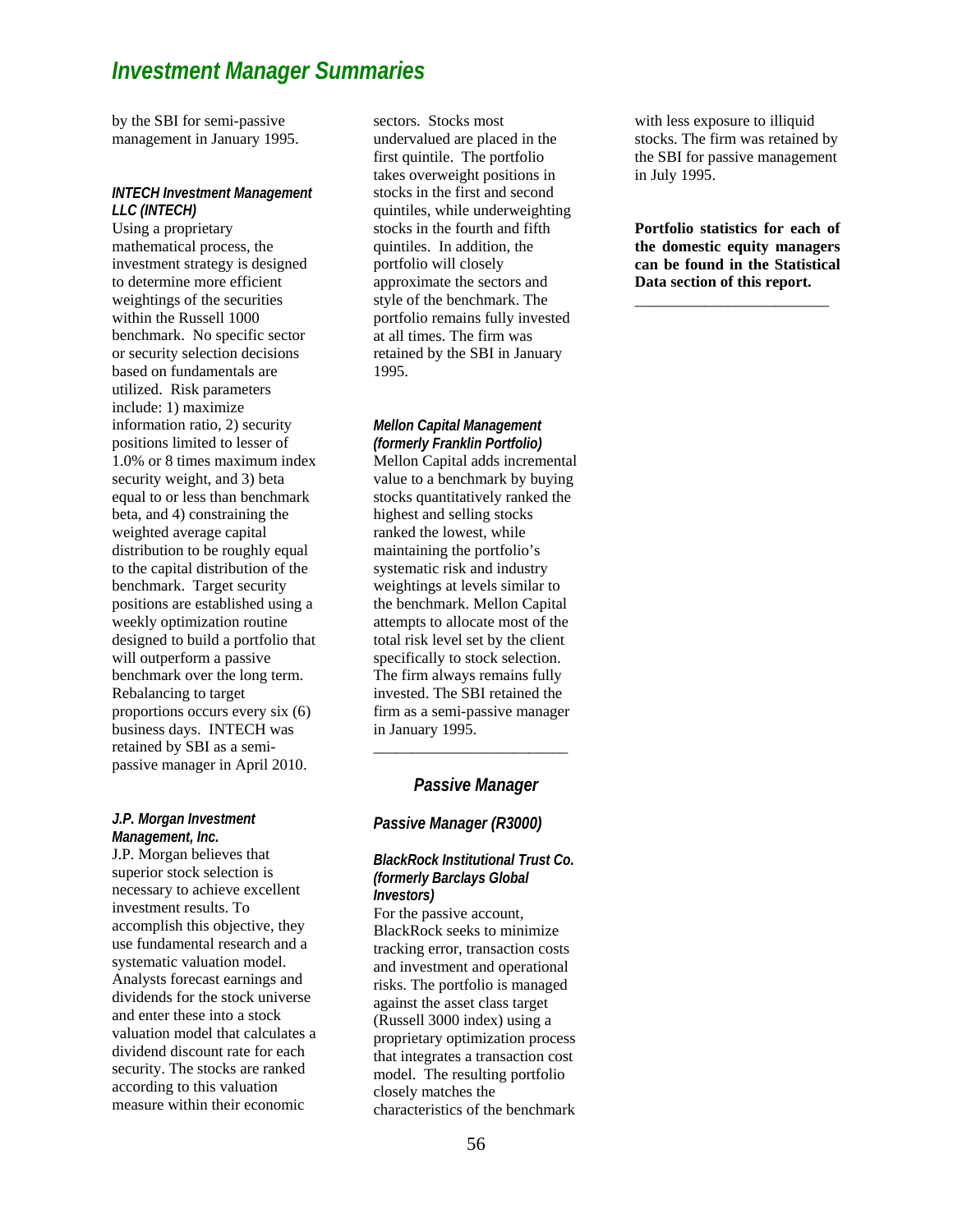# Investment Manager Summaries

by the SBI for semi-passive management in January 1995.

***INTECH Investment Management LLC (INTECH)***

Using a proprietary mathematical process, the investment strategy is designed to determine more efficient weightings of the securities within the Russell 1000 benchmark. No specific sector or security selection decisions based on fundamentals are utilized. Risk parameters include: 1) maximize information ratio, 2) security positions limited to lesser of 1.0% or 8 times maximum index security weight, and 3) beta equal to or less than benchmark beta, and 4) constraining the weighted average capital distribution to be roughly equal to the capital distribution of the benchmark. Target security positions are established using a weekly optimization routine designed to build a portfolio that will outperform a passive benchmark over the long term. Rebalancing to target proportions occurs every six (6) business days. INTECH was retained by SBI as a semi-passive manager in April 2010.

***J.P. Morgan Investment Management, Inc.***

J.P. Morgan believes that superior stock selection is necessary to achieve excellent investment results. To accomplish this objective, they use fundamental research and a systematic valuation model. Analysts forecast earnings and dividends for the stock universe and enter these into a stock valuation model that calculates a dividend discount rate for each security. The stocks are ranked according to this valuation measure within their economic sectors. Stocks most undervalued are placed in the first quintile. The portfolio takes overweight positions in stocks in the first and second quintiles, while underweighting stocks in the fourth and fifth quintiles. In addition, the portfolio will closely approximate the sectors and style of the benchmark. The portfolio remains fully invested at all times. The firm was retained by the SBI in January 1995.

***Mellon Capital Management (formerly Franklin Portfolio)***

Mellon Capital adds incremental value to a benchmark by buying stocks quantitatively ranked the highest and selling stocks ranked the lowest, while maintaining the portfolio's systematic risk and industry weightings at levels similar to the benchmark. Mellon Capital attempts to allocate most of the total risk level set by the client specifically to stock selection. The firm always remains fully invested. The SBI retained the firm as a semi-passive manager in January 1995.

---

## *Passive Manager*

### *Passive Manager (R3000)*

***BlackRock Institutional Trust Co. (formerly Barclays Global Investors)***

For the passive account, BlackRock seeks to minimize tracking error, transaction costs and investment and operational risks. The portfolio is managed against the asset class target (Russell 3000 index) using a proprietary optimization process that integrates a transaction cost model. The resulting portfolio closely matches the characteristics of the benchmark with less exposure to illiquid stocks. The firm was retained by the SBI for passive management in July 1995.

**Portfolio statistics for each of the domestic equity managers can be found in the Statistical Data section of this report.**

---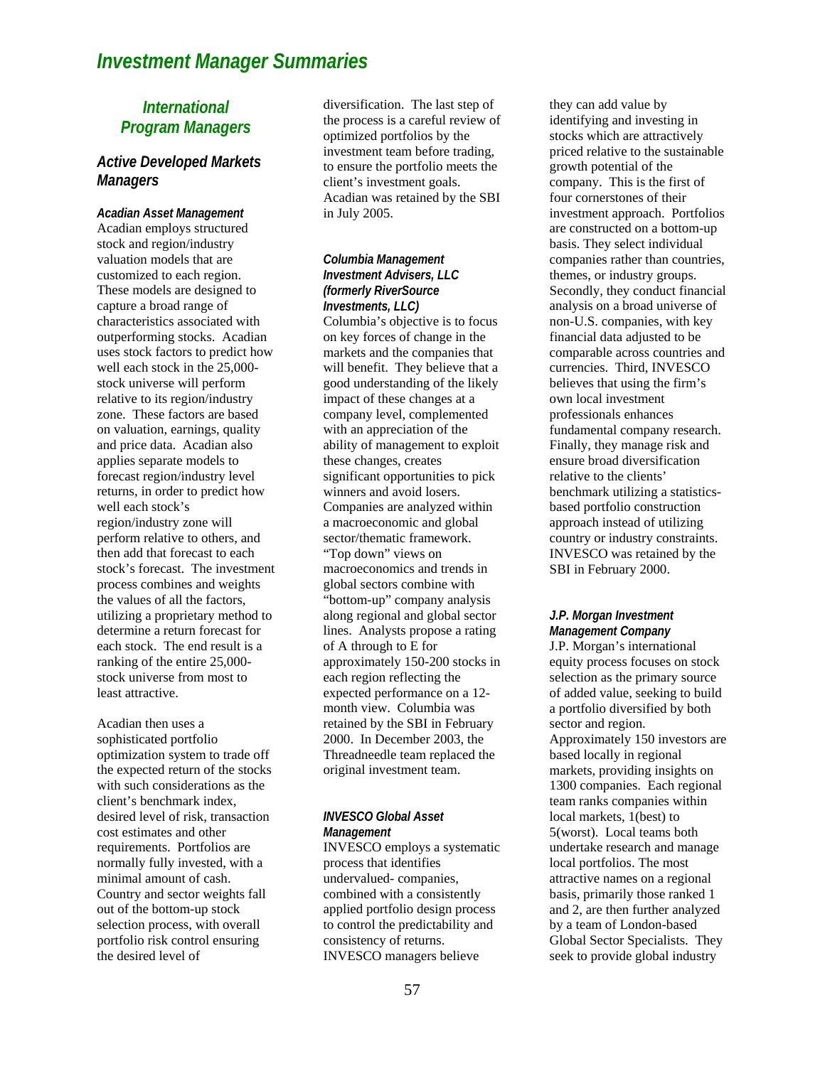# Investment Manager Summaries

## International Program Managers

### Active Developed Markets Managers

#### Acadian Asset Management

Acadian employs structured stock and region/industry valuation models that are customized to each region. These models are designed to capture a broad range of characteristics associated with outperforming stocks. Acadian uses stock factors to predict how well each stock in the 25,000-stock universe will perform relative to its region/industry zone. These factors are based on valuation, earnings, quality and price data. Acadian also applies separate models to forecast region/industry level returns, in order to predict how well each stock's region/industry zone will perform relative to others, and then add that forecast to each stock's forecast. The investment process combines and weights the values of all the factors, utilizing a proprietary method to determine a return forecast for each stock. The end result is a ranking of the entire 25,000-stock universe from most to least attractive.

Acadian then uses a sophisticated portfolio optimization system to trade off the expected return of the stocks with such considerations as the client's benchmark index, desired level of risk, transaction cost estimates and other requirements. Portfolios are normally fully invested, with a minimal amount of cash. Country and sector weights fall out of the bottom-up stock selection process, with overall portfolio risk control ensuring the desired level of diversification. The last step of the process is a careful review of optimized portfolios by the investment team before trading, to ensure the portfolio meets the client's investment goals. Acadian was retained by the SBI in July 2005.

#### Columbia Management Investment Advisers, LLC (formerly RiverSource Investments, LLC)

Columbia's objective is to focus on key forces of change in the markets and the companies that will benefit. They believe that a good understanding of the likely impact of these changes at a company level, complemented with an appreciation of the ability of management to exploit these changes, creates significant opportunities to pick winners and avoid losers. Companies are analyzed within a macroeconomic and global sector/thematic framework. "Top down" views on macroeconomics and trends in global sectors combine with "bottom-up" company analysis along regional and global sector lines. Analysts propose a rating of A through to E for approximately 150-200 stocks in each region reflecting the expected performance on a 12-month view. Columbia was retained by the SBI in February 2000. In December 2003, the Threadneedle team replaced the original investment team.

#### INVESCO Global Asset Management

INVESCO employs a systematic process that identifies undervalued- companies, combined with a consistently applied portfolio design process to control the predictability and consistency of returns. INVESCO managers believe they can add value by identifying and investing in stocks which are attractively priced relative to the sustainable growth potential of the company. This is the first of four cornerstones of their investment approach. Portfolios are constructed on a bottom-up basis. They select individual companies rather than countries, themes, or industry groups. Secondly, they conduct financial analysis on a broad universe of non-U.S. companies, with key financial data adjusted to be comparable across countries and currencies. Third, INVESCO believes that using the firm's own local investment professionals enhances fundamental company research. Finally, they manage risk and ensure broad diversification relative to the clients' benchmark utilizing a statistics-based portfolio construction approach instead of utilizing country or industry constraints. INVESCO was retained by the SBI in February 2000.

#### J.P. Morgan Investment Management Company

J.P. Morgan's international equity process focuses on stock selection as the primary source of added value, seeking to build a portfolio diversified by both sector and region. Approximately 150 investors are based locally in regional markets, providing insights on 1300 companies. Each regional team ranks companies within local markets, 1(best) to 5(worst). Local teams both undertake research and manage local portfolios. The most attractive names on a regional basis, primarily those ranked 1 and 2, are then further analyzed by a team of London-based Global Sector Specialists. They seek to provide global industry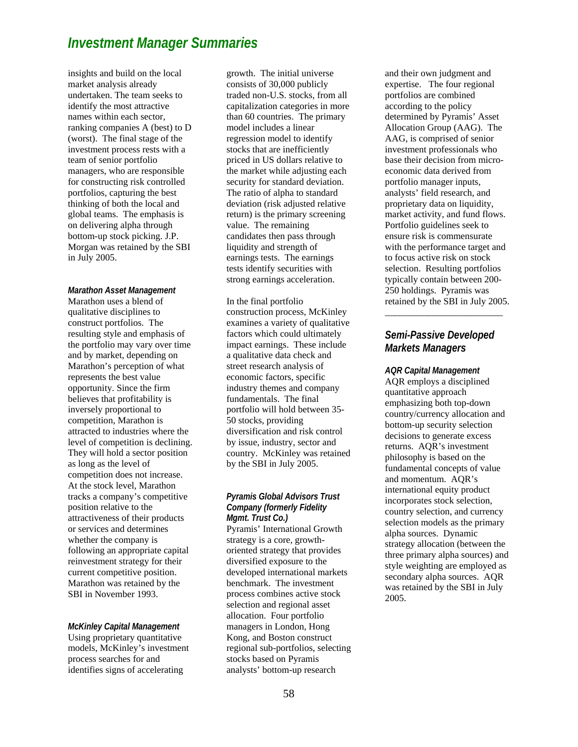insights and build on the local market analysis already undertaken. The team seeks to identify the most attractive names within each sector, ranking companies A (best) to D (worst). The final stage of the investment process rests with a team of senior portfolio managers, who are responsible for constructing risk controlled portfolios, capturing the best thinking of both the local and global teams. The emphasis is on delivering alpha through bottom-up stock picking. J.P. Morgan was retained by the SBI in July 2005.

#### *Marathon Asset Management*

Marathon uses a blend of qualitative disciplines to construct portfolios. The resulting style and emphasis of the portfolio may vary over time and by market, depending on Marathon's perception of what represents the best value opportunity. Since the firm believes that profitability is inversely proportional to competition, Marathon is attracted to industries where the level of competition is declining. They will hold a sector position as long as the level of competition does not increase. At the stock level, Marathon tracks a company's competitive position relative to the attractiveness of their products or services and determines whether the company is following an appropriate capital reinvestment strategy for their current competitive position. Marathon was retained by the SBI in November 1993.

#### *McKinley Capital Management*

Using proprietary quantitative models, McKinley's investment process searches for and identifies signs of accelerating growth. The initial universe consists of 30,000 publicly traded non-U.S. stocks, from all capitalization categories in more than 60 countries. The primary model includes a linear regression model to identify stocks that are inefficiently priced in US dollars relative to the market while adjusting each security for standard deviation. The ratio of alpha to standard deviation (risk adjusted relative return) is the primary screening value. The remaining candidates then pass through liquidity and strength of earnings tests. The earnings tests identify securities with strong earnings acceleration.

In the final portfolio construction process, McKinley examines a variety of qualitative factors which could ultimately impact earnings. These include a qualitative data check and street research analysis of economic factors, specific industry themes and company fundamentals. The final portfolio will hold between 35-50 stocks, providing diversification and risk control by issue, industry, sector and country. McKinley was retained by the SBI in July 2005.

#### *Pyramis Global Advisors Trust Company (formerly Fidelity Mgmt. Trust Co.)*

Pyramis' International Growth strategy is a core, growth-oriented strategy that provides diversified exposure to the developed international markets benchmark. The investment process combines active stock selection and regional asset allocation. Four portfolio managers in London, Hong Kong, and Boston construct regional sub-portfolios, selecting stocks based on Pyramis analysts' bottom-up research and their own judgment and expertise. The four regional portfolios are combined according to the policy determined by Pyramis' Asset Allocation Group (AAG). The AAG, is comprised of senior investment professionals who base their decision from micro-economic data derived from portfolio manager inputs, analysts' field research, and proprietary data on liquidity, market activity, and fund flows. Portfolio guidelines seek to ensure risk is commensurate with the performance target and to focus active risk on stock selection. Resulting portfolios typically contain between 200-250 holdings. Pyramis was retained by the SBI in July 2005.

---

### *Semi-Passive Developed Markets Managers*

#### *AQR Capital Management*

AQR employs a disciplined quantitative approach emphasizing both top-down country/currency allocation and bottom-up security selection decisions to generate excess returns. AQR's investment philosophy is based on the fundamental concepts of value and momentum. AQR's international equity product incorporates stock selection, country selection, and currency selection models as the primary alpha sources. Dynamic strategy allocation (between the three primary alpha sources) and style weighting are employed as secondary alpha sources. AQR was retained by the SBI in July 2005.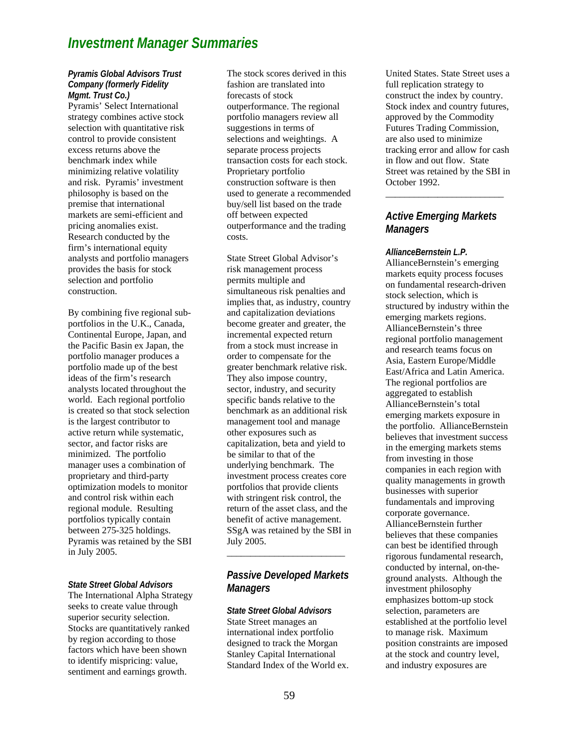# Investment Manager Summaries

***Pyramis Global Advisors Trust Company (formerly Fidelity Mgmt. Trust Co.)***

Pyramis' Select International strategy combines active stock selection with quantitative risk control to provide consistent excess returns above the benchmark index while minimizing relative volatility and risk. Pyramis' investment philosophy is based on the premise that international markets are semi-efficient and pricing anomalies exist. Research conducted by the firm's international equity analysts and portfolio managers provides the basis for stock selection and portfolio construction.

By combining five regional sub-portfolios in the U.K., Canada, Continental Europe, Japan, and the Pacific Basin ex Japan, the portfolio manager produces a portfolio made up of the best ideas of the firm's research analysts located throughout the world. Each regional portfolio is created so that stock selection is the largest contributor to active return while systematic, sector, and factor risks are minimized. The portfolio manager uses a combination of proprietary and third-party optimization models to monitor and control risk within each regional module. Resulting portfolios typically contain between 275-325 holdings. Pyramis was retained by the SBI in July 2005.

***State Street Global Advisors***

The International Alpha Strategy seeks to create value through superior security selection. Stocks are quantitatively ranked by region according to those factors which have been shown to identify mispricing: value, sentiment and earnings growth. The stock scores derived in this fashion are translated into forecasts of stock outperformance. The regional portfolio managers review all suggestions in terms of selections and weightings. A separate process projects transaction costs for each stock. Proprietary portfolio construction software is then used to generate a recommended buy/sell list based on the trade off between expected outperformance and the trading costs.

State Street Global Advisor's risk management process permits multiple and simultaneous risk penalties and implies that, as industry, country and capitalization deviations become greater and greater, the incremental expected return from a stock must increase in order to compensate for the greater benchmark relative risk. They also impose country, sector, industry, and security specific bands relative to the benchmark as an additional risk management tool and manage other exposures such as capitalization, beta and yield to be similar to that of the underlying benchmark. The investment process creates core portfolios that provide clients with stringent risk control, the return of the asset class, and the benefit of active management. SSgA was retained by the SBI in July 2005.

---

## Passive Developed Markets Managers

***State Street Global Advisors***

State Street manages an international index portfolio designed to track the Morgan Stanley Capital International Standard Index of the World ex. United States. State Street uses a full replication strategy to construct the index by country. Stock index and country futures, approved by the Commodity Futures Trading Commission, are also used to minimize tracking error and allow for cash in flow and out flow. State Street was retained by the SBI in October 1992.

---

## Active Emerging Markets Managers

***AllianceBernstein L.P.***

AllianceBernstein's emerging markets equity process focuses on fundamental research-driven stock selection, which is structured by industry within the emerging markets regions. AllianceBernstein's three regional portfolio management and research teams focus on Asia, Eastern Europe/Middle East/Africa and Latin America. The regional portfolios are aggregated to establish AllianceBernstein's total emerging markets exposure in the portfolio. AllianceBernstein believes that investment success in the emerging markets stems from investing in those companies in each region with quality managements in growth businesses with superior fundamentals and improving corporate governance. AllianceBernstein further believes that these companies can best be identified through rigorous fundamental research, conducted by internal, on-the-ground analysts. Although the investment philosophy emphasizes bottom-up stock selection, parameters are established at the portfolio level to manage risk. Maximum position constraints are imposed at the stock and country level, and industry exposures are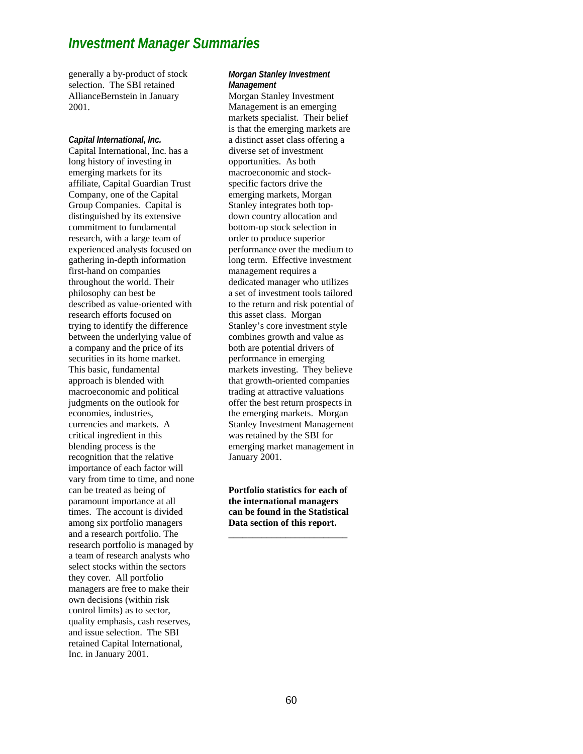# Investment Manager Summaries

generally a by-product of stock selection. The SBI retained AllianceBernstein in January 2001.

### *Capital International, Inc.*

Capital International, Inc. has a long history of investing in emerging markets for its affiliate, Capital Guardian Trust Company, one of the Capital Group Companies. Capital is distinguished by its extensive commitment to fundamental research, with a large team of experienced analysts focused on gathering in-depth information first-hand on companies throughout the world. Their philosophy can best be described as value-oriented with research efforts focused on trying to identify the difference between the underlying value of a company and the price of its securities in its home market. This basic, fundamental approach is blended with macroeconomic and political judgments on the outlook for economies, industries, currencies and markets. A critical ingredient in this blending process is the recognition that the relative importance of each factor will vary from time to time, and none can be treated as being of paramount importance at all times. The account is divided among six portfolio managers and a research portfolio. The research portfolio is managed by a team of research analysts who select stocks within the sectors they cover. All portfolio managers are free to make their own decisions (within risk control limits) as to sector, quality emphasis, cash reserves, and issue selection. The SBI retained Capital International, Inc. in January 2001.

### *Morgan Stanley Investment Management*

Morgan Stanley Investment Management is an emerging markets specialist. Their belief is that the emerging markets are a distinct asset class offering a diverse set of investment opportunities. As both macroeconomic and stock-specific factors drive the emerging markets, Morgan Stanley integrates both top-down country allocation and bottom-up stock selection in order to produce superior performance over the medium to long term. Effective investment management requires a dedicated manager who utilizes a set of investment tools tailored to the return and risk potential of this asset class. Morgan Stanley's core investment style combines growth and value as both are potential drivers of performance in emerging markets investing. They believe that growth-oriented companies trading at attractive valuations offer the best return prospects in the emerging markets. Morgan Stanley Investment Management was retained by the SBI for emerging market management in January 2001.

**Portfolio statistics for each of the international managers can be found in the Statistical Data section of this report.**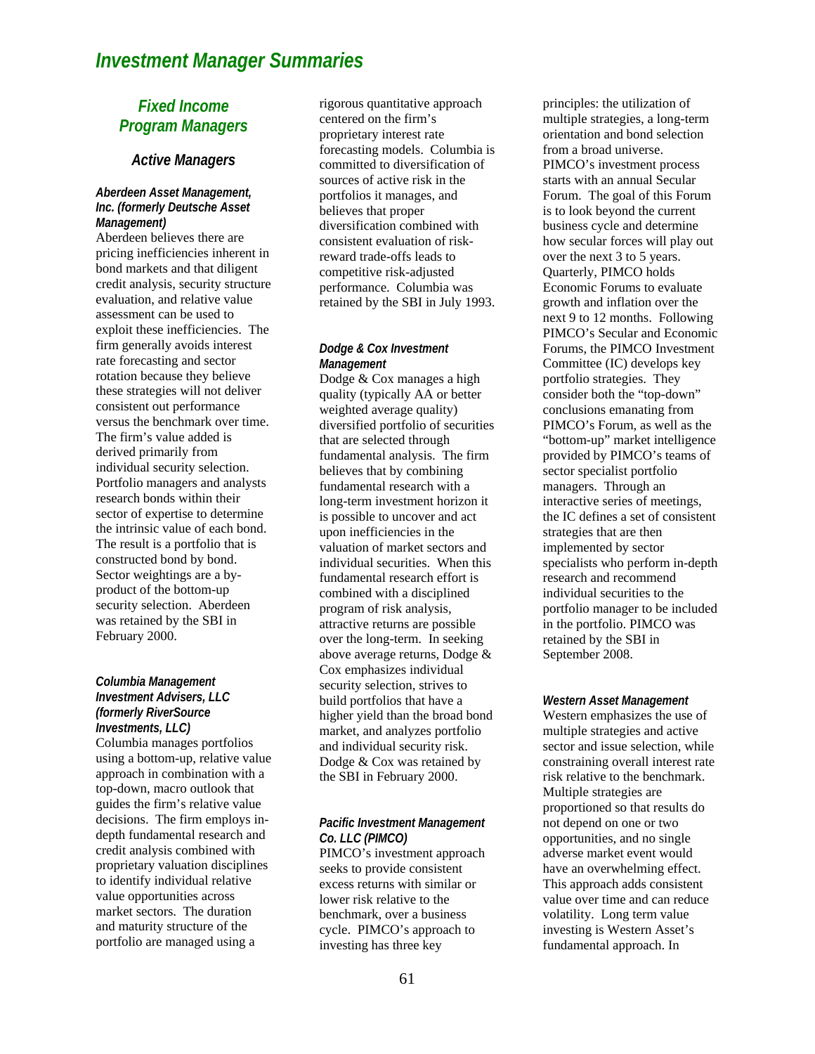# Investment Manager Summaries

## Fixed Income Program Managers

### Active Managers

#### *Aberdeen Asset Management, Inc. (formerly Deutsche Asset Management)*

Aberdeen believes there are pricing inefficiencies inherent in bond markets and that diligent credit analysis, security structure evaluation, and relative value assessment can be used to exploit these inefficiencies. The firm generally avoids interest rate forecasting and sector rotation because they believe these strategies will not deliver consistent out performance versus the benchmark over time. The firm's value added is derived primarily from individual security selection. Portfolio managers and analysts research bonds within their sector of expertise to determine the intrinsic value of each bond. The result is a portfolio that is constructed bond by bond. Sector weightings are a by-product of the bottom-up security selection. Aberdeen was retained by the SBI in February 2000.

#### *Columbia Management Investment Advisers, LLC (formerly RiverSource Investments, LLC)*

Columbia manages portfolios using a bottom-up, relative value approach in combination with a top-down, macro outlook that guides the firm's relative value decisions. The firm employs in-depth fundamental research and credit analysis combined with proprietary valuation disciplines to identify individual relative value opportunities across market sectors. The duration and maturity structure of the portfolio are managed using a rigorous quantitative approach centered on the firm's proprietary interest rate forecasting models. Columbia is committed to diversification of sources of active risk in the portfolios it manages, and believes that proper diversification combined with consistent evaluation of risk-reward trade-offs leads to competitive risk-adjusted performance. Columbia was retained by the SBI in July 1993.

#### *Dodge & Cox Investment Management*

Dodge & Cox manages a high quality (typically AA or better weighted average quality) diversified portfolio of securities that are selected through fundamental analysis. The firm believes that by combining fundamental research with a long-term investment horizon it is possible to uncover and act upon inefficiencies in the valuation of market sectors and individual securities. When this fundamental research effort is combined with a disciplined program of risk analysis, attractive returns are possible over the long-term. In seeking above average returns, Dodge & Cox emphasizes individual security selection, strives to build portfolios that have a higher yield than the broad bond market, and analyzes portfolio and individual security risk. Dodge & Cox was retained by the SBI in February 2000.

#### *Pacific Investment Management Co. LLC (PIMCO)*

PIMCO's investment approach seeks to provide consistent excess returns with similar or lower risk relative to the benchmark, over a business cycle. PIMCO's approach to investing has three key principles: the utilization of multiple strategies, a long-term orientation and bond selection from a broad universe. PIMCO's investment process starts with an annual Secular Forum. The goal of this Forum is to look beyond the current business cycle and determine how secular forces will play out over the next 3 to 5 years. Quarterly, PIMCO holds Economic Forums to evaluate growth and inflation over the next 9 to 12 months. Following PIMCO's Secular and Economic Forums, the PIMCO Investment Committee (IC) develops key portfolio strategies. They consider both the "top-down" conclusions emanating from PIMCO's Forum, as well as the "bottom-up" market intelligence provided by PIMCO's teams of sector specialist portfolio managers. Through an interactive series of meetings, the IC defines a set of consistent strategies that are then implemented by sector specialists who perform in-depth research and recommend individual securities to the portfolio manager to be included in the portfolio. PIMCO was retained by the SBI in September 2008.

#### *Western Asset Management*

Western emphasizes the use of multiple strategies and active sector and issue selection, while constraining overall interest rate risk relative to the benchmark. Multiple strategies are proportioned so that results do not depend on one or two opportunities, and no single adverse market event would have an overwhelming effect. This approach adds consistent value over time and can reduce volatility. Long term value investing is Western Asset's fundamental approach. In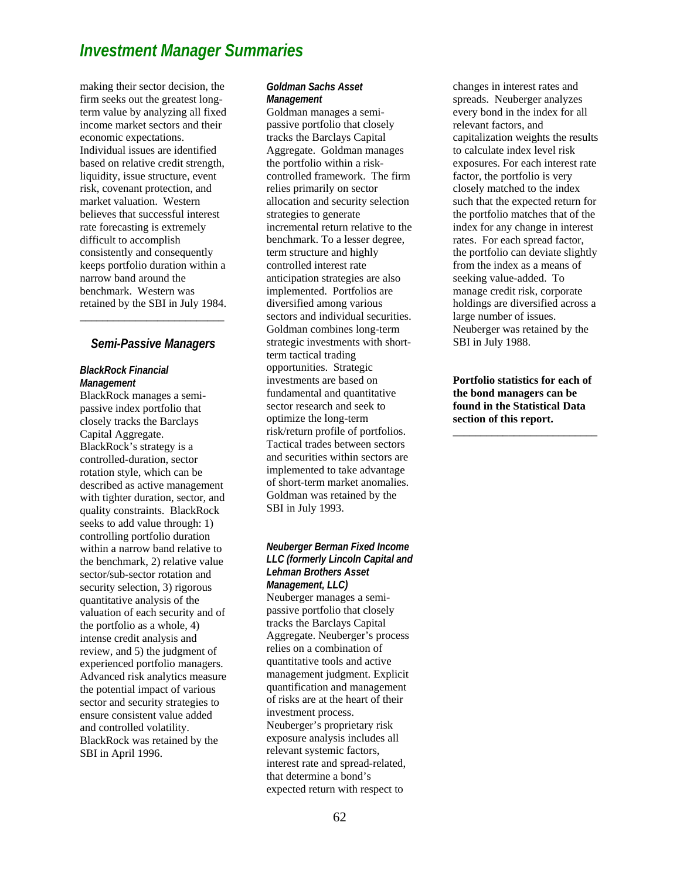# Investment Manager Summaries

making their sector decision, the firm seeks out the greatest long-term value by analyzing all fixed income market sectors and their economic expectations. Individual issues are identified based on relative credit strength, liquidity, issue structure, event risk, covenant protection, and market valuation. Western believes that successful interest rate forecasting is extremely difficult to accomplish consistently and consequently keeps portfolio duration within a narrow band around the benchmark. Western was retained by the SBI in July 1984.

---

## Semi-Passive Managers

### *BlackRock Financial Management*

BlackRock manages a semi-passive index portfolio that closely tracks the Barclays Capital Aggregate. BlackRock's strategy is a controlled-duration, sector rotation style, which can be described as active management with tighter duration, sector, and quality constraints. BlackRock seeks to add value through: 1) controlling portfolio duration within a narrow band relative to the benchmark, 2) relative value sector/sub-sector rotation and security selection, 3) rigorous quantitative analysis of the valuation of each security and of the portfolio as a whole, 4) intense credit analysis and review, and 5) the judgment of experienced portfolio managers. Advanced risk analytics measure the potential impact of various sector and security strategies to ensure consistent value added and controlled volatility. BlackRock was retained by the SBI in April 1996.

### *Goldman Sachs Asset Management*

Goldman manages a semi-passive portfolio that closely tracks the Barclays Capital Aggregate. Goldman manages the portfolio within a risk-controlled framework. The firm relies primarily on sector allocation and security selection strategies to generate incremental return relative to the benchmark. To a lesser degree, term structure and highly controlled interest rate anticipation strategies are also implemented. Portfolios are diversified among various sectors and individual securities. Goldman combines long-term strategic investments with short-term tactical trading opportunities. Strategic investments are based on fundamental and quantitative sector research and seek to optimize the long-term risk/return profile of portfolios. Tactical trades between sectors and securities within sectors are implemented to take advantage of short-term market anomalies. Goldman was retained by the SBI in July 1993.

### *Neuberger Berman Fixed Income LLC (formerly Lincoln Capital and Lehman Brothers Asset Management, LLC)*

Neuberger manages a semi-passive portfolio that closely tracks the Barclays Capital Aggregate. Neuberger's process relies on a combination of quantitative tools and active management judgment. Explicit quantification and management of risks are at the heart of their investment process. Neuberger's proprietary risk exposure analysis includes all relevant systemic factors, interest rate and spread-related, that determine a bond's expected return with respect to changes in interest rates and spreads. Neuberger analyzes every bond in the index for all relevant factors, and capitalization weights the results to calculate index level risk exposures. For each interest rate factor, the portfolio is very closely matched to the index such that the expected return for the portfolio matches that of the index for any change in interest rates. For each spread factor, the portfolio can deviate slightly from the index as a means of seeking value-added. To manage credit risk, corporate holdings are diversified across a large number of issues. Neuberger was retained by the SBI in July 1988.

**Portfolio statistics for each of the bond managers can be found in the Statistical Data section of this report.**

---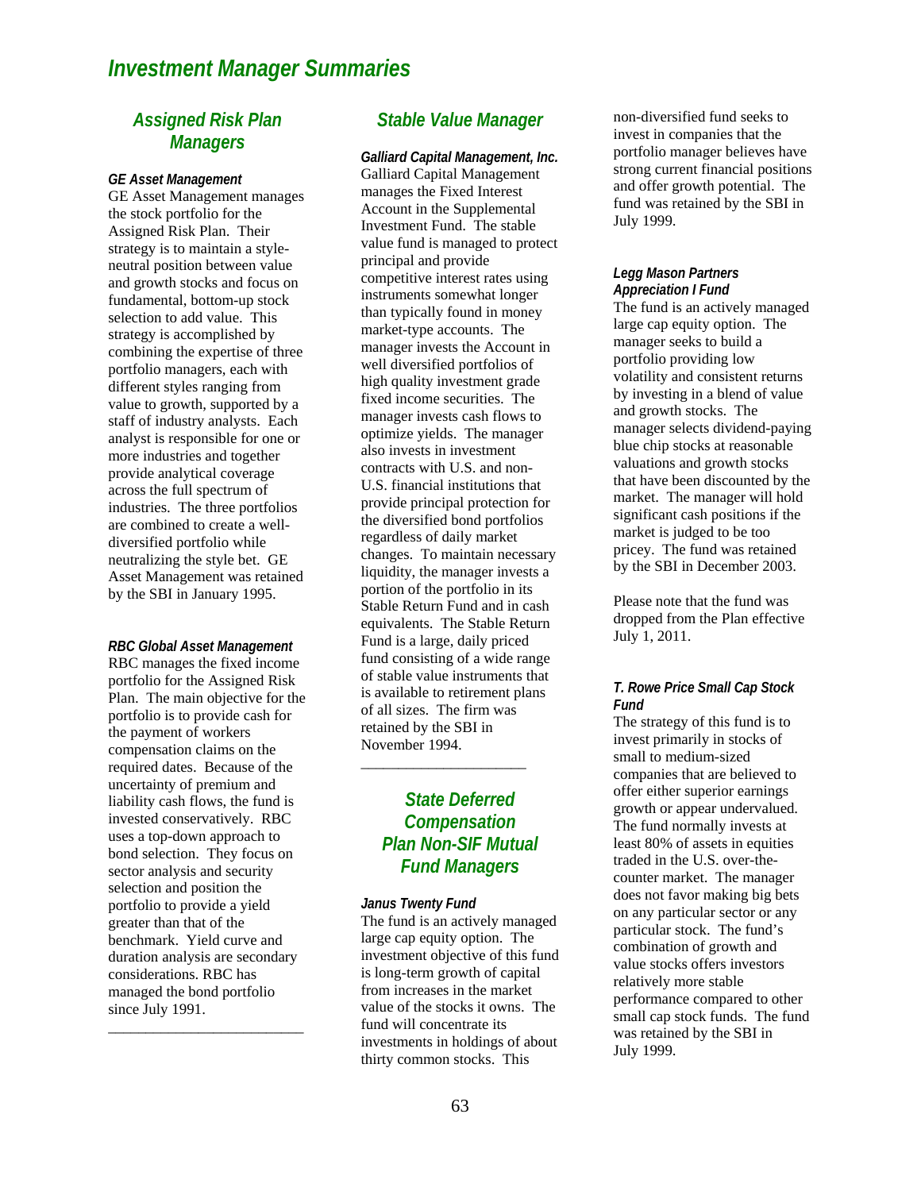# Investment Manager Summaries

## Assigned Risk Plan Managers

### *GE Asset Management*

GE Asset Management manages the stock portfolio for the Assigned Risk Plan. Their strategy is to maintain a style-neutral position between value and growth stocks and focus on fundamental, bottom-up stock selection to add value. This strategy is accomplished by combining the expertise of three portfolio managers, each with different styles ranging from value to growth, supported by a staff of industry analysts. Each analyst is responsible for one or more industries and together provide analytical coverage across the full spectrum of industries. The three portfolios are combined to create a well-diversified portfolio while neutralizing the style bet. GE Asset Management was retained by the SBI in January 1995.

### *RBC Global Asset Management*

RBC manages the fixed income portfolio for the Assigned Risk Plan. The main objective for the portfolio is to provide cash for the payment of workers compensation claims on the required dates. Because of the uncertainty of premium and liability cash flows, the fund is invested conservatively. RBC uses a top-down approach to bond selection. They focus on sector analysis and security selection and position the portfolio to provide a yield greater than that of the benchmark. Yield curve and duration analysis are secondary considerations. RBC has managed the bond portfolio since July 1991.

---

## Stable Value Manager

### *Galliard Capital Management, Inc.*

Galliard Capital Management manages the Fixed Interest Account in the Supplemental Investment Fund. The stable value fund is managed to protect principal and provide competitive interest rates using instruments somewhat longer than typically found in money market-type accounts. The manager invests the Account in well diversified portfolios of high quality investment grade fixed income securities. The manager invests cash flows to optimize yields. The manager also invests in investment contracts with U.S. and non-U.S. financial institutions that provide principal protection for the diversified bond portfolios regardless of daily market changes. To maintain necessary liquidity, the manager invests a portion of the portfolio in its Stable Return Fund and in cash equivalents. The Stable Return Fund is a large, daily priced fund consisting of a wide range of stable value instruments that is available to retirement plans of all sizes. The firm was retained by the SBI in November 1994.

---

## State Deferred Compensation Plan Non-SIF Mutual Fund Managers

### *Janus Twenty Fund*

The fund is an actively managed large cap equity option. The investment objective of this fund is long-term growth of capital from increases in the market value of the stocks it owns. The fund will concentrate its investments in holdings of about thirty common stocks. This non-diversified fund seeks to invest in companies that the portfolio manager believes have strong current financial positions and offer growth potential. The fund was retained by the SBI in July 1999.

### *Legg Mason Partners Appreciation I Fund*

The fund is an actively managed large cap equity option. The manager seeks to build a portfolio providing low volatility and consistent returns by investing in a blend of value and growth stocks. The manager selects dividend-paying blue chip stocks at reasonable valuations and growth stocks that have been discounted by the market. The manager will hold significant cash positions if the market is judged to be too pricey. The fund was retained by the SBI in December 2003.

Please note that the fund was dropped from the Plan effective July 1, 2011.

### *T. Rowe Price Small Cap Stock Fund*

The strategy of this fund is to invest primarily in stocks of small to medium-sized companies that are believed to offer either superior earnings growth or appear undervalued. The fund normally invests at least 80% of assets in equities traded in the U.S. over-the-counter market. The manager does not favor making big bets on any particular sector or any particular stock. The fund's combination of growth and value stocks offers investors relatively more stable performance compared to other small cap stock funds. The fund was retained by the SBI in July 1999.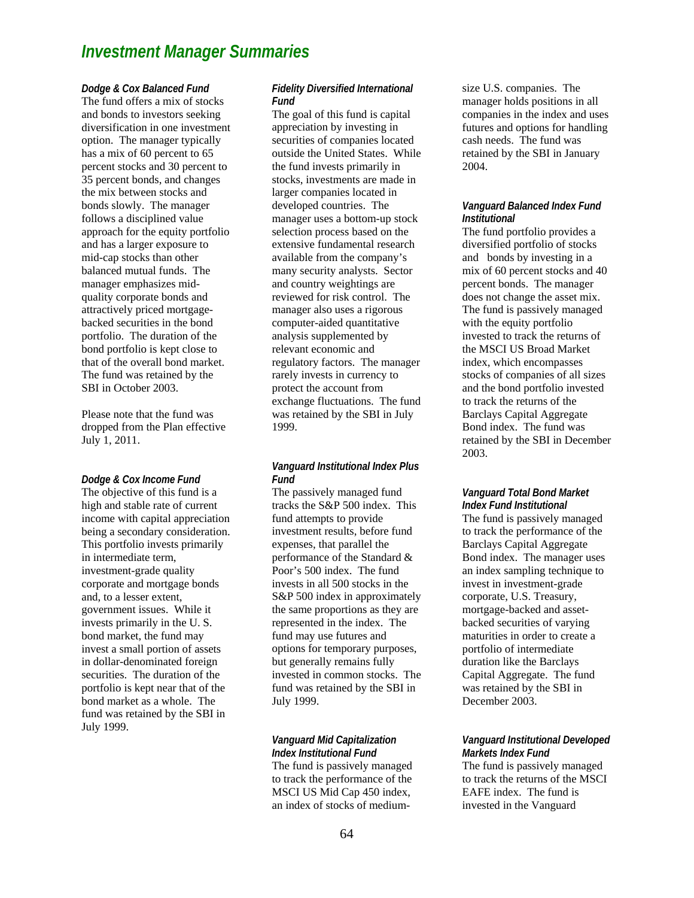# Investment Manager Summaries

***Dodge & Cox Balanced Fund***
The fund offers a mix of stocks and bonds to investors seeking diversification in one investment option. The manager typically has a mix of 60 percent to 65 percent stocks and 30 percent to 35 percent bonds, and changes the mix between stocks and bonds slowly. The manager follows a disciplined value approach for the equity portfolio and has a larger exposure to mid-cap stocks than other balanced mutual funds. The manager emphasizes mid-quality corporate bonds and attractively priced mortgage-backed securities in the bond portfolio. The duration of the bond portfolio is kept close to that of the overall bond market. The fund was retained by the SBI in October 2003.

Please note that the fund was dropped from the Plan effective July 1, 2011.

***Dodge & Cox Income Fund***
The objective of this fund is a high and stable rate of current income with capital appreciation being a secondary consideration. This portfolio invests primarily in intermediate term, investment-grade quality corporate and mortgage bonds and, to a lesser extent, government issues. While it invests primarily in the U. S. bond market, the fund may invest a small portion of assets in dollar-denominated foreign securities. The duration of the portfolio is kept near that of the bond market as a whole. The fund was retained by the SBI in July 1999.

***Fidelity Diversified International Fund***
The goal of this fund is capital appreciation by investing in securities of companies located outside the United States. While the fund invests primarily in stocks, investments are made in larger companies located in developed countries. The manager uses a bottom-up stock selection process based on the extensive fundamental research available from the company's many security analysts. Sector and country weightings are reviewed for risk control. The manager also uses a rigorous computer-aided quantitative analysis supplemented by relevant economic and regulatory factors. The manager rarely invests in currency to protect the account from exchange fluctuations. The fund was retained by the SBI in July 1999.

***Vanguard Institutional Index Plus Fund***
The passively managed fund tracks the S&P 500 index. This fund attempts to provide investment results, before fund expenses, that parallel the performance of the Standard & Poor's 500 index. The fund invests in all 500 stocks in the S&P 500 index in approximately the same proportions as they are represented in the index. The fund may use futures and options for temporary purposes, but generally remains fully invested in common stocks. The fund was retained by the SBI in July 1999.

***Vanguard Mid Capitalization Index Institutional Fund***
The fund is passively managed to track the performance of the MSCI US Mid Cap 450 index, an index of stocks of medium-size U.S. companies. The manager holds positions in all companies in the index and uses futures and options for handling cash needs. The fund was retained by the SBI in January 2004.

***Vanguard Balanced Index Fund Institutional***
The fund portfolio provides a diversified portfolio of stocks and bonds by investing in a mix of 60 percent stocks and 40 percent bonds. The manager does not change the asset mix. The fund is passively managed with the equity portfolio invested to track the returns of the MSCI US Broad Market index, which encompasses stocks of companies of all sizes and the bond portfolio invested to track the returns of the Barclays Capital Aggregate Bond index. The fund was retained by the SBI in December 2003.

***Vanguard Total Bond Market Index Fund Institutional***
The fund is passively managed to track the performance of the Barclays Capital Aggregate Bond index. The manager uses an index sampling technique to invest in investment-grade corporate, U.S. Treasury, mortgage-backed and asset-backed securities of varying maturities in order to create a portfolio of intermediate duration like the Barclays Capital Aggregate. The fund was retained by the SBI in December 2003.

***Vanguard Institutional Developed Markets Index Fund***
The fund is passively managed to track the returns of the MSCI EAFE index. The fund is invested in the Vanguard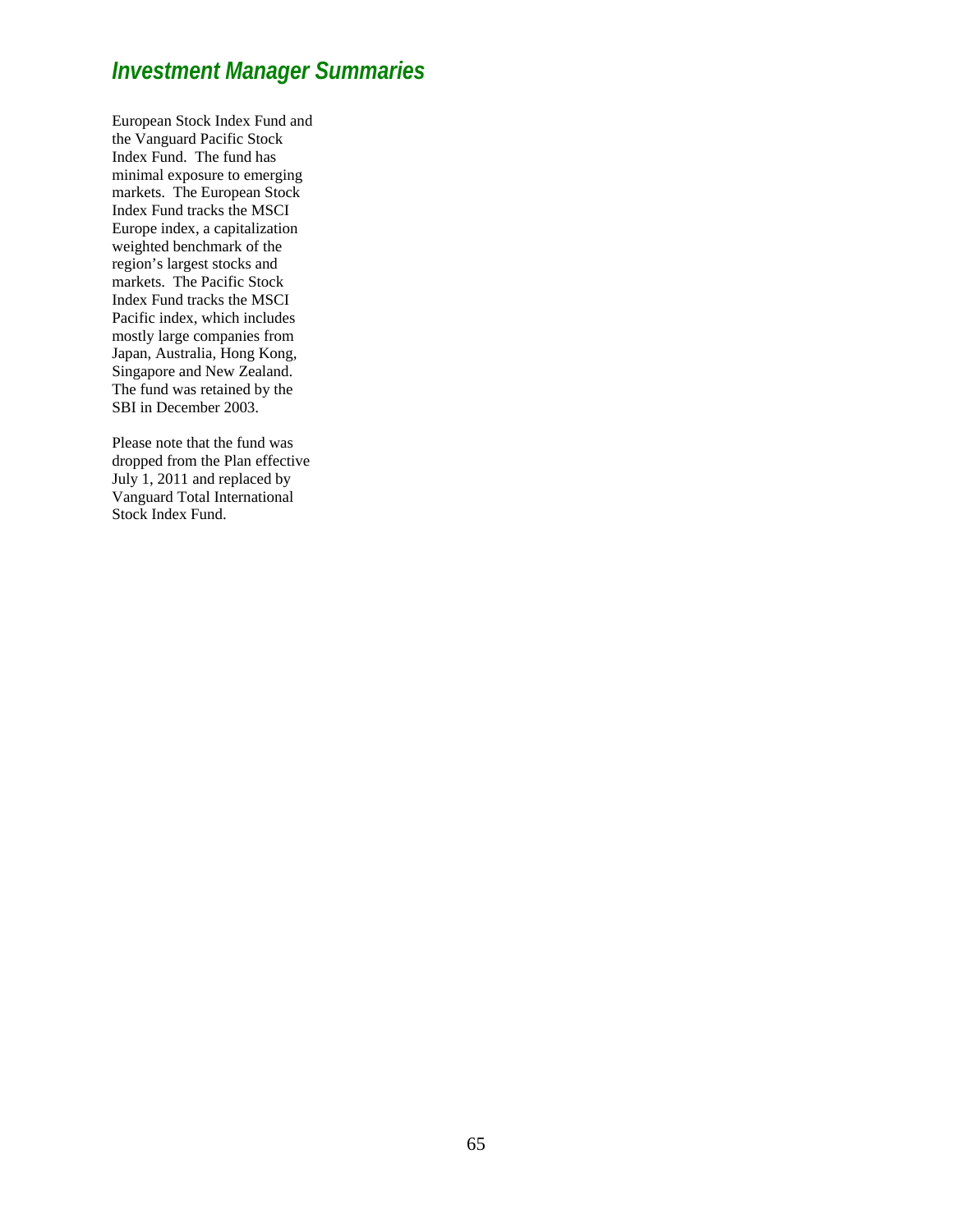## Investment Manager Summaries

European Stock Index Fund and the Vanguard Pacific Stock Index Fund. The fund has minimal exposure to emerging markets. The European Stock Index Fund tracks the MSCI Europe index, a capitalization weighted benchmark of the region's largest stocks and markets. The Pacific Stock Index Fund tracks the MSCI Pacific index, which includes mostly large companies from Japan, Australia, Hong Kong, Singapore and New Zealand. The fund was retained by the SBI in December 2003.

Please note that the fund was dropped from the Plan effective July 1, 2011 and replaced by Vanguard Total International Stock Index Fund.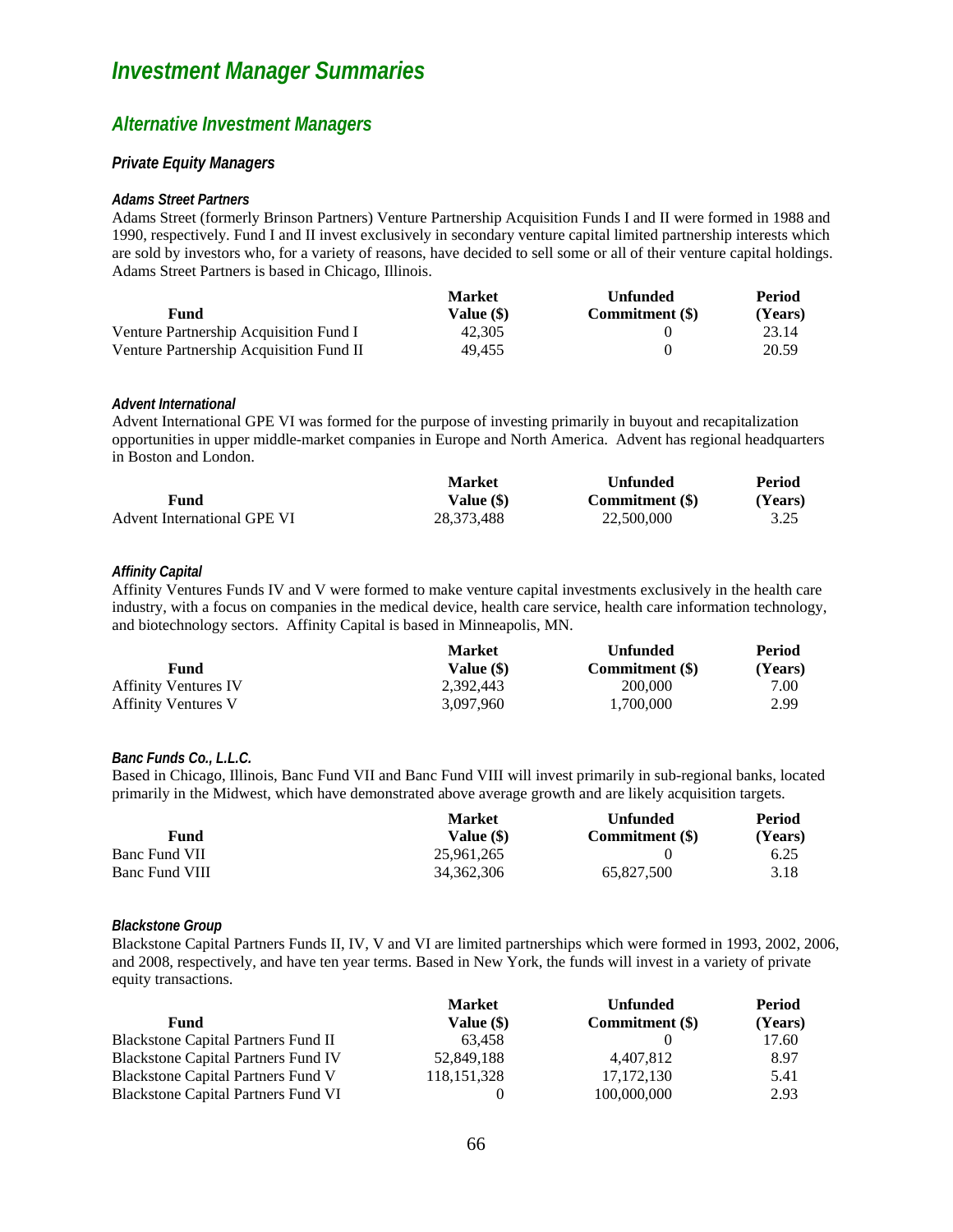# Investment Manager Summaries

## Alternative Investment Managers

### Private Equity Managers

#### Adams Street Partners

Adams Street (formerly Brinson Partners) Venture Partnership Acquisition Funds I and II were formed in 1988 and 1990, respectively. Fund I and II invest exclusively in secondary venture capital limited partnership interests which are sold by investors who, for a variety of reasons, have decided to sell some or all of their venture capital holdings. Adams Street Partners is based in Chicago, Illinois.

| Fund | Market Value ($) | Unfunded Commitment ($) | Period (Years) |
|---|---|---|---|
| Venture Partnership Acquisition Fund I | 42,305 | 0 | 23.14 |
| Venture Partnership Acquisition Fund II | 49,455 | 0 | 20.59 |

#### Advent International

Advent International GPE VI was formed for the purpose of investing primarily in buyout and recapitalization opportunities in upper middle-market companies in Europe and North America. Advent has regional headquarters in Boston and London.

| Fund | Market Value ($) | Unfunded Commitment ($) | Period (Years) |
|---|---|---|---|
| Advent International GPE VI | 28,373,488 | 22,500,000 | 3.25 |

#### Affinity Capital

Affinity Ventures Funds IV and V were formed to make venture capital investments exclusively in the health care industry, with a focus on companies in the medical device, health care service, health care information technology, and biotechnology sectors. Affinity Capital is based in Minneapolis, MN.

| Fund | Market Value ($) | Unfunded Commitment ($) | Period (Years) |
|---|---|---|---|
| Affinity Ventures IV | 2,392,443 | 200,000 | 7.00 |
| Affinity Ventures V | 3,097,960 | 1,700,000 | 2.99 |

#### Banc Funds Co., L.L.C.

Based in Chicago, Illinois, Banc Fund VII and Banc Fund VIII will invest primarily in sub-regional banks, located primarily in the Midwest, which have demonstrated above average growth and are likely acquisition targets.

| Fund | Market Value ($) | Unfunded Commitment ($) | Period (Years) |
|---|---|---|---|
| Banc Fund VII | 25,961,265 | 0 | 6.25 |
| Banc Fund VIII | 34,362,306 | 65,827,500 | 3.18 |

#### Blackstone Group

Blackstone Capital Partners Funds II, IV, V and VI are limited partnerships which were formed in 1993, 2002, 2006, and 2008, respectively, and have ten year terms. Based in New York, the funds will invest in a variety of private equity transactions.

| Fund | Market Value ($) | Unfunded Commitment ($) | Period (Years) |
|---|---|---|---|
| Blackstone Capital Partners Fund II | 63,458 | 0 | 17.60 |
| Blackstone Capital Partners Fund IV | 52,849,188 | 4,407,812 | 8.97 |
| Blackstone Capital Partners Fund V | 118,151,328 | 17,172,130 | 5.41 |
| Blackstone Capital Partners Fund VI | 0 | 100,000,000 | 2.93 |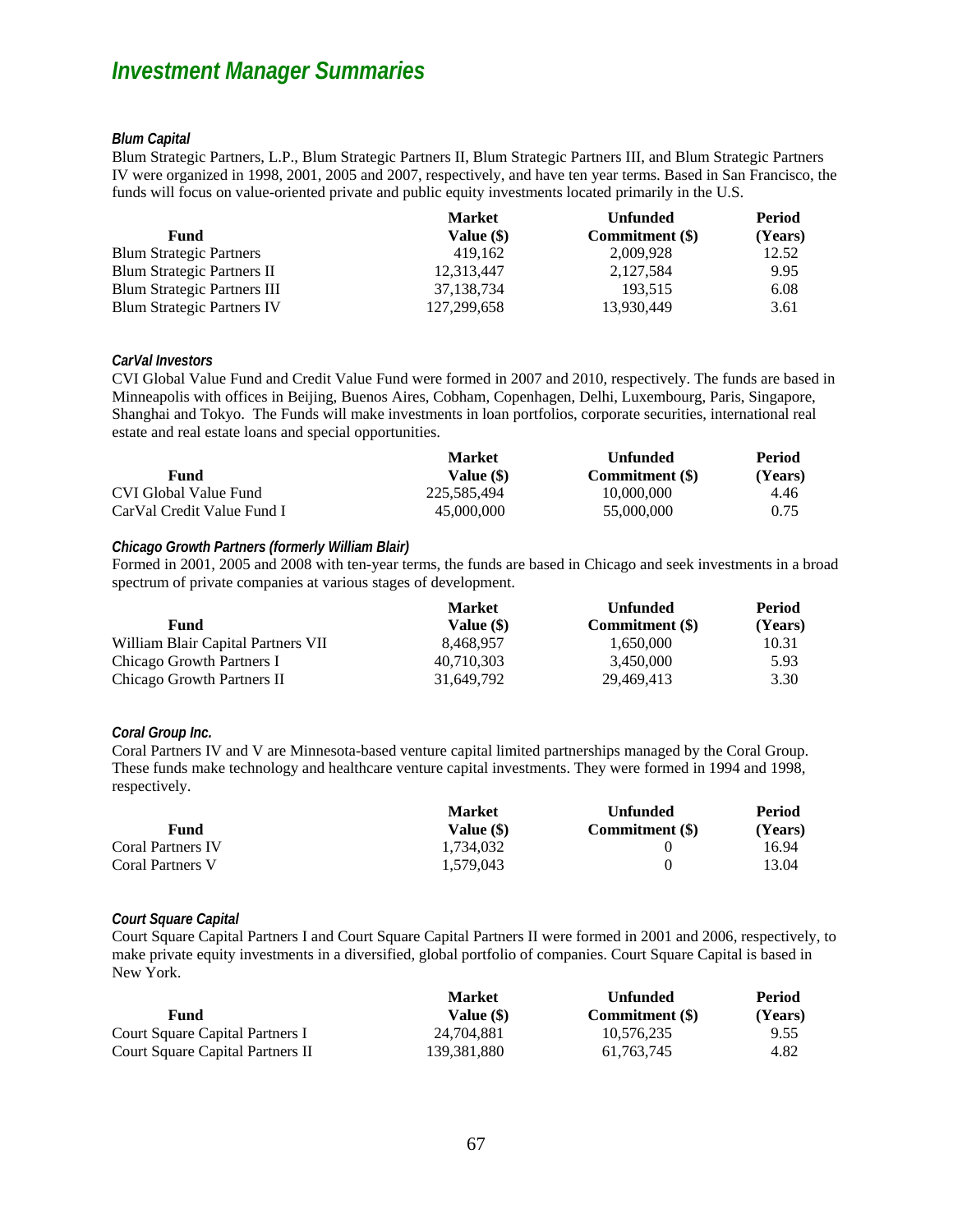# *Investment Manager Summaries*

### *Blum Capital*

Blum Strategic Partners, L.P., Blum Strategic Partners II, Blum Strategic Partners III, and Blum Strategic Partners IV were organized in 1998, 2001, 2005 and 2007, respectively, and have ten year terms. Based in San Francisco, the funds will focus on value-oriented private and public equity investments located primarily in the U.S.

| Fund | Market Value ($) | Unfunded Commitment ($) | Period (Years) |
|---|---|---|---|
| Blum Strategic Partners | 419,162 | 2,009,928 | 12.52 |
| Blum Strategic Partners II | 12,313,447 | 2,127,584 | 9.95 |
| Blum Strategic Partners III | 37,138,734 | 193,515 | 6.08 |
| Blum Strategic Partners IV | 127,299,658 | 13,930,449 | 3.61 |

### *CarVal Investors*

CVI Global Value Fund and Credit Value Fund were formed in 2007 and 2010, respectively. The funds are based in Minneapolis with offices in Beijing, Buenos Aires, Cobham, Copenhagen, Delhi, Luxembourg, Paris, Singapore, Shanghai and Tokyo. The Funds will make investments in loan portfolios, corporate securities, international real estate and real estate loans and special opportunities.

| Fund | Market Value ($) | Unfunded Commitment ($) | Period (Years) |
|---|---|---|---|
| CVI Global Value Fund | 225,585,494 | 10,000,000 | 4.46 |
| CarVal Credit Value Fund I | 45,000,000 | 55,000,000 | 0.75 |

### *Chicago Growth Partners (formerly William Blair)*

Formed in 2001, 2005 and 2008 with ten-year terms, the funds are based in Chicago and seek investments in a broad spectrum of private companies at various stages of development.

| Fund | Market Value ($) | Unfunded Commitment ($) | Period (Years) |
|---|---|---|---|
| William Blair Capital Partners VII | 8,468,957 | 1,650,000 | 10.31 |
| Chicago Growth Partners I | 40,710,303 | 3,450,000 | 5.93 |
| Chicago Growth Partners II | 31,649,792 | 29,469,413 | 3.30 |

### *Coral Group Inc.*

Coral Partners IV and V are Minnesota-based venture capital limited partnerships managed by the Coral Group. These funds make technology and healthcare venture capital investments. They were formed in 1994 and 1998, respectively.

| Fund | Market Value ($) | Unfunded Commitment ($) | Period (Years) |
|---|---|---|---|
| Coral Partners IV | 1,734,032 | 0 | 16.94 |
| Coral Partners V | 1,579,043 | 0 | 13.04 |

### *Court Square Capital*

Court Square Capital Partners I and Court Square Capital Partners II were formed in 2001 and 2006, respectively, to make private equity investments in a diversified, global portfolio of companies. Court Square Capital is based in New York.

| Fund | Market Value ($) | Unfunded Commitment ($) | Period (Years) |
|---|---|---|---|
| Court Square Capital Partners I | 24,704,881 | 10,576,235 | 9.55 |
| Court Square Capital Partners II | 139,381,880 | 61,763,745 | 4.82 |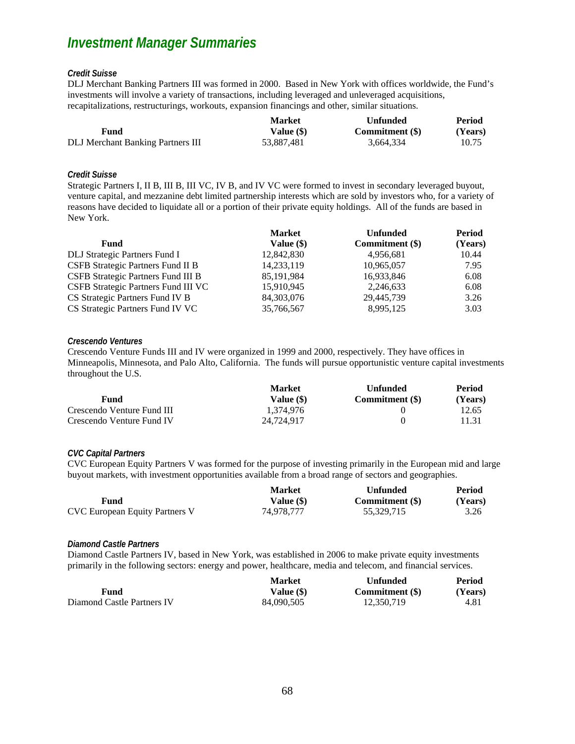# *Investment Manager Summaries*

***Credit Suisse***

DLJ Merchant Banking Partners III was formed in 2000. Based in New York with offices worldwide, the Fund's investments will involve a variety of transactions, including leveraged and unleveraged acquisitions, recapitalizations, restructurings, workouts, expansion financings and other, similar situations.

| Fund | Market Value ($) | Unfunded Commitment ($) | Period (Years) |
|---|---|---|---|
| DLJ Merchant Banking Partners III | 53,887,481 | 3,664,334 | 10.75 |

***Credit Suisse***

Strategic Partners I, II B, III B, III VC, IV B, and IV VC were formed to invest in secondary leveraged buyout, venture capital, and mezzanine debt limited partnership interests which are sold by investors who, for a variety of reasons have decided to liquidate all or a portion of their private equity holdings. All of the funds are based in New York.

| Fund | Market Value ($) | Unfunded Commitment ($) | Period (Years) |
|---|---|---|---|
| DLJ Strategic Partners Fund I | 12,842,830 | 4,956,681 | 10.44 |
| CSFB Strategic Partners Fund II B | 14,233,119 | 10,965,057 | 7.95 |
| CSFB Strategic Partners Fund III B | 85,191,984 | 16,933,846 | 6.08 |
| CSFB Strategic Partners Fund III VC | 15,910,945 | 2,246,633 | 6.08 |
| CS Strategic Partners Fund IV B | 84,303,076 | 29,445,739 | 3.26 |
| CS Strategic Partners Fund IV VC | 35,766,567 | 8,995,125 | 3.03 |

***Crescendo Ventures***

Crescendo Venture Funds III and IV were organized in 1999 and 2000, respectively. They have offices in Minneapolis, Minnesota, and Palo Alto, California. The funds will pursue opportunistic venture capital investments throughout the U.S.

| Fund | Market Value ($) | Unfunded Commitment ($) | Period (Years) |
|---|---|---|---|
| Crescendo Venture Fund III | 1,374,976 | 0 | 12.65 |
| Crescendo Venture Fund IV | 24,724,917 | 0 | 11.31 |

***CVC Capital Partners***

CVC European Equity Partners V was formed for the purpose of investing primarily in the European mid and large buyout markets, with investment opportunities available from a broad range of sectors and geographies.

| Fund | Market Value ($) | Unfunded Commitment ($) | Period (Years) |
|---|---|---|---|
| CVC European Equity Partners V | 74,978,777 | 55,329,715 | 3.26 |

***Diamond Castle Partners***

Diamond Castle Partners IV, based in New York, was established in 2006 to make private equity investments primarily in the following sectors: energy and power, healthcare, media and telecom, and financial services.

| Fund | Market Value ($) | Unfunded Commitment ($) | Period (Years) |
|---|---|---|---|
| Diamond Castle Partners IV | 84,090,505 | 12,350,719 | 4.81 |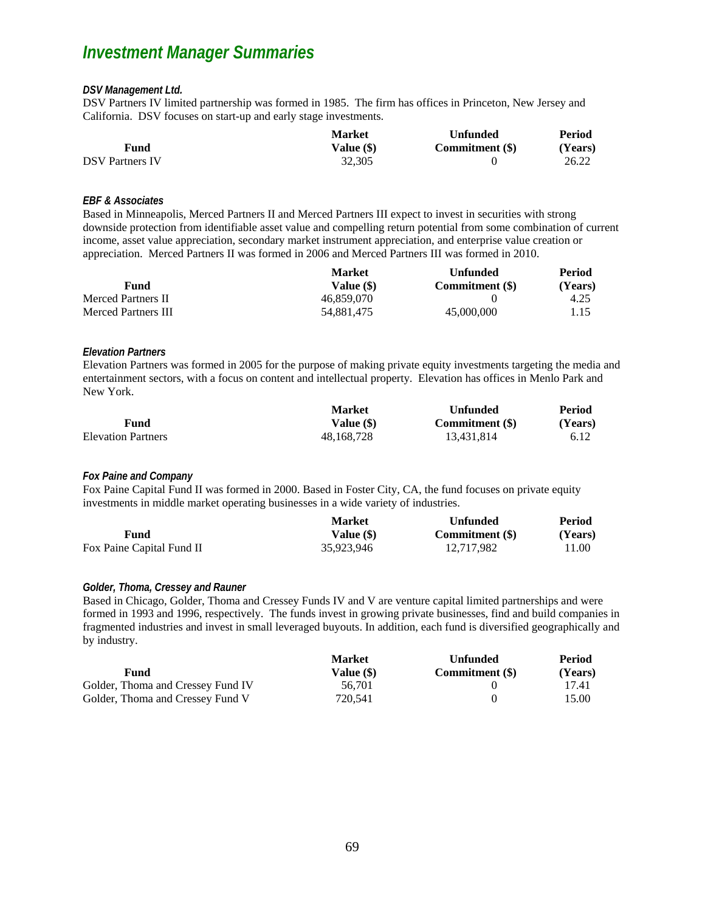# *Investment Manager Summaries*

***DSV Management Ltd.***

DSV Partners IV limited partnership was formed in 1985. The firm has offices in Princeton, New Jersey and California. DSV focuses on start-up and early stage investments.

| Fund | Market Value ($) | Unfunded Commitment ($) | Period (Years) |
|---|---|---|---|
| DSV Partners IV | 32,305 | 0 | 26.22 |

***EBF & Associates***

Based in Minneapolis, Merced Partners II and Merced Partners III expect to invest in securities with strong downside protection from identifiable asset value and compelling return potential from some combination of current income, asset value appreciation, secondary market instrument appreciation, and enterprise value creation or appreciation. Merced Partners II was formed in 2006 and Merced Partners III was formed in 2010.

| Fund | Market Value ($) | Unfunded Commitment ($) | Period (Years) |
|---|---|---|---|
| Merced Partners II | 46,859,070 | 0 | 4.25 |
| Merced Partners III | 54,881,475 | 45,000,000 | 1.15 |

***Elevation Partners***

Elevation Partners was formed in 2005 for the purpose of making private equity investments targeting the media and entertainment sectors, with a focus on content and intellectual property. Elevation has offices in Menlo Park and New York.

| Fund | Market Value ($) | Unfunded Commitment ($) | Period (Years) |
|---|---|---|---|
| Elevation Partners | 48,168,728 | 13,431,814 | 6.12 |

***Fox Paine and Company***

Fox Paine Capital Fund II was formed in 2000. Based in Foster City, CA, the fund focuses on private equity investments in middle market operating businesses in a wide variety of industries.

| Fund | Market Value ($) | Unfunded Commitment ($) | Period (Years) |
|---|---|---|---|
| Fox Paine Capital Fund II | 35,923,946 | 12,717,982 | 11.00 |

***Golder, Thoma, Cressey and Rauner***

Based in Chicago, Golder, Thoma and Cressey Funds IV and V are venture capital limited partnerships and were formed in 1993 and 1996, respectively. The funds invest in growing private businesses, find and build companies in fragmented industries and invest in small leveraged buyouts. In addition, each fund is diversified geographically and by industry.

| Fund | Market Value ($) | Unfunded Commitment ($) | Period (Years) |
|---|---|---|---|
| Golder, Thoma and Cressey Fund IV | 56,701 | 0 | 17.41 |
| Golder, Thoma and Cressey Fund V | 720,541 | 0 | 15.00 |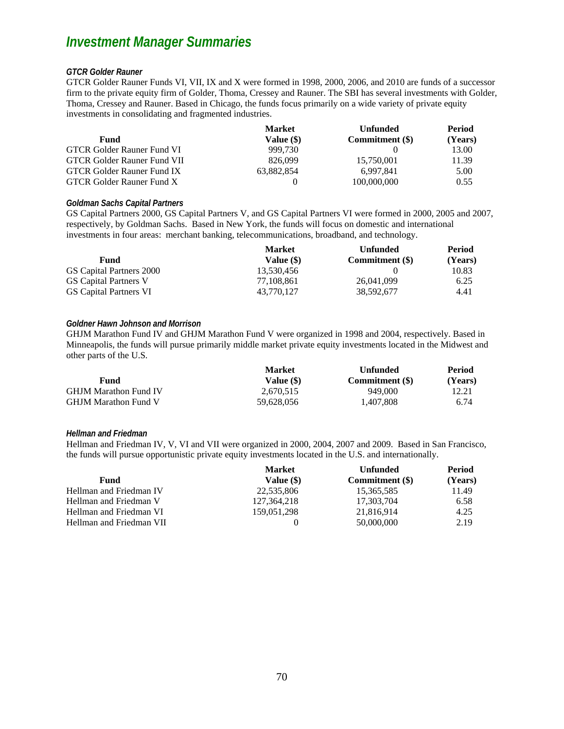# *Investment Manager Summaries*

### *GTCR Golder Rauner*

GTCR Golder Rauner Funds VI, VII, IX and X were formed in 1998, 2000, 2006, and 2010 are funds of a successor firm to the private equity firm of Golder, Thoma, Cressey and Rauner. The SBI has several investments with Golder, Thoma, Cressey and Rauner. Based in Chicago, the funds focus primarily on a wide variety of private equity investments in consolidating and fragmented industries.

| Fund | Market Value ($) | Unfunded Commitment ($) | Period (Years) |
|---|---|---|---|
| GTCR Golder Rauner Fund VI | 999,730 | 0 | 13.00 |
| GTCR Golder Rauner Fund VII | 826,099 | 15,750,001 | 11.39 |
| GTCR Golder Rauner Fund IX | 63,882,854 | 6,997,841 | 5.00 |
| GTCR Golder Rauner Fund X | 0 | 100,000,000 | 0.55 |

### *Goldman Sachs Capital Partners*

GS Capital Partners 2000, GS Capital Partners V, and GS Capital Partners VI were formed in 2000, 2005 and 2007, respectively, by Goldman Sachs. Based in New York, the funds will focus on domestic and international investments in four areas: merchant banking, telecommunications, broadband, and technology.

| Fund | Market Value ($) | Unfunded Commitment ($) | Period (Years) |
|---|---|---|---|
| GS Capital Partners 2000 | 13,530,456 | 0 | 10.83 |
| GS Capital Partners V | 77,108,861 | 26,041,099 | 6.25 |
| GS Capital Partners VI | 43,770,127 | 38,592,677 | 4.41 |

### *Goldner Hawn Johnson and Morrison*

GHJM Marathon Fund IV and GHJM Marathon Fund V were organized in 1998 and 2004, respectively. Based in Minneapolis, the funds will pursue primarily middle market private equity investments located in the Midwest and other parts of the U.S.

| Fund | Market Value ($) | Unfunded Commitment ($) | Period (Years) |
|---|---|---|---|
| GHJM Marathon Fund IV | 2,670,515 | 949,000 | 12.21 |
| GHJM Marathon Fund V | 59,628,056 | 1,407,808 | 6.74 |

### *Hellman and Friedman*

Hellman and Friedman IV, V, VI and VII were organized in 2000, 2004, 2007 and 2009. Based in San Francisco, the funds will pursue opportunistic private equity investments located in the U.S. and internationally.

| Fund | Market Value ($) | Unfunded Commitment ($) | Period (Years) |
|---|---|---|---|
| Hellman and Friedman IV | 22,535,806 | 15,365,585 | 11.49 |
| Hellman and Friedman V | 127,364,218 | 17,303,704 | 6.58 |
| Hellman and Friedman VI | 159,051,298 | 21,816,914 | 4.25 |
| Hellman and Friedman VII | 0 | 50,000,000 | 2.19 |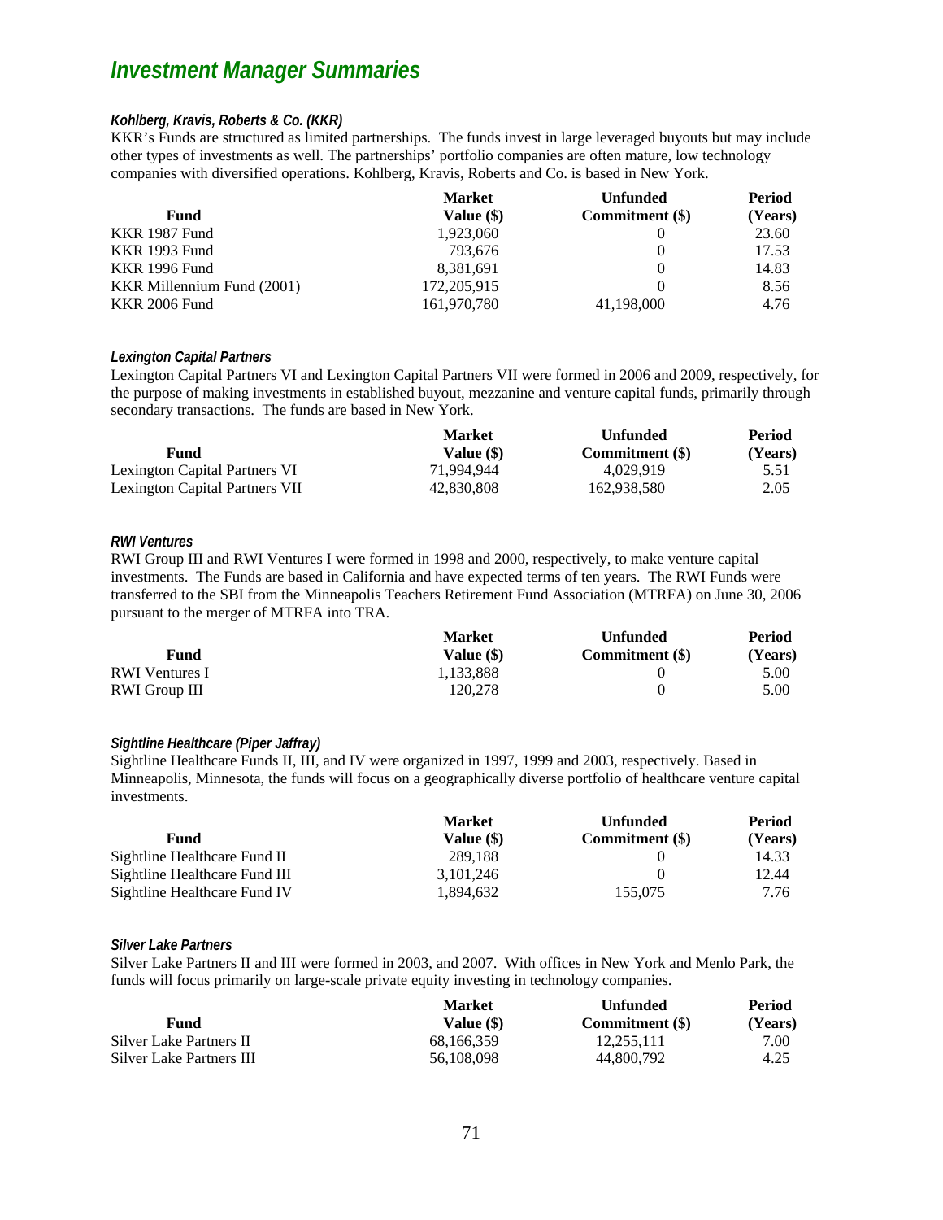# Investment Manager Summaries

### *Kohlberg, Kravis, Roberts & Co. (KKR)*

KKR's Funds are structured as limited partnerships. The funds invest in large leveraged buyouts but may include other types of investments as well. The partnerships' portfolio companies are often mature, low technology companies with diversified operations. Kohlberg, Kravis, Roberts and Co. is based in New York.

| Fund | Market Value ($) | Unfunded Commitment ($) | Period (Years) |
|---|---|---|---|
| KKR 1987 Fund | 1,923,060 | 0 | 23.60 |
| KKR 1993 Fund | 793,676 | 0 | 17.53 |
| KKR 1996 Fund | 8,381,691 | 0 | 14.83 |
| KKR Millennium Fund (2001) | 172,205,915 | 0 | 8.56 |
| KKR 2006 Fund | 161,970,780 | 41,198,000 | 4.76 |

### *Lexington Capital Partners*

Lexington Capital Partners VI and Lexington Capital Partners VII were formed in 2006 and 2009, respectively, for the purpose of making investments in established buyout, mezzanine and venture capital funds, primarily through secondary transactions. The funds are based in New York.

| Fund | Market Value ($) | Unfunded Commitment ($) | Period (Years) |
|---|---|---|---|
| Lexington Capital Partners VI | 71,994,944 | 4,029,919 | 5.51 |
| Lexington Capital Partners VII | 42,830,808 | 162,938,580 | 2.05 |

### *RWI Ventures*

RWI Group III and RWI Ventures I were formed in 1998 and 2000, respectively, to make venture capital investments. The Funds are based in California and have expected terms of ten years. The RWI Funds were transferred to the SBI from the Minneapolis Teachers Retirement Fund Association (MTRFA) on June 30, 2006 pursuant to the merger of MTRFA into TRA.

| Fund | Market Value ($) | Unfunded Commitment ($) | Period (Years) |
|---|---|---|---|
| RWI Ventures I | 1,133,888 | 0 | 5.00 |
| RWI Group III | 120,278 | 0 | 5.00 |

### *Sightline Healthcare (Piper Jaffray)*

Sightline Healthcare Funds II, III, and IV were organized in 1997, 1999 and 2003, respectively. Based in Minneapolis, Minnesota, the funds will focus on a geographically diverse portfolio of healthcare venture capital investments.

| Fund | Market Value ($) | Unfunded Commitment ($) | Period (Years) |
|---|---|---|---|
| Sightline Healthcare Fund II | 289,188 | 0 | 14.33 |
| Sightline Healthcare Fund III | 3,101,246 | 0 | 12.44 |
| Sightline Healthcare Fund IV | 1,894,632 | 155,075 | 7.76 |

### *Silver Lake Partners*

Silver Lake Partners II and III were formed in 2003, and 2007. With offices in New York and Menlo Park, the funds will focus primarily on large-scale private equity investing in technology companies.

| Fund | Market Value ($) | Unfunded Commitment ($) | Period (Years) |
|---|---|---|---|
| Silver Lake Partners II | 68,166,359 | 12,255,111 | 7.00 |
| Silver Lake Partners III | 56,108,098 | 44,800,792 | 4.25 |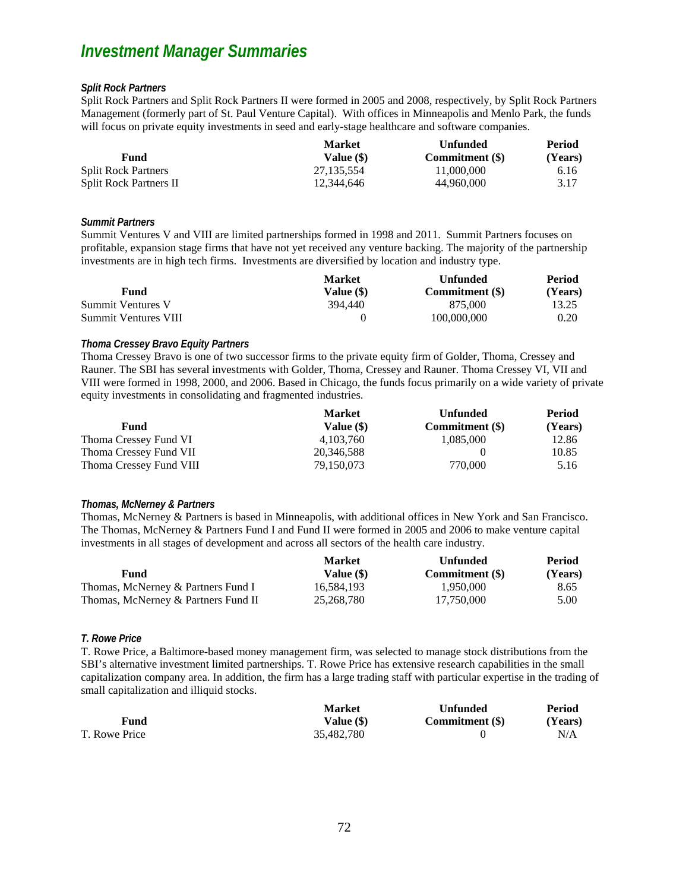## *Investment Manager Summaries*

***Split Rock Partners***

Split Rock Partners and Split Rock Partners II were formed in 2005 and 2008, respectively, by Split Rock Partners Management (formerly part of St. Paul Venture Capital). With offices in Minneapolis and Menlo Park, the funds will focus on private equity investments in seed and early-stage healthcare and software companies.

| Fund | Market Value ($) | Unfunded Commitment ($) | Period (Years) |
|---|---|---|---|
| Split Rock Partners | 27,135,554 | 11,000,000 | 6.16 |
| Split Rock Partners II | 12,344,646 | 44,960,000 | 3.17 |

***Summit Partners***

Summit Ventures V and VIII are limited partnerships formed in 1998 and 2011. Summit Partners focuses on profitable, expansion stage firms that have not yet received any venture backing. The majority of the partnership investments are in high tech firms. Investments are diversified by location and industry type.

| Fund | Market Value ($) | Unfunded Commitment ($) | Period (Years) |
|---|---|---|---|
| Summit Ventures V | 394,440 | 875,000 | 13.25 |
| Summit Ventures VIII | 0 | 100,000,000 | 0.20 |

***Thoma Cressey Bravo Equity Partners***

Thoma Cressey Bravo is one of two successor firms to the private equity firm of Golder, Thoma, Cressey and Rauner. The SBI has several investments with Golder, Thoma, Cressey and Rauner. Thoma Cressey VI, VII and VIII were formed in 1998, 2000, and 2006. Based in Chicago, the funds focus primarily on a wide variety of private equity investments in consolidating and fragmented industries.

| Fund | Market Value ($) | Unfunded Commitment ($) | Period (Years) |
|---|---|---|---|
| Thoma Cressey Fund VI | 4,103,760 | 1,085,000 | 12.86 |
| Thoma Cressey Fund VII | 20,346,588 | 0 | 10.85 |
| Thoma Cressey Fund VIII | 79,150,073 | 770,000 | 5.16 |

***Thomas, McNerney & Partners***

Thomas, McNerney & Partners is based in Minneapolis, with additional offices in New York and San Francisco. The Thomas, McNerney & Partners Fund I and Fund II were formed in 2005 and 2006 to make venture capital investments in all stages of development and across all sectors of the health care industry.

| Fund | Market Value ($) | Unfunded Commitment ($) | Period (Years) |
|---|---|---|---|
| Thomas, McNerney & Partners Fund I | 16,584,193 | 1,950,000 | 8.65 |
| Thomas, McNerney & Partners Fund II | 25,268,780 | 17,750,000 | 5.00 |

***T. Rowe Price***

T. Rowe Price, a Baltimore-based money management firm, was selected to manage stock distributions from the SBI's alternative investment limited partnerships. T. Rowe Price has extensive research capabilities in the small capitalization company area. In addition, the firm has a large trading staff with particular expertise in the trading of small capitalization and illiquid stocks.

| Fund | Market Value ($) | Unfunded Commitment ($) | Period (Years) |
|---|---|---|---|
| T. Rowe Price | 35,482,780 | 0 | N/A |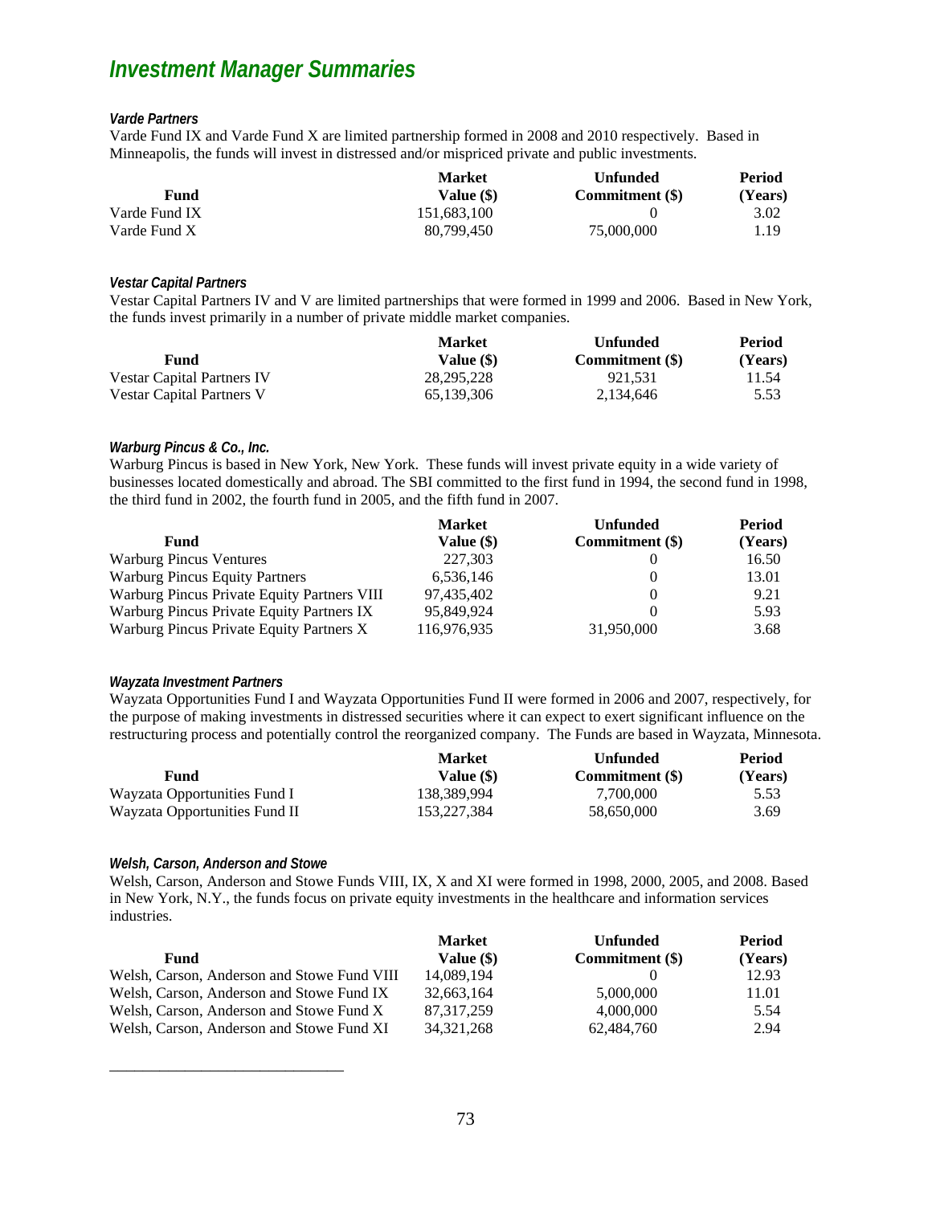## *Investment Manager Summaries*

***Varde Partners***

Varde Fund IX and Varde Fund X are limited partnership formed in 2008 and 2010 respectively. Based in Minneapolis, the funds will invest in distressed and/or mispriced private and public investments.

| Fund | Market Value ($) | Unfunded Commitment ($) | Period (Years) |
|---|---|---|---|
| Varde Fund IX | 151,683,100 | 0 | 3.02 |
| Varde Fund X | 80,799,450 | 75,000,000 | 1.19 |

***Vestar Capital Partners***

Vestar Capital Partners IV and V are limited partnerships that were formed in 1999 and 2006. Based in New York, the funds invest primarily in a number of private middle market companies.

| Fund | Market Value ($) | Unfunded Commitment ($) | Period (Years) |
|---|---|---|---|
| Vestar Capital Partners IV | 28,295,228 | 921,531 | 11.54 |
| Vestar Capital Partners V | 65,139,306 | 2,134,646 | 5.53 |

***Warburg Pincus & Co., Inc.***

Warburg Pincus is based in New York, New York. These funds will invest private equity in a wide variety of businesses located domestically and abroad. The SBI committed to the first fund in 1994, the second fund in 1998, the third fund in 2002, the fourth fund in 2005, and the fifth fund in 2007.

| Fund | Market Value ($) | Unfunded Commitment ($) | Period (Years) |
|---|---|---|---|
| Warburg Pincus Ventures | 227,303 | 0 | 16.50 |
| Warburg Pincus Equity Partners | 6,536,146 | 0 | 13.01 |
| Warburg Pincus Private Equity Partners VIII | 97,435,402 | 0 | 9.21 |
| Warburg Pincus Private Equity Partners IX | 95,849,924 | 0 | 5.93 |
| Warburg Pincus Private Equity Partners X | 116,976,935 | 31,950,000 | 3.68 |

***Wayzata Investment Partners***

Wayzata Opportunities Fund I and Wayzata Opportunities Fund II were formed in 2006 and 2007, respectively, for the purpose of making investments in distressed securities where it can expect to exert significant influence on the restructuring process and potentially control the reorganized company. The Funds are based in Wayzata, Minnesota.

| Fund | Market Value ($) | Unfunded Commitment ($) | Period (Years) |
|---|---|---|---|
| Wayzata Opportunities Fund I | 138,389,994 | 7,700,000 | 5.53 |
| Wayzata Opportunities Fund II | 153,227,384 | 58,650,000 | 3.69 |

***Welsh, Carson, Anderson and Stowe***

Welsh, Carson, Anderson and Stowe Funds VIII, IX, X and XI were formed in 1998, 2000, 2005, and 2008. Based in New York, N.Y., the funds focus on private equity investments in the healthcare and information services industries.

| Fund | Market Value ($) | Unfunded Commitment ($) | Period (Years) |
|---|---|---|---|
| Welsh, Carson, Anderson and Stowe Fund VIII | 14,089,194 | 0 | 12.93 |
| Welsh, Carson, Anderson and Stowe Fund IX | 32,663,164 | 5,000,000 | 11.01 |
| Welsh, Carson, Anderson and Stowe Fund X | 87,317,259 | 4,000,000 | 5.54 |
| Welsh, Carson, Anderson and Stowe Fund XI | 34,321,268 | 62,484,760 | 2.94 |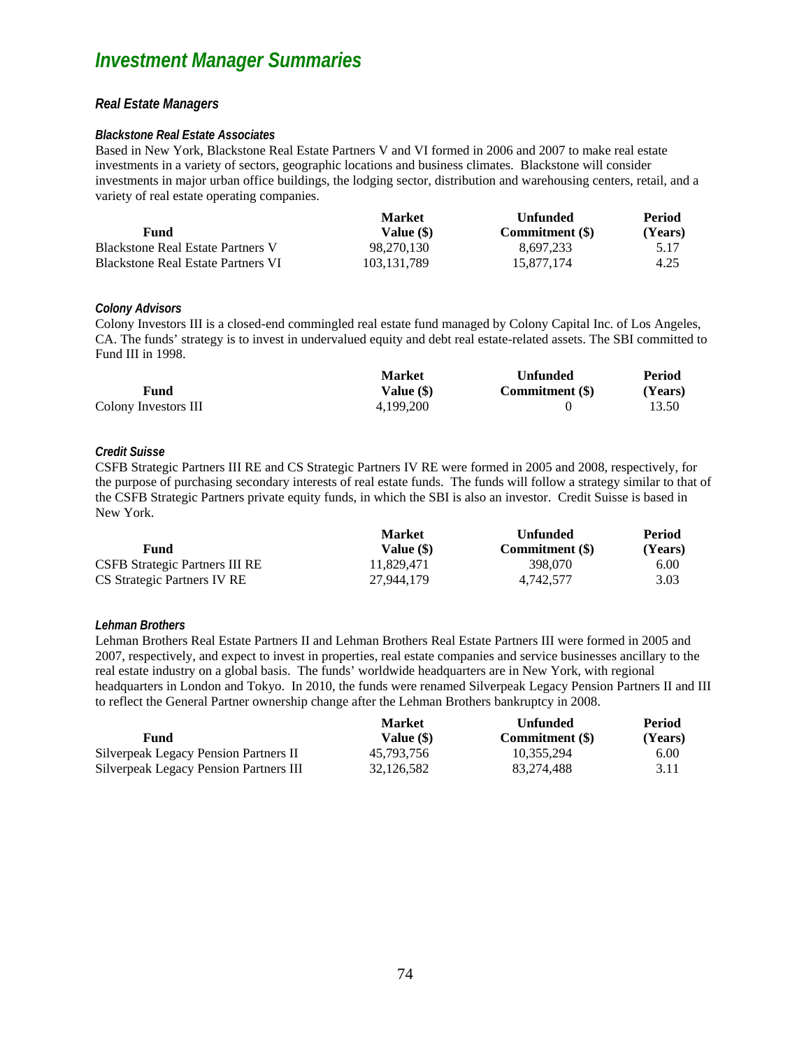# Investment Manager Summaries

## Real Estate Managers

### Blackstone Real Estate Associates

Based in New York, Blackstone Real Estate Partners V and VI formed in 2006 and 2007 to make real estate investments in a variety of sectors, geographic locations and business climates. Blackstone will consider investments in major urban office buildings, the lodging sector, distribution and warehousing centers, retail, and a variety of real estate operating companies.

| Fund | Market Value ($) | Unfunded Commitment ($) | Period (Years) |
|---|---|---|---|
| Blackstone Real Estate Partners V | 98,270,130 | 8,697,233 | 5.17 |
| Blackstone Real Estate Partners VI | 103,131,789 | 15,877,174 | 4.25 |

### Colony Advisors

Colony Investors III is a closed-end commingled real estate fund managed by Colony Capital Inc. of Los Angeles, CA. The funds' strategy is to invest in undervalued equity and debt real estate-related assets. The SBI committed to Fund III in 1998.

| Fund | Market Value ($) | Unfunded Commitment ($) | Period (Years) |
|---|---|---|---|
| Colony Investors III | 4,199,200 | 0 | 13.50 |

### Credit Suisse

CSFB Strategic Partners III RE and CS Strategic Partners IV RE were formed in 2005 and 2008, respectively, for the purpose of purchasing secondary interests of real estate funds. The funds will follow a strategy similar to that of the CSFB Strategic Partners private equity funds, in which the SBI is also an investor. Credit Suisse is based in New York.

| Fund | Market Value ($) | Unfunded Commitment ($) | Period (Years) |
|---|---|---|---|
| CSFB Strategic Partners III RE | 11,829,471 | 398,070 | 6.00 |
| CS Strategic Partners IV RE | 27,944,179 | 4,742,577 | 3.03 |

### Lehman Brothers

Lehman Brothers Real Estate Partners II and Lehman Brothers Real Estate Partners III were formed in 2005 and 2007, respectively, and expect to invest in properties, real estate companies and service businesses ancillary to the real estate industry on a global basis. The funds' worldwide headquarters are in New York, with regional headquarters in London and Tokyo. In 2010, the funds were renamed Silverpeak Legacy Pension Partners II and III to reflect the General Partner ownership change after the Lehman Brothers bankruptcy in 2008.

| Fund | Market Value ($) | Unfunded Commitment ($) | Period (Years) |
|---|---|---|---|
| Silverpeak Legacy Pension Partners II | 45,793,756 | 10,355,294 | 6.00 |
| Silverpeak Legacy Pension Partners III | 32,126,582 | 83,274,488 | 3.11 |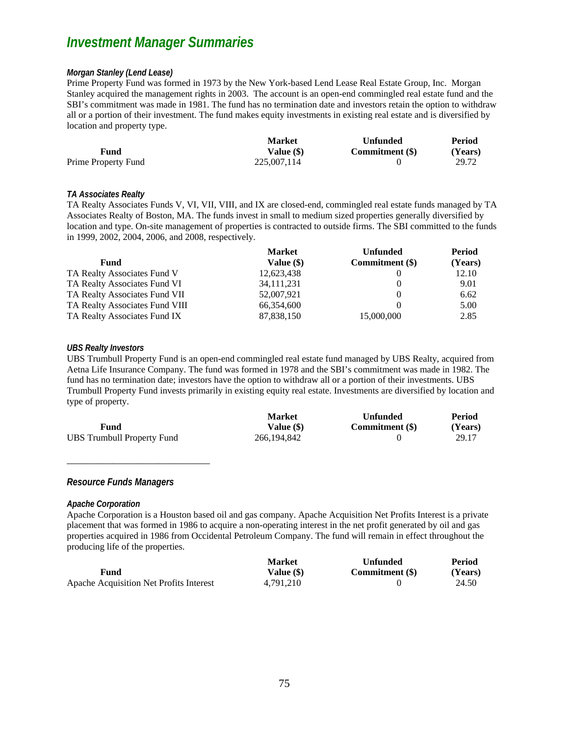## *Investment Manager Summaries*

#### *Morgan Stanley (Lend Lease)*

Prime Property Fund was formed in 1973 by the New York-based Lend Lease Real Estate Group, Inc. Morgan Stanley acquired the management rights in 2003. The account is an open-end commingled real estate fund and the SBI's commitment was made in 1981. The fund has no termination date and investors retain the option to withdraw all or a portion of their investment. The fund makes equity investments in existing real estate and is diversified by location and property type.

| Fund | Market Value ($) | Unfunded Commitment ($) | Period (Years) |
|---|---|---|---|
| Prime Property Fund | 225,007,114 | 0 | 29.72 |

#### *TA Associates Realty*

TA Realty Associates Funds V, VI, VII, VIII, and IX are closed-end, commingled real estate funds managed by TA Associates Realty of Boston, MA. The funds invest in small to medium sized properties generally diversified by location and type. On-site management of properties is contracted to outside firms. The SBI committed to the funds in 1999, 2002, 2004, 2006, and 2008, respectively.

| Fund | Market Value ($) | Unfunded Commitment ($) | Period (Years) |
|---|---|---|---|
| TA Realty Associates Fund V | 12,623,438 | 0 | 12.10 |
| TA Realty Associates Fund VI | 34,111,231 | 0 | 9.01 |
| TA Realty Associates Fund VII | 52,007,921 | 0 | 6.62 |
| TA Realty Associates Fund VIII | 66,354,600 | 0 | 5.00 |
| TA Realty Associates Fund IX | 87,838,150 | 15,000,000 | 2.85 |

#### *UBS Realty Investors*

UBS Trumbull Property Fund is an open-end commingled real estate fund managed by UBS Realty, acquired from Aetna Life Insurance Company. The fund was formed in 1978 and the SBI's commitment was made in 1982. The fund has no termination date; investors have the option to withdraw all or a portion of their investments. UBS Trumbull Property Fund invests primarily in existing equity real estate. Investments are diversified by location and type of property.

| Fund | Market Value ($) | Unfunded Commitment ($) | Period (Years) |
|---|---|---|---|
| UBS Trumbull Property Fund | 266,194,842 | 0 | 29.17 |

---

### *Resource Funds Managers*

#### *Apache Corporation*

Apache Corporation is a Houston based oil and gas company. Apache Acquisition Net Profits Interest is a private placement that was formed in 1986 to acquire a non-operating interest in the net profit generated by oil and gas properties acquired in 1986 from Occidental Petroleum Company. The fund will remain in effect throughout the producing life of the properties.

| Fund | Market Value ($) | Unfunded Commitment ($) | Period (Years) |
|---|---|---|---|
| Apache Acquisition Net Profits Interest | 4,791,210 | 0 | 24.50 |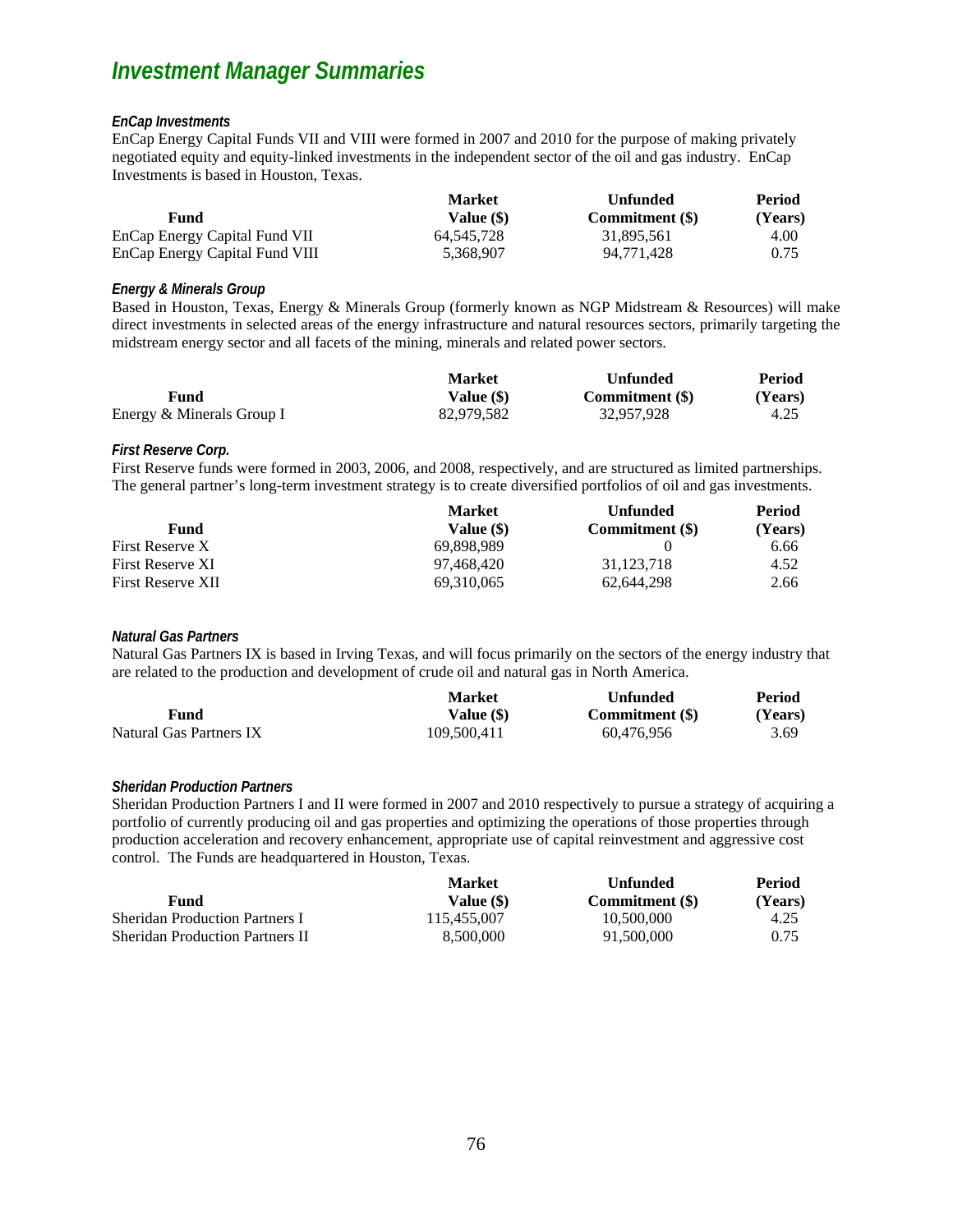## *Investment Manager Summaries*

***EnCap Investments***

EnCap Energy Capital Funds VII and VIII were formed in 2007 and 2010 for the purpose of making privately negotiated equity and equity-linked investments in the independent sector of the oil and gas industry. EnCap Investments is based in Houston, Texas.

| Fund | Market Value ($) | Unfunded Commitment ($) | Period (Years) |
|---|---|---|---|
| EnCap Energy Capital Fund VII | 64,545,728 | 31,895,561 | 4.00 |
| EnCap Energy Capital Fund VIII | 5,368,907 | 94,771,428 | 0.75 |

***Energy & Minerals Group***

Based in Houston, Texas, Energy & Minerals Group (formerly known as NGP Midstream & Resources) will make direct investments in selected areas of the energy infrastructure and natural resources sectors, primarily targeting the midstream energy sector and all facets of the mining, minerals and related power sectors.

| Fund | Market Value ($) | Unfunded Commitment ($) | Period (Years) |
|---|---|---|---|
| Energy & Minerals Group I | 82,979,582 | 32,957,928 | 4.25 |

***First Reserve Corp.***

First Reserve funds were formed in 2003, 2006, and 2008, respectively, and are structured as limited partnerships. The general partner's long-term investment strategy is to create diversified portfolios of oil and gas investments.

| Fund | Market Value ($) | Unfunded Commitment ($) | Period (Years) |
|---|---|---|---|
| First Reserve X | 69,898,989 | 0 | 6.66 |
| First Reserve XI | 97,468,420 | 31,123,718 | 4.52 |
| First Reserve XII | 69,310,065 | 62,644,298 | 2.66 |

***Natural Gas Partners***

Natural Gas Partners IX is based in Irving Texas, and will focus primarily on the sectors of the energy industry that are related to the production and development of crude oil and natural gas in North America.

| Fund | Market Value ($) | Unfunded Commitment ($) | Period (Years) |
|---|---|---|---|
| Natural Gas Partners IX | 109,500,411 | 60,476,956 | 3.69 |

***Sheridan Production Partners***

Sheridan Production Partners I and II were formed in 2007 and 2010 respectively to pursue a strategy of acquiring a portfolio of currently producing oil and gas properties and optimizing the operations of those properties through production acceleration and recovery enhancement, appropriate use of capital reinvestment and aggressive cost control. The Funds are headquartered in Houston, Texas.

| Fund | Market Value ($) | Unfunded Commitment ($) | Period (Years) |
|---|---|---|---|
| Sheridan Production Partners I | 115,455,007 | 10,500,000 | 4.25 |
| Sheridan Production Partners II | 8,500,000 | 91,500,000 | 0.75 |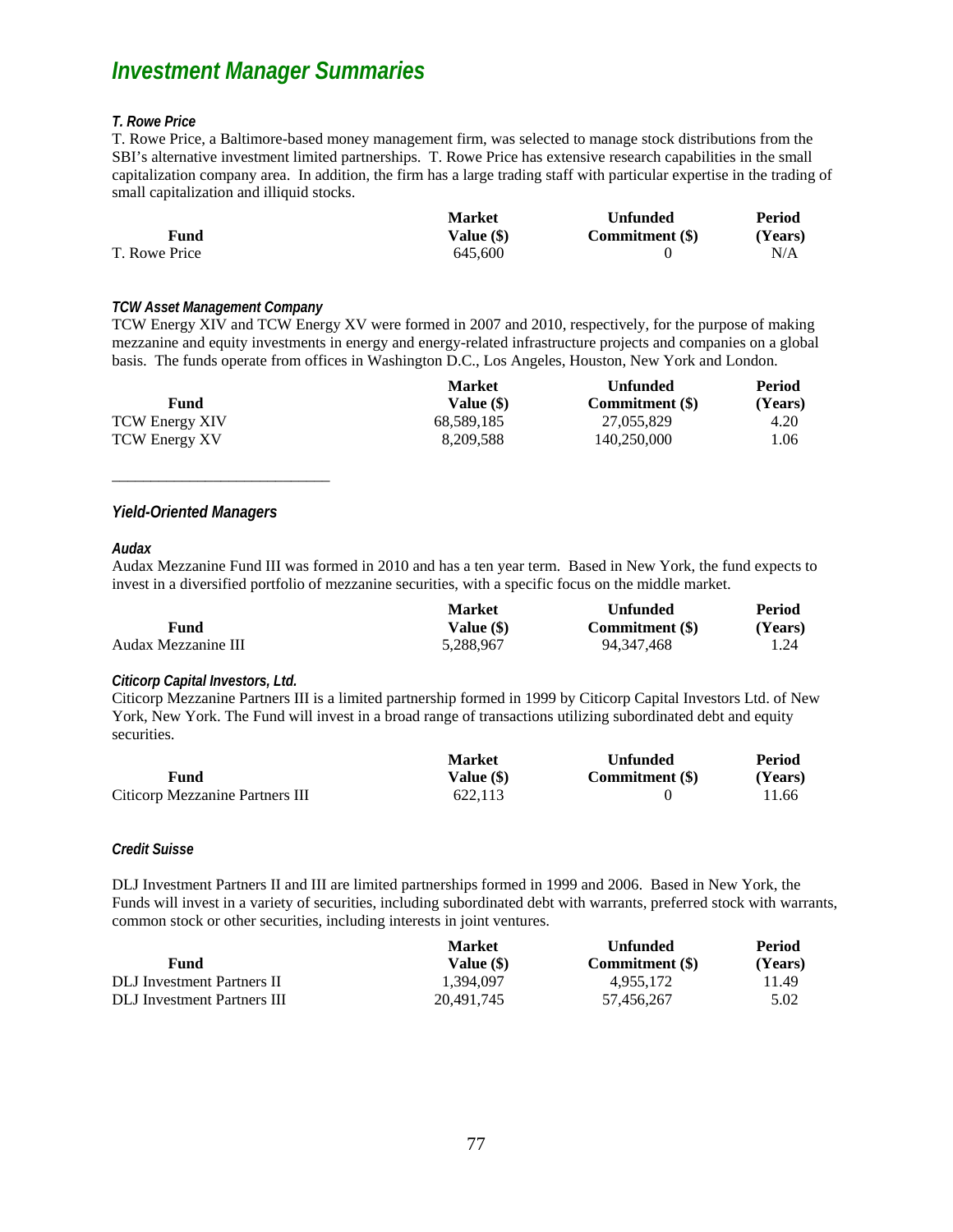## *Investment Manager Summaries*

#### *T. Rowe Price*

T. Rowe Price, a Baltimore-based money management firm, was selected to manage stock distributions from the SBI's alternative investment limited partnerships. T. Rowe Price has extensive research capabilities in the small capitalization company area. In addition, the firm has a large trading staff with particular expertise in the trading of small capitalization and illiquid stocks.

| Fund | Market Value ($) | Unfunded Commitment ($) | Period (Years) |
|---|---|---|---|
| T. Rowe Price | 645,600 | 0 | N/A |

#### *TCW Asset Management Company*

TCW Energy XIV and TCW Energy XV were formed in 2007 and 2010, respectively, for the purpose of making mezzanine and equity investments in energy and energy-related infrastructure projects and companies on a global basis. The funds operate from offices in Washington D.C., Los Angeles, Houston, New York and London.

| Fund | Market Value ($) | Unfunded Commitment ($) | Period (Years) |
|---|---|---|---|
| TCW Energy XIV | 68,589,185 | 27,055,829 | 4.20 |
| TCW Energy XV | 8,209,588 | 140,250,000 | 1.06 |

---

### *Yield-Oriented Managers*

#### *Audax*

Audax Mezzanine Fund III was formed in 2010 and has a ten year term. Based in New York, the fund expects to invest in a diversified portfolio of mezzanine securities, with a specific focus on the middle market.

| Fund | Market Value ($) | Unfunded Commitment ($) | Period (Years) |
|---|---|---|---|
| Audax Mezzanine III | 5,288,967 | 94,347,468 | 1.24 |

#### *Citicorp Capital Investors, Ltd.*

Citicorp Mezzanine Partners III is a limited partnership formed in 1999 by Citicorp Capital Investors Ltd. of New York, New York. The Fund will invest in a broad range of transactions utilizing subordinated debt and equity securities.

| Fund | Market Value ($) | Unfunded Commitment ($) | Period (Years) |
|---|---|---|---|
| Citicorp Mezzanine Partners III | 622,113 | 0 | 11.66 |

#### *Credit Suisse*

DLJ Investment Partners II and III are limited partnerships formed in 1999 and 2006. Based in New York, the Funds will invest in a variety of securities, including subordinated debt with warrants, preferred stock with warrants, common stock or other securities, including interests in joint ventures.

| Fund | Market Value ($) | Unfunded Commitment ($) | Period (Years) |
|---|---|---|---|
| DLJ Investment Partners II | 1,394,097 | 4,955,172 | 11.49 |
| DLJ Investment Partners III | 20,491,745 | 57,456,267 | 5.02 |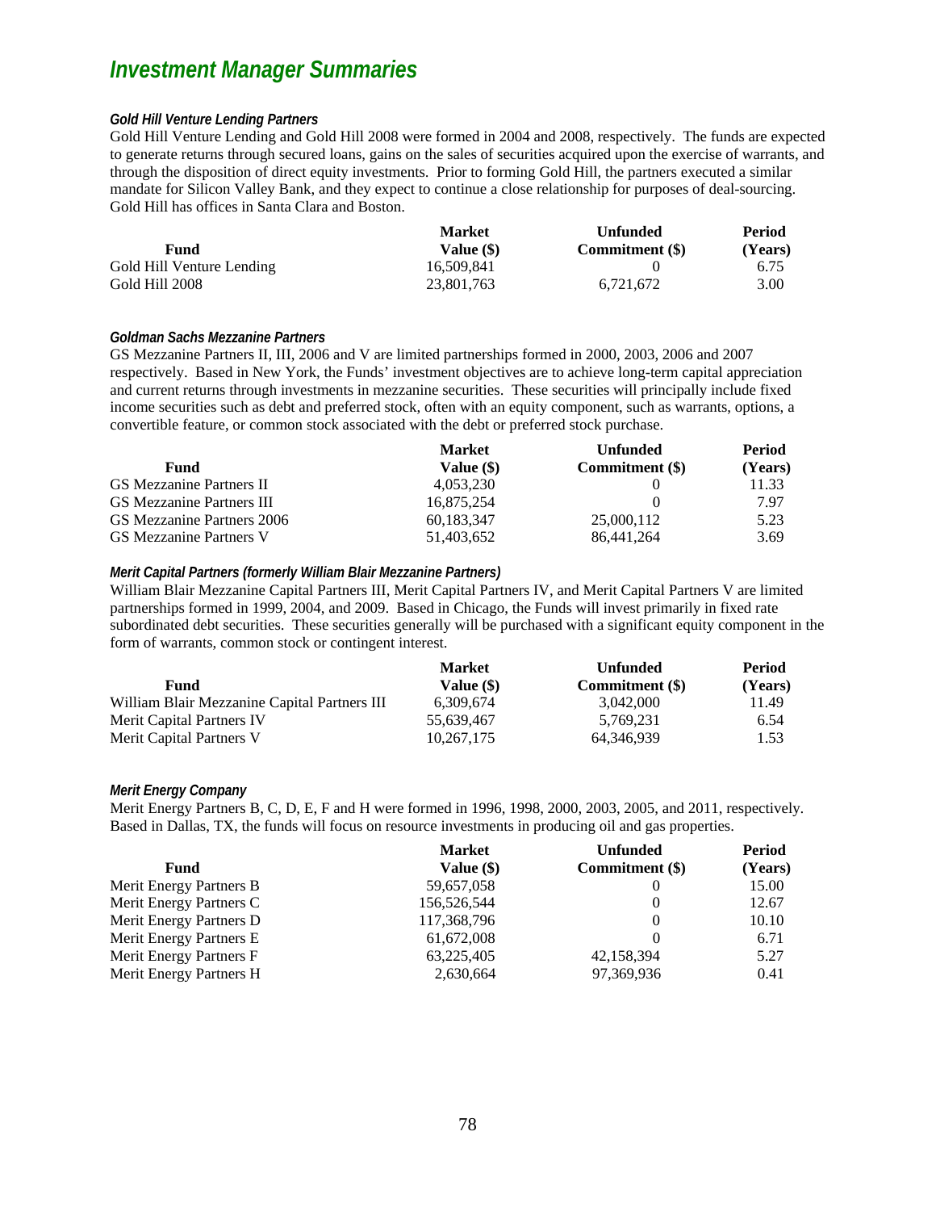# *Investment Manager Summaries*

### *Gold Hill Venture Lending Partners*

Gold Hill Venture Lending and Gold Hill 2008 were formed in 2004 and 2008, respectively. The funds are expected to generate returns through secured loans, gains on the sales of securities acquired upon the exercise of warrants, and through the disposition of direct equity investments. Prior to forming Gold Hill, the partners executed a similar mandate for Silicon Valley Bank, and they expect to continue a close relationship for purposes of deal-sourcing. Gold Hill has offices in Santa Clara and Boston.

| Fund | Market Value ($) | Unfunded Commitment ($) | Period (Years) |
|---|---|---|---|
| Gold Hill Venture Lending | 16,509,841 | 0 | 6.75 |
| Gold Hill 2008 | 23,801,763 | 6,721,672 | 3.00 |

### *Goldman Sachs Mezzanine Partners*

GS Mezzanine Partners II, III, 2006 and V are limited partnerships formed in 2000, 2003, 2006 and 2007 respectively. Based in New York, the Funds' investment objectives are to achieve long-term capital appreciation and current returns through investments in mezzanine securities. These securities will principally include fixed income securities such as debt and preferred stock, often with an equity component, such as warrants, options, a convertible feature, or common stock associated with the debt or preferred stock purchase.

| Fund | Market Value ($) | Unfunded Commitment ($) | Period (Years) |
|---|---|---|---|
| GS Mezzanine Partners II | 4,053,230 | 0 | 11.33 |
| GS Mezzanine Partners III | 16,875,254 | 0 | 7.97 |
| GS Mezzanine Partners 2006 | 60,183,347 | 25,000,112 | 5.23 |
| GS Mezzanine Partners V | 51,403,652 | 86,441,264 | 3.69 |

### *Merit Capital Partners (formerly William Blair Mezzanine Partners)*

William Blair Mezzanine Capital Partners III, Merit Capital Partners IV, and Merit Capital Partners V are limited partnerships formed in 1999, 2004, and 2009. Based in Chicago, the Funds will invest primarily in fixed rate subordinated debt securities. These securities generally will be purchased with a significant equity component in the form of warrants, common stock or contingent interest.

| Fund | Market Value ($) | Unfunded Commitment ($) | Period (Years) |
|---|---|---|---|
| William Blair Mezzanine Capital Partners III | 6,309,674 | 3,042,000 | 11.49 |
| Merit Capital Partners IV | 55,639,467 | 5,769,231 | 6.54 |
| Merit Capital Partners V | 10,267,175 | 64,346,939 | 1.53 |

### *Merit Energy Company*

Merit Energy Partners B, C, D, E, F and H were formed in 1996, 1998, 2000, 2003, 2005, and 2011, respectively. Based in Dallas, TX, the funds will focus on resource investments in producing oil and gas properties.

| Fund | Market Value ($) | Unfunded Commitment ($) | Period (Years) |
|---|---|---|---|
| Merit Energy Partners B | 59,657,058 | 0 | 15.00 |
| Merit Energy Partners C | 156,526,544 | 0 | 12.67 |
| Merit Energy Partners D | 117,368,796 | 0 | 10.10 |
| Merit Energy Partners E | 61,672,008 | 0 | 6.71 |
| Merit Energy Partners F | 63,225,405 | 42,158,394 | 5.27 |
| Merit Energy Partners H | 2,630,664 | 97,369,936 | 0.41 |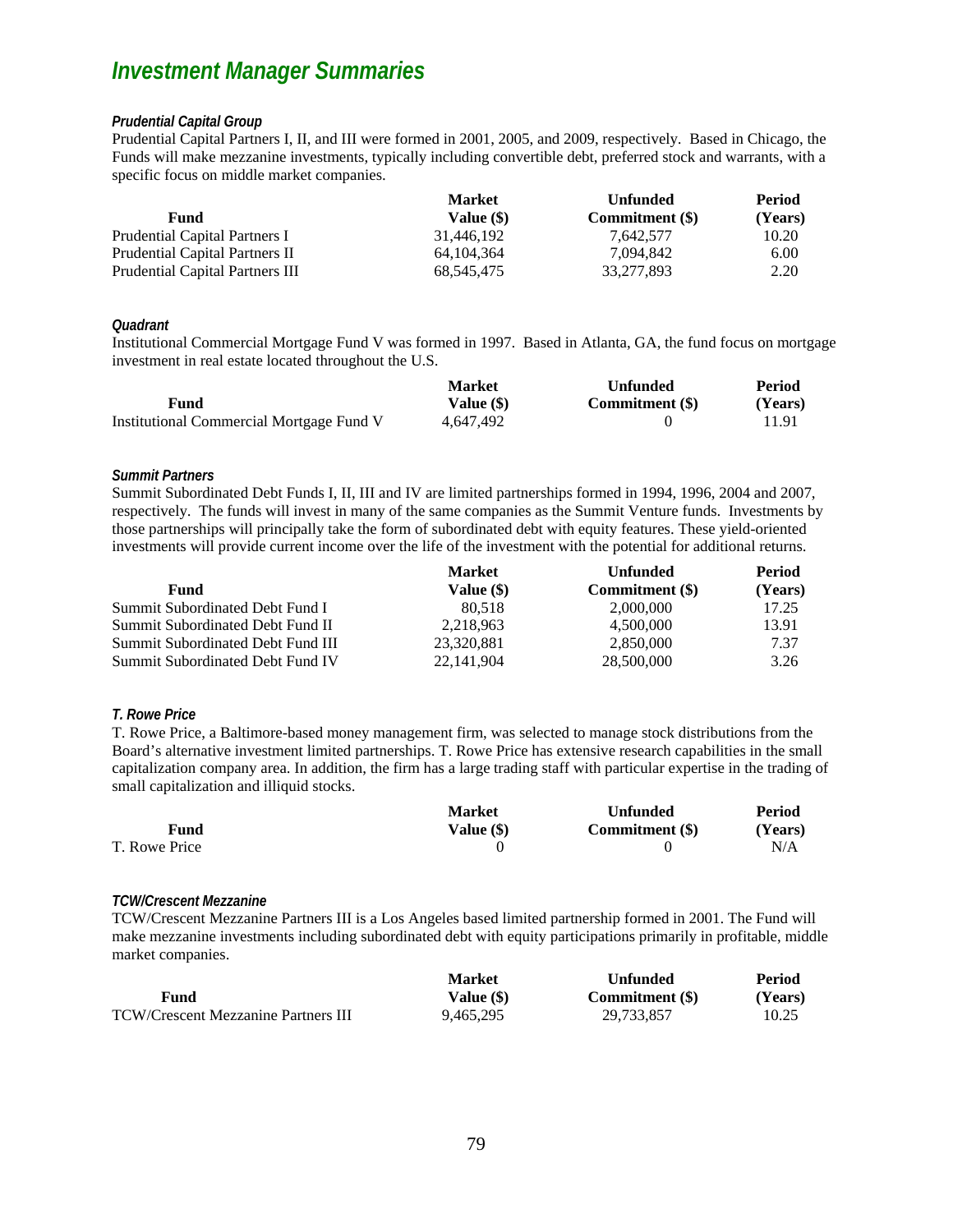## *Investment Manager Summaries*

### *Prudential Capital Group*

Prudential Capital Partners I, II, and III were formed in 2001, 2005, and 2009, respectively. Based in Chicago, the Funds will make mezzanine investments, typically including convertible debt, preferred stock and warrants, with a specific focus on middle market companies.

| Fund | Market Value ($) | Unfunded Commitment ($) | Period (Years) |
|---|---|---|---|
| Prudential Capital Partners I | 31,446,192 | 7,642,577 | 10.20 |
| Prudential Capital Partners II | 64,104,364 | 7,094,842 | 6.00 |
| Prudential Capital Partners III | 68,545,475 | 33,277,893 | 2.20 |

### *Quadrant*

Institutional Commercial Mortgage Fund V was formed in 1997. Based in Atlanta, GA, the fund focus on mortgage investment in real estate located throughout the U.S.

| Fund | Market Value ($) | Unfunded Commitment ($) | Period (Years) |
|---|---|---|---|
| Institutional Commercial Mortgage Fund V | 4,647,492 | 0 | 11.91 |

### *Summit Partners*

Summit Subordinated Debt Funds I, II, III and IV are limited partnerships formed in 1994, 1996, 2004 and 2007, respectively. The funds will invest in many of the same companies as the Summit Venture funds. Investments by those partnerships will principally take the form of subordinated debt with equity features. These yield-oriented investments will provide current income over the life of the investment with the potential for additional returns.

| Fund | Market Value ($) | Unfunded Commitment ($) | Period (Years) |
|---|---|---|---|
| Summit Subordinated Debt Fund I | 80,518 | 2,000,000 | 17.25 |
| Summit Subordinated Debt Fund II | 2,218,963 | 4,500,000 | 13.91 |
| Summit Subordinated Debt Fund III | 23,320,881 | 2,850,000 | 7.37 |
| Summit Subordinated Debt Fund IV | 22,141,904 | 28,500,000 | 3.26 |

### *T. Rowe Price*

T. Rowe Price, a Baltimore-based money management firm, was selected to manage stock distributions from the Board's alternative investment limited partnerships. T. Rowe Price has extensive research capabilities in the small capitalization company area. In addition, the firm has a large trading staff with particular expertise in the trading of small capitalization and illiquid stocks.

| Fund | Market Value ($) | Unfunded Commitment ($) | Period (Years) |
|---|---|---|---|
| T. Rowe Price | 0 | 0 | N/A |

### *TCW/Crescent Mezzanine*

TCW/Crescent Mezzanine Partners III is a Los Angeles based limited partnership formed in 2001. The Fund will make mezzanine investments including subordinated debt with equity participations primarily in profitable, middle market companies.

| Fund | Market Value ($) | Unfunded Commitment ($) | Period (Years) |
|---|---|---|---|
| TCW/Crescent Mezzanine Partners III | 9,465,295 | 29,733,857 | 10.25 |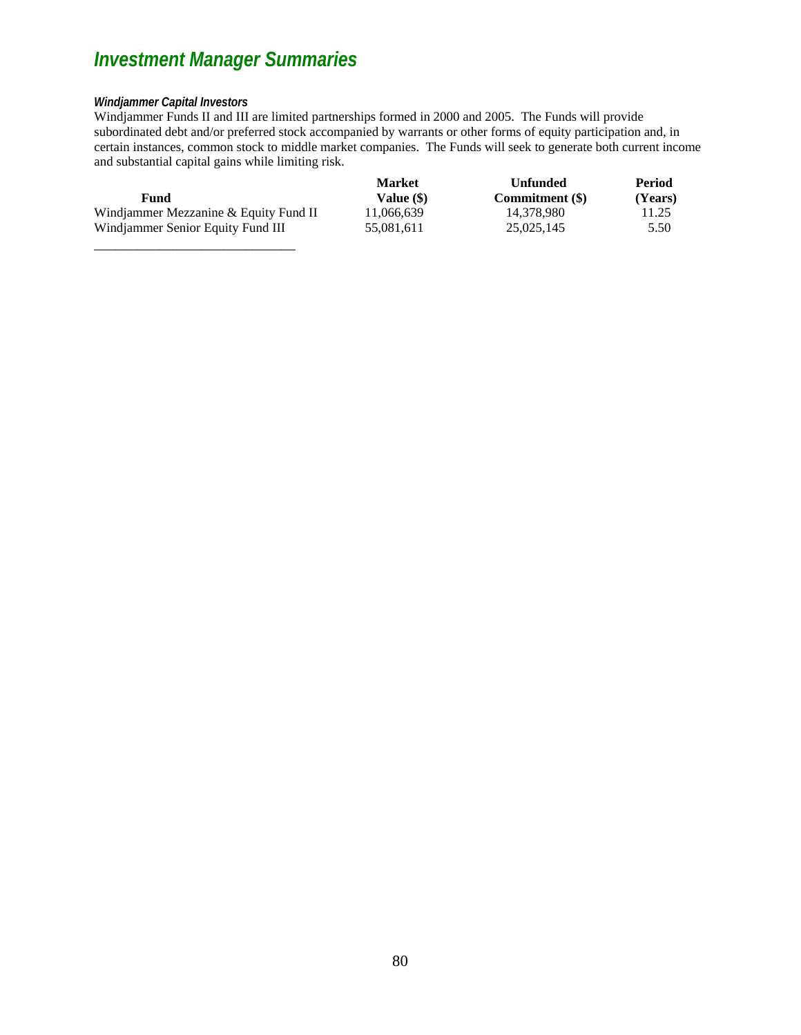# *Investment Manager Summaries*

***Windjammer Capital Investors***

Windjammer Funds II and III are limited partnerships formed in 2000 and 2005. The Funds will provide subordinated debt and/or preferred stock accompanied by warrants or other forms of equity participation and, in certain instances, common stock to middle market companies. The Funds will seek to generate both current income and substantial capital gains while limiting risk.

| Fund | Market Value ($) | Unfunded Commitment ($) | Period (Years) |
|---|---|---|---|
| Windjammer Mezzanine & Equity Fund II | 11,066,639 | 14,378,980 | 11.25 |
| Windjammer Senior Equity Fund III | 55,081,611 | 25,025,145 | 5.50 |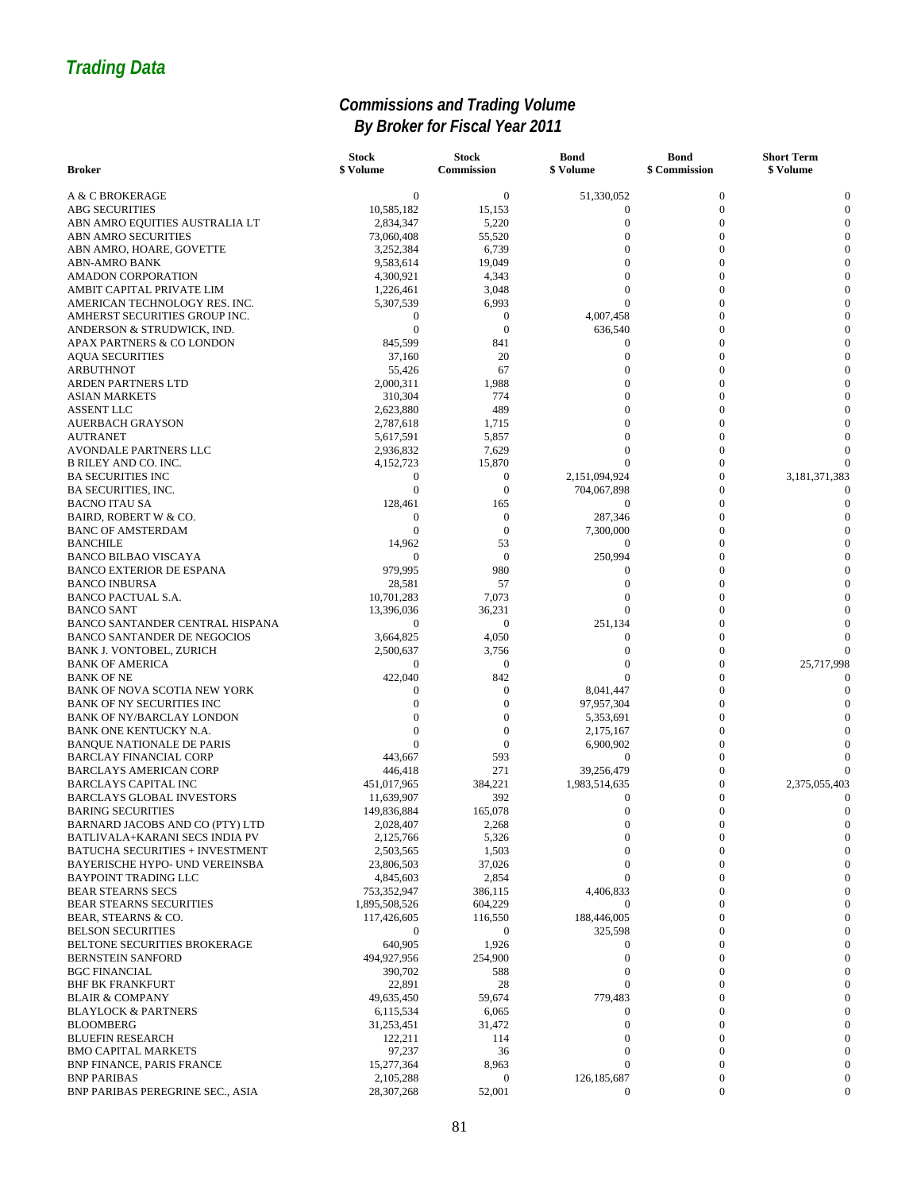## Trading Data

### Commissions and Trading Volume By Broker for Fiscal Year 2011

| Broker | Stock $ Volume | Stock Commission | Bond $ Volume | Bond $ Commission | Short Term $ Volume |
|---|---|---|---|---|---|
| A & C BROKERAGE | 0 | 0 | 51,330,052 | 0 | 0 |
| ABG SECURITIES | 10,585,182 | 15,153 | 0 | 0 | 0 |
| ABN AMRO EQUITIES AUSTRALIA LT | 2,834,347 | 5,220 | 0 | 0 | 0 |
| ABN AMRO SECURITIES | 73,060,408 | 55,520 | 0 | 0 | 0 |
| ABN AMRO, HOARE, GOVETTE | 3,252,384 | 6,739 | 0 | 0 | 0 |
| ABN-AMRO BANK | 9,583,614 | 19,049 | 0 | 0 | 0 |
| AMADON CORPORATION | 4,300,921 | 4,343 | 0 | 0 | 0 |
| AMBIT CAPITAL PRIVATE LIM | 1,226,461 | 3,048 | 0 | 0 | 0 |
| AMERICAN TECHNOLOGY RES. INC. | 5,307,539 | 6,993 | 0 | 0 | 0 |
| AMHERST SECURITIES GROUP INC. | 0 | 0 | 4,007,458 | 0 | 0 |
| ANDERSON & STRUDWICK, IND. | 0 | 0 | 636,540 | 0 | 0 |
| APAX PARTNERS & CO LONDON | 845,599 | 841 | 0 | 0 | 0 |
| AQUA SECURITIES | 37,160 | 20 | 0 | 0 | 0 |
| ARBUTHNOT | 55,426 | 67 | 0 | 0 | 0 |
| ARDEN PARTNERS LTD | 2,000,311 | 1,988 | 0 | 0 | 0 |
| ASIAN MARKETS | 310,304 | 774 | 0 | 0 | 0 |
| ASSENT LLC | 2,623,880 | 489 | 0 | 0 | 0 |
| AUERBACH GRAYSON | 2,787,618 | 1,715 | 0 | 0 | 0 |
| AUTRANET | 5,617,591 | 5,857 | 0 | 0 | 0 |
| AVONDALE PARTNERS LLC | 2,936,832 | 7,629 | 0 | 0 | 0 |
| B RILEY AND CO. INC. | 4,152,723 | 15,870 | 0 | 0 | 0 |
| BA SECURITIES INC | 0 | 0 | 2,151,094,924 | 0 | 3,181,371,383 |
| BA SECURITIES, INC. | 0 | 0 | 704,067,898 | 0 | 0 |
| BACNO ITAU SA | 128,461 | 165 | 0 | 0 | 0 |
| BAIRD, ROBERT W & CO. | 0 | 0 | 287,346 | 0 | 0 |
| BANC OF AMSTERDAM | 0 | 0 | 7,300,000 | 0 | 0 |
| BANCHILE | 14,962 | 53 | 0 | 0 | 0 |
| BANCO BILBAO VISCAYA | 0 | 0 | 250,994 | 0 | 0 |
| BANCO EXTERIOR DE ESPANA | 979,995 | 980 | 0 | 0 | 0 |
| BANCO INBURSA | 28,581 | 57 | 0 | 0 | 0 |
| BANCO PACTUAL S.A. | 10,701,283 | 7,073 | 0 | 0 | 0 |
| BANCO SANT | 13,396,036 | 36,231 | 0 | 0 | 0 |
| BANCO SANTANDER CENTRAL HISPANA | 0 | 0 | 251,134 | 0 | 0 |
| BANCO SANTANDER DE NEGOCIOS | 3,664,825 | 4,050 | 0 | 0 | 0 |
| BANK J. VONTOBEL, ZURICH | 2,500,637 | 3,756 | 0 | 0 | 0 |
| BANK OF AMERICA | 0 | 0 | 0 | 0 | 25,717,998 |
| BANK OF NE | 422,040 | 842 | 0 | 0 | 0 |
| BANK OF NOVA SCOTIA NEW YORK | 0 | 0 | 8,041,447 | 0 | 0 |
| BANK OF NY SECURITIES INC | 0 | 0 | 97,957,304 | 0 | 0 |
| BANK OF NY/BARCLAY LONDON | 0 | 0 | 5,353,691 | 0 | 0 |
| BANK ONE KENTUCKY N.A. | 0 | 0 | 2,175,167 | 0 | 0 |
| BANQUE NATIONALE DE PARIS | 0 | 0 | 6,900,902 | 0 | 0 |
| BARCLAY FINANCIAL CORP | 443,667 | 593 | 0 | 0 | 0 |
| BARCLAYS AMERICAN CORP | 446,418 | 271 | 39,256,479 | 0 | 0 |
| BARCLAYS CAPITAL INC | 451,017,965 | 384,221 | 1,983,514,635 | 0 | 2,375,055,403 |
| BARCLAYS GLOBAL INVESTORS | 11,639,907 | 392 | 0 | 0 | 0 |
| BARING SECURITIES | 149,836,884 | 165,078 | 0 | 0 | 0 |
| BARNARD JACOBS AND CO (PTY) LTD | 2,028,407 | 2,268 | 0 | 0 | 0 |
| BATLIVALA+KARANI SECS INDIA PV | 2,125,766 | 5,326 | 0 | 0 | 0 |
| BATUCHA SECURITIES + INVESTMENT | 2,503,565 | 1,503 | 0 | 0 | 0 |
| BAYERISCHE HYPO- UND VEREINSBA | 23,806,503 | 37,026 | 0 | 0 | 0 |
| BAYPOINT TRADING LLC | 4,845,603 | 2,854 | 0 | 0 | 0 |
| BEAR STEARNS SECS | 753,352,947 | 386,115 | 4,406,833 | 0 | 0 |
| BEAR STEARNS SECURITIES | 1,895,508,526 | 604,229 | 0 | 0 | 0 |
| BEAR, STEARNS & CO. | 117,426,605 | 116,550 | 188,446,005 | 0 | 0 |
| BELSON SECURITIES | 0 | 0 | 325,598 | 0 | 0 |
| BELTONE SECURITIES BROKERAGE | 640,905 | 1,926 | 0 | 0 | 0 |
| BERNSTEIN SANFORD | 494,927,956 | 254,900 | 0 | 0 | 0 |
| BGC FINANCIAL | 390,702 | 588 | 0 | 0 | 0 |
| BHF BK FRANKFURT | 22,891 | 28 | 0 | 0 | 0 |
| BLAIR & COMPANY | 49,635,450 | 59,674 | 779,483 | 0 | 0 |
| BLAYLOCK & PARTNERS | 6,115,534 | 6,065 | 0 | 0 | 0 |
| BLOOMBERG | 31,253,451 | 31,472 | 0 | 0 | 0 |
| BLUEFIN RESEARCH | 122,211 | 114 | 0 | 0 | 0 |
| BMO CAPITAL MARKETS | 97,237 | 36 | 0 | 0 | 0 |
| BNP FINANCE, PARIS FRANCE | 15,277,364 | 8,963 | 0 | 0 | 0 |
| BNP PARIBAS | 2,105,288 | 0 | 126,185,687 | 0 | 0 |
| BNP PARIBAS PEREGRINE SEC., ASIA | 28,307,268 | 52,001 | 0 | 0 | 0 |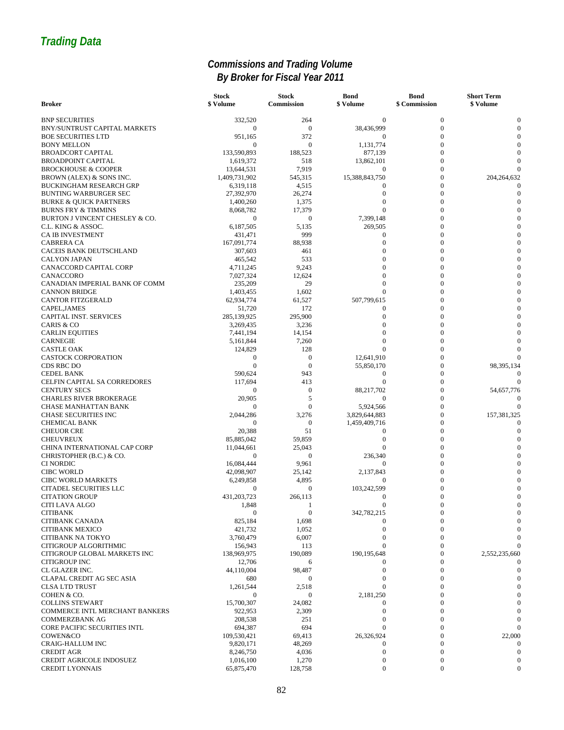## *Trading Data*

### *Commissions and Trading Volume By Broker for Fiscal Year 2011*

| Broker | Stock $ Volume | Stock Commission | Bond $ Volume | Bond $ Commission | Short Term $ Volume |
|---|---|---|---|---|---|
| BNP SECURITIES | 332,520 | 264 | 0 | 0 | 0 |
| BNY/SUNTRUST CAPITAL MARKETS | 0 | 0 | 38,436,999 | 0 | 0 |
| BOE SECURITIES LTD | 951,165 | 372 | 0 | 0 | 0 |
| BONY MELLON | 0 | 0 | 1,131,774 | 0 | 0 |
| BROADCORT CAPITAL | 133,590,893 | 188,523 | 877,139 | 0 | 0 |
| BROADPOINT CAPITAL | 1,619,372 | 518 | 13,862,101 | 0 | 0 |
| BROCKHOUSE & COOPER | 13,644,531 | 7,919 | 0 | 0 | 0 |
| BROWN (ALEX) & SONS INC. | 1,409,731,902 | 545,315 | 15,388,843,750 | 0 | 204,264,632 |
| BUCKINGHAM RESEARCH GRP | 6,319,118 | 4,515 | 0 | 0 | 0 |
| BUNTING WARBURGER SEC | 27,392,970 | 26,274 | 0 | 0 | 0 |
| BURKE & QUICK PARTNERS | 1,400,260 | 1,375 | 0 | 0 | 0 |
| BURNS FRY & TIMMINS | 8,068,782 | 17,379 | 0 | 0 | 0 |
| BURTON J VINCENT CHESLEY & CO. | 0 | 0 | 7,399,148 | 0 | 0 |
| C.L. KING & ASSOC. | 6,187,505 | 5,135 | 269,505 | 0 | 0 |
| CA IB INVESTMENT | 431,471 | 999 | 0 | 0 | 0 |
| CABRERA CA | 167,091,774 | 88,938 | 0 | 0 | 0 |
| CACEIS BANK DEUTSCHLAND | 307,603 | 461 | 0 | 0 | 0 |
| CALYON JAPAN | 465,542 | 533 | 0 | 0 | 0 |
| CANACCORD CAPITAL CORP | 4,711,245 | 9,243 | 0 | 0 | 0 |
| CANACCORO | 7,027,324 | 12,624 | 0 | 0 | 0 |
| CANADIAN IMPERIAL BANK OF COMM | 235,209 | 29 | 0 | 0 | 0 |
| CANNON BRIDGE | 1,403,455 | 1,602 | 0 | 0 | 0 |
| CANTOR FITZGERALD | 62,934,774 | 61,527 | 507,799,615 | 0 | 0 |
| CAPEL,JAMES | 51,720 | 172 | 0 | 0 | 0 |
| CAPITAL INST. SERVICES | 285,139,925 | 295,900 | 0 | 0 | 0 |
| CARIS & CO | 3,269,435 | 3,236 | 0 | 0 | 0 |
| CARLIN EQUITIES | 7,441,194 | 14,154 | 0 | 0 | 0 |
| CARNEGIE | 5,161,844 | 7,260 | 0 | 0 | 0 |
| CASTLE OAK | 124,829 | 128 | 0 | 0 | 0 |
| CASTOCK CORPORATION | 0 | 0 | 12,641,910 | 0 | 0 |
| CDS RBC DO | 0 | 0 | 55,850,170 | 0 | 98,395,134 |
| CEDEL BANK | 590,624 | 943 | 0 | 0 | 0 |
| CELFIN CAPITAL SA CORREDORES | 117,694 | 413 | 0 | 0 | 0 |
| CENTURY SECS | 0 | 0 | 88,217,702 | 0 | 54,657,776 |
| CHARLES RIVER BROKERAGE | 20,905 | 5 | 0 | 0 | 0 |
| CHASE MANHATTAN BANK | 0 | 0 | 5,924,566 | 0 | 0 |
| CHASE SECURITIES INC | 2,044,286 | 3,276 | 3,829,644,883 | 0 | 157,381,325 |
| CHEMICAL BANK | 0 | 0 | 1,459,409,716 | 0 | 0 |
| CHEUOR CRE | 20,388 | 51 | 0 | 0 | 0 |
| CHEUVREUX | 85,885,042 | 59,859 | 0 | 0 | 0 |
| CHINA INTERNATIONAL CAP CORP | 11,044,661 | 25,043 | 0 | 0 | 0 |
| CHRISTOPHER (B.C.) & CO. | 0 | 0 | 236,340 | 0 | 0 |
| CI NORDIC | 16,084,444 | 9,961 | 0 | 0 | 0 |
| CIBC WORLD | 42,098,907 | 25,142 | 2,137,843 | 0 | 0 |
| CIBC WORLD MARKETS | 6,249,858 | 4,895 | 0 | 0 | 0 |
| CITADEL SECURITIES LLC | 0 | 0 | 103,242,599 | 0 | 0 |
| CITATION GROUP | 431,203,723 | 266,113 | 0 | 0 | 0 |
| CITI LAVA ALGO | 1,848 | 1 | 0 | 0 | 0 |
| CITIBANK | 0 | 0 | 342,782,215 | 0 | 0 |
| CITIBANK CANADA | 825,184 | 1,698 | 0 | 0 | 0 |
| CITIBANK MEXICO | 421,732 | 1,052 | 0 | 0 | 0 |
| CITIBANK NA TOKYO | 3,760,479 | 6,007 | 0 | 0 | 0 |
| CITIGROUP ALGORITHMIC | 156,943 | 113 | 0 | 0 | 0 |
| CITIGROUP GLOBAL MARKETS INC | 138,969,975 | 190,089 | 190,195,648 | 0 | 2,552,235,660 |
| CITIGROUP INC | 12,706 | 6 | 0 | 0 | 0 |
| CL GLAZER INC. | 44,110,004 | 98,487 | 0 | 0 | 0 |
| CLAPAL CREDIT AG SEC ASIA | 680 | 0 | 0 | 0 | 0 |
| CLSA LTD TRUST | 1,261,544 | 2,518 | 0 | 0 | 0 |
| COHEN & CO. | 0 | 0 | 2,181,250 | 0 | 0 |
| COLLINS STEWART | 15,700,307 | 24,082 | 0 | 0 | 0 |
| COMMERCE INTL MERCHANT BANKERS | 922,953 | 2,309 | 0 | 0 | 0 |
| COMMERZBANK AG | 208,538 | 251 | 0 | 0 | 0 |
| CORE PACIFIC SECURITIES INTL | 694,387 | 694 | 0 | 0 | 0 |
| COWEN&CO | 109,530,421 | 69,413 | 26,326,924 | 0 | 22,000 |
| CRAIG-HALLUM INC | 9,820,171 | 48,269 | 0 | 0 | 0 |
| CREDIT AGR | 8,246,750 | 4,036 | 0 | 0 | 0 |
| CREDIT AGRICOLE INDOSUEZ | 1,016,100 | 1,270 | 0 | 0 | 0 |
| CREDIT LYONNAIS | 65,875,470 | 128,758 | 0 | 0 | 0 |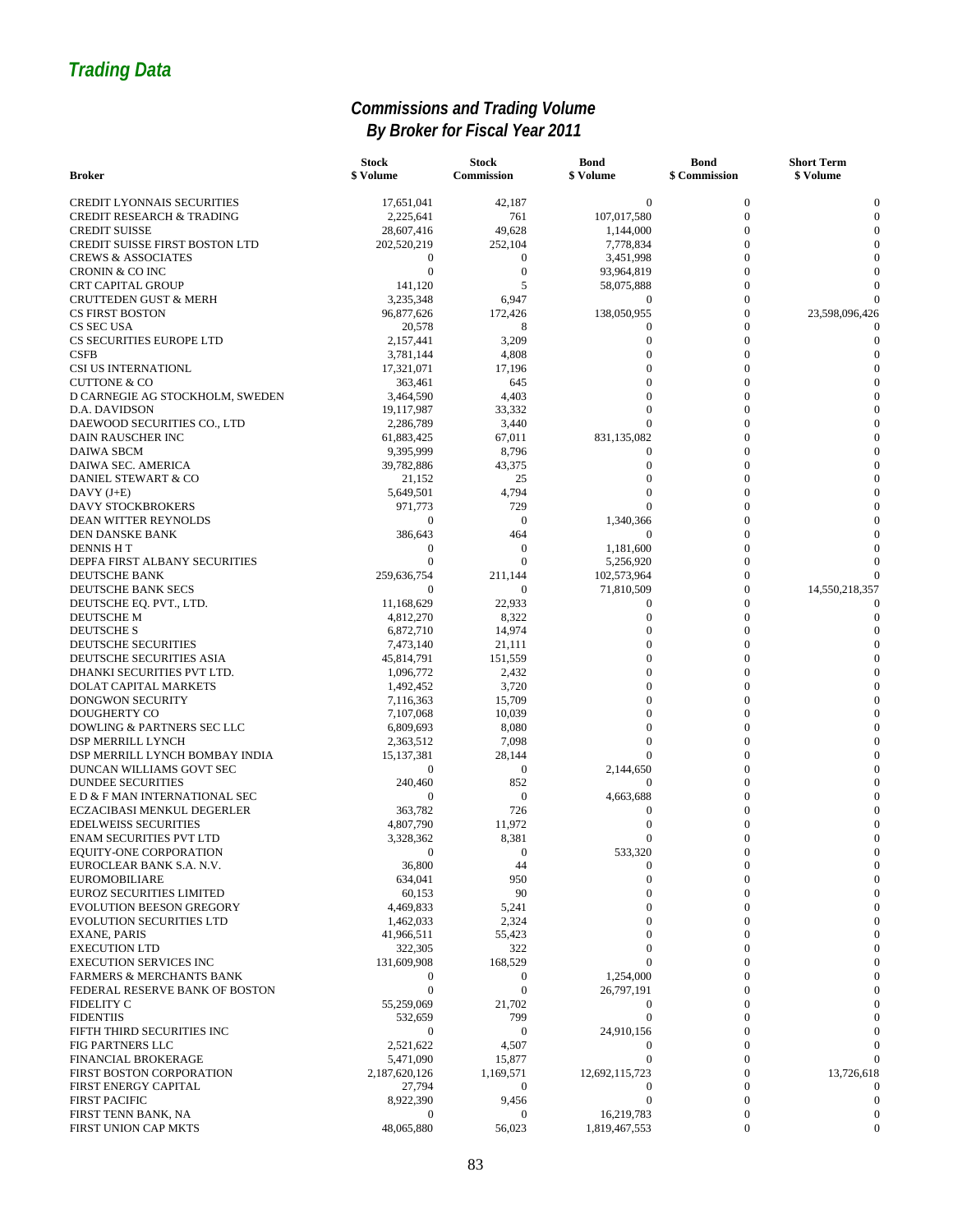## Trading Data

### Commissions and Trading Volume
### By Broker for Fiscal Year 2011

| Broker | Stock $ Volume | Stock Commission | Bond $ Volume | Bond $ Commission | Short Term $ Volume |
|---|---|---|---|---|---|
| CREDIT LYONNAIS SECURITIES | 17,651,041 | 42,187 | 0 | 0 | 0 |
| CREDIT RESEARCH & TRADING | 2,225,641 | 761 | 107,017,580 | 0 | 0 |
| CREDIT SUISSE | 28,607,416 | 49,628 | 1,144,000 | 0 | 0 |
| CREDIT SUISSE FIRST BOSTON LTD | 202,520,219 | 252,104 | 7,778,834 | 0 | 0 |
| CREWS & ASSOCIATES | 0 | 0 | 3,451,998 | 0 | 0 |
| CRONIN & CO INC | 0 | 0 | 93,964,819 | 0 | 0 |
| CRT CAPITAL GROUP | 141,120 | 5 | 58,075,888 | 0 | 0 |
| CRUTTEDEN GUST & MERH | 3,235,348 | 6,947 | 0 | 0 | 0 |
| CS FIRST BOSTON | 96,877,626 | 172,426 | 138,050,955 | 0 | 23,598,096,426 |
| CS SEC USA | 20,578 | 8 | 0 | 0 | 0 |
| CS SECURITIES EUROPE LTD | 2,157,441 | 3,209 | 0 | 0 | 0 |
| CSFB | 3,781,144 | 4,808 | 0 | 0 | 0 |
| CSI US INTERNATIONL | 17,321,071 | 17,196 | 0 | 0 | 0 |
| CUTTONE & CO | 363,461 | 645 | 0 | 0 | 0 |
| D CARNEGIE AG STOCKHOLM, SWEDEN | 3,464,590 | 4,403 | 0 | 0 | 0 |
| D.A. DAVIDSON | 19,117,987 | 33,332 | 0 | 0 | 0 |
| DAEWOOD SECURITIES CO., LTD | 2,286,789 | 3,440 | 0 | 0 | 0 |
| DAIN RAUSCHER INC | 61,883,425 | 67,011 | 831,135,082 | 0 | 0 |
| DAIWA SBCM | 9,395,999 | 8,796 | 0 | 0 | 0 |
| DAIWA SEC. AMERICA | 39,782,886 | 43,375 | 0 | 0 | 0 |
| DANIEL STEWART & CO | 21,152 | 25 | 0 | 0 | 0 |
| DAVY (J+E) | 5,649,501 | 4,794 | 0 | 0 | 0 |
| DAVY STOCKBROKERS | 971,773 | 729 | 0 | 0 | 0 |
| DEAN WITTER REYNOLDS | 0 | 0 | 1,340,366 | 0 | 0 |
| DEN DANSKE BANK | 386,643 | 464 | 0 | 0 | 0 |
| DENNIS H T | 0 | 0 | 1,181,600 | 0 | 0 |
| DEPFA FIRST ALBANY SECURITIES | 0 | 0 | 5,256,920 | 0 | 0 |
| DEUTSCHE BANK | 259,636,754 | 211,144 | 102,573,964 | 0 | 0 |
| DEUTSCHE BANK SECS | 0 | 0 | 71,810,509 | 0 | 14,550,218,357 |
| DEUTSCHE EQ. PVT., LTD. | 11,168,629 | 22,933 | 0 | 0 | 0 |
| DEUTSCHE M | 4,812,270 | 8,322 | 0 | 0 | 0 |
| DEUTSCHE S | 6,872,710 | 14,974 | 0 | 0 | 0 |
| DEUTSCHE SECURITIES | 7,473,140 | 21,111 | 0 | 0 | 0 |
| DEUTSCHE SECURITIES ASIA | 45,814,791 | 151,559 | 0 | 0 | 0 |
| DHANKI SECURITIES PVT LTD. | 1,096,772 | 2,432 | 0 | 0 | 0 |
| DOLAT CAPITAL MARKETS | 1,492,452 | 3,720 | 0 | 0 | 0 |
| DONGWON SECURITY | 7,116,363 | 15,709 | 0 | 0 | 0 |
| DOUGHERTY CO | 7,107,068 | 10,039 | 0 | 0 | 0 |
| DOWLING & PARTNERS SEC LLC | 6,809,693 | 8,080 | 0 | 0 | 0 |
| DSP MERRILL LYNCH | 2,363,512 | 7,098 | 0 | 0 | 0 |
| DSP MERRILL LYNCH BOMBAY INDIA | 15,137,381 | 28,144 | 0 | 0 | 0 |
| DUNCAN WILLIAMS GOVT SEC | 0 | 0 | 2,144,650 | 0 | 0 |
| DUNDEE SECURITIES | 240,460 | 852 | 0 | 0 | 0 |
| E D & F MAN INTERNATIONAL SEC | 0 | 0 | 4,663,688 | 0 | 0 |
| ECZACIBASI MENKUL DEGERLER | 363,782 | 726 | 0 | 0 | 0 |
| EDELWEISS SECURITIES | 4,807,790 | 11,972 | 0 | 0 | 0 |
| ENAM SECURITIES PVT LTD | 3,328,362 | 8,381 | 0 | 0 | 0 |
| EQUITY-ONE CORPORATION | 0 | 0 | 533,320 | 0 | 0 |
| EUROCLEAR BANK S.A. N.V. | 36,800 | 44 | 0 | 0 | 0 |
| EUROMOBILIARE | 634,041 | 950 | 0 | 0 | 0 |
| EUROZ SECURITIES LIMITED | 60,153 | 90 | 0 | 0 | 0 |
| EVOLUTION BEESON GREGORY | 4,469,833 | 5,241 | 0 | 0 | 0 |
| EVOLUTION SECURITIES LTD | 1,462,033 | 2,324 | 0 | 0 | 0 |
| EXANE, PARIS | 41,966,511 | 55,423 | 0 | 0 | 0 |
| EXECUTION LTD | 322,305 | 322 | 0 | 0 | 0 |
| EXECUTION SERVICES INC | 131,609,908 | 168,529 | 0 | 0 | 0 |
| FARMERS & MERCHANTS BANK | 0 | 0 | 1,254,000 | 0 | 0 |
| FEDERAL RESERVE BANK OF BOSTON | 0 | 0 | 26,797,191 | 0 | 0 |
| FIDELITY C | 55,259,069 | 21,702 | 0 | 0 | 0 |
| FIDENTIIS | 532,659 | 799 | 0 | 0 | 0 |
| FIFTH THIRD SECURITIES INC | 0 | 0 | 24,910,156 | 0 | 0 |
| FIG PARTNERS LLC | 2,521,622 | 4,507 | 0 | 0 | 0 |
| FINANCIAL BROKERAGE | 5,471,090 | 15,877 | 0 | 0 | 0 |
| FIRST BOSTON CORPORATION | 2,187,620,126 | 1,169,571 | 12,692,115,723 | 0 | 13,726,618 |
| FIRST ENERGY CAPITAL | 27,794 | 0 | 0 | 0 | 0 |
| FIRST PACIFIC | 8,922,390 | 9,456 | 0 | 0 | 0 |
| FIRST TENN BANK, NA | 0 | 0 | 16,219,783 | 0 | 0 |
| FIRST UNION CAP MKTS | 48,065,880 | 56,023 | 1,819,467,553 | 0 | 0 |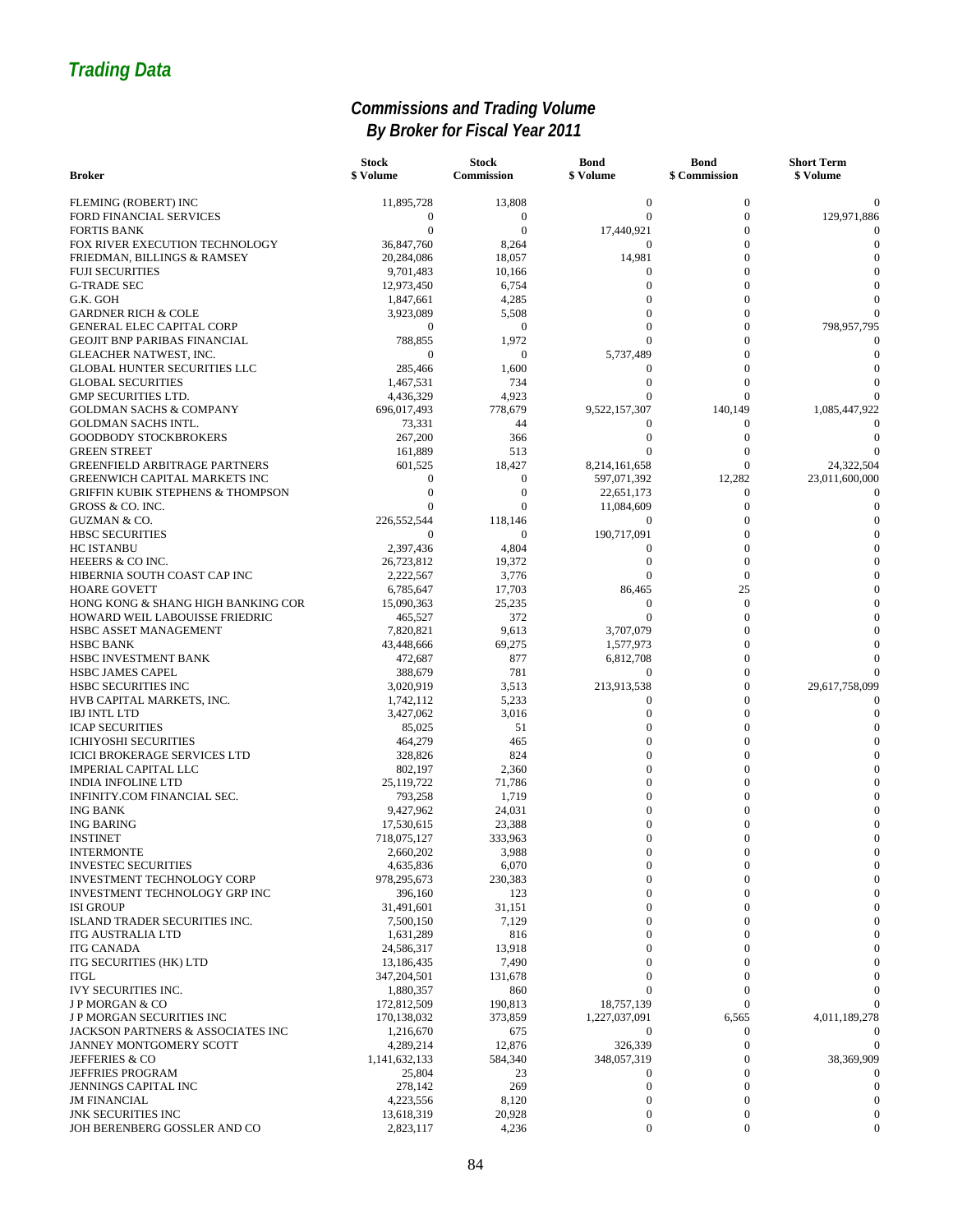## Trading Data

### Commissions and Trading Volume
### By Broker for Fiscal Year 2011

| Broker | Stock $ Volume | Stock Commission | Bond $ Volume | Bond $ Commission | Short Term $ Volume |
|---|---|---|---|---|---|
| FLEMING (ROBERT) INC | 11,895,728 | 13,808 | 0 | 0 | 0 |
| FORD FINANCIAL SERVICES | 0 | 0 | 0 | 0 | 129,971,886 |
| FORTIS BANK | 0 | 0 | 17,440,921 | 0 | 0 |
| FOX RIVER EXECUTION TECHNOLOGY | 36,847,760 | 8,264 | 0 | 0 | 0 |
| FRIEDMAN, BILLINGS & RAMSEY | 20,284,086 | 18,057 | 14,981 | 0 | 0 |
| FUJI SECURITIES | 9,701,483 | 10,166 | 0 | 0 | 0 |
| G-TRADE SEC | 12,973,450 | 6,754 | 0 | 0 | 0 |
| G.K. GOH | 1,847,661 | 4,285 | 0 | 0 | 0 |
| GARDNER RICH & COLE | 3,923,089 | 5,508 | 0 | 0 | 0 |
| GENERAL ELEC CAPITAL CORP | 0 | 0 | 0 | 0 | 798,957,795 |
| GEOJIT BNP PARIBAS FINANCIAL | 788,855 | 1,972 | 0 | 0 | 0 |
| GLEACHER NATWEST, INC. | 0 | 0 | 5,737,489 | 0 | 0 |
| GLOBAL HUNTER SECURITIES LLC | 285,466 | 1,600 | 0 | 0 | 0 |
| GLOBAL SECURITIES | 1,467,531 | 734 | 0 | 0 | 0 |
| GMP SECURITIES LTD. | 4,436,329 | 4,923 | 0 | 0 | 0 |
| GOLDMAN SACHS & COMPANY | 696,017,493 | 778,679 | 9,522,157,307 | 140,149 | 1,085,447,922 |
| GOLDMAN SACHS INTL. | 73,331 | 44 | 0 | 0 | 0 |
| GOODBODY STOCKBROKERS | 267,200 | 366 | 0 | 0 | 0 |
| GREEN STREET | 161,889 | 513 | 0 | 0 | 0 |
| GREENFIELD ARBITRAGE PARTNERS | 601,525 | 18,427 | 8,214,161,658 | 0 | 24,322,504 |
| GREENWICH CAPITAL MARKETS INC | 0 | 0 | 597,071,392 | 12,282 | 23,011,600,000 |
| GRIFFIN KUBIK STEPHENS & THOMPSON | 0 | 0 | 22,651,173 | 0 | 0 |
| GROSS & CO. INC. | 0 | 0 | 11,084,609 | 0 | 0 |
| GUZMAN & CO. | 226,552,544 | 118,146 | 0 | 0 | 0 |
| HBSC SECURITIES | 0 | 0 | 190,717,091 | 0 | 0 |
| HC ISTANBU | 2,397,436 | 4,804 | 0 | 0 | 0 |
| HEEERS & CO INC. | 26,723,812 | 19,372 | 0 | 0 | 0 |
| HIBERNIA SOUTH COAST CAP INC | 2,222,567 | 3,776 | 0 | 0 | 0 |
| HOARE GOVETT | 6,785,647 | 17,703 | 86,465 | 25 | 0 |
| HONG KONG & SHANG HIGH BANKING COR | 15,090,363 | 25,235 | 0 | 0 | 0 |
| HOWARD WEIL LABOUISSE FRIEDRIC | 465,527 | 372 | 0 | 0 | 0 |
| HSBC ASSET MANAGEMENT | 7,820,821 | 9,613 | 3,707,079 | 0 | 0 |
| HSBC BANK | 43,448,666 | 69,275 | 1,577,973 | 0 | 0 |
| HSBC INVESTMENT BANK | 472,687 | 877 | 6,812,708 | 0 | 0 |
| HSBC JAMES CAPEL | 388,679 | 781 | 0 | 0 | 0 |
| HSBC SECURITIES INC | 3,020,919 | 3,513 | 213,913,538 | 0 | 29,617,758,099 |
| HVB CAPITAL MARKETS, INC. | 1,742,112 | 5,233 | 0 | 0 | 0 |
| IBJ INTL LTD | 3,427,062 | 3,016 | 0 | 0 | 0 |
| ICAP SECURITIES | 85,025 | 51 | 0 | 0 | 0 |
| ICHIYOSHI SECURITIES | 464,279 | 465 | 0 | 0 | 0 |
| ICICI BROKERAGE SERVICES LTD | 328,826 | 824 | 0 | 0 | 0 |
| IMPERIAL CAPITAL LLC | 802,197 | 2,360 | 0 | 0 | 0 |
| INDIA INFOLINE LTD | 25,119,722 | 71,786 | 0 | 0 | 0 |
| INFINITY.COM FINANCIAL SEC. | 793,258 | 1,719 | 0 | 0 | 0 |
| ING BANK | 9,427,962 | 24,031 | 0 | 0 | 0 |
| ING BARING | 17,530,615 | 23,388 | 0 | 0 | 0 |
| INSTINET | 718,075,127 | 333,963 | 0 | 0 | 0 |
| INTERMONTE | 2,660,202 | 3,988 | 0 | 0 | 0 |
| INVESTEC SECURITIES | 4,635,836 | 6,070 | 0 | 0 | 0 |
| INVESTMENT TECHNOLOGY CORP | 978,295,673 | 230,383 | 0 | 0 | 0 |
| INVESTMENT TECHNOLOGY GRP INC | 396,160 | 123 | 0 | 0 | 0 |
| ISI GROUP | 31,491,601 | 31,151 | 0 | 0 | 0 |
| ISLAND TRADER SECURITIES INC. | 7,500,150 | 7,129 | 0 | 0 | 0 |
| ITG AUSTRALIA LTD | 1,631,289 | 816 | 0 | 0 | 0 |
| ITG CANADA | 24,586,317 | 13,918 | 0 | 0 | 0 |
| ITG SECURITIES (HK) LTD | 13,186,435 | 7,490 | 0 | 0 | 0 |
| ITGL | 347,204,501 | 131,678 | 0 | 0 | 0 |
| IVY SECURITIES INC. | 1,880,357 | 860 | 0 | 0 | 0 |
| J P MORGAN & CO | 172,812,509 | 190,813 | 18,757,139 | 0 | 0 |
| J P MORGAN SECURITIES INC | 170,138,032 | 373,859 | 1,227,037,091 | 6,565 | 4,011,189,278 |
| JACKSON PARTNERS & ASSOCIATES INC | 1,216,670 | 675 | 0 | 0 | 0 |
| JANNEY MONTGOMERY SCOTT | 4,289,214 | 12,876 | 326,339 | 0 | 0 |
| JEFFERIES & CO | 1,141,632,133 | 584,340 | 348,057,319 | 0 | 38,369,909 |
| JEFFRIES PROGRAM | 25,804 | 23 | 0 | 0 | 0 |
| JENNINGS CAPITAL INC | 278,142 | 269 | 0 | 0 | 0 |
| JM FINANCIAL | 4,223,556 | 8,120 | 0 | 0 | 0 |
| JNK SECURITIES INC | 13,618,319 | 20,928 | 0 | 0 | 0 |
| JOH BERENBERG GOSSLER AND CO | 2,823,117 | 4,236 | 0 | 0 | 0 |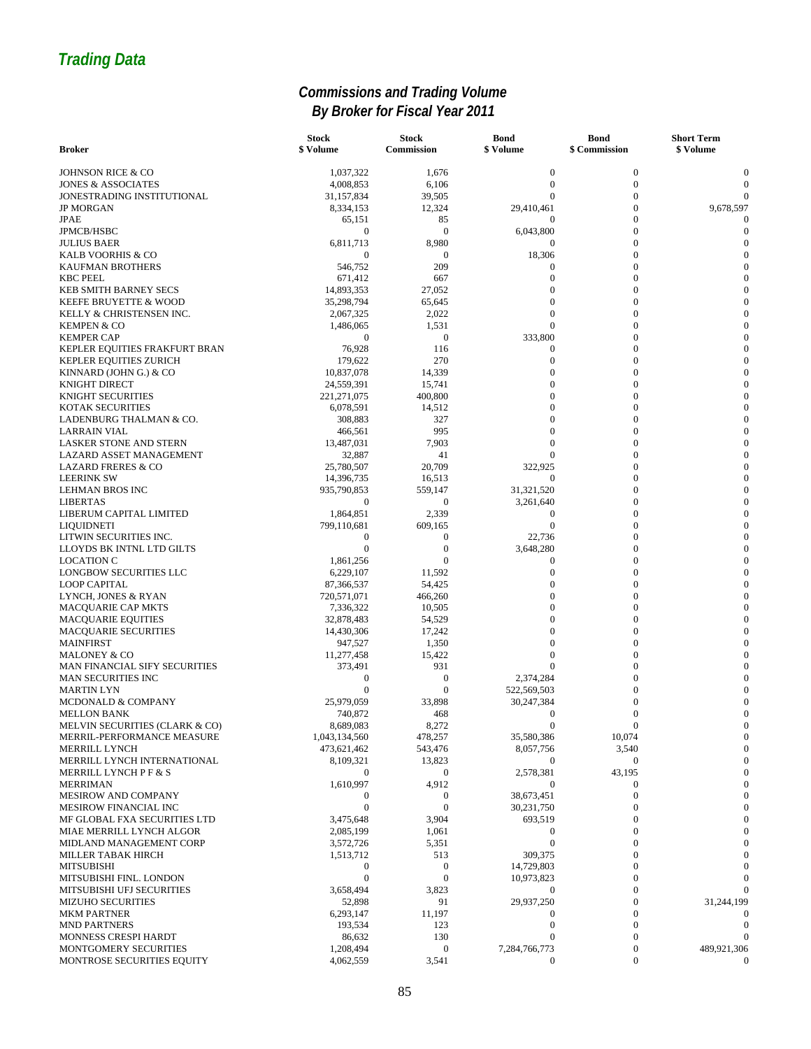## Trading Data

### Commissions and Trading Volume By Broker for Fiscal Year 2011

| Broker | Stock $ Volume | Stock Commission | Bond $ Volume | Bond $ Commission | Short Term $ Volume |
|---|---|---|---|---|---|
| JOHNSON RICE & CO | 1,037,322 | 1,676 | 0 | 0 | 0 |
| JONES & ASSOCIATES | 4,008,853 | 6,106 | 0 | 0 | 0 |
| JONESTRADING INSTITUTIONAL | 31,157,834 | 39,505 | 0 | 0 | 0 |
| JP MORGAN | 8,334,153 | 12,324 | 29,410,461 | 0 | 9,678,597 |
| JPAE | 65,151 | 85 | 0 | 0 | 0 |
| JPMCB/HSBC | 0 | 0 | 6,043,800 | 0 | 0 |
| JULIUS BAER | 6,811,713 | 8,980 | 0 | 0 | 0 |
| KALB VOORHIS & CO | 0 | 0 | 18,306 | 0 | 0 |
| KAUFMAN BROTHERS | 546,752 | 209 | 0 | 0 | 0 |
| KBC PEEL | 671,412 | 667 | 0 | 0 | 0 |
| KEB SMITH BARNEY SECS | 14,893,353 | 27,052 | 0 | 0 | 0 |
| KEEFE BRUYETTE & WOOD | 35,298,794 | 65,645 | 0 | 0 | 0 |
| KELLY & CHRISTENSEN INC. | 2,067,325 | 2,022 | 0 | 0 | 0 |
| KEMPEN & CO | 1,486,065 | 1,531 | 0 | 0 | 0 |
| KEMPER CAP | 0 | 0 | 333,800 | 0 | 0 |
| KEPLER EQUITIES FRAKFURT BRAN | 76,928 | 116 | 0 | 0 | 0 |
| KEPLER EQUITIES ZURICH | 179,622 | 270 | 0 | 0 | 0 |
| KINNARD (JOHN G.) & CO | 10,837,078 | 14,339 | 0 | 0 | 0 |
| KNIGHT DIRECT | 24,559,391 | 15,741 | 0 | 0 | 0 |
| KNIGHT SECURITIES | 221,271,075 | 400,800 | 0 | 0 | 0 |
| KOTAK SECURITIES | 6,078,591 | 14,512 | 0 | 0 | 0 |
| LADENBURG THALMAN & CO. | 308,883 | 327 | 0 | 0 | 0 |
| LARRAIN VIAL | 466,561 | 995 | 0 | 0 | 0 |
| LASKER STONE AND STERN | 13,487,031 | 7,903 | 0 | 0 | 0 |
| LAZARD ASSET MANAGEMENT | 32,887 | 41 | 0 | 0 | 0 |
| LAZARD FRERES & CO | 25,780,507 | 20,709 | 322,925 | 0 | 0 |
| LEERINK SW | 14,396,735 | 16,513 | 0 | 0 | 0 |
| LEHMAN BROS INC | 935,790,853 | 559,147 | 31,321,520 | 0 | 0 |
| LIBERTAS | 0 | 0 | 3,261,640 | 0 | 0 |
| LIBERUM CAPITAL LIMITED | 1,864,851 | 2,339 | 0 | 0 | 0 |
| LIQUIDNETI | 799,110,681 | 609,165 | 0 | 0 | 0 |
| LITWIN SECURITIES INC. | 0 | 0 | 22,736 | 0 | 0 |
| LLOYDS BK INTNL LTD GILTS | 0 | 0 | 3,648,280 | 0 | 0 |
| LOCATION C | 1,861,256 | 0 | 0 | 0 | 0 |
| LONGBOW SECURITIES LLC | 6,229,107 | 11,592 | 0 | 0 | 0 |
| LOOP CAPITAL | 87,366,537 | 54,425 | 0 | 0 | 0 |
| LYNCH, JONES & RYAN | 720,571,071 | 466,260 | 0 | 0 | 0 |
| MACQUARIE CAP MKTS | 7,336,322 | 10,505 | 0 | 0 | 0 |
| MACQUARIE EQUITIES | 32,878,483 | 54,529 | 0 | 0 | 0 |
| MACQUARIE SECURITIES | 14,430,306 | 17,242 | 0 | 0 | 0 |
| MAINFIRST | 947,527 | 1,350 | 0 | 0 | 0 |
| MALONEY & CO | 11,277,458 | 15,422 | 0 | 0 | 0 |
| MAN FINANCIAL SIFY SECURITIES | 373,491 | 931 | 0 | 0 | 0 |
| MAN SECURITIES INC | 0 | 0 | 2,374,284 | 0 | 0 |
| MARTIN LYN | 0 | 0 | 522,569,503 | 0 | 0 |
| MCDONALD & COMPANY | 25,979,059 | 33,898 | 30,247,384 | 0 | 0 |
| MELLON BANK | 740,872 | 468 | 0 | 0 | 0 |
| MELVIN SECURITIES (CLARK & CO) | 8,689,083 | 8,272 | 0 | 0 | 0 |
| MERRIL-PERFORMANCE MEASURE | 1,043,134,560 | 478,257 | 35,580,386 | 10,074 | 0 |
| MERRILL LYNCH | 473,621,462 | 543,476 | 8,057,756 | 3,540 | 0 |
| MERRILL LYNCH INTERNATIONAL | 8,109,321 | 13,823 | 0 | 0 | 0 |
| MERRILL LYNCH P F & S | 0 | 0 | 2,578,381 | 43,195 | 0 |
| MERRIMAN | 1,610,997 | 4,912 | 0 | 0 | 0 |
| MESIROW AND COMPANY | 0 | 0 | 38,673,451 | 0 | 0 |
| MESIROW FINANCIAL INC | 0 | 0 | 30,231,750 | 0 | 0 |
| MF GLOBAL FXA SECURITIES LTD | 3,475,648 | 3,904 | 693,519 | 0 | 0 |
| MIAE MERRILL LYNCH ALGOR | 2,085,199 | 1,061 | 0 | 0 | 0 |
| MIDLAND MANAGEMENT CORP | 3,572,726 | 5,351 | 0 | 0 | 0 |
| MILLER TABAK HIRCH | 1,513,712 | 513 | 309,375 | 0 | 0 |
| MITSUBISHI | 0 | 0 | 14,729,803 | 0 | 0 |
| MITSUBISHI FINL. LONDON | 0 | 0 | 10,973,823 | 0 | 0 |
| MITSUBISHI UFJ SECURITIES | 3,658,494 | 3,823 | 0 | 0 | 0 |
| MIZUHO SECURITIES | 52,898 | 91 | 29,937,250 | 0 | 31,244,199 |
| MKM PARTNER | 6,293,147 | 11,197 | 0 | 0 | 0 |
| MND PARTNERS | 193,534 | 123 | 0 | 0 | 0 |
| MONNESS CRESPI HARDT | 86,632 | 130 | 0 | 0 | 0 |
| MONTGOMERY SECURITIES | 1,208,494 | 0 | 7,284,766,773 | 0 | 489,921,306 |
| MONTROSE SECURITIES EQUITY | 4,062,559 | 3,541 | 0 | 0 | 0 |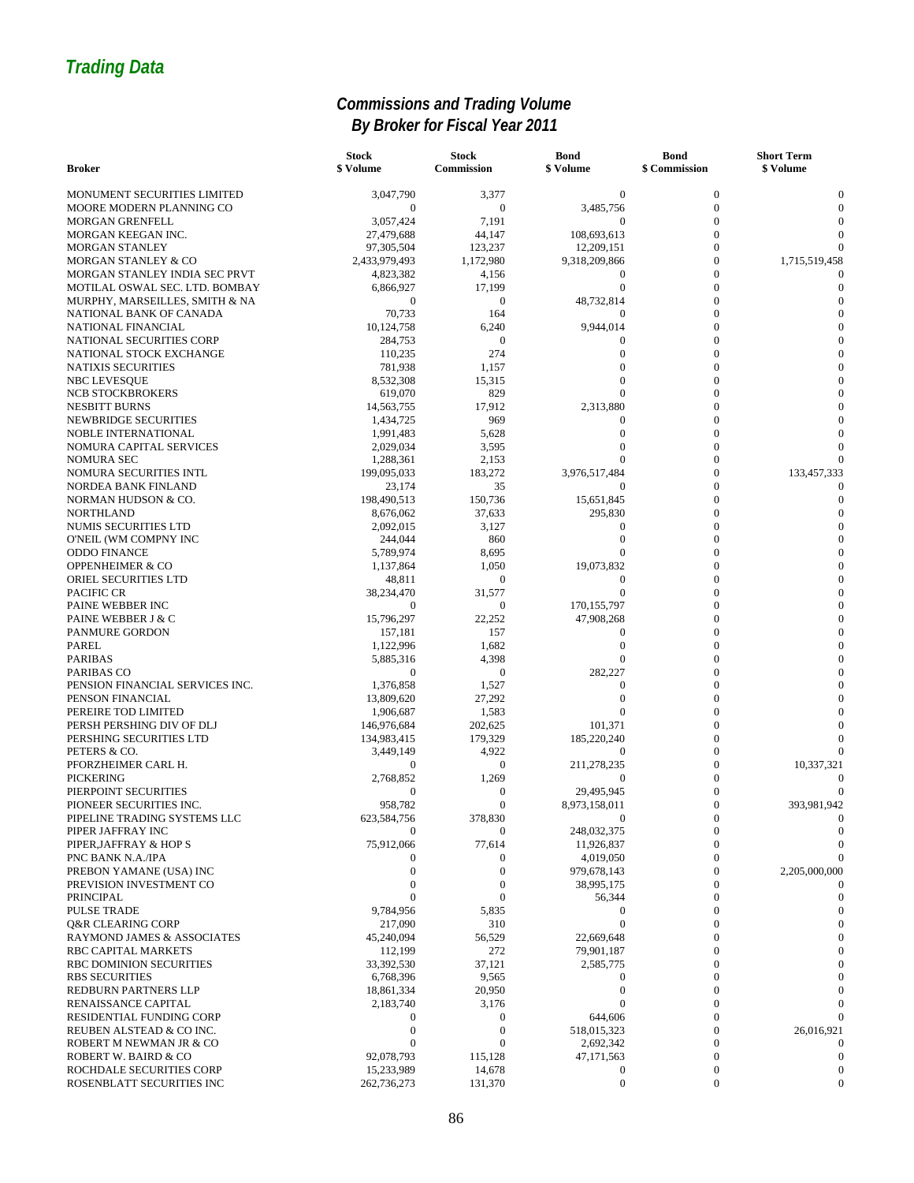## Trading Data

### Commissions and Trading Volume
### By Broker for Fiscal Year 2011

| Broker | Stock $ Volume | Stock Commission | Bond $ Volume | Bond $ Commission | Short Term $ Volume |
|---|---|---|---|---|---|
| MONUMENT SECURITIES LIMITED | 3,047,790 | 3,377 | 0 | 0 | 0 |
| MOORE MODERN PLANNING CO | 0 | 0 | 3,485,756 | 0 | 0 |
| MORGAN GRENFELL | 3,057,424 | 7,191 | 0 | 0 | 0 |
| MORGAN KEEGAN INC. | 27,479,688 | 44,147 | 108,693,613 | 0 | 0 |
| MORGAN STANLEY | 97,305,504 | 123,237 | 12,209,151 | 0 | 0 |
| MORGAN STANLEY & CO | 2,433,979,493 | 1,172,980 | 9,318,209,866 | 0 | 1,715,519,458 |
| MORGAN STANLEY INDIA SEC PRVT | 4,823,382 | 4,156 | 0 | 0 | 0 |
| MOTILAL OSWAL SEC. LTD. BOMBAY | 6,866,927 | 17,199 | 0 | 0 | 0 |
| MURPHY, MARSEILLES, SMITH & NA | 0 | 0 | 48,732,814 | 0 | 0 |
| NATIONAL BANK OF CANADA | 70,733 | 164 | 0 | 0 | 0 |
| NATIONAL FINANCIAL | 10,124,758 | 6,240 | 9,944,014 | 0 | 0 |
| NATIONAL SECURITIES CORP | 284,753 | 0 | 0 | 0 | 0 |
| NATIONAL STOCK EXCHANGE | 110,235 | 274 | 0 | 0 | 0 |
| NATIXIS SECURITIES | 781,938 | 1,157 | 0 | 0 | 0 |
| NBC LEVESQUE | 8,532,308 | 15,315 | 0 | 0 | 0 |
| NCB STOCKBROKERS | 619,070 | 829 | 0 | 0 | 0 |
| NESBITT BURNS | 14,563,755 | 17,912 | 2,313,880 | 0 | 0 |
| NEWBRIDGE SECURITIES | 1,434,725 | 969 | 0 | 0 | 0 |
| NOBLE INTERNATIONAL | 1,991,483 | 5,628 | 0 | 0 | 0 |
| NOMURA CAPITAL SERVICES | 2,029,034 | 3,595 | 0 | 0 | 0 |
| NOMURA SEC | 1,288,361 | 2,153 | 0 | 0 | 0 |
| NOMURA SECURITIES INTL | 199,095,033 | 183,272 | 3,976,517,484 | 0 | 133,457,333 |
| NORDEA BANK FINLAND | 23,174 | 35 | 0 | 0 | 0 |
| NORMAN HUDSON & CO. | 198,490,513 | 150,736 | 15,651,845 | 0 | 0 |
| NORTHLAND | 8,676,062 | 37,633 | 295,830 | 0 | 0 |
| NUMIS SECURITIES LTD | 2,092,015 | 3,127 | 0 | 0 | 0 |
| O'NEIL (WM COMPNY INC | 244,044 | 860 | 0 | 0 | 0 |
| ODDO FINANCE | 5,789,974 | 8,695 | 0 | 0 | 0 |
| OPPENHEIMER & CO | 1,137,864 | 1,050 | 19,073,832 | 0 | 0 |
| ORIEL SECURITIES LTD | 48,811 | 0 | 0 | 0 | 0 |
| PACIFIC CR | 38,234,470 | 31,577 | 0 | 0 | 0 |
| PAINE WEBBER INC | 0 | 0 | 170,155,797 | 0 | 0 |
| PAINE WEBBER J & C | 15,796,297 | 22,252 | 47,908,268 | 0 | 0 |
| PANMURE GORDON | 157,181 | 157 | 0 | 0 | 0 |
| PAREL | 1,122,996 | 1,682 | 0 | 0 | 0 |
| PARIBAS | 5,885,316 | 4,398 | 0 | 0 | 0 |
| PARIBAS CO | 0 | 0 | 282,227 | 0 | 0 |
| PENSION FINANCIAL SERVICES INC. | 1,376,858 | 1,527 | 0 | 0 | 0 |
| PENSON FINANCIAL | 13,809,620 | 27,292 | 0 | 0 | 0 |
| PEREIRE TOD LIMITED | 1,906,687 | 1,583 | 0 | 0 | 0 |
| PERSH PERSHING DIV OF DLJ | 146,976,684 | 202,625 | 101,371 | 0 | 0 |
| PERSHING SECURITIES LTD | 134,983,415 | 179,329 | 185,220,240 | 0 | 0 |
| PETERS & CO. | 3,449,149 | 4,922 | 0 | 0 | 0 |
| PFORZHEIMER CARL H. | 0 | 0 | 211,278,235 | 0 | 10,337,321 |
| PICKERING | 2,768,852 | 1,269 | 0 | 0 | 0 |
| PIERPOINT SECURITIES | 0 | 0 | 29,495,945 | 0 | 0 |
| PIONEER SECURITIES INC. | 958,782 | 0 | 8,973,158,011 | 0 | 393,981,942 |
| PIPELINE TRADING SYSTEMS LLC | 623,584,756 | 378,830 | 0 | 0 | 0 |
| PIPER JAFFRAY INC | 0 | 0 | 248,032,375 | 0 | 0 |
| PIPER,JAFFRAY & HOP S | 75,912,066 | 77,614 | 11,926,837 | 0 | 0 |
| PNC BANK N.A./IPA | 0 | 0 | 4,019,050 | 0 | 0 |
| PREBON YAMANE (USA) INC | 0 | 0 | 979,678,143 | 0 | 2,205,000,000 |
| PREVISION INVESTMENT CO | 0 | 0 | 38,995,175 | 0 | 0 |
| PRINCIPAL | 0 | 0 | 56,344 | 0 | 0 |
| PULSE TRADE | 9,784,956 | 5,835 | 0 | 0 | 0 |
| Q&R CLEARING CORP | 217,090 | 310 | 0 | 0 | 0 |
| RAYMOND JAMES & ASSOCIATES | 45,240,094 | 56,529 | 22,669,648 | 0 | 0 |
| RBC CAPITAL MARKETS | 112,199 | 272 | 79,901,187 | 0 | 0 |
| RBC DOMINION SECURITIES | 33,392,530 | 37,121 | 2,585,775 | 0 | 0 |
| RBS SECURITIES | 6,768,396 | 9,565 | 0 | 0 | 0 |
| REDBURN PARTNERS LLP | 18,861,334 | 20,950 | 0 | 0 | 0 |
| RENAISSANCE CAPITAL | 2,183,740 | 3,176 | 0 | 0 | 0 |
| RESIDENTIAL FUNDING CORP | 0 | 0 | 644,606 | 0 | 0 |
| REUBEN ALSTEAD & CO INC. | 0 | 0 | 518,015,323 | 0 | 26,016,921 |
| ROBERT M NEWMAN JR & CO | 0 | 0 | 2,692,342 | 0 | 0 |
| ROBERT W. BAIRD & CO | 92,078,793 | 115,128 | 47,171,563 | 0 | 0 |
| ROCHDALE SECURITIES CORP | 15,233,989 | 14,678 | 0 | 0 | 0 |
| ROSENBLATT SECURITIES INC | 262,736,273 | 131,370 | 0 | 0 | 0 |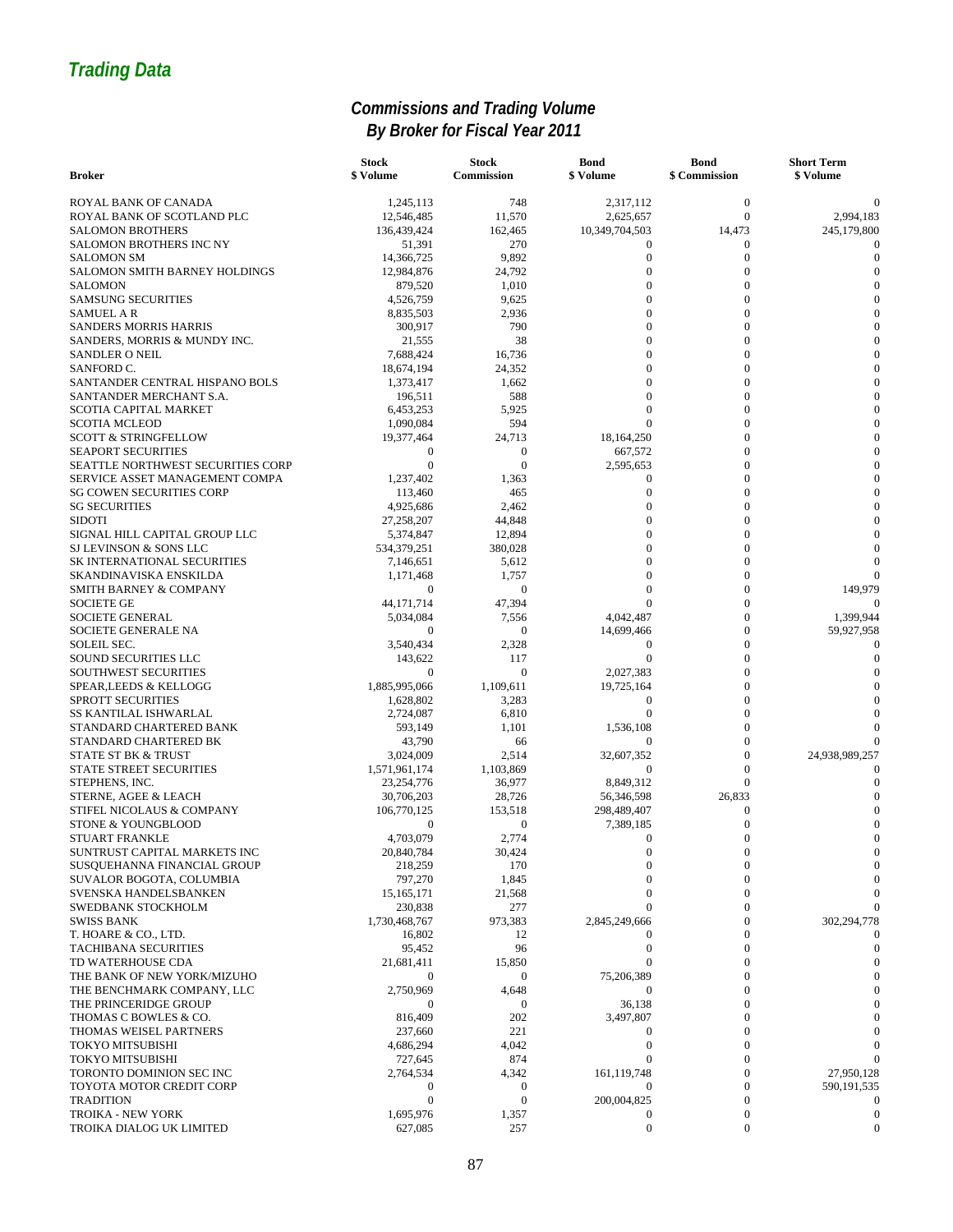# Trading Data

## Commissions and Trading Volume
## By Broker for Fiscal Year 2011

| Broker | Stock $ Volume | Stock Commission | Bond $ Volume | Bond $ Commission | Short Term $ Volume |
|---|---|---|---|---|---|
| ROYAL BANK OF CANADA | 1,245,113 | 748 | 2,317,112 | 0 | 0 |
| ROYAL BANK OF SCOTLAND PLC | 12,546,485 | 11,570 | 2,625,657 | 0 | 2,994,183 |
| SALOMON BROTHERS | 136,439,424 | 162,465 | 10,349,704,503 | 14,473 | 245,179,800 |
| SALOMON BROTHERS INC NY | 51,391 | 270 | 0 | 0 | 0 |
| SALOMON SM | 14,366,725 | 9,892 | 0 | 0 | 0 |
| SALOMON SMITH BARNEY HOLDINGS | 12,984,876 | 24,792 | 0 | 0 | 0 |
| SALOMON | 879,520 | 1,010 | 0 | 0 | 0 |
| SAMSUNG SECURITIES | 4,526,759 | 9,625 | 0 | 0 | 0 |
| SAMUEL A R | 8,835,503 | 2,936 | 0 | 0 | 0 |
| SANDERS MORRIS HARRIS | 300,917 | 790 | 0 | 0 | 0 |
| SANDERS, MORRIS & MUNDY INC. | 21,555 | 38 | 0 | 0 | 0 |
| SANDLER O NEIL | 7,688,424 | 16,736 | 0 | 0 | 0 |
| SANFORD C. | 18,674,194 | 24,352 | 0 | 0 | 0 |
| SANTANDER CENTRAL HISPANO BOLS | 1,373,417 | 1,662 | 0 | 0 | 0 |
| SANTANDER MERCHANT S.A. | 196,511 | 588 | 0 | 0 | 0 |
| SCOTIA CAPITAL MARKET | 6,453,253 | 5,925 | 0 | 0 | 0 |
| SCOTIA MCLEOD | 1,090,084 | 594 | 0 | 0 | 0 |
| SCOTT & STRINGFELLOW | 19,377,464 | 24,713 | 18,164,250 | 0 | 0 |
| SEAPORT SECURITIES | 0 | 0 | 667,572 | 0 | 0 |
| SEATTLE NORTHWEST SECURITIES CORP | 0 | 0 | 2,595,653 | 0 | 0 |
| SERVICE ASSET MANAGEMENT COMPA | 1,237,402 | 1,363 | 0 | 0 | 0 |
| SG COWEN SECURITIES CORP | 113,460 | 465 | 0 | 0 | 0 |
| SG SECURITIES | 4,925,686 | 2,462 | 0 | 0 | 0 |
| SIDOTI | 27,258,207 | 44,848 | 0 | 0 | 0 |
| SIGNAL HILL CAPITAL GROUP LLC | 5,374,847 | 12,894 | 0 | 0 | 0 |
| SJ LEVINSON & SONS LLC | 534,379,251 | 380,028 | 0 | 0 | 0 |
| SK INTERNATIONAL SECURITIES | 7,146,651 | 5,612 | 0 | 0 | 0 |
| SKANDINAVISKA ENSKILDA | 1,171,468 | 1,757 | 0 | 0 | 0 |
| SMITH BARNEY & COMPANY | 0 | 0 | 0 | 0 | 149,979 |
| SOCIETE GE | 44,171,714 | 47,394 | 0 | 0 | 0 |
| SOCIETE GENERAL | 5,034,084 | 7,556 | 4,042,487 | 0 | 1,399,944 |
| SOCIETE GENERALE NA | 0 | 0 | 14,699,466 | 0 | 59,927,958 |
| SOLEIL SEC. | 3,540,434 | 2,328 | 0 | 0 | 0 |
| SOUND SECURITIES LLC | 143,622 | 117 | 0 | 0 | 0 |
| SOUTHWEST SECURITIES | 0 | 0 | 2,027,383 | 0 | 0 |
| SPEAR,LEEDS & KELLOGG | 1,885,995,066 | 1,109,611 | 19,725,164 | 0 | 0 |
| SPROTT SECURITIES | 1,628,802 | 3,283 | 0 | 0 | 0 |
| SS KANTILAL ISHWARLAL | 2,724,087 | 6,810 | 0 | 0 | 0 |
| STANDARD CHARTERED BANK | 593,149 | 1,101 | 1,536,108 | 0 | 0 |
| STANDARD CHARTERED BK | 43,790 | 66 | 0 | 0 | 0 |
| STATE ST BK & TRUST | 3,024,009 | 2,514 | 32,607,352 | 0 | 24,938,989,257 |
| STATE STREET SECURITIES | 1,571,961,174 | 1,103,869 | 0 | 0 | 0 |
| STEPHENS, INC. | 23,254,776 | 36,977 | 8,849,312 | 0 | 0 |
| STERNE, AGEE & LEACH | 30,706,203 | 28,726 | 56,346,598 | 26,833 | 0 |
| STIFEL NICOLAUS & COMPANY | 106,770,125 | 153,518 | 298,489,407 | 0 | 0 |
| STONE & YOUNGBLOOD | 0 | 0 | 7,389,185 | 0 | 0 |
| STUART FRANKLE | 4,703,079 | 2,774 | 0 | 0 | 0 |
| SUNTRUST CAPITAL MARKETS INC | 20,840,784 | 30,424 | 0 | 0 | 0 |
| SUSQUEHANNA FINANCIAL GROUP | 218,259 | 170 | 0 | 0 | 0 |
| SUVALOR BOGOTA, COLUMBIA | 797,270 | 1,845 | 0 | 0 | 0 |
| SVENSKA HANDELSBANKEN | 15,165,171 | 21,568 | 0 | 0 | 0 |
| SWEDBANK STOCKHOLM | 230,838 | 277 | 0 | 0 | 0 |
| SWISS BANK | 1,730,468,767 | 973,383 | 2,845,249,666 | 0 | 302,294,778 |
| T. HOARE & CO., LTD. | 16,802 | 12 | 0 | 0 | 0 |
| TACHIBANA SECURITIES | 95,452 | 96 | 0 | 0 | 0 |
| TD WATERHOUSE CDA | 21,681,411 | 15,850 | 0 | 0 | 0 |
| THE BANK OF NEW YORK/MIZUHO | 0 | 0 | 75,206,389 | 0 | 0 |
| THE BENCHMARK COMPANY, LLC | 2,750,969 | 4,648 | 0 | 0 | 0 |
| THE PRINCERIDGE GROUP | 0 | 0 | 36,138 | 0 | 0 |
| THOMAS C BOWLES & CO. | 816,409 | 202 | 3,497,807 | 0 | 0 |
| THOMAS WEISEL PARTNERS | 237,660 | 221 | 0 | 0 | 0 |
| TOKYO MITSUBISHI | 4,686,294 | 4,042 | 0 | 0 | 0 |
| TOKYO MITSUBISHI | 727,645 | 874 | 0 | 0 | 0 |
| TORONTO DOMINION SEC INC | 2,764,534 | 4,342 | 161,119,748 | 0 | 27,950,128 |
| TOYOTA MOTOR CREDIT CORP | 0 | 0 | 0 | 0 | 590,191,535 |
| TRADITION | 0 | 0 | 200,004,825 | 0 | 0 |
| TROIKA - NEW YORK | 1,695,976 | 1,357 | 0 | 0 | 0 |
| TROIKA DIALOG UK LIMITED | 627,085 | 257 | 0 | 0 | 0 |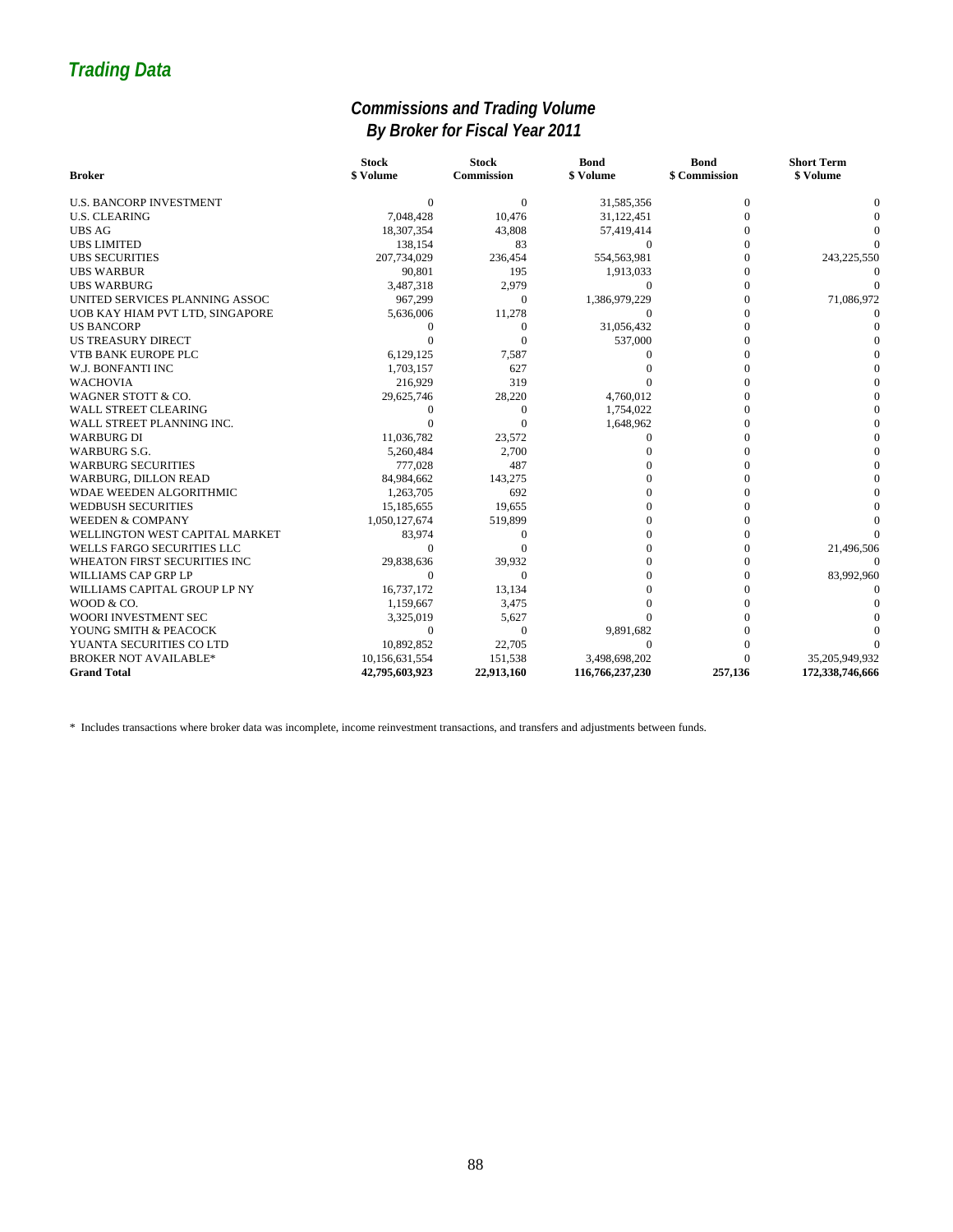## *Trading Data*

### *Commissions and Trading Volume By Broker for Fiscal Year 2011*

| Broker | Stock $ Volume | Stock Commission | Bond $ Volume | Bond $ Commission | Short Term $ Volume |
|---|---|---|---|---|---|
| U.S. BANCORP INVESTMENT | 0 | 0 | 31,585,356 | 0 | 0 |
| U.S. CLEARING | 7,048,428 | 10,476 | 31,122,451 | 0 | 0 |
| UBS AG | 18,307,354 | 43,808 | 57,419,414 | 0 | 0 |
| UBS LIMITED | 138,154 | 83 | 0 | 0 | 0 |
| UBS SECURITIES | 207,734,029 | 236,454 | 554,563,981 | 0 | 243,225,550 |
| UBS WARBUR | 90,801 | 195 | 1,913,033 | 0 | 0 |
| UBS WARBURG | 3,487,318 | 2,979 | 0 | 0 | 0 |
| UNITED SERVICES PLANNING ASSOC | 967,299 | 0 | 1,386,979,229 | 0 | 71,086,972 |
| UOB KAY HIAM PVT LTD, SINGAPORE | 5,636,006 | 11,278 | 0 | 0 | 0 |
| US BANCORP | 0 | 0 | 31,056,432 | 0 | 0 |
| US TREASURY DIRECT | 0 | 0 | 537,000 | 0 | 0 |
| VTB BANK EUROPE PLC | 6,129,125 | 7,587 | 0 | 0 | 0 |
| W.J. BONFANTI INC | 1,703,157 | 627 | 0 | 0 | 0 |
| WACHOVIA | 216,929 | 319 | 0 | 0 | 0 |
| WAGNER STOTT & CO. | 29,625,746 | 28,220 | 4,760,012 | 0 | 0 |
| WALL STREET CLEARING | 0 | 0 | 1,754,022 | 0 | 0 |
| WALL STREET PLANNING INC. | 0 | 0 | 1,648,962 | 0 | 0 |
| WARBURG DI | 11,036,782 | 23,572 | 0 | 0 | 0 |
| WARBURG S.G. | 5,260,484 | 2,700 | 0 | 0 | 0 |
| WARBURG SECURITIES | 777,028 | 487 | 0 | 0 | 0 |
| WARBURG, DILLON READ | 84,984,662 | 143,275 | 0 | 0 | 0 |
| WDAE WEEDEN ALGORITHMIC | 1,263,705 | 692 | 0 | 0 | 0 |
| WEDBUSH SECURITIES | 15,185,655 | 19,655 | 0 | 0 | 0 |
| WEEDEN & COMPANY | 1,050,127,674 | 519,899 | 0 | 0 | 0 |
| WELLINGTON WEST CAPITAL MARKET | 83,974 | 0 | 0 | 0 | 0 |
| WELLS FARGO SECURITIES LLC | 0 | 0 | 0 | 0 | 21,496,506 |
| WHEATON FIRST SECURITIES INC | 29,838,636 | 39,932 | 0 | 0 | 0 |
| WILLIAMS CAP GRP LP | 0 | 0 | 0 | 0 | 83,992,960 |
| WILLIAMS CAPITAL GROUP LP NY | 16,737,172 | 13,134 | 0 | 0 | 0 |
| WOOD & CO. | 1,159,667 | 3,475 | 0 | 0 | 0 |
| WOORI INVESTMENT SEC | 3,325,019 | 5,627 | 0 | 0 | 0 |
| YOUNG SMITH & PEACOCK | 0 | 0 | 9,891,682 | 0 | 0 |
| YUANTA SECURITIES CO LTD | 10,892,852 | 22,705 | 0 | 0 | 0 |
| BROKER NOT AVAILABLE* | 10,156,631,554 | 151,538 | 3,498,698,202 | 0 | 35,205,949,932 |
| **Grand Total** | **42,795,603,923** | **22,913,160** | **116,766,237,230** | **257,136** | **172,338,746,666** |

\* Includes transactions where broker data was incomplete, income reinvestment transactions, and transfers and adjustments between funds.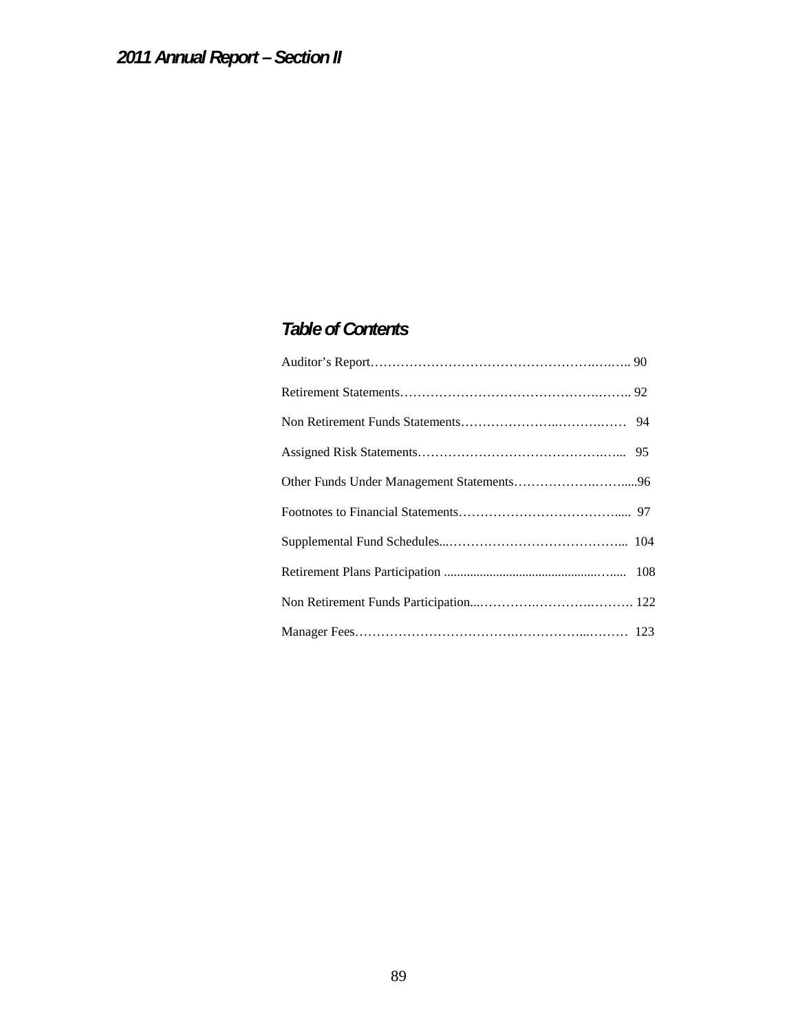# 2011 Annual Report – Section II

## Table of Contents

Auditor's Report………………………………………………….….….. 90

Retirement Statements…………………………………………….…….. 92

Non Retirement Funds Statements…………………..……….…… 94

Assigned Risk Statements……………………………………….…... 95

Other Funds Under Management Statements……………….……....96

Footnotes to Financial Statements……………………………….... 97

Supplemental Fund Schedules...…………………………………... 104

Retirement Plans Participation .............................................….... 108

Non Retirement Funds Participation...………….……….….……. 122

Manager Fees……………………………….……………...……… 123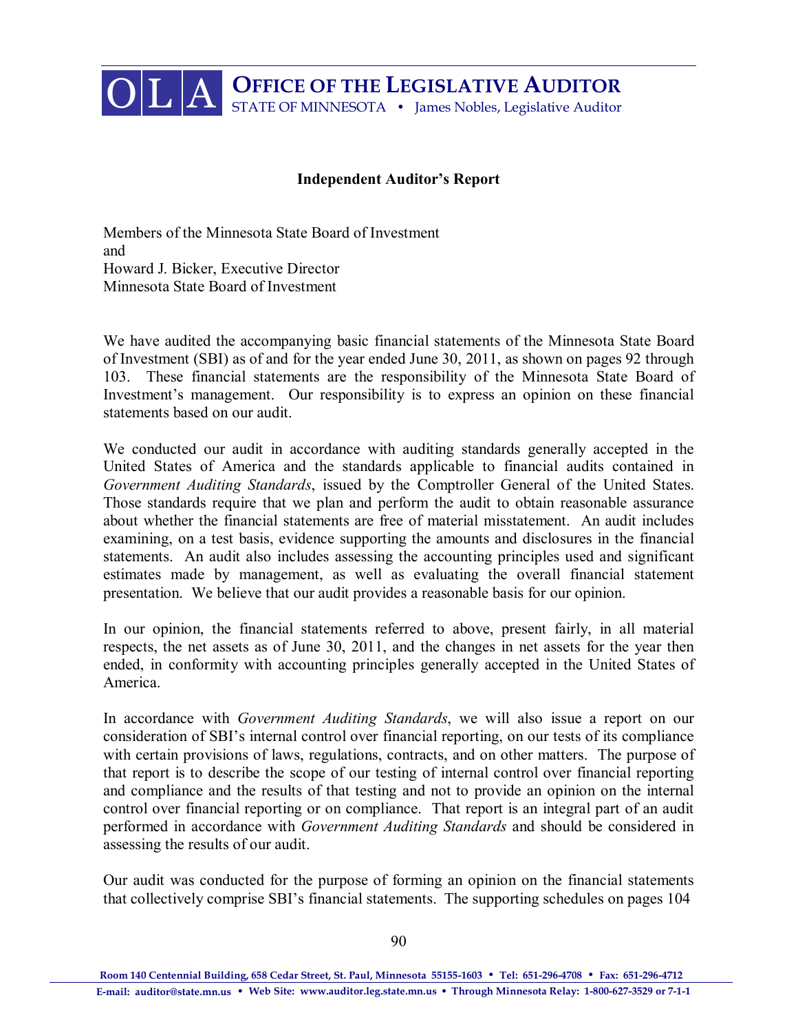# OFFICE OF THE LEGISLATIVE AUDITOR

STATE OF MINNESOTA • James Nobles, Legislative Auditor

## Independent Auditor's Report

Members of the Minnesota State Board of Investment
and
Howard J. Bicker, Executive Director
Minnesota State Board of Investment

We have audited the accompanying basic financial statements of the Minnesota State Board of Investment (SBI) as of and for the year ended June 30, 2011, as shown on pages 92 through 103. These financial statements are the responsibility of the Minnesota State Board of Investment's management. Our responsibility is to express an opinion on these financial statements based on our audit.

We conducted our audit in accordance with auditing standards generally accepted in the United States of America and the standards applicable to financial audits contained in *Government Auditing Standards*, issued by the Comptroller General of the United States. Those standards require that we plan and perform the audit to obtain reasonable assurance about whether the financial statements are free of material misstatement. An audit includes examining, on a test basis, evidence supporting the amounts and disclosures in the financial statements. An audit also includes assessing the accounting principles used and significant estimates made by management, as well as evaluating the overall financial statement presentation. We believe that our audit provides a reasonable basis for our opinion.

In our opinion, the financial statements referred to above, present fairly, in all material respects, the net assets as of June 30, 2011, and the changes in net assets for the year then ended, in conformity with accounting principles generally accepted in the United States of America.

In accordance with *Government Auditing Standards*, we will also issue a report on our consideration of SBI's internal control over financial reporting, on our tests of its compliance with certain provisions of laws, regulations, contracts, and on other matters. The purpose of that report is to describe the scope of our testing of internal control over financial reporting and compliance and the results of that testing and not to provide an opinion on the internal control over financial reporting or on compliance. That report is an integral part of an audit performed in accordance with *Government Auditing Standards* and should be considered in assessing the results of our audit.

Our audit was conducted for the purpose of forming an opinion on the financial statements that collectively comprise SBI's financial statements. The supporting schedules on pages 104

Room 140 Centennial Building, 658 Cedar Street, St. Paul, Minnesota 55155-1603 • Tel: 651-296-4708 • Fax: 651-296-4712
E-mail: auditor@state.mn.us • Web Site: www.auditor.leg.state.mn.us • Through Minnesota Relay: 1-800-627-3529 or 7-1-1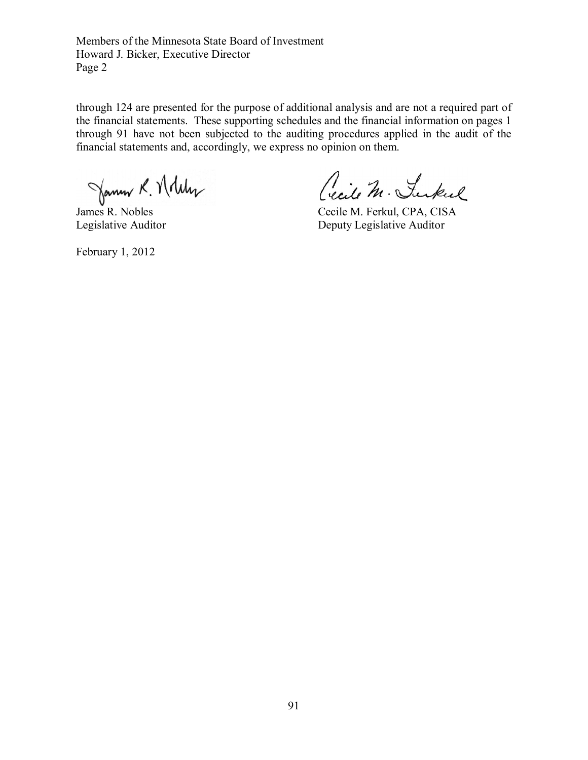Members of the Minnesota State Board of Investment
Howard J. Bicker, Executive Director
Page 2

through 124 are presented for the purpose of additional analysis and are not a required part of the financial statements. These supporting schedules and the financial information on pages 1 through 91 have not been subjected to the auditing procedures applied in the audit of the financial statements and, accordingly, we express no opinion on them.

James R. Nobles
Legislative Auditor

Cecile M. Ferkul, CPA, CISA
Deputy Legislative Auditor

February 1, 2012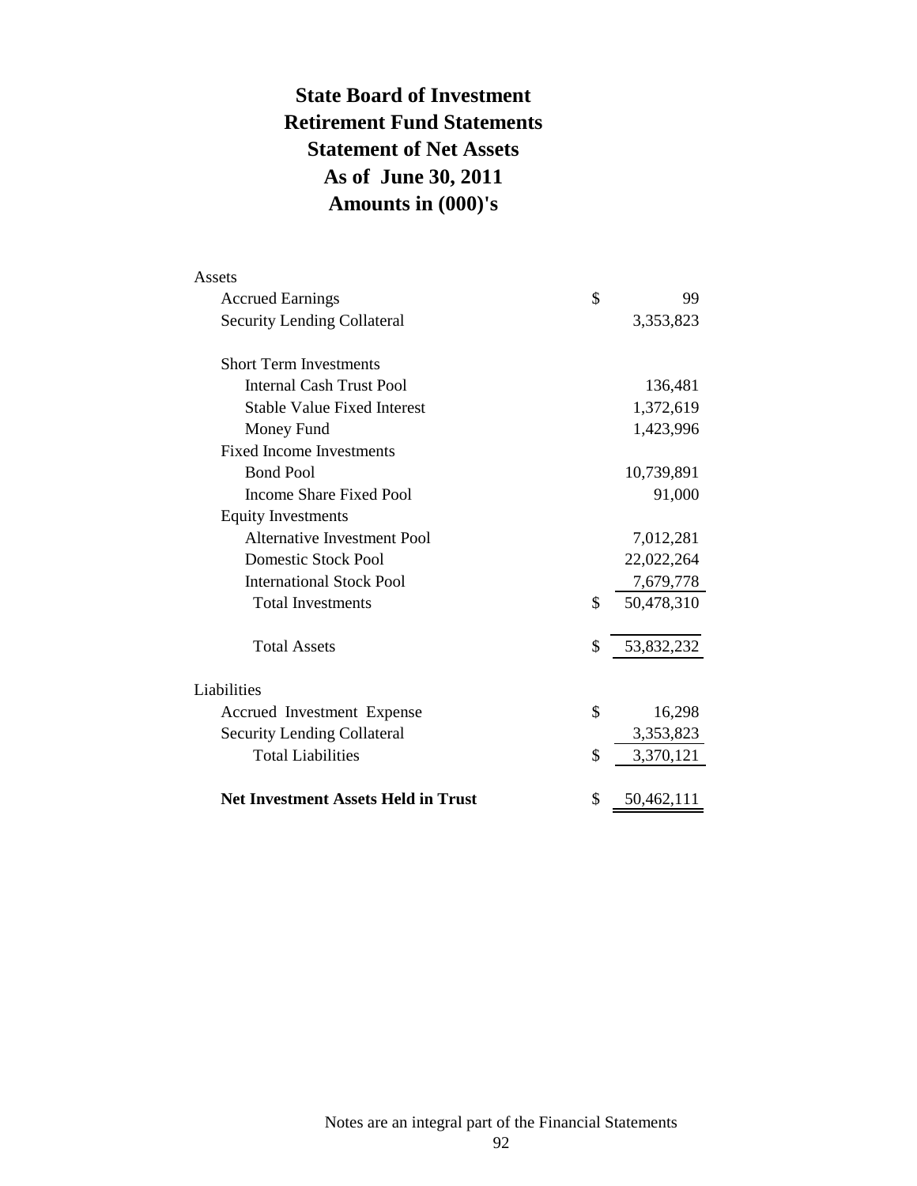# State Board of Investment
# Retirement Fund Statements
# Statement of Net Assets
# As of June 30, 2011
# Amounts in (000)'s

| | | |
|---|---|---|
| Assets | | |
| Accrued Earnings | $ | 99 |
| Security Lending Collateral | | 3,353,823 |
| | | |
| Short Term Investments | | |
| Internal Cash Trust Pool | | 136,481 |
| Stable Value Fixed Interest | | 1,372,619 |
| Money Fund | | 1,423,996 |
| Fixed Income Investments | | |
| Bond Pool | | 10,739,891 |
| Income Share Fixed Pool | | 91,000 |
| Equity Investments | | |
| Alternative Investment Pool | | 7,012,281 |
| Domestic Stock Pool | | 22,022,264 |
| International Stock Pool | | 7,679,778 |
| Total Investments | $ | 50,478,310 |
| | | |
| Total Assets | $ | 53,832,232 |
| | | |
| Liabilities | | |
| Accrued Investment Expense | $ | 16,298 |
| Security Lending Collateral | | 3,353,823 |
| Total Liabilities | $ | 3,370,121 |
| | | |
| **Net Investment Assets Held in Trust** | $ | 50,462,111 |

Notes are an integral part of the Financial Statements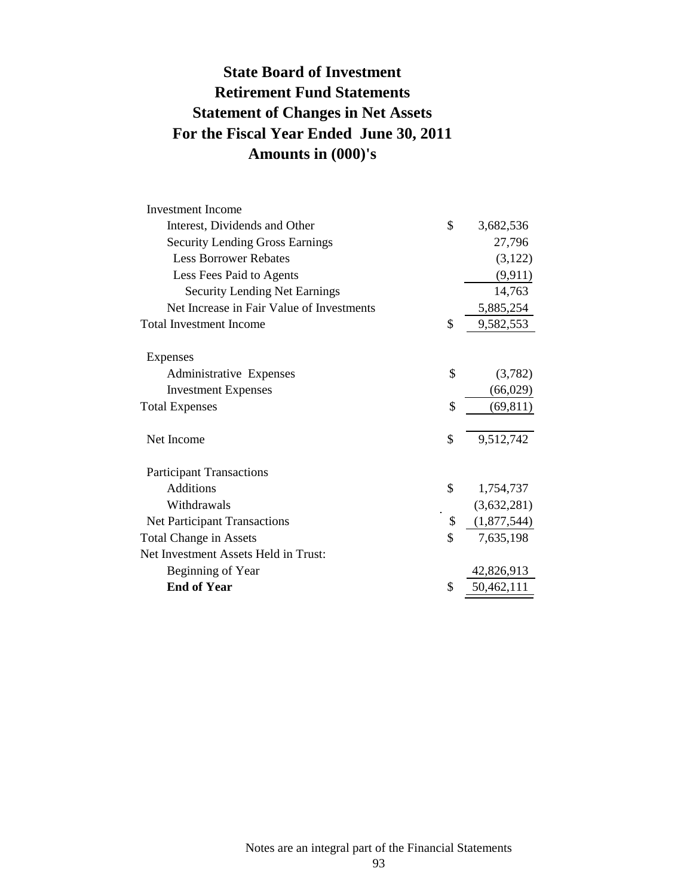# State Board of Investment
## Retirement Fund Statements
## Statement of Changes in Net Assets
## For the Fiscal Year Ended June 30, 2011
## Amounts in (000)'s

| | | |
|---|---|---|
| Investment Income | | |
| Interest, Dividends and Other | $ | 3,682,536 |
| Security Lending Gross Earnings | | 27,796 |
| Less Borrower Rebates | | (3,122) |
| Less Fees Paid to Agents | | (9,911) |
| Security Lending Net Earnings | | 14,763 |
| Net Increase in Fair Value of Investments | | 5,885,254 |
| Total Investment Income | $ | 9,582,553 |
| | | |
| Expenses | | |
| Administrative Expenses | $ | (3,782) |
| Investment Expenses | | (66,029) |
| Total Expenses | $ | (69,811) |
| | | |
| Net Income | $ | 9,512,742 |
| | | |
| Participant Transactions | | |
| Additions | $ | 1,754,737 |
| Withdrawals | | (3,632,281) |
| Net Participant Transactions | $ | (1,877,544) |
| Total Change in Assets | $ | 7,635,198 |
| Net Investment Assets Held in Trust: | | |
| Beginning of Year | | 42,826,913 |
| **End of Year** | $ | 50,462,111 |

Notes are an integral part of the Financial Statements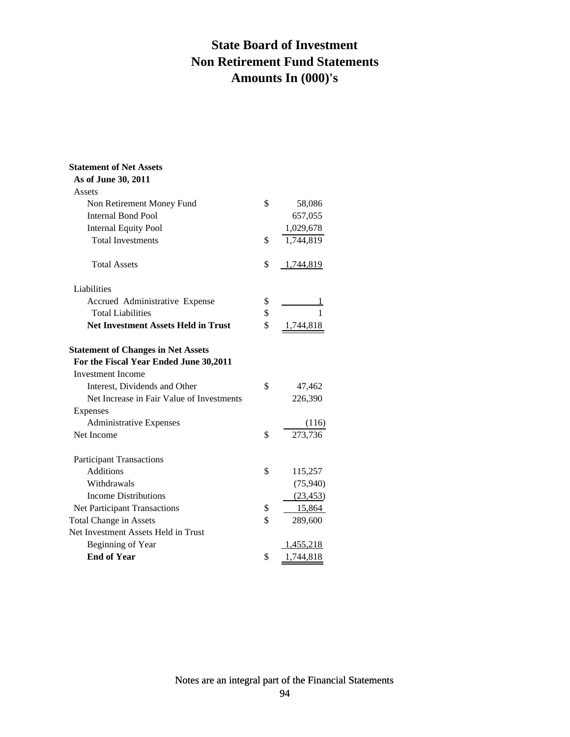# State Board of Investment
# Non Retirement Fund Statements
# Amounts In (000)'s

**Statement of Net Assets**
**As of June 30, 2011**

| | | |
|---|---|---|
| Assets | | |
| Non Retirement Money Fund | $ | 58,086 |
| Internal Bond Pool | | 657,055 |
| Internal Equity Pool | | 1,029,678 |
| Total Investments | $ | 1,744,819 |
| | | |
| Total Assets | $ | 1,744,819 |
| | | |
| Liabilities | | |
| Accrued Administrative Expense | $ | 1 |
| Total Liabilities | $ | 1 |
| **Net Investment Assets Held in Trust** | $ | 1,744,818 |

**Statement of Changes in Net Assets**
**For the Fiscal Year Ended June 30,2011**

| | | |
|---|---|---|
| Investment Income | | |
| Interest, Dividends and Other | $ | 47,462 |
| Net Increase in Fair Value of Investments | | 226,390 |
| Expenses | | |
| Administrative Expenses | | (116) |
| Net Income | $ | 273,736 |
| | | |
| Participant Transactions | | |
| Additions | $ | 115,257 |
| Withdrawals | | (75,940) |
| Income Distributions | | (23,453) |
| Net Participant Transactions | $ | 15,864 |
| Total Change in Assets | $ | 289,600 |
| Net Investment Assets Held in Trust | | |
| Beginning of Year | | 1,455,218 |
| **End of Year** | $ | 1,744,818 |

Notes are an integral part of the Financial Statements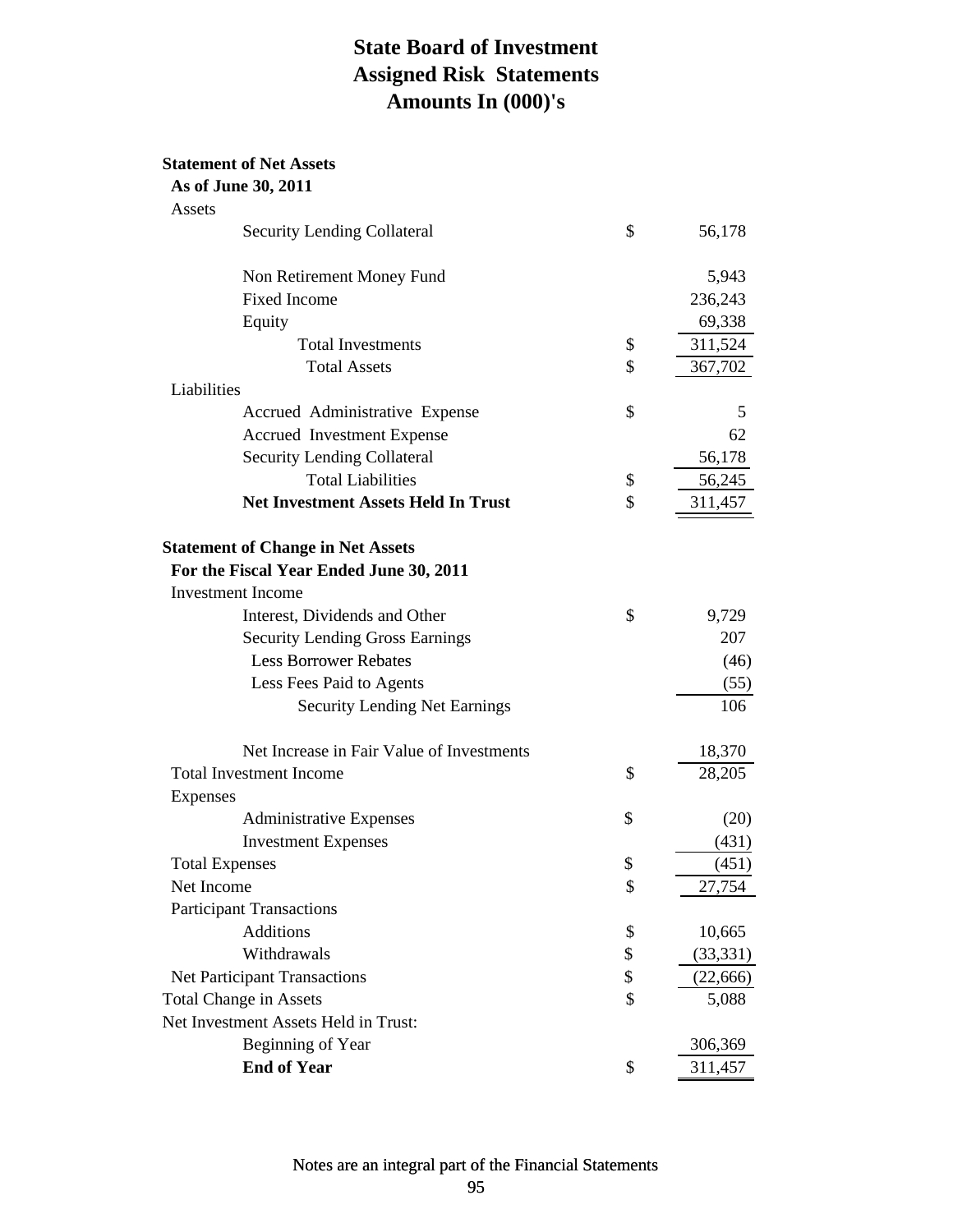# State Board of Investment
# Assigned Risk Statements
# Amounts In (000)'s

**Statement of Net Assets**
**As of June 30, 2011**

| | | |
|---|---|---|
| Assets | | |
| Security Lending Collateral | $ | 56,178 |
| | | |
| Non Retirement Money Fund | | 5,943 |
| Fixed Income | | 236,243 |
| Equity | | 69,338 |
| Total Investments | $ | 311,524 |
| Total Assets | $ | 367,702 |
| Liabilities | | |
| Accrued Administrative Expense | $ | 5 |
| Accrued Investment Expense | | 62 |
| Security Lending Collateral | | 56,178 |
| Total Liabilities | $ | 56,245 |
| **Net Investment Assets Held In Trust** | $ | 311,457 |

**Statement of Change in Net Assets**
**For the Fiscal Year Ended June 30, 2011**

| | | |
|---|---|---|
| Investment Income | | |
| Interest, Dividends and Other | $ | 9,729 |
| Security Lending Gross Earnings | | 207 |
| Less Borrower Rebates | | (46) |
| Less Fees Paid to Agents | | (55) |
| Security Lending Net Earnings | | 106 |
| | | |
| Net Increase in Fair Value of Investments | | 18,370 |
| Total Investment Income | $ | 28,205 |
| Expenses | | |
| Administrative Expenses | $ | (20) |
| Investment Expenses | | (431) |
| Total Expenses | $ | (451) |
| Net Income | $ | 27,754 |
| Participant Transactions | | |
| Additions | $ | 10,665 |
| Withdrawals | $ | (33,331) |
| Net Participant Transactions | $ | (22,666) |
| Total Change in Assets | $ | 5,088 |
| Net Investment Assets Held in Trust: | | |
| Beginning of Year | | 306,369 |
| **End of Year** | $ | 311,457 |

Notes are an integral part of the Financial Statements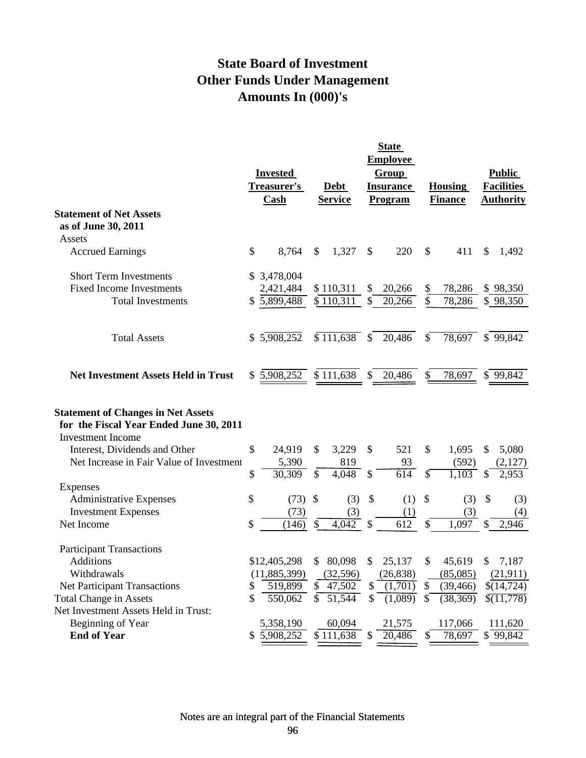# State Board of Investment
## Other Funds Under Management
## Amounts In (000)'s

| | Invested Treasurer's Cash | Debt Service | State Employee Group Insurance Program | Housing Finance | Public Facilities Authority |
|---|---|---|---|---|---|
| **Statement of Net Assets as of June 30, 2011** | | | | | |
| Assets | | | | | |
| Accrued Earnings | $ 8,764 | $ 1,327 | $ 220 | $ 411 | $ 1,492 |
| Short Term Investments | $ 3,478,004 | | | | |
| Fixed Income Investments | 2,421,484 | $ 110,311 | $ 20,266 | $ 78,286 | $ 98,350 |
| Total Investments | $ 5,899,488 | $ 110,311 | $ 20,266 | $ 78,286 | $ 98,350 |
| Total Assets | $ 5,908,252 | $ 111,638 | $ 20,486 | $ 78,697 | $ 99,842 |
| **Net Investment Assets Held in Trust** | $ 5,908,252 | $ 111,638 | $ 20,486 | $ 78,697 | $ 99,842 |
| **Statement of Changes in Net Assets for the Fiscal Year Ended June 30, 2011** | | | | | |
| Investment Income | | | | | |
| Interest, Dividends and Other | $ 24,919 | $ 3,229 | $ 521 | $ 1,695 | $ 5,080 |
| Net Increase in Fair Value of Investment | 5,390 | 819 | 93 | (592) | (2,127) |
| | $ 30,309 | $ 4,048 | $ 614 | $ 1,103 | $ 2,953 |
| Expenses | | | | | |
| Administrative Expenses | $ (73) | $ (3) | $ (1) | $ (3) | $ (3) |
| Investment Expenses | (73) | (3) | (1) | (3) | (4) |
| Net Income | $ (146) | $ 4,042 | $ 612 | $ 1,097 | $ 2,946 |
| Participant Transactions | | | | | |
| Additions | $12,405,298 | $ 80,098 | $ 25,137 | $ 45,619 | $ 7,187 |
| Withdrawals | (11,885,399) | (32,596) | (26,838) | (85,085) | (21,911) |
| Net Participant Transactions | $ 519,899 | $ 47,502 | $ (1,701) | $ (39,466) | $(14,724) |
| Total Change in Assets | $ 550,062 | $ 51,544 | $ (1,089) | $ (38,369) | $(11,778) |
| Net Investment Assets Held in Trust: | | | | | |
| Beginning of Year | 5,358,190 | 60,094 | 21,575 | 117,066 | 111,620 |
| **End of Year** | $ 5,908,252 | $ 111,638 | $ 20,486 | $ 78,697 | $ 99,842 |

Notes are an integral part of the Financial Statements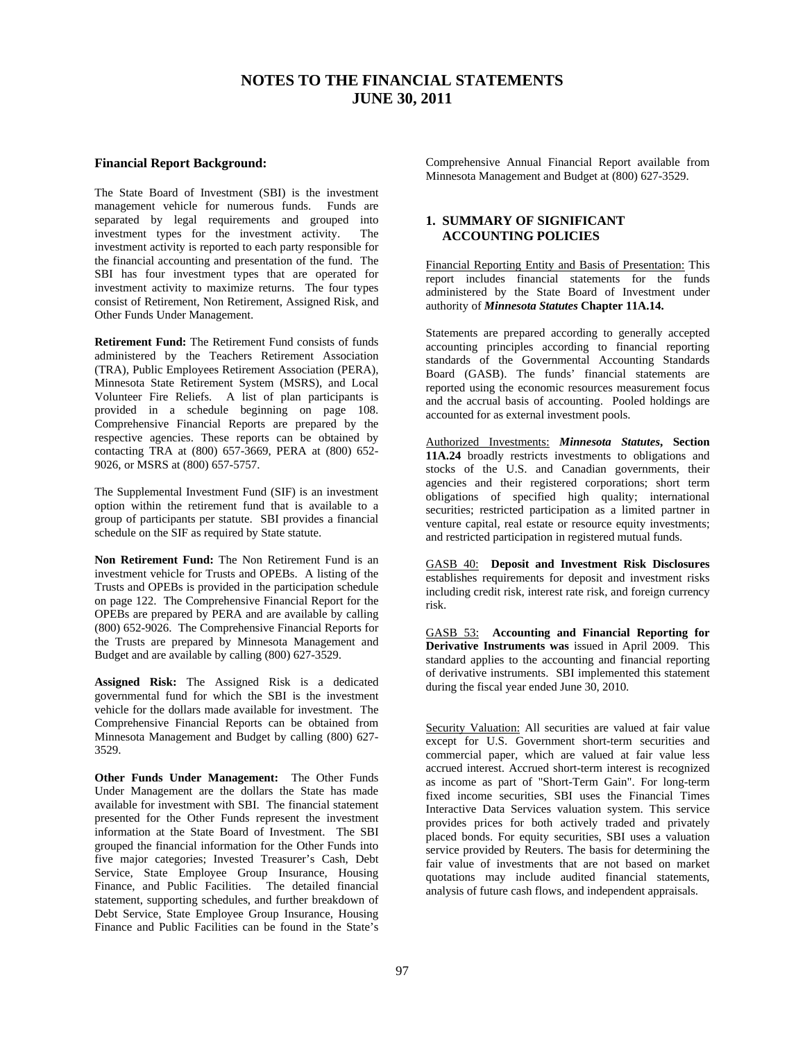# NOTES TO THE FINANCIAL STATEMENTS
# JUNE 30, 2011

### Financial Report Background:

The State Board of Investment (SBI) is the investment management vehicle for numerous funds. Funds are separated by legal requirements and grouped into investment types for the investment activity. The investment activity is reported to each party responsible for the financial accounting and presentation of the fund. The SBI has four investment types that are operated for investment activity to maximize returns. The four types consist of Retirement, Non Retirement, Assigned Risk, and Other Funds Under Management.

**Retirement Fund:** The Retirement Fund consists of funds administered by the Teachers Retirement Association (TRA), Public Employees Retirement Association (PERA), Minnesota State Retirement System (MSRS), and Local Volunteer Fire Reliefs. A list of plan participants is provided in a schedule beginning on page 108. Comprehensive Financial Reports are prepared by the respective agencies. These reports can be obtained by contacting TRA at (800) 657-3669, PERA at (800) 652-9026, or MSRS at (800) 657-5757.

The Supplemental Investment Fund (SIF) is an investment option within the retirement fund that is available to a group of participants per statute. SBI provides a financial schedule on the SIF as required by State statute.

**Non Retirement Fund:** The Non Retirement Fund is an investment vehicle for Trusts and OPEBs. A listing of the Trusts and OPEBs is provided in the participation schedule on page 122. The Comprehensive Financial Report for the OPEBs are prepared by PERA and are available by calling (800) 652-9026. The Comprehensive Financial Reports for the Trusts are prepared by Minnesota Management and Budget and are available by calling (800) 627-3529.

**Assigned Risk:** The Assigned Risk is a dedicated governmental fund for which the SBI is the investment vehicle for the dollars made available for investment. The Comprehensive Financial Reports can be obtained from Minnesota Management and Budget by calling (800) 627-3529.

**Other Funds Under Management:** The Other Funds Under Management are the dollars the State has made available for investment with SBI. The financial statement presented for the Other Funds represent the investment information at the State Board of Investment. The SBI grouped the financial information for the Other Funds into five major categories; Invested Treasurer's Cash, Debt Service, State Employee Group Insurance, Housing Finance, and Public Facilities. The detailed financial statement, supporting schedules, and further breakdown of Debt Service, State Employee Group Insurance, Housing Finance and Public Facilities can be found in the State's Comprehensive Annual Financial Report available from Minnesota Management and Budget at (800) 627-3529.

### 1. SUMMARY OF SIGNIFICANT ACCOUNTING POLICIES

Financial Reporting Entity and Basis of Presentation: This report includes financial statements for the funds administered by the State Board of Investment under authority of ***Minnesota Statutes*** **Chapter 11A.14.**

Statements are prepared according to generally accepted accounting principles according to financial reporting standards of the Governmental Accounting Standards Board (GASB). The funds' financial statements are reported using the economic resources measurement focus and the accrual basis of accounting. Pooled holdings are accounted for as external investment pools.

Authorized Investments: ***Minnesota Statutes*****, Section 11A.24** broadly restricts investments to obligations and stocks of the U.S. and Canadian governments, their agencies and their registered corporations; short term obligations of specified high quality; international securities; restricted participation as a limited partner in venture capital, real estate or resource equity investments; and restricted participation in registered mutual funds.

GASB 40: **Deposit and Investment Risk Disclosures** establishes requirements for deposit and investment risks including credit risk, interest rate risk, and foreign currency risk.

GASB 53: **Accounting and Financial Reporting for Derivative Instruments was** issued in April 2009. This standard applies to the accounting and financial reporting of derivative instruments. SBI implemented this statement during the fiscal year ended June 30, 2010.

Security Valuation: All securities are valued at fair value except for U.S. Government short-term securities and commercial paper, which are valued at fair value less accrued interest. Accrued short-term interest is recognized as income as part of "Short-Term Gain". For long-term fixed income securities, SBI uses the Financial Times Interactive Data Services valuation system. This service provides prices for both actively traded and privately placed bonds. For equity securities, SBI uses a valuation service provided by Reuters. The basis for determining the fair value of investments that are not based on market quotations may include audited financial statements, analysis of future cash flows, and independent appraisals.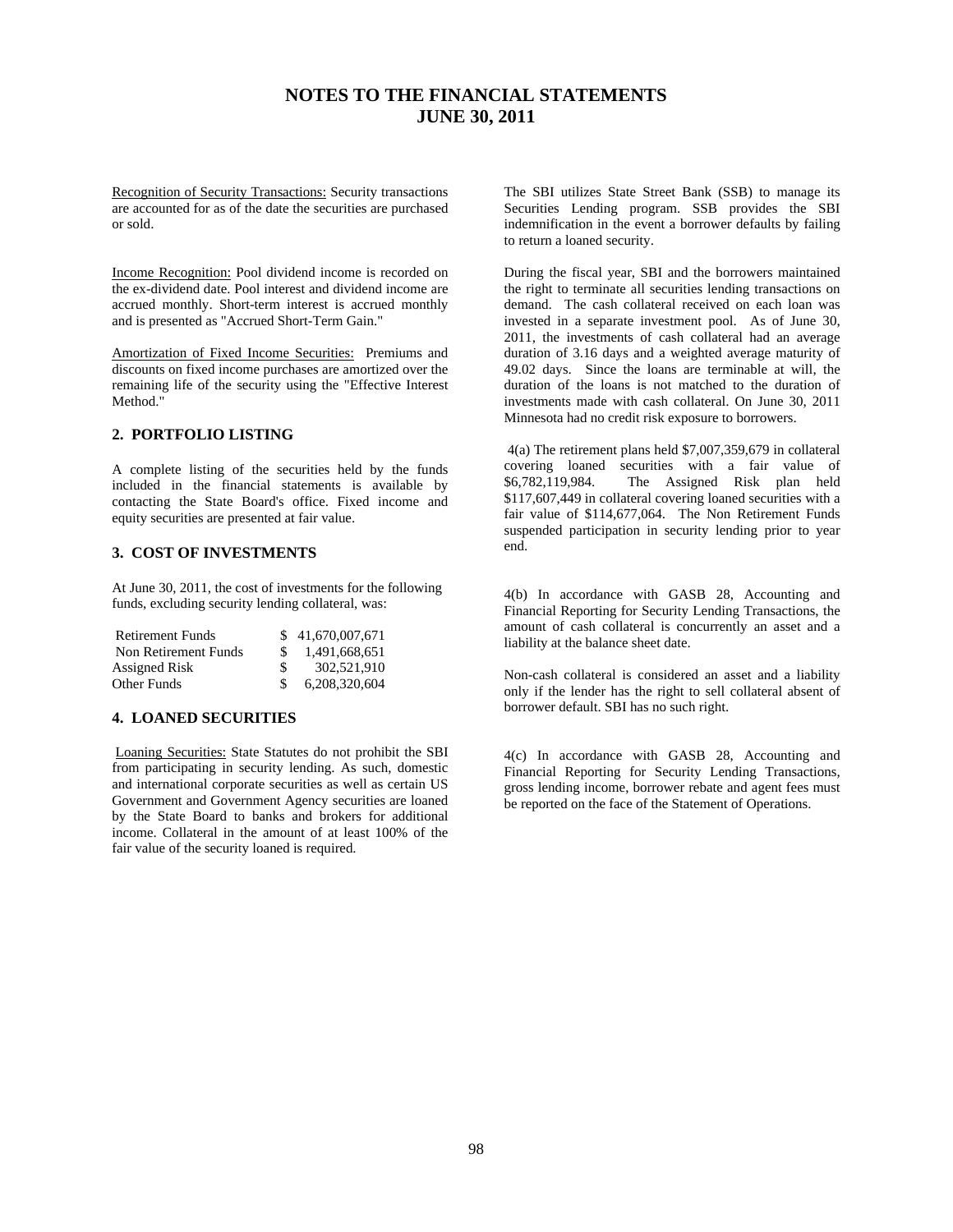# NOTES TO THE FINANCIAL STATEMENTS
# JUNE 30, 2011

Recognition of Security Transactions: Security transactions are accounted for as of the date the securities are purchased or sold.

Income Recognition: Pool dividend income is recorded on the ex-dividend date. Pool interest and dividend income are accrued monthly. Short-term interest is accrued monthly and is presented as "Accrued Short-Term Gain."

Amortization of Fixed Income Securities: Premiums and discounts on fixed income purchases are amortized over the remaining life of the security using the "Effective Interest Method."

## 2. PORTFOLIO LISTING

A complete listing of the securities held by the funds included in the financial statements is available by contacting the State Board's office. Fixed income and equity securities are presented at fair value.

## 3. COST OF INVESTMENTS

At June 30, 2011, the cost of investments for the following funds, excluding security lending collateral, was:

| | |
|---|---|
| Retirement Funds | $ 41,670,007,671 |
| Non Retirement Funds | $ 1,491,668,651 |
| Assigned Risk | $ 302,521,910 |
| Other Funds | $ 6,208,320,604 |

## 4. LOANED SECURITIES

Loaning Securities: State Statutes do not prohibit the SBI from participating in security lending. As such, domestic and international corporate securities as well as certain US Government and Government Agency securities are loaned by the State Board to banks and brokers for additional income. Collateral in the amount of at least 100% of the fair value of the security loaned is required.

The SBI utilizes State Street Bank (SSB) to manage its Securities Lending program. SSB provides the SBI indemnification in the event a borrower defaults by failing to return a loaned security.

During the fiscal year, SBI and the borrowers maintained the right to terminate all securities lending transactions on demand. The cash collateral received on each loan was invested in a separate investment pool. As of June 30, 2011, the investments of cash collateral had an average duration of 3.16 days and a weighted average maturity of 49.02 days. Since the loans are terminable at will, the duration of the loans is not matched to the duration of investments made with cash collateral. On June 30, 2011 Minnesota had no credit risk exposure to borrowers.

4(a) The retirement plans held $7,007,359,679 in collateral covering loaned securities with a fair value of $6,782,119,984. The Assigned Risk plan held $117,607,449 in collateral covering loaned securities with a fair value of $114,677,064. The Non Retirement Funds suspended participation in security lending prior to year end.

4(b) In accordance with GASB 28, Accounting and Financial Reporting for Security Lending Transactions, the amount of cash collateral is concurrently an asset and a liability at the balance sheet date.

Non-cash collateral is considered an asset and a liability only if the lender has the right to sell collateral absent of borrower default. SBI has no such right.

4(c) In accordance with GASB 28, Accounting and Financial Reporting for Security Lending Transactions, gross lending income, borrower rebate and agent fees must be reported on the face of the Statement of Operations.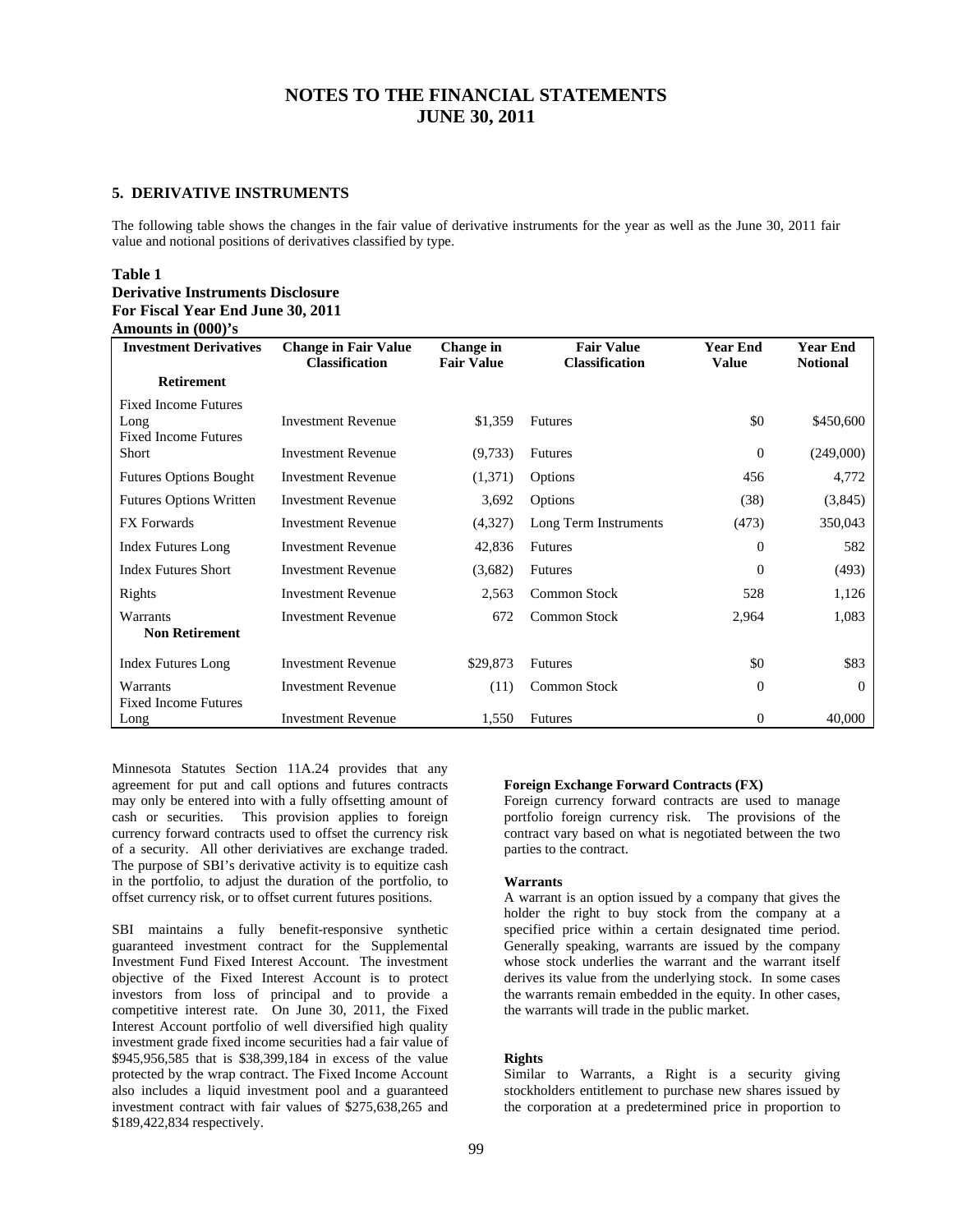# NOTES TO THE FINANCIAL STATEMENTS
# JUNE 30, 2011

## 5. DERIVATIVE INSTRUMENTS

The following table shows the changes in the fair value of derivative instruments for the year as well as the June 30, 2011 fair value and notional positions of derivatives classified by type.

**Table 1**
**Derivative Instruments Disclosure**
**For Fiscal Year End June 30, 2011**
**Amounts in (000)'s**

| Investment Derivatives | Change in Fair Value Classification | Change in Fair Value | Fair Value Classification | Year End Value | Year End Notional |
|---|---|---|---|---|---|
| **Retirement** | | | | | |
| Fixed Income Futures Long | Investment Revenue | $1,359 | Futures | $0 | $450,600 |
| Fixed Income Futures Short | Investment Revenue | (9,733) | Futures | 0 | (249,000) |
| Futures Options Bought | Investment Revenue | (1,371) | Options | 456 | 4,772 |
| Futures Options Written | Investment Revenue | 3,692 | Options | (38) | (3,845) |
| FX Forwards | Investment Revenue | (4,327) | Long Term Instruments | (473) | 350,043 |
| Index Futures Long | Investment Revenue | 42,836 | Futures | 0 | 582 |
| Index Futures Short | Investment Revenue | (3,682) | Futures | 0 | (493) |
| Rights | Investment Revenue | 2,563 | Common Stock | 528 | 1,126 |
| Warrants | Investment Revenue | 672 | Common Stock | 2,964 | 1,083 |
| **Non Retirement** | | | | | |
| Index Futures Long | Investment Revenue | $29,873 | Futures | $0 | $83 |
| Warrants | Investment Revenue | (11) | Common Stock | 0 | 0 |
| Fixed Income Futures Long | Investment Revenue | 1,550 | Futures | 0 | 40,000 |

Minnesota Statutes Section 11A.24 provides that any agreement for put and call options and futures contracts may only be entered into with a fully offsetting amount of cash or securities. This provision applies to foreign currency forward contracts used to offset the currency risk of a security. All other deriviatives are exchange traded. The purpose of SBI's derivative activity is to equitize cash in the portfolio, to adjust the duration of the portfolio, to offset currency risk, or to offset current futures positions.

SBI maintains a fully benefit-responsive synthetic guaranteed investment contract for the Supplemental Investment Fund Fixed Interest Account. The investment objective of the Fixed Interest Account is to protect investors from loss of principal and to provide a competitive interest rate. On June 30, 2011, the Fixed Interest Account portfolio of well diversified high quality investment grade fixed income securities had a fair value of \$945,956,585 that is \$38,399,184 in excess of the value protected by the wrap contract. The Fixed Income Account also includes a liquid investment pool and a guaranteed investment contract with fair values of \$275,638,265 and \$189,422,834 respectively.

**Foreign Exchange Forward Contracts (FX)**
Foreign currency forward contracts are used to manage portfolio foreign currency risk. The provisions of the contract vary based on what is negotiated between the two parties to the contract.

**Warrants**
A warrant is an option issued by a company that gives the holder the right to buy stock from the company at a specified price within a certain designated time period. Generally speaking, warrants are issued by the company whose stock underlies the warrant and the warrant itself derives its value from the underlying stock. In some cases the warrants remain embedded in the equity. In other cases, the warrants will trade in the public market.

**Rights**
Similar to Warrants, a Right is a security giving stockholders entitlement to purchase new shares issued by the corporation at a predetermined price in proportion to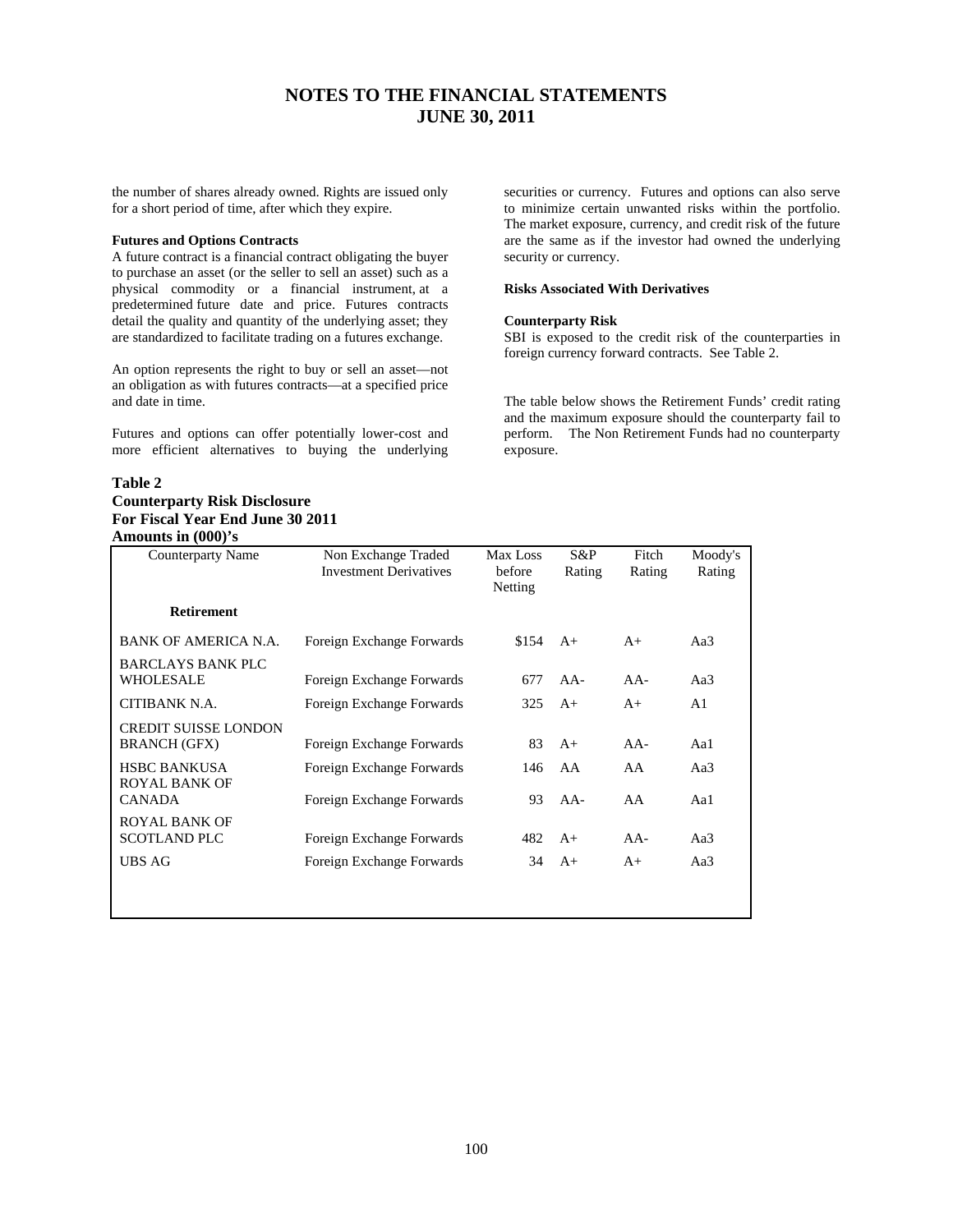# NOTES TO THE FINANCIAL STATEMENTS
# JUNE 30, 2011

the number of shares already owned. Rights are issued only for a short period of time, after which they expire.

**Futures and Options Contracts**
A future contract is a financial contract obligating the buyer to purchase an asset (or the seller to sell an asset) such as a physical commodity or a financial instrument, at a predetermined future date and price. Futures contracts detail the quality and quantity of the underlying asset; they are standardized to facilitate trading on a futures exchange.

An option represents the right to buy or sell an asset—not an obligation as with futures contracts—at a specified price and date in time.

Futures and options can offer potentially lower-cost and more efficient alternatives to buying the underlying securities or currency. Futures and options can also serve to minimize certain unwanted risks within the portfolio. The market exposure, currency, and credit risk of the future are the same as if the investor had owned the underlying security or currency.

**Risks Associated With Derivatives**

**Counterparty Risk**
SBI is exposed to the credit risk of the counterparties in foreign currency forward contracts. See Table 2.

The table below shows the Retirement Funds' credit rating and the maximum exposure should the counterparty fail to perform. The Non Retirement Funds had no counterparty exposure.

**Table 2**
**Counterparty Risk Disclosure**
**For Fiscal Year End June 30 2011**
**Amounts in (000)'s**

| Counterparty Name | Non Exchange Traded Investment Derivatives | Max Loss before Netting | S&P Rating | Fitch Rating | Moody's Rating |
|---|---|---|---|---|---|
| **Retirement** | | | | | |
| BANK OF AMERICA N.A. | Foreign Exchange Forwards | $154 | A+ | A+ | Aa3 |
| BARCLAYS BANK PLC WHOLESALE | Foreign Exchange Forwards | 677 | AA- | AA- | Aa3 |
| CITIBANK N.A. | Foreign Exchange Forwards | 325 | A+ | A+ | A1 |
| CREDIT SUISSE LONDON BRANCH (GFX) | Foreign Exchange Forwards | 83 | A+ | AA- | Aa1 |
| HSBC BANKUSA | Foreign Exchange Forwards | 146 | AA | AA | Aa3 |
| ROYAL BANK OF CANADA | Foreign Exchange Forwards | 93 | AA- | AA | Aa1 |
| ROYAL BANK OF SCOTLAND PLC | Foreign Exchange Forwards | 482 | A+ | AA- | Aa3 |
| UBS AG | Foreign Exchange Forwards | 34 | A+ | A+ | Aa3 |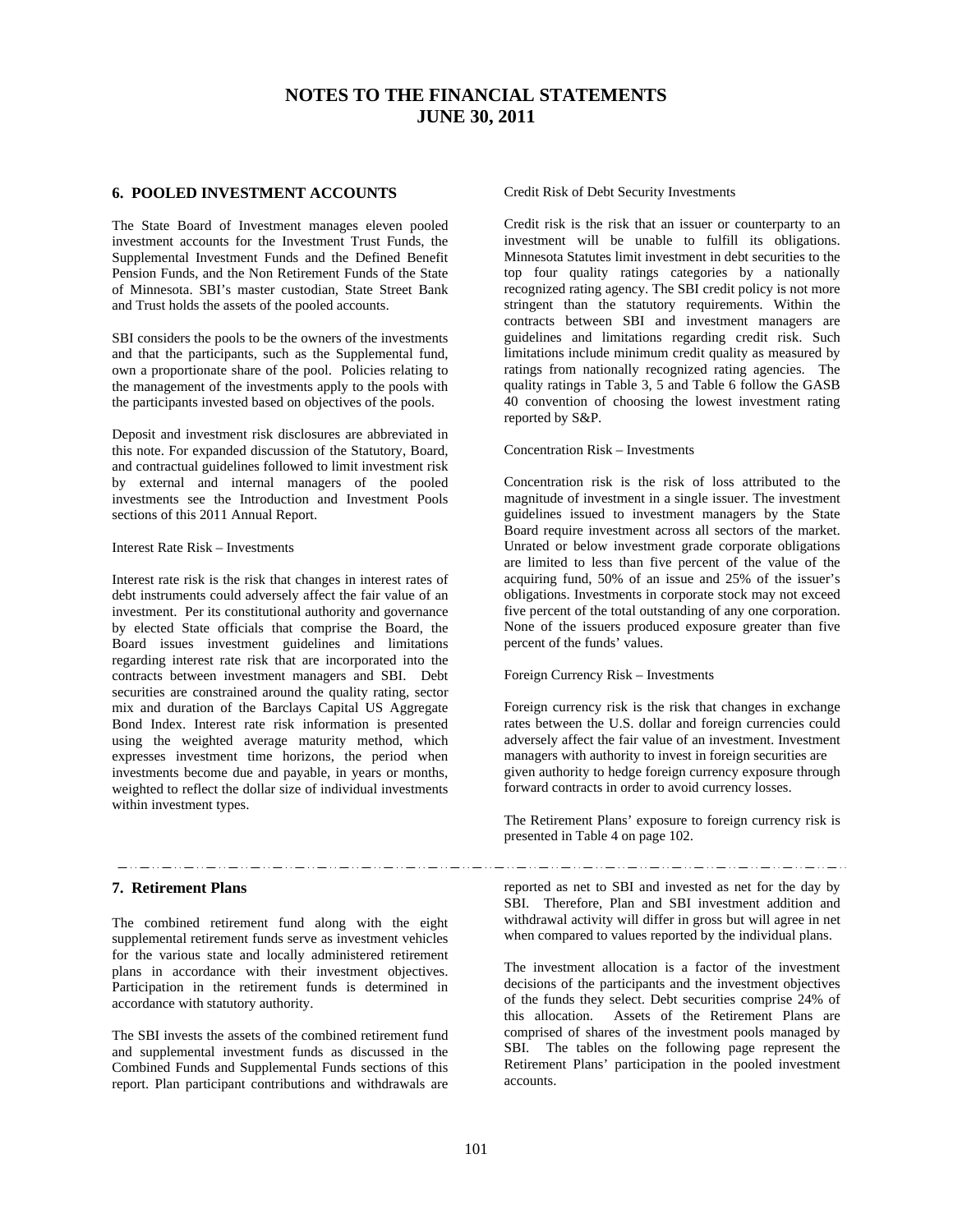# NOTES TO THE FINANCIAL STATEMENTS
# JUNE 30, 2011

## 6. POOLED INVESTMENT ACCOUNTS

The State Board of Investment manages eleven pooled investment accounts for the Investment Trust Funds, the Supplemental Investment Funds and the Defined Benefit Pension Funds, and the Non Retirement Funds of the State of Minnesota. SBI's master custodian, State Street Bank and Trust holds the assets of the pooled accounts.

SBI considers the pools to be the owners of the investments and that the participants, such as the Supplemental fund, own a proportionate share of the pool. Policies relating to the management of the investments apply to the pools with the participants invested based on objectives of the pools.

Deposit and investment risk disclosures are abbreviated in this note. For expanded discussion of the Statutory, Board, and contractual guidelines followed to limit investment risk by external and internal managers of the pooled investments see the Introduction and Investment Pools sections of this 2011 Annual Report.

Interest Rate Risk – Investments

Interest rate risk is the risk that changes in interest rates of debt instruments could adversely affect the fair value of an investment. Per its constitutional authority and governance by elected State officials that comprise the Board, the Board issues investment guidelines and limitations regarding interest rate risk that are incorporated into the contracts between investment managers and SBI. Debt securities are constrained around the quality rating, sector mix and duration of the Barclays Capital US Aggregate Bond Index. Interest rate risk information is presented using the weighted average maturity method, which expresses investment time horizons, the period when investments become due and payable, in years or months, weighted to reflect the dollar size of individual investments within investment types.

Credit Risk of Debt Security Investments

Credit risk is the risk that an issuer or counterparty to an investment will be unable to fulfill its obligations. Minnesota Statutes limit investment in debt securities to the top four quality ratings categories by a nationally recognized rating agency. The SBI credit policy is not more stringent than the statutory requirements. Within the contracts between SBI and investment managers are guidelines and limitations regarding credit risk. Such limitations include minimum credit quality as measured by ratings from nationally recognized rating agencies. The quality ratings in Table 3, 5 and Table 6 follow the GASB 40 convention of choosing the lowest investment rating reported by S&P.

Concentration Risk – Investments

Concentration risk is the risk of loss attributed to the magnitude of investment in a single issuer. The investment guidelines issued to investment managers by the State Board require investment across all sectors of the market. Unrated or below investment grade corporate obligations are limited to less than five percent of the value of the acquiring fund, 50% of an issue and 25% of the issuer's obligations. Investments in corporate stock may not exceed five percent of the total outstanding of any one corporation. None of the issuers produced exposure greater than five percent of the funds' values.

Foreign Currency Risk – Investments

Foreign currency risk is the risk that changes in exchange rates between the U.S. dollar and foreign currencies could adversely affect the fair value of an investment. Investment managers with authority to invest in foreign securities are given authority to hedge foreign currency exposure through forward contracts in order to avoid currency losses.

The Retirement Plans' exposure to foreign currency risk is presented in Table 4 on page 102.

## 7. Retirement Plans

The combined retirement fund along with the eight supplemental retirement funds serve as investment vehicles for the various state and locally administered retirement plans in accordance with their investment objectives. Participation in the retirement funds is determined in accordance with statutory authority.

The SBI invests the assets of the combined retirement fund and supplemental investment funds as discussed in the Combined Funds and Supplemental Funds sections of this report. Plan participant contributions and withdrawals are reported as net to SBI and invested as net for the day by SBI. Therefore, Plan and SBI investment addition and withdrawal activity will differ in gross but will agree in net when compared to values reported by the individual plans.

The investment allocation is a factor of the investment decisions of the participants and the investment objectives of the funds they select. Debt securities comprise 24% of this allocation. Assets of the Retirement Plans are comprised of shares of the investment pools managed by SBI. The tables on the following page represent the Retirement Plans' participation in the pooled investment accounts.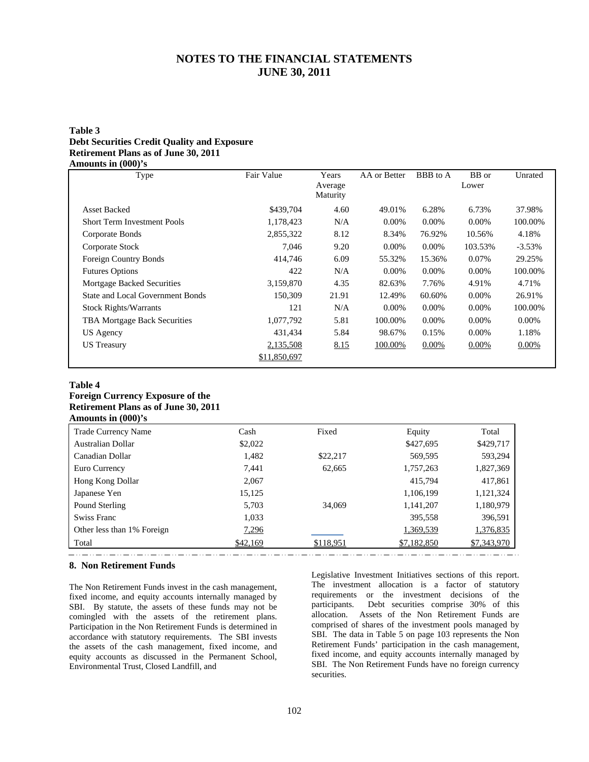# NOTES TO THE FINANCIAL STATEMENTS
# JUNE 30, 2011

**Table 3**
**Debt Securities Credit Quality and Exposure**
**Retirement Plans as of June 30, 2011**
**Amounts in (000)'s**

| Type | Fair Value | Years Average Maturity | AA or Better | BBB to A | BB or Lower | Unrated |
|---|---|---|---|---|---|---|
| Asset Backed | $439,704 | 4.60 | 49.01% | 6.28% | 6.73% | 37.98% |
| Short Term Investment Pools | 1,178,423 | N/A | 0.00% | 0.00% | 0.00% | 100.00% |
| Corporate Bonds | 2,855,322 | 8.12 | 8.34% | 76.92% | 10.56% | 4.18% |
| Corporate Stock | 7,046 | 9.20 | 0.00% | 0.00% | 103.53% | -3.53% |
| Foreign Country Bonds | 414,746 | 6.09 | 55.32% | 15.36% | 0.07% | 29.25% |
| Futures Options | 422 | N/A | 0.00% | 0.00% | 0.00% | 100.00% |
| Mortgage Backed Securities | 3,159,870 | 4.35 | 82.63% | 7.76% | 4.91% | 4.71% |
| State and Local Government Bonds | 150,309 | 21.91 | 12.49% | 60.60% | 0.00% | 26.91% |
| Stock Rights/Warrants | 121 | N/A | 0.00% | 0.00% | 0.00% | 100.00% |
| TBA Mortgage Back Securities | 1,077,792 | 5.81 | 100.00% | 0.00% | 0.00% | 0.00% |
| US Agency | 431,434 | 5.84 | 98.67% | 0.15% | 0.00% | 1.18% |
| US Treasury | 2,135,508 | 8.15 | 100.00% | 0.00% | 0.00% | 0.00% |
| | $11,850,697 | | | | | |

**Table 4**
**Foreign Currency Exposure of the**
**Retirement Plans as of June 30, 2011**
**Amounts in (000)'s**

| Trade Currency Name | Cash | Fixed | Equity | Total |
|---|---|---|---|---|
| Australian Dollar | $2,022 | | $427,695 | $429,717 |
| Canadian Dollar | 1,482 | $22,217 | 569,595 | 593,294 |
| Euro Currency | 7,441 | 62,665 | 1,757,263 | 1,827,369 |
| Hong Kong Dollar | 2,067 | | 415,794 | 417,861 |
| Japanese Yen | 15,125 | | 1,106,199 | 1,121,324 |
| Pound Sterling | 5,703 | 34,069 | 1,141,207 | 1,180,979 |
| Swiss Franc | 1,033 | | 395,558 | 396,591 |
| Other less than 1% Foreign | 7,296 | | 1,369,539 | 1,376,835 |
| Total | $42,169 | $118,951 | $7,182,850 | $7,343,970 |

## 8. Non Retirement Funds

The Non Retirement Funds invest in the cash management, fixed income, and equity accounts internally managed by SBI. By statute, the assets of these funds may not be comingled with the assets of the retirement plans. Participation in the Non Retirement Funds is determined in accordance with statutory requirements. The SBI invests the assets of the cash management, fixed income, and equity accounts as discussed in the Permanent School, Environmental Trust, Closed Landfill, and Legislative Investment Initiatives sections of this report. The investment allocation is a factor of statutory requirements or the investment decisions of the participants. Debt securities comprise 30% of this allocation. Assets of the Non Retirement Funds are comprised of shares of the investment pools managed by SBI. The data in Table 5 on page 103 represents the Non Retirement Funds' participation in the cash management, fixed income, and equity accounts internally managed by SBI. The Non Retirement Funds have no foreign currency securities.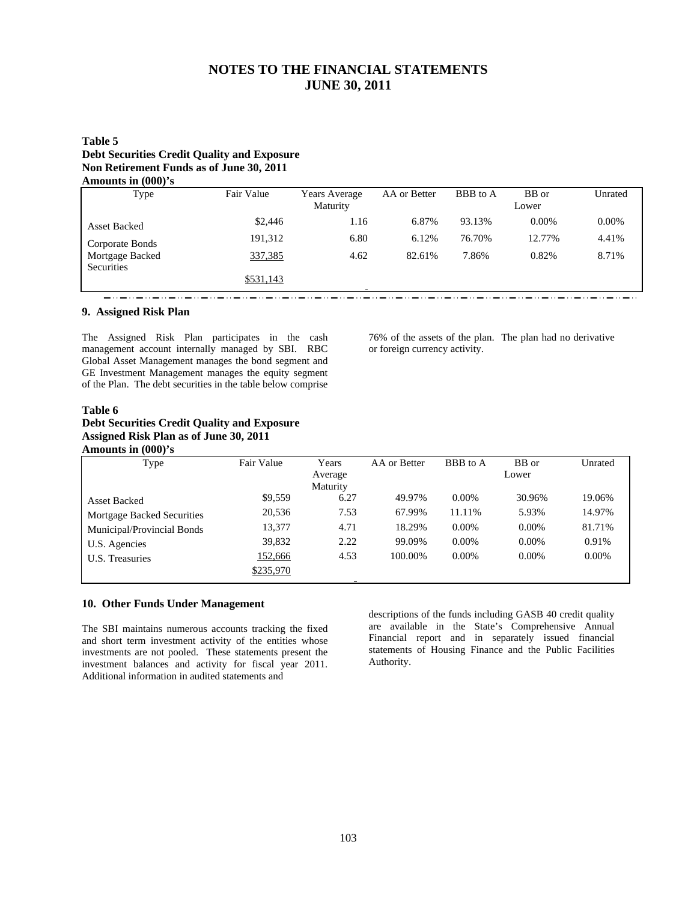# NOTES TO THE FINANCIAL STATEMENTS
# JUNE 30, 2011

**Table 5**
**Debt Securities Credit Quality and Exposure**
**Non Retirement Funds as of June 30, 2011**
**Amounts in (000)'s**

| Type | Fair Value | Years Average Maturity | AA or Better | BBB to A | BB or Lower | Unrated |
|---|---|---|---|---|---|---|
| Asset Backed | $2,446 | 1.16 | 6.87% | 93.13% | 0.00% | 0.00% |
| Corporate Bonds | 191,312 | 6.80 | 6.12% | 76.70% | 12.77% | 4.41% |
| Mortgage Backed Securities | 337,385 | 4.62 | 82.61% | 7.86% | 0.82% | 8.71% |
| | $531,143 | | | | | |

### 9. Assigned Risk Plan

The Assigned Risk Plan participates in the cash management account internally managed by SBI. RBC Global Asset Management manages the bond segment and GE Investment Management manages the equity segment of the Plan. The debt securities in the table below comprise 76% of the assets of the plan. The plan had no derivative or foreign currency activity.

**Table 6**
**Debt Securities Credit Quality and Exposure**
**Assigned Risk Plan as of June 30, 2011**
**Amounts in (000)'s**

| Type | Fair Value | Years Average Maturity | AA or Better | BBB to A | BB or Lower | Unrated |
|---|---|---|---|---|---|---|
| Asset Backed | $9,559 | 6.27 | 49.97% | 0.00% | 30.96% | 19.06% |
| Mortgage Backed Securities | 20,536 | 7.53 | 67.99% | 11.11% | 5.93% | 14.97% |
| Municipal/Provincial Bonds | 13,377 | 4.71 | 18.29% | 0.00% | 0.00% | 81.71% |
| U.S. Agencies | 39,832 | 2.22 | 99.09% | 0.00% | 0.00% | 0.91% |
| U.S. Treasuries | 152,666 | 4.53 | 100.00% | 0.00% | 0.00% | 0.00% |
| | $235,970 | | | | | |

### 10. Other Funds Under Management

The SBI maintains numerous accounts tracking the fixed and short term investment activity of the entities whose investments are not pooled. These statements present the investment balances and activity for fiscal year 2011. Additional information in audited statements and descriptions of the funds including GASB 40 credit quality are available in the State's Comprehensive Annual Financial report and in separately issued financial statements of Housing Finance and the Public Facilities Authority.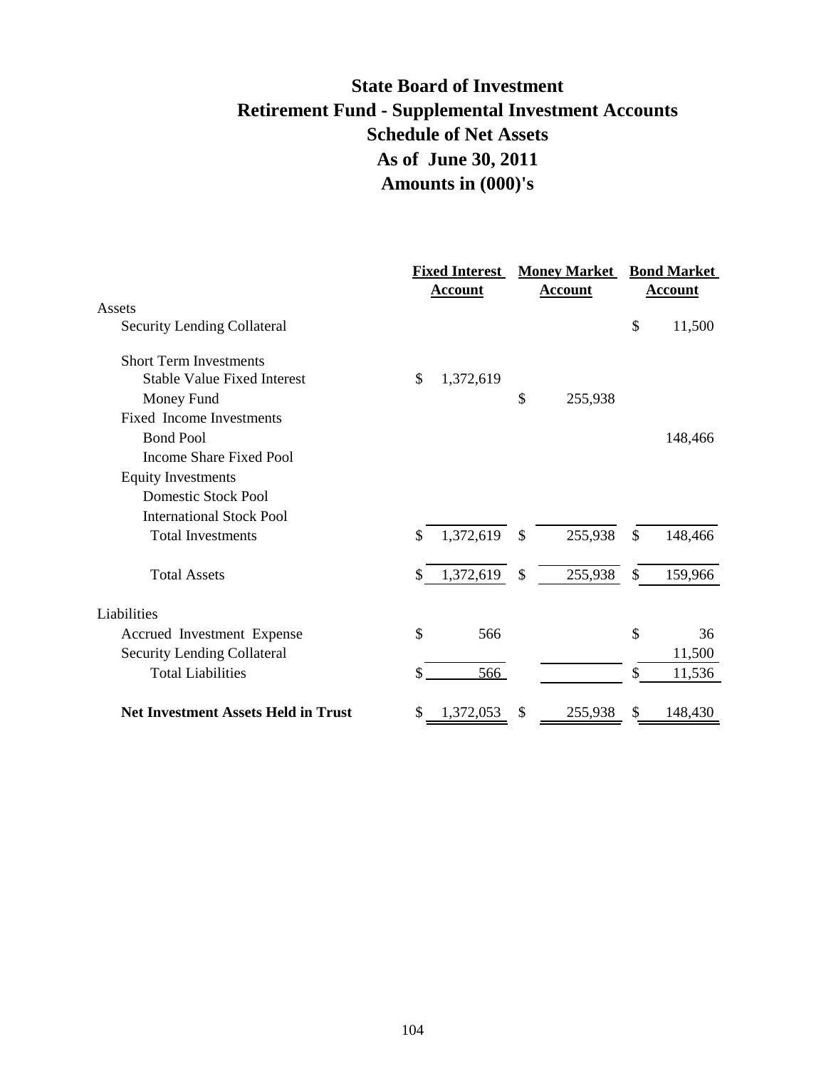# State Board of Investment
# Retirement Fund - Supplemental Investment Accounts
# Schedule of Net Assets
# As of June 30, 2011
# Amounts in (000)'s

| | Fixed Interest Account | Money Market Account | Bond Market Account |
|---|---|---|---|
| Assets | | | |
| Security Lending Collateral | | | $ 11,500 |
| Short Term Investments | | | |
| Stable Value Fixed Interest | $ 1,372,619 | | |
| Money Fund | | $ 255,938 | |
| Fixed Income Investments | | | |
| Bond Pool | | | 148,466 |
| Income Share Fixed Pool | | | |
| Equity Investments | | | |
| Domestic Stock Pool | | | |
| International Stock Pool | | | |
| Total Investments | $ 1,372,619 | $ 255,938 | $ 148,466 |
| Total Assets | $ 1,372,619 | $ 255,938 | $ 159,966 |
| Liabilities | | | |
| Accrued Investment Expense | $ 566 | | $ 36 |
| Security Lending Collateral | | | 11,500 |
| Total Liabilities | $ 566 | | $ 11,536 |
| **Net Investment Assets Held in Trust** | $ 1,372,053 | $ 255,938 | $ 148,430 |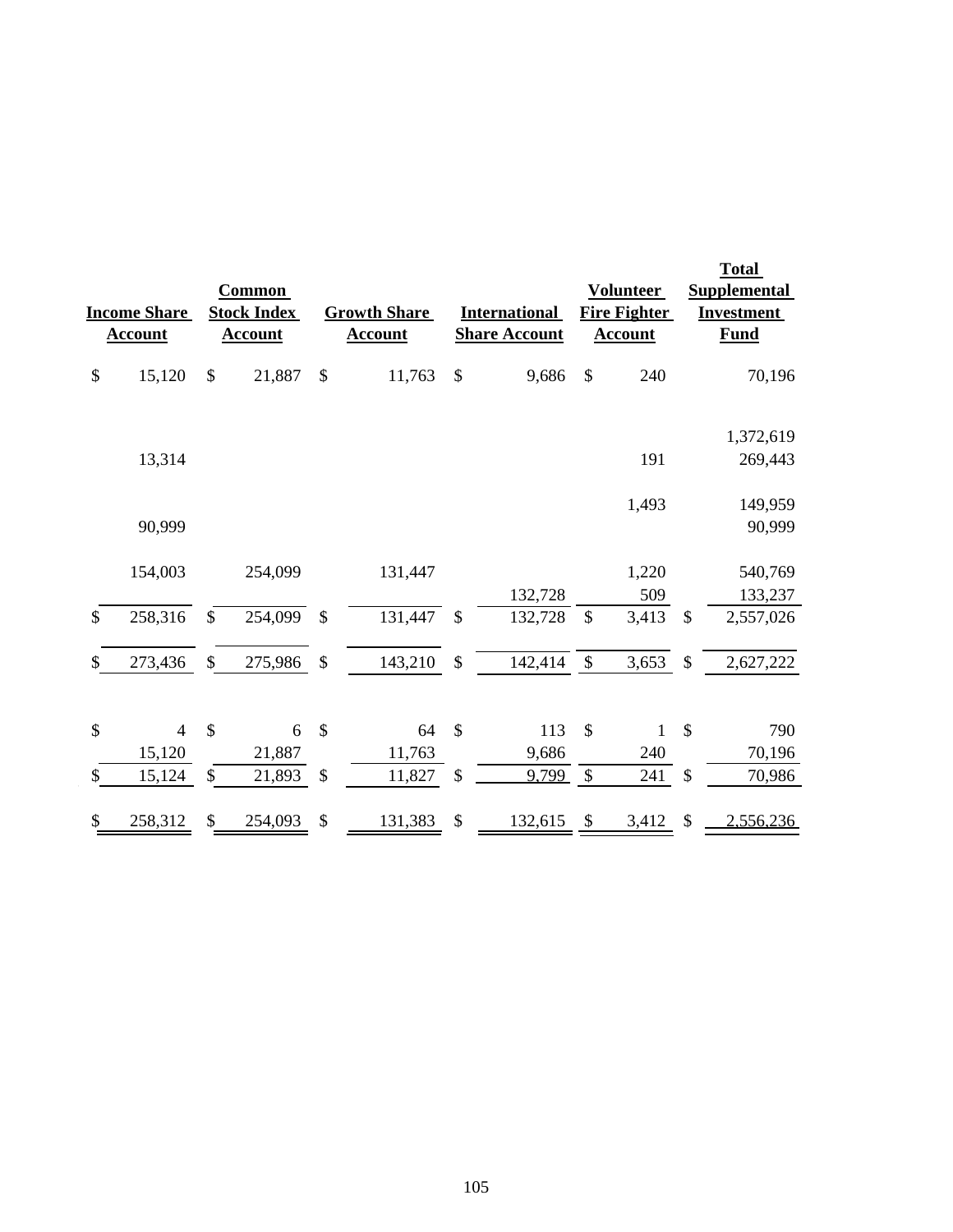| Income Share Account | Common Stock Index Account | Growth Share Account | International Share Account | Volunteer Fire Fighter Account | Total Supplemental Investment Fund |
|---|---|---|---|---|---|
| $ 15,120 | $ 21,887 | $ 11,763 | $ 9,686 | $ 240 | 70,196 |
| | | | | | |
| | | | | | 1,372,619 |
| 13,314 | | | | 191 | 269,443 |
| | | | | | |
| | | | | 1,493 | 149,959 |
| 90,999 | | | | | 90,999 |
| | | | | | |
| 154,003 | 254,099 | 131,447 | | 1,220 | 540,769 |
| | | | 132,728 | 509 | 133,237 |
| $ 258,316 | $ 254,099 | $ 131,447 | $ 132,728 | $ 3,413 | $ 2,557,026 |
| | | | | | |
| $ 273,436 | $ 275,986 | $ 143,210 | $ 142,414 | $ 3,653 | $ 2,627,222 |
| | | | | | |
| $ 4 | $ 6 | $ 64 | $ 113 | $ 1 | $ 790 |
| 15,120 | 21,887 | 11,763 | 9,686 | 240 | 70,196 |
| $ 15,124 | $ 21,893 | $ 11,827 | $ 9,799 | $ 241 | $ 70,986 |
| | | | | | |
| $ 258,312 | $ 254,093 | $ 131,383 | $ 132,615 | $ 3,412 | $ 2,556,236 |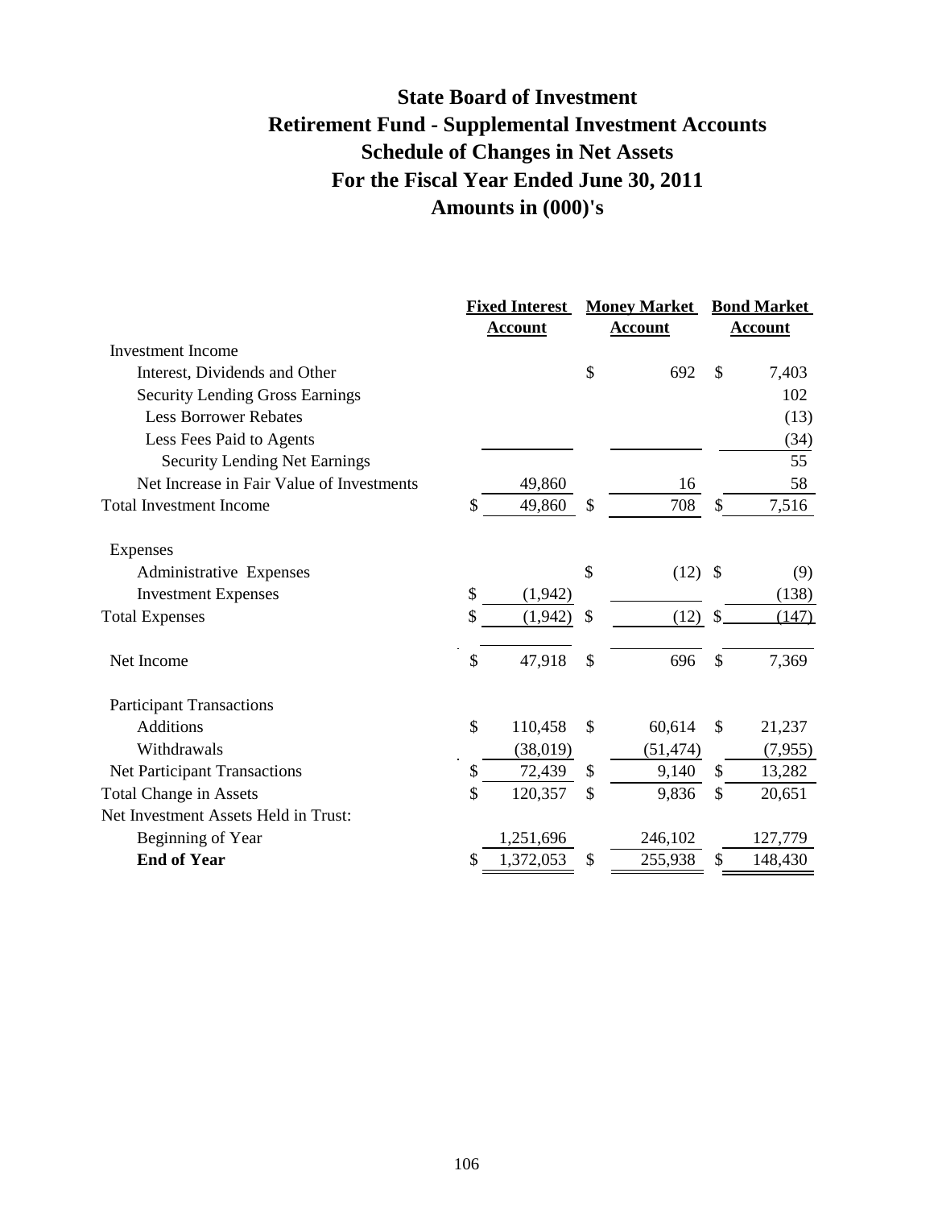# State Board of Investment
# Retirement Fund - Supplemental Investment Accounts
# Schedule of Changes in Net Assets
# For the Fiscal Year Ended June 30, 2011
# Amounts in (000)'s

| | Fixed Interest Account | Money Market Account | Bond Market Account |
|---|---|---|---|
| Investment Income | | | |
| Interest, Dividends and Other | | $ 692 | $ 7,403 |
| Security Lending Gross Earnings | | | 102 |
| Less Borrower Rebates | | | (13) |
| Less Fees Paid to Agents | | | (34) |
| Security Lending Net Earnings | | | 55 |
| Net Increase in Fair Value of Investments | 49,860 | 16 | 58 |
| Total Investment Income | $ 49,860 | $ 708 | $ 7,516 |
| Expenses | | | |
| Administrative Expenses | | $ (12) | $ (9) |
| Investment Expenses | $ (1,942) | | (138) |
| Total Expenses | $ (1,942) | $ (12) | $ (147) |
| Net Income | $ 47,918 | $ 696 | $ 7,369 |
| Participant Transactions | | | |
| Additions | $ 110,458 | $ 60,614 | $ 21,237 |
| Withdrawals | (38,019) | (51,474) | (7,955) |
| Net Participant Transactions | $ 72,439 | $ 9,140 | $ 13,282 |
| Total Change in Assets | $ 120,357 | $ 9,836 | $ 20,651 |
| Net Investment Assets Held in Trust: | | | |
| Beginning of Year | 1,251,696 | 246,102 | 127,779 |
| **End of Year** | $ 1,372,053 | $ 255,938 | $ 148,430 |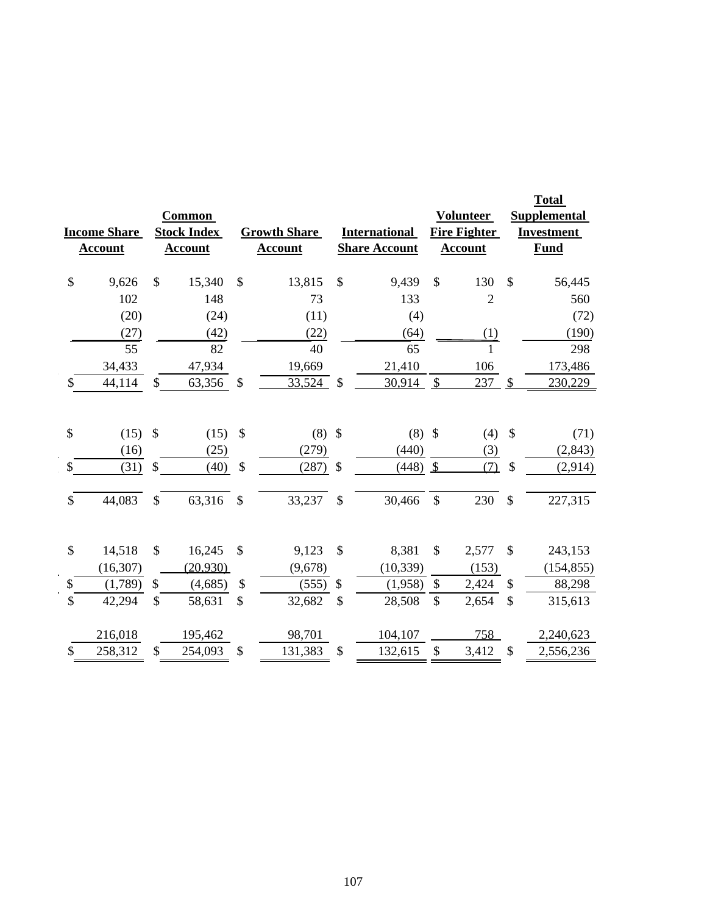| Income Share Account | Common Stock Index Account | Growth Share Account | International Share Account | Volunteer Fire Fighter Account | Total Supplemental Investment Fund |
|---|---|---|---|---|---|
| $ 9,626 | $ 15,340 | $ 13,815 | $ 9,439 | $ 130 | $ 56,445 |
| 102 | 148 | 73 | 133 | 2 | 560 |
| (20) | (24) | (11) | (4) | | (72) |
| (27) | (42) | (22) | (64) | (1) | (190) |
| 55 | 82 | 40 | 65 | 1 | 298 |
| 34,433 | 47,934 | 19,669 | 21,410 | 106 | 173,486 |
| $ 44,114 | $ 63,356 | $ 33,524 | $ 30,914 | $ 237 | $ 230,229 |
| | | | | | |
| $ (15) | $ (15) | $ (8) | $ (8) | $ (4) | $ (71) |
| (16) | (25) | (279) | (440) | (3) | (2,843) |
| $ (31) | $ (40) | $ (287) | $ (448) | $ (7) | $ (2,914) |
| | | | | | |
| $ 44,083 | $ 63,316 | $ 33,237 | $ 30,466 | $ 230 | $ 227,315 |
| | | | | | |
| $ 14,518 | $ 16,245 | $ 9,123 | $ 8,381 | $ 2,577 | $ 243,153 |
| (16,307) | (20,930) | (9,678) | (10,339) | (153) | (154,855) |
| $ (1,789) | $ (4,685) | $ (555) | $ (1,958) | $ 2,424 | $ 88,298 |
| $ 42,294 | $ 58,631 | $ 32,682 | $ 28,508 | $ 2,654 | $ 315,613 |
| | | | | | |
| 216,018 | 195,462 | 98,701 | 104,107 | 758 | 2,240,623 |
| $ 258,312 | $ 254,093 | $ 131,383 | $ 132,615 | $ 3,412 | $ 2,556,236 |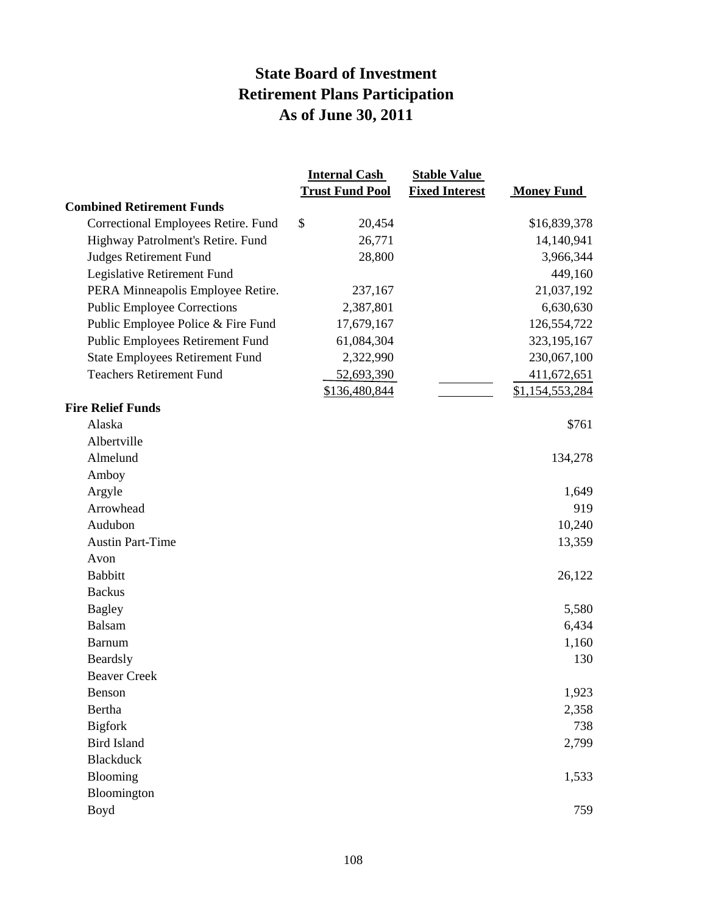# State Board of Investment
# Retirement Plans Participation
# As of June 30, 2011

| | Internal Cash Trust Fund Pool | Stable Value Fixed Interest | Money Fund |
|---|---|---|---|
| **Combined Retirement Funds** | | | |
| Correctional Employees Retire. Fund | $ 20,454 | | $16,839,378 |
| Highway Patrolment's Retire. Fund | 26,771 | | 14,140,941 |
| Judges Retirement Fund | 28,800 | | 3,966,344 |
| Legislative Retirement Fund | | | 449,160 |
| PERA Minneapolis Employee Retire. | 237,167 | | 21,037,192 |
| Public Employee Corrections | 2,387,801 | | 6,630,630 |
| Public Employee Police & Fire Fund | 17,679,167 | | 126,554,722 |
| Public Employees Retirement Fund | 61,084,304 | | 323,195,167 |
| State Employees Retirement Fund | 2,322,990 | | 230,067,100 |
| Teachers Retirement Fund | 52,693,390 | | 411,672,651 |
| | $136,480,844 | | $1,154,553,284 |
| **Fire Relief Funds** | | | |
| Alaska | | | $761 |
| Albertville | | | |
| Almelund | | | 134,278 |
| Amboy | | | |
| Argyle | | | 1,649 |
| Arrowhead | | | 919 |
| Audubon | | | 10,240 |
| Austin Part-Time | | | 13,359 |
| Avon | | | |
| Babbitt | | | 26,122 |
| Backus | | | |
| Bagley | | | 5,580 |
| Balsam | | | 6,434 |
| Barnum | | | 1,160 |
| Beardsly | | | 130 |
| Beaver Creek | | | |
| Benson | | | 1,923 |
| Bertha | | | 2,358 |
| Bigfork | | | 738 |
| Bird Island | | | 2,799 |
| Blackduck | | | |
| Blooming | | | 1,533 |
| Bloomington | | | |
| Boyd | | | 759 |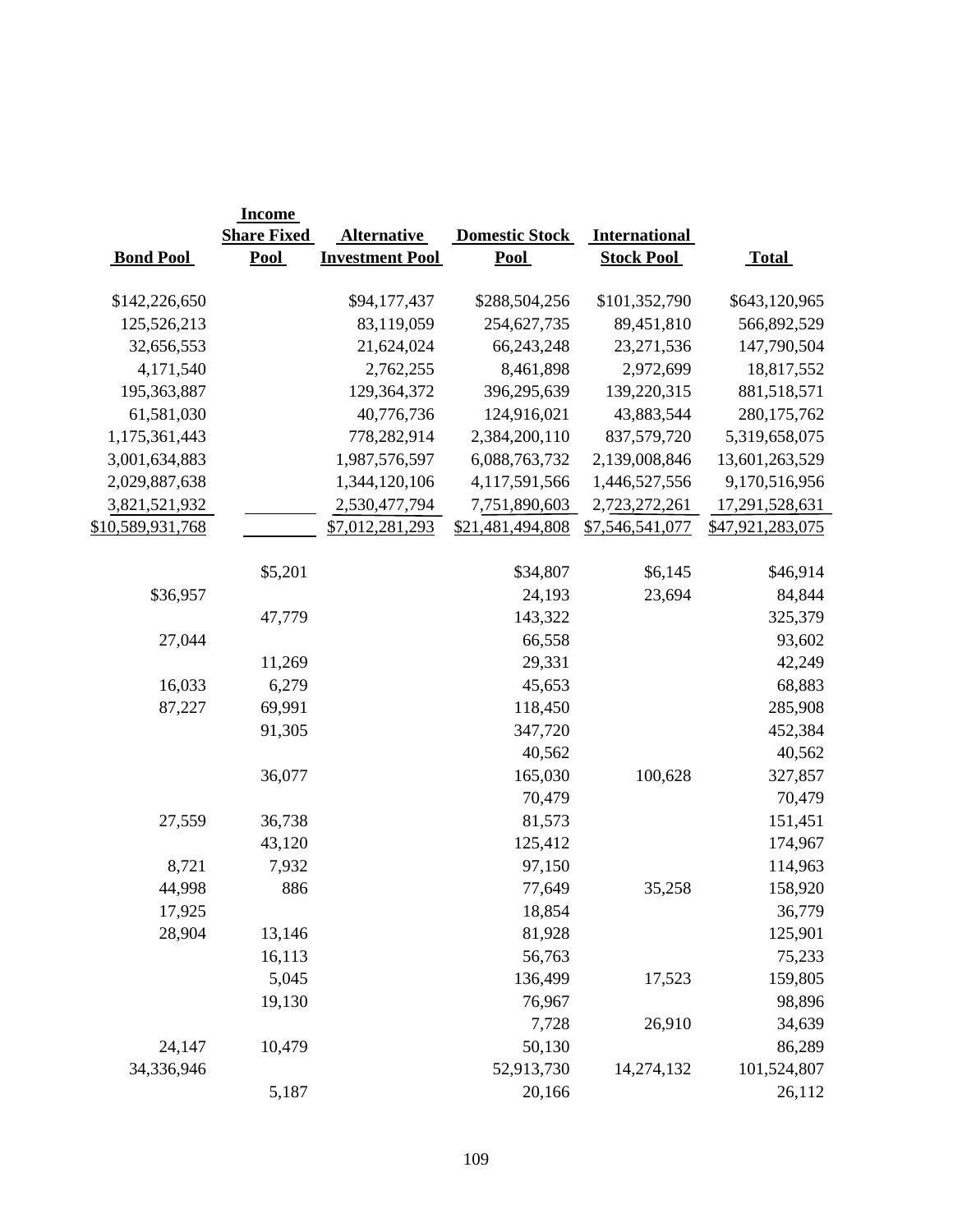| Bond Pool | Income Share Fixed Pool | Alternative Investment Pool | Domestic Stock Pool | International Stock Pool | Total |
|---|---|---|---|---|---|
| $142,226,650 | | $94,177,437 | $288,504,256 | $101,352,790 | $643,120,965 |
| 125,526,213 | | 83,119,059 | 254,627,735 | 89,451,810 | 566,892,529 |
| 32,656,553 | | 21,624,024 | 66,243,248 | 23,271,536 | 147,790,504 |
| 4,171,540 | | 2,762,255 | 8,461,898 | 2,972,699 | 18,817,552 |
| 195,363,887 | | 129,364,372 | 396,295,639 | 139,220,315 | 881,518,571 |
| 61,581,030 | | 40,776,736 | 124,916,021 | 43,883,544 | 280,175,762 |
| 1,175,361,443 | | 778,282,914 | 2,384,200,110 | 837,579,720 | 5,319,658,075 |
| 3,001,634,883 | | 1,987,576,597 | 6,088,763,732 | 2,139,008,846 | 13,601,263,529 |
| 2,029,887,638 | | 1,344,120,106 | 4,117,591,566 | 1,446,527,556 | 9,170,516,956 |
| 3,821,521,932 | | 2,530,477,794 | 7,751,890,603 | 2,723,272,261 | 17,291,528,631 |
| $10,589,931,768 | | $7,012,281,293 | $21,481,494,808 | $7,546,541,077 | $47,921,283,075 |
| | | | | | |
| | $5,201 | | $34,807 | $6,145 | $46,914 |
| $36,957 | | | 24,193 | 23,694 | 84,844 |
| | 47,779 | | 143,322 | | 325,379 |
| 27,044 | | | 66,558 | | 93,602 |
| | 11,269 | | 29,331 | | 42,249 |
| 16,033 | 6,279 | | 45,653 | | 68,883 |
| 87,227 | 69,991 | | 118,450 | | 285,908 |
| | 91,305 | | 347,720 | | 452,384 |
| | | | 40,562 | | 40,562 |
| | 36,077 | | 165,030 | 100,628 | 327,857 |
| | | | 70,479 | | 70,479 |
| 27,559 | 36,738 | | 81,573 | | 151,451 |
| | 43,120 | | 125,412 | | 174,967 |
| 8,721 | 7,932 | | 97,150 | | 114,963 |
| 44,998 | 886 | | 77,649 | 35,258 | 158,920 |
| 17,925 | | | 18,854 | | 36,779 |
| 28,904 | 13,146 | | 81,928 | | 125,901 |
| | 16,113 | | 56,763 | | 75,233 |
| | 5,045 | | 136,499 | 17,523 | 159,805 |
| | 19,130 | | 76,967 | | 98,896 |
| | | | 7,728 | 26,910 | 34,639 |
| 24,147 | 10,479 | | 50,130 | | 86,289 |
| 34,336,946 | | | 52,913,730 | 14,274,132 | 101,524,807 |
| | 5,187 | | 20,166 | | 26,112 |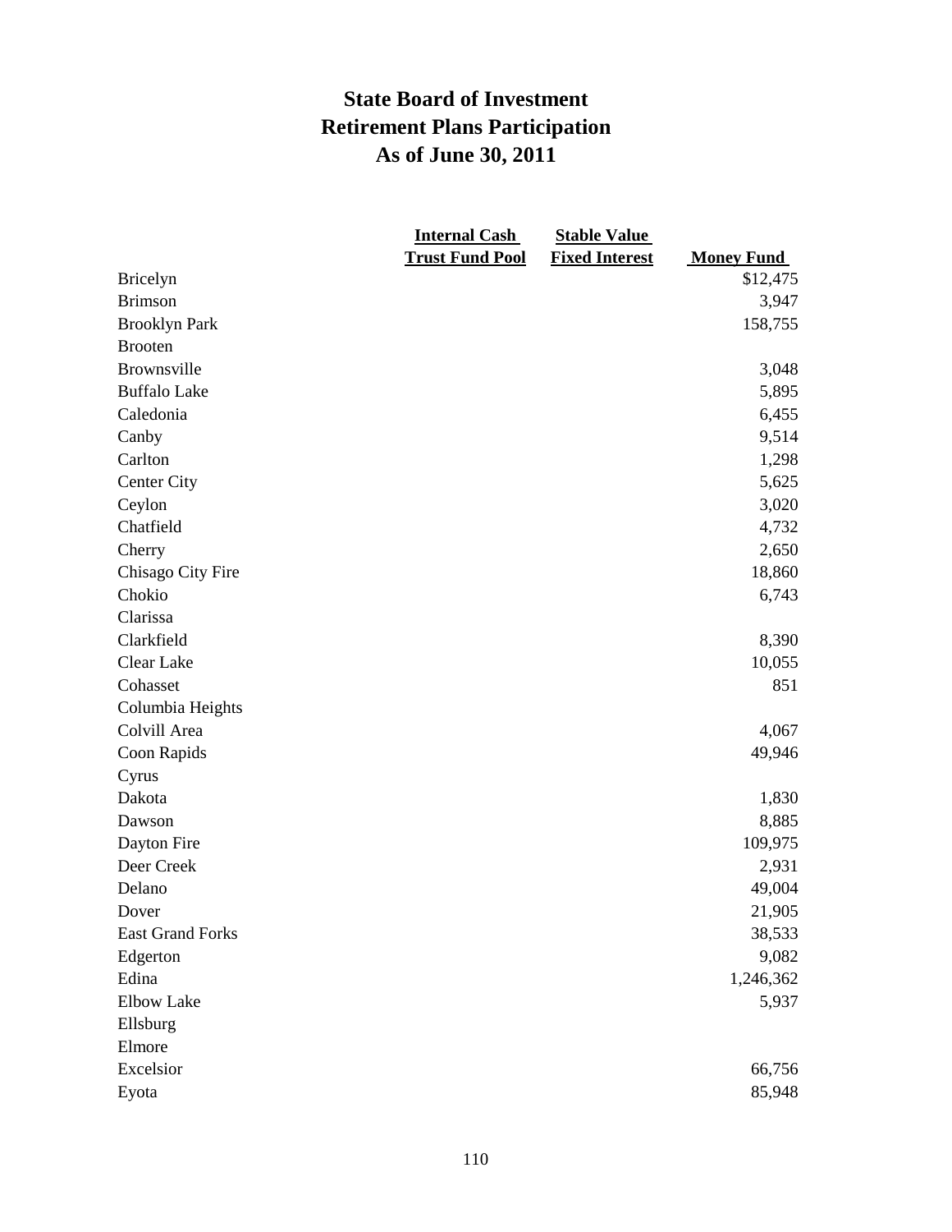# State Board of Investment
# Retirement Plans Participation
# As of June 30, 2011

| | Internal Cash Trust Fund Pool | Stable Value Fixed Interest | Money Fund |
|---|---|---|---|
| Bricelyn | | | $12,475 |
| Brimson | | | 3,947 |
| Brooklyn Park | | | 158,755 |
| Brooten | | | |
| Brownsville | | | 3,048 |
| Buffalo Lake | | | 5,895 |
| Caledonia | | | 6,455 |
| Canby | | | 9,514 |
| Carlton | | | 1,298 |
| Center City | | | 5,625 |
| Ceylon | | | 3,020 |
| Chatfield | | | 4,732 |
| Cherry | | | 2,650 |
| Chisago City Fire | | | 18,860 |
| Chokio | | | 6,743 |
| Clarissa | | | |
| Clarkfield | | | 8,390 |
| Clear Lake | | | 10,055 |
| Cohasset | | | 851 |
| Columbia Heights | | | |
| Colvill Area | | | 4,067 |
| Coon Rapids | | | 49,946 |
| Cyrus | | | |
| Dakota | | | 1,830 |
| Dawson | | | 8,885 |
| Dayton Fire | | | 109,975 |
| Deer Creek | | | 2,931 |
| Delano | | | 49,004 |
| Dover | | | 21,905 |
| East Grand Forks | | | 38,533 |
| Edgerton | | | 9,082 |
| Edina | | | 1,246,362 |
| Elbow Lake | | | 5,937 |
| Ellsburg | | | |
| Elmore | | | |
| Excelsior | | | 66,756 |
| Eyota | | | 85,948 |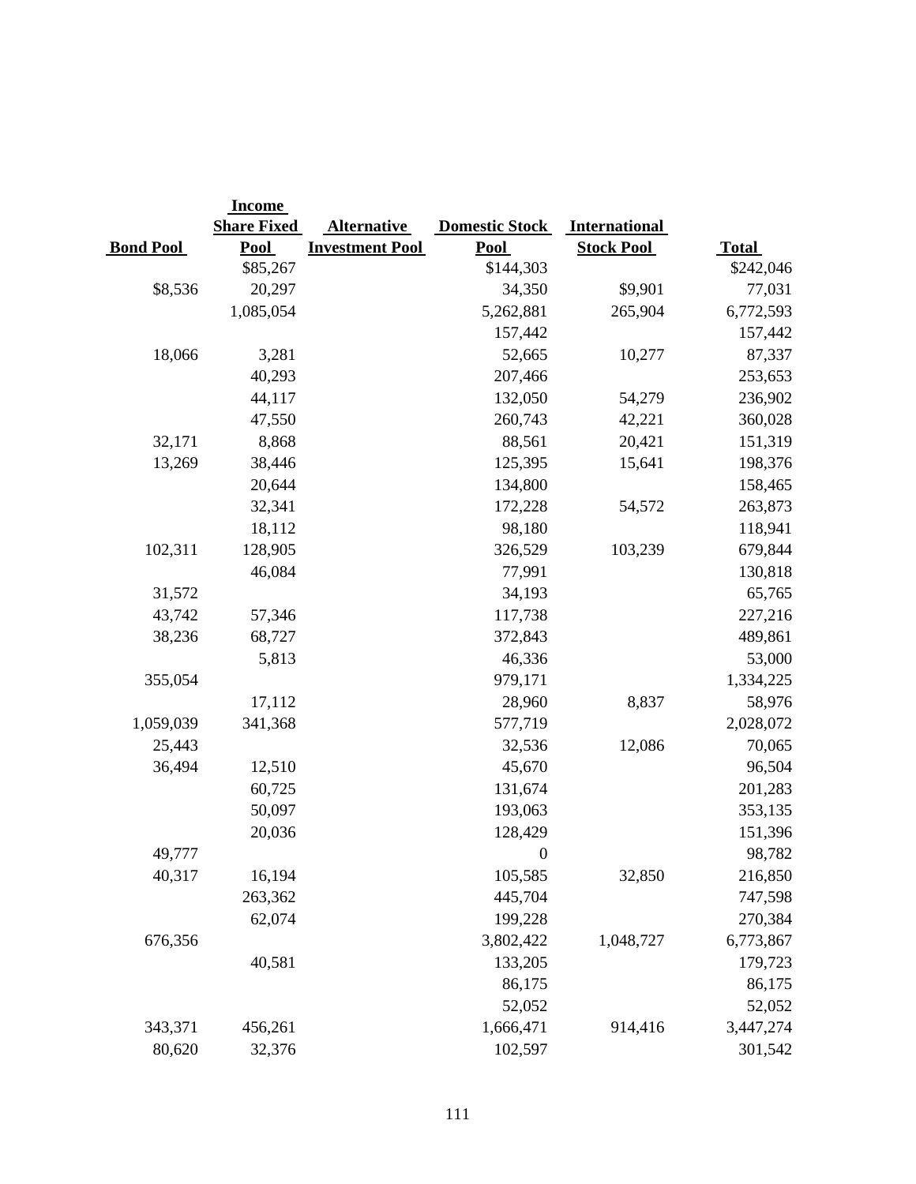| Bond Pool | Income Share Fixed Pool | Alternative Investment Pool | Domestic Stock Pool | International Stock Pool | Total |
|---|---|---|---|---|---|
| | $85,267 | | $144,303 | | $242,046 |
| $8,536 | 20,297 | | 34,350 | $9,901 | 77,031 |
| | 1,085,054 | | 5,262,881 | 265,904 | 6,772,593 |
| | | | 157,442 | | 157,442 |
| 18,066 | 3,281 | | 52,665 | 10,277 | 87,337 |
| | 40,293 | | 207,466 | | 253,653 |
| | 44,117 | | 132,050 | 54,279 | 236,902 |
| | 47,550 | | 260,743 | 42,221 | 360,028 |
| 32,171 | 8,868 | | 88,561 | 20,421 | 151,319 |
| 13,269 | 38,446 | | 125,395 | 15,641 | 198,376 |
| | 20,644 | | 134,800 | | 158,465 |
| | 32,341 | | 172,228 | 54,572 | 263,873 |
| | 18,112 | | 98,180 | | 118,941 |
| 102,311 | 128,905 | | 326,529 | 103,239 | 679,844 |
| | 46,084 | | 77,991 | | 130,818 |
| 31,572 | | | 34,193 | | 65,765 |
| 43,742 | 57,346 | | 117,738 | | 227,216 |
| 38,236 | 68,727 | | 372,843 | | 489,861 |
| | 5,813 | | 46,336 | | 53,000 |
| 355,054 | | | 979,171 | | 1,334,225 |
| | 17,112 | | 28,960 | 8,837 | 58,976 |
| 1,059,039 | 341,368 | | 577,719 | | 2,028,072 |
| 25,443 | | | 32,536 | 12,086 | 70,065 |
| 36,494 | 12,510 | | 45,670 | | 96,504 |
| | 60,725 | | 131,674 | | 201,283 |
| | 50,097 | | 193,063 | | 353,135 |
| | 20,036 | | 128,429 | | 151,396 |
| 49,777 | | | 0 | | 98,782 |
| 40,317 | 16,194 | | 105,585 | 32,850 | 216,850 |
| | 263,362 | | 445,704 | | 747,598 |
| | 62,074 | | 199,228 | | 270,384 |
| 676,356 | | | 3,802,422 | 1,048,727 | 6,773,867 |
| | 40,581 | | 133,205 | | 179,723 |
| | | | 86,175 | | 86,175 |
| | | | 52,052 | | 52,052 |
| 343,371 | 456,261 | | 1,666,471 | 914,416 | 3,447,274 |
| 80,620 | 32,376 | | 102,597 | | 301,542 |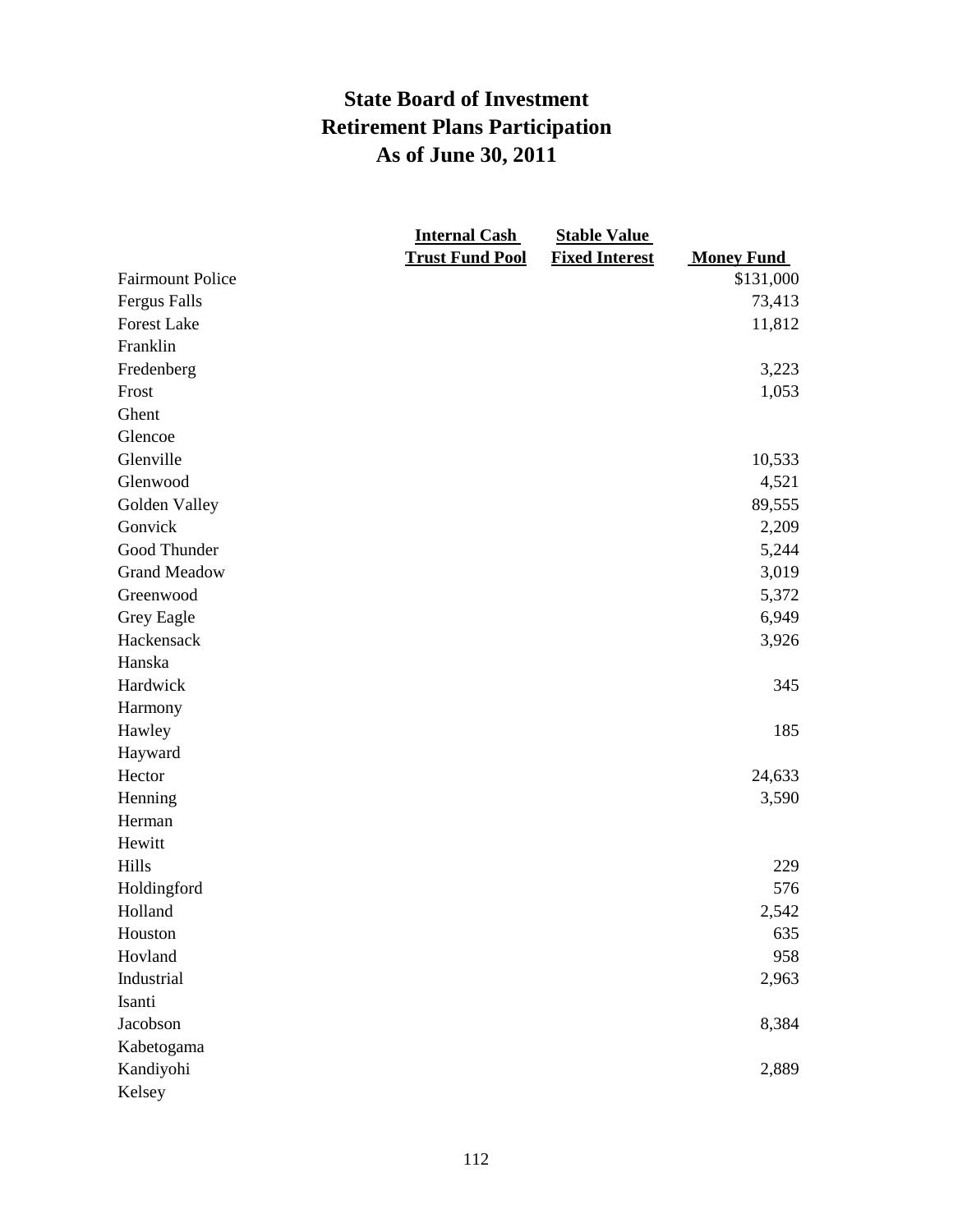# State Board of Investment
## Retirement Plans Participation
## As of June 30, 2011

| | Internal Cash Trust Fund Pool | Stable Value Fixed Interest | Money Fund |
|---|---|---|---|
| Fairmount Police | | | $131,000 |
| Fergus Falls | | | 73,413 |
| Forest Lake | | | 11,812 |
| Franklin | | | |
| Fredenberg | | | 3,223 |
| Frost | | | 1,053 |
| Ghent | | | |
| Glencoe | | | |
| Glenville | | | 10,533 |
| Glenwood | | | 4,521 |
| Golden Valley | | | 89,555 |
| Gonvick | | | 2,209 |
| Good Thunder | | | 5,244 |
| Grand Meadow | | | 3,019 |
| Greenwood | | | 5,372 |
| Grey Eagle | | | 6,949 |
| Hackensack | | | 3,926 |
| Hanska | | | |
| Hardwick | | | 345 |
| Harmony | | | |
| Hawley | | | 185 |
| Hayward | | | |
| Hector | | | 24,633 |
| Henning | | | 3,590 |
| Herman | | | |
| Hewitt | | | |
| Hills | | | 229 |
| Holdingford | | | 576 |
| Holland | | | 2,542 |
| Houston | | | 635 |
| Hovland | | | 958 |
| Industrial | | | 2,963 |
| Isanti | | | |
| Jacobson | | | 8,384 |
| Kabetogama | | | |
| Kandiyohi | | | 2,889 |
| Kelsey | | | |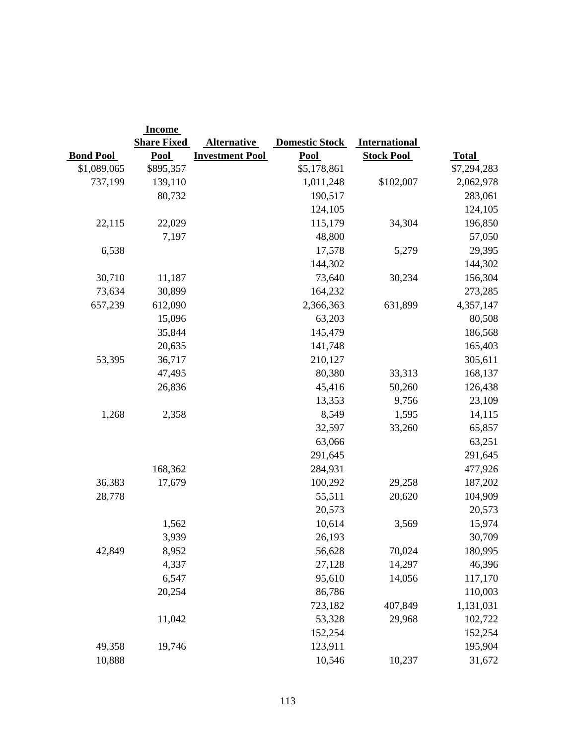| Bond Pool | Income Share Fixed Pool | Alternative Investment Pool | Domestic Stock Pool | International Stock Pool | Total |
|---|---|---|---|---|---|
| $1,089,065 | $895,357 | | $5,178,861 | | $7,294,283 |
| 737,199 | 139,110 | | 1,011,248 | $102,007 | 2,062,978 |
| | 80,732 | | 190,517 | | 283,061 |
| | | | 124,105 | | 124,105 |
| 22,115 | 22,029 | | 115,179 | 34,304 | 196,850 |
| | 7,197 | | 48,800 | | 57,050 |
| 6,538 | | | 17,578 | 5,279 | 29,395 |
| | | | 144,302 | | 144,302 |
| 30,710 | 11,187 | | 73,640 | 30,234 | 156,304 |
| 73,634 | 30,899 | | 164,232 | | 273,285 |
| 657,239 | 612,090 | | 2,366,363 | 631,899 | 4,357,147 |
| | 15,096 | | 63,203 | | 80,508 |
| | 35,844 | | 145,479 | | 186,568 |
| | 20,635 | | 141,748 | | 165,403 |
| 53,395 | 36,717 | | 210,127 | | 305,611 |
| | 47,495 | | 80,380 | 33,313 | 168,137 |
| | 26,836 | | 45,416 | 50,260 | 126,438 |
| | | | 13,353 | 9,756 | 23,109 |
| 1,268 | 2,358 | | 8,549 | 1,595 | 14,115 |
| | | | 32,597 | 33,260 | 65,857 |
| | | | 63,066 | | 63,251 |
| | | | 291,645 | | 291,645 |
| | 168,362 | | 284,931 | | 477,926 |
| 36,383 | 17,679 | | 100,292 | 29,258 | 187,202 |
| 28,778 | | | 55,511 | 20,620 | 104,909 |
| | | | 20,573 | | 20,573 |
| | 1,562 | | 10,614 | 3,569 | 15,974 |
| | 3,939 | | 26,193 | | 30,709 |
| 42,849 | 8,952 | | 56,628 | 70,024 | 180,995 |
| | 4,337 | | 27,128 | 14,297 | 46,396 |
| | 6,547 | | 95,610 | 14,056 | 117,170 |
| | 20,254 | | 86,786 | | 110,003 |
| | | | 723,182 | 407,849 | 1,131,031 |
| | 11,042 | | 53,328 | 29,968 | 102,722 |
| | | | 152,254 | | 152,254 |
| 49,358 | 19,746 | | 123,911 | | 195,904 |
| 10,888 | | | 10,546 | 10,237 | 31,672 |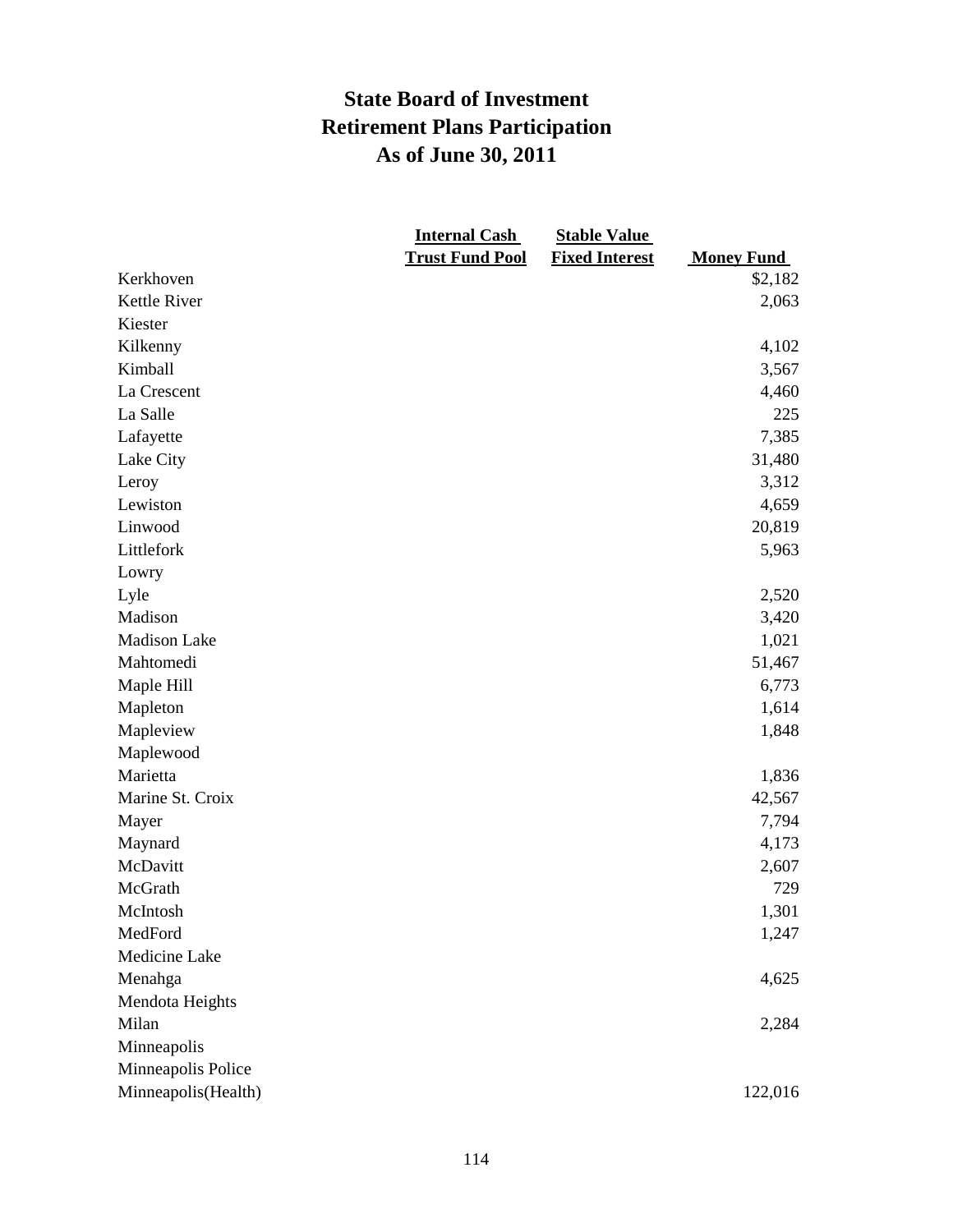# State Board of Investment
# Retirement Plans Participation
# As of June 30, 2011

| | Internal Cash Trust Fund Pool | Stable Value Fixed Interest | Money Fund |
|---|---|---|---|
| Kerkhoven | | | $2,182 |
| Kettle River | | | 2,063 |
| Kiester | | | |
| Kilkenny | | | 4,102 |
| Kimball | | | 3,567 |
| La Crescent | | | 4,460 |
| La Salle | | | 225 |
| Lafayette | | | 7,385 |
| Lake City | | | 31,480 |
| Leroy | | | 3,312 |
| Lewiston | | | 4,659 |
| Linwood | | | 20,819 |
| Littlefork | | | 5,963 |
| Lowry | | | |
| Lyle | | | 2,520 |
| Madison | | | 3,420 |
| Madison Lake | | | 1,021 |
| Mahtomedi | | | 51,467 |
| Maple Hill | | | 6,773 |
| Mapleton | | | 1,614 |
| Mapleview | | | 1,848 |
| Maplewood | | | |
| Marietta | | | 1,836 |
| Marine St. Croix | | | 42,567 |
| Mayer | | | 7,794 |
| Maynard | | | 4,173 |
| McDavitt | | | 2,607 |
| McGrath | | | 729 |
| McIntosh | | | 1,301 |
| MedFord | | | 1,247 |
| Medicine Lake | | | |
| Menahga | | | 4,625 |
| Mendota Heights | | | |
| Milan | | | 2,284 |
| Minneapolis | | | |
| Minneapolis Police | | | |
| Minneapolis(Health) | | | 122,016 |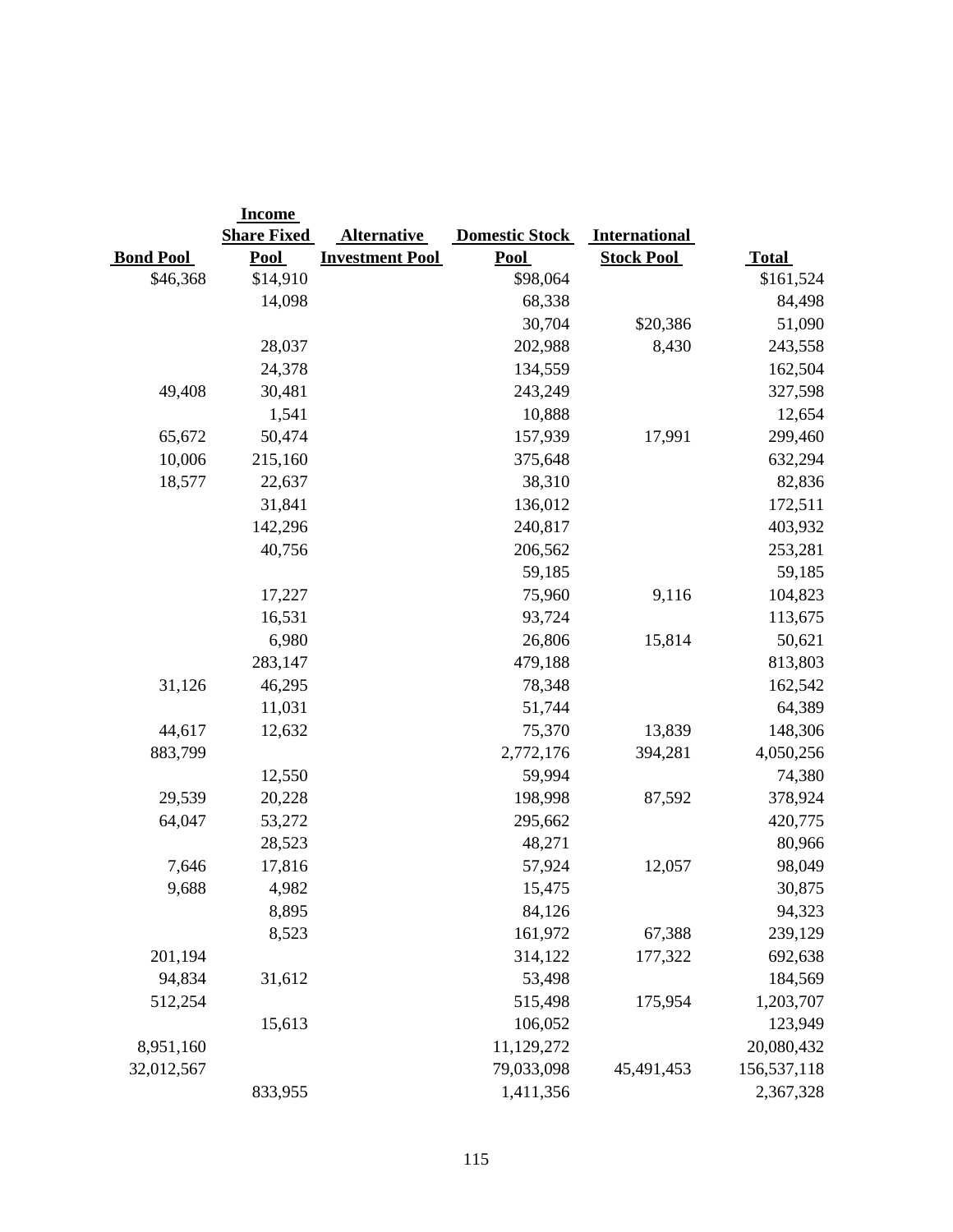| Bond Pool | Income Share Fixed Pool | Alternative Investment Pool | Domestic Stock Pool | International Stock Pool | Total |
|---|---|---|---|---|---|
| $46,368 | $14,910 | | $98,064 | | $161,524 |
| | 14,098 | | 68,338 | | 84,498 |
| | | | 30,704 | $20,386 | 51,090 |
| | 28,037 | | 202,988 | 8,430 | 243,558 |
| | 24,378 | | 134,559 | | 162,504 |
| 49,408 | 30,481 | | 243,249 | | 327,598 |
| | 1,541 | | 10,888 | | 12,654 |
| 65,672 | 50,474 | | 157,939 | 17,991 | 299,460 |
| 10,006 | 215,160 | | 375,648 | | 632,294 |
| 18,577 | 22,637 | | 38,310 | | 82,836 |
| | 31,841 | | 136,012 | | 172,511 |
| | 142,296 | | 240,817 | | 403,932 |
| | 40,756 | | 206,562 | | 253,281 |
| | | | 59,185 | | 59,185 |
| | 17,227 | | 75,960 | 9,116 | 104,823 |
| | 16,531 | | 93,724 | | 113,675 |
| | 6,980 | | 26,806 | 15,814 | 50,621 |
| | 283,147 | | 479,188 | | 813,803 |
| 31,126 | 46,295 | | 78,348 | | 162,542 |
| | 11,031 | | 51,744 | | 64,389 |
| 44,617 | 12,632 | | 75,370 | 13,839 | 148,306 |
| 883,799 | | | 2,772,176 | 394,281 | 4,050,256 |
| | 12,550 | | 59,994 | | 74,380 |
| 29,539 | 20,228 | | 198,998 | 87,592 | 378,924 |
| 64,047 | 53,272 | | 295,662 | | 420,775 |
| | 28,523 | | 48,271 | | 80,966 |
| 7,646 | 17,816 | | 57,924 | 12,057 | 98,049 |
| 9,688 | 4,982 | | 15,475 | | 30,875 |
| | 8,895 | | 84,126 | | 94,323 |
| | 8,523 | | 161,972 | 67,388 | 239,129 |
| 201,194 | | | 314,122 | 177,322 | 692,638 |
| 94,834 | 31,612 | | 53,498 | | 184,569 |
| 512,254 | | | 515,498 | 175,954 | 1,203,707 |
| | 15,613 | | 106,052 | | 123,949 |
| 8,951,160 | | | 11,129,272 | | 20,080,432 |
| 32,012,567 | | | 79,033,098 | 45,491,453 | 156,537,118 |
| | 833,955 | | 1,411,356 | | 2,367,328 |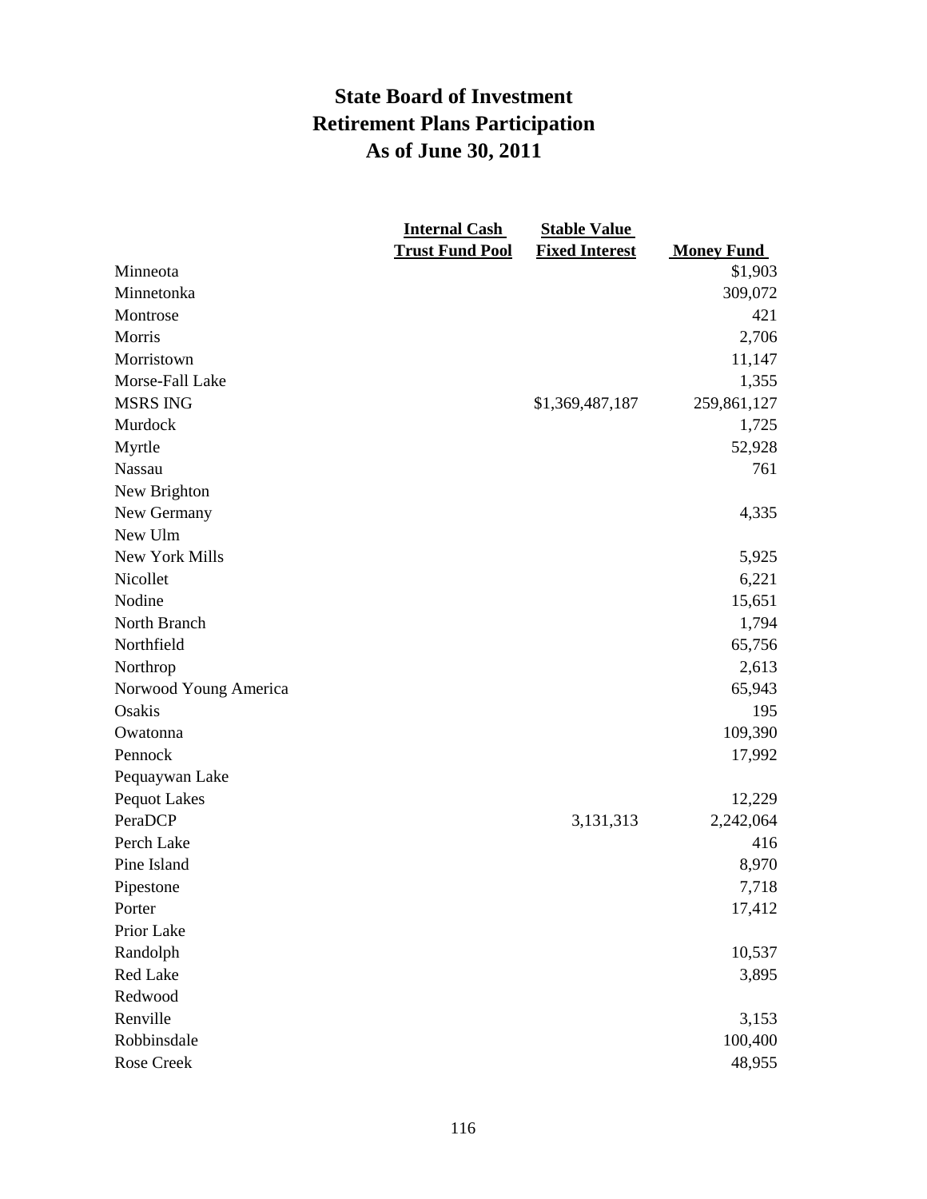# State Board of Investment
# Retirement Plans Participation
# As of June 30, 2011

| | Internal Cash Trust Fund Pool | Stable Value Fixed Interest | Money Fund |
|---|---|---|---|
| Minneota | | | $1,903 |
| Minnetonka | | | 309,072 |
| Montrose | | | 421 |
| Morris | | | 2,706 |
| Morristown | | | 11,147 |
| Morse-Fall Lake | | | 1,355 |
| MSRS ING | | $1,369,487,187 | 259,861,127 |
| Murdock | | | 1,725 |
| Myrtle | | | 52,928 |
| Nassau | | | 761 |
| New Brighton | | | |
| New Germany | | | 4,335 |
| New Ulm | | | |
| New York Mills | | | 5,925 |
| Nicollet | | | 6,221 |
| Nodine | | | 15,651 |
| North Branch | | | 1,794 |
| Northfield | | | 65,756 |
| Northrop | | | 2,613 |
| Norwood Young America | | | 65,943 |
| Osakis | | | 195 |
| Owatonna | | | 109,390 |
| Pennock | | | 17,992 |
| Pequaywan Lake | | | |
| Pequot Lakes | | | 12,229 |
| PeraDCP | | 3,131,313 | 2,242,064 |
| Perch Lake | | | 416 |
| Pine Island | | | 8,970 |
| Pipestone | | | 7,718 |
| Porter | | | 17,412 |
| Prior Lake | | | |
| Randolph | | | 10,537 |
| Red Lake | | | 3,895 |
| Redwood | | | |
| Renville | | | 3,153 |
| Robbinsdale | | | 100,400 |
| Rose Creek | | | 48,955 |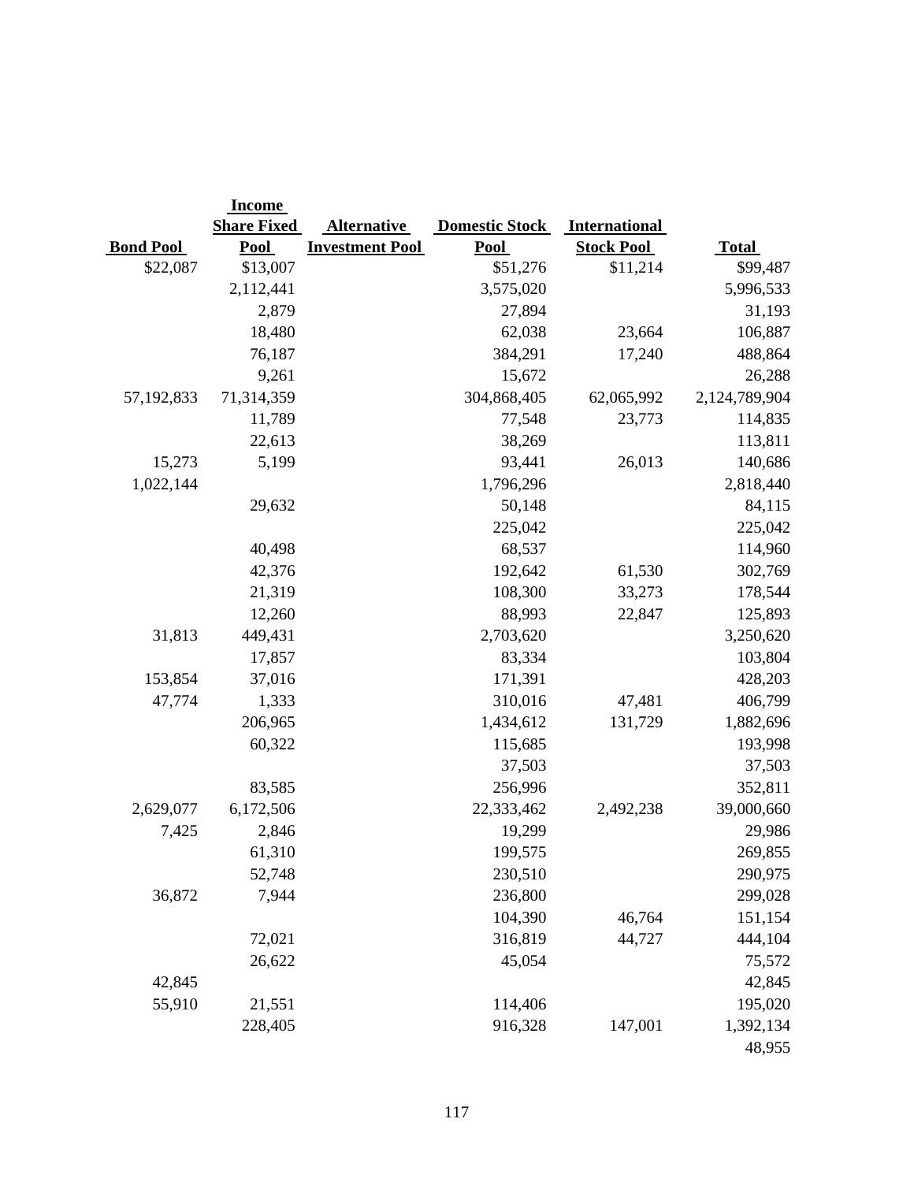| Bond Pool | Income Share Fixed Pool | Alternative Investment Pool | Domestic Stock Pool | International Stock Pool | Total |
|---|---|---|---|---|---|
| $22,087 | $13,007 | | $51,276 | $11,214 | $99,487 |
| | 2,112,441 | | 3,575,020 | | 5,996,533 |
| | 2,879 | | 27,894 | | 31,193 |
| | 18,480 | | 62,038 | 23,664 | 106,887 |
| | 76,187 | | 384,291 | 17,240 | 488,864 |
| | 9,261 | | 15,672 | | 26,288 |
| 57,192,833 | 71,314,359 | | 304,868,405 | 62,065,992 | 2,124,789,904 |
| | 11,789 | | 77,548 | 23,773 | 114,835 |
| | 22,613 | | 38,269 | | 113,811 |
| 15,273 | 5,199 | | 93,441 | 26,013 | 140,686 |
| 1,022,144 | | | 1,796,296 | | 2,818,440 |
| | 29,632 | | 50,148 | | 84,115 |
| | | | 225,042 | | 225,042 |
| | 40,498 | | 68,537 | | 114,960 |
| | 42,376 | | 192,642 | 61,530 | 302,769 |
| | 21,319 | | 108,300 | 33,273 | 178,544 |
| | 12,260 | | 88,993 | 22,847 | 125,893 |
| 31,813 | 449,431 | | 2,703,620 | | 3,250,620 |
| | 17,857 | | 83,334 | | 103,804 |
| 153,854 | 37,016 | | 171,391 | | 428,203 |
| 47,774 | 1,333 | | 310,016 | 47,481 | 406,799 |
| | 206,965 | | 1,434,612 | 131,729 | 1,882,696 |
| | 60,322 | | 115,685 | | 193,998 |
| | | | 37,503 | | 37,503 |
| | 83,585 | | 256,996 | | 352,811 |
| 2,629,077 | 6,172,506 | | 22,333,462 | 2,492,238 | 39,000,660 |
| 7,425 | 2,846 | | 19,299 | | 29,986 |
| | 61,310 | | 199,575 | | 269,855 |
| | 52,748 | | 230,510 | | 290,975 |
| 36,872 | 7,944 | | 236,800 | | 299,028 |
| | | | 104,390 | 46,764 | 151,154 |
| | 72,021 | | 316,819 | 44,727 | 444,104 |
| | 26,622 | | 45,054 | | 75,572 |
| 42,845 | | | | | 42,845 |
| 55,910 | 21,551 | | 114,406 | | 195,020 |
| | 228,405 | | 916,328 | 147,001 | 1,392,134 |
| | | | | | 48,955 |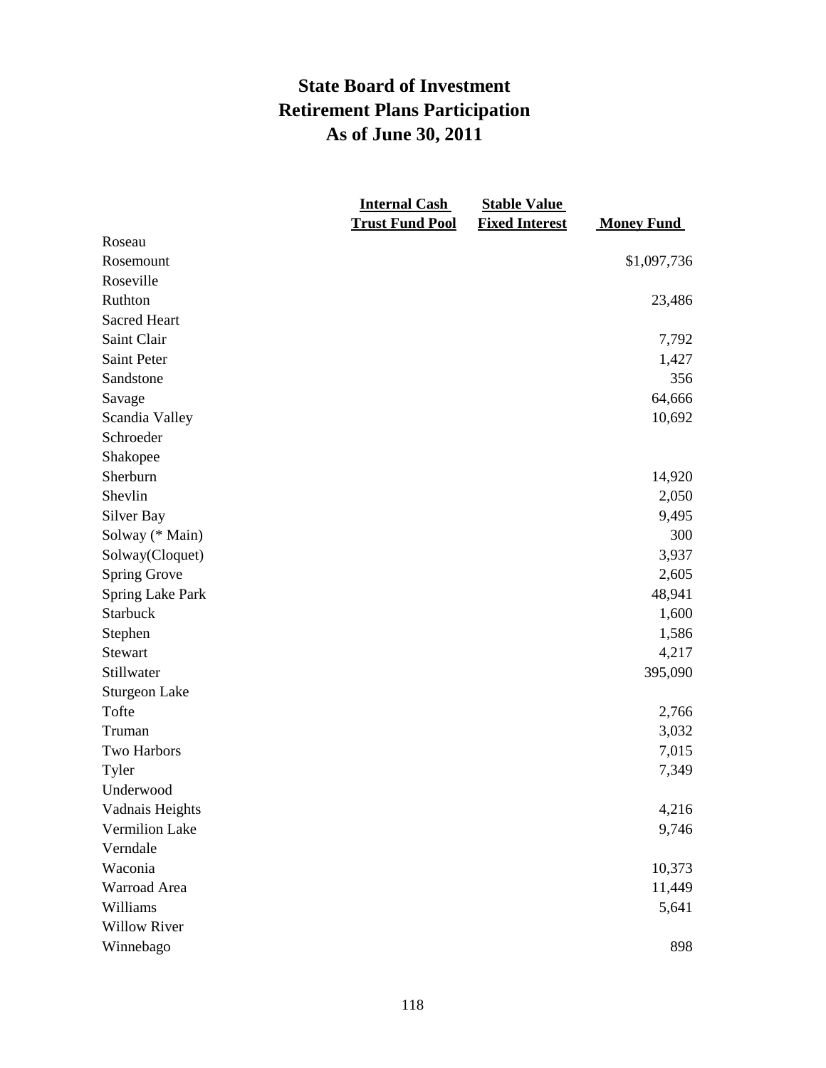# State Board of Investment
# Retirement Plans Participation
# As of June 30, 2011

| | Internal Cash Trust Fund Pool | Stable Value Fixed Interest | Money Fund |
|---|---|---|---|
| Roseau | | | |
| Rosemount | | | $1,097,736 |
| Roseville | | | |
| Ruthton | | | 23,486 |
| Sacred Heart | | | |
| Saint Clair | | | 7,792 |
| Saint Peter | | | 1,427 |
| Sandstone | | | 356 |
| Savage | | | 64,666 |
| Scandia Valley | | | 10,692 |
| Schroeder | | | |
| Shakopee | | | |
| Sherburn | | | 14,920 |
| Shevlin | | | 2,050 |
| Silver Bay | | | 9,495 |
| Solway (* Main) | | | 300 |
| Solway(Cloquet) | | | 3,937 |
| Spring Grove | | | 2,605 |
| Spring Lake Park | | | 48,941 |
| Starbuck | | | 1,600 |
| Stephen | | | 1,586 |
| Stewart | | | 4,217 |
| Stillwater | | | 395,090 |
| Sturgeon Lake | | | |
| Tofte | | | 2,766 |
| Truman | | | 3,032 |
| Two Harbors | | | 7,015 |
| Tyler | | | 7,349 |
| Underwood | | | |
| Vadnais Heights | | | 4,216 |
| Vermilion Lake | | | 9,746 |
| Verndale | | | |
| Waconia | | | 10,373 |
| Warroad Area | | | 11,449 |
| Williams | | | 5,641 |
| Willow River | | | |
| Winnebago | | | 898 |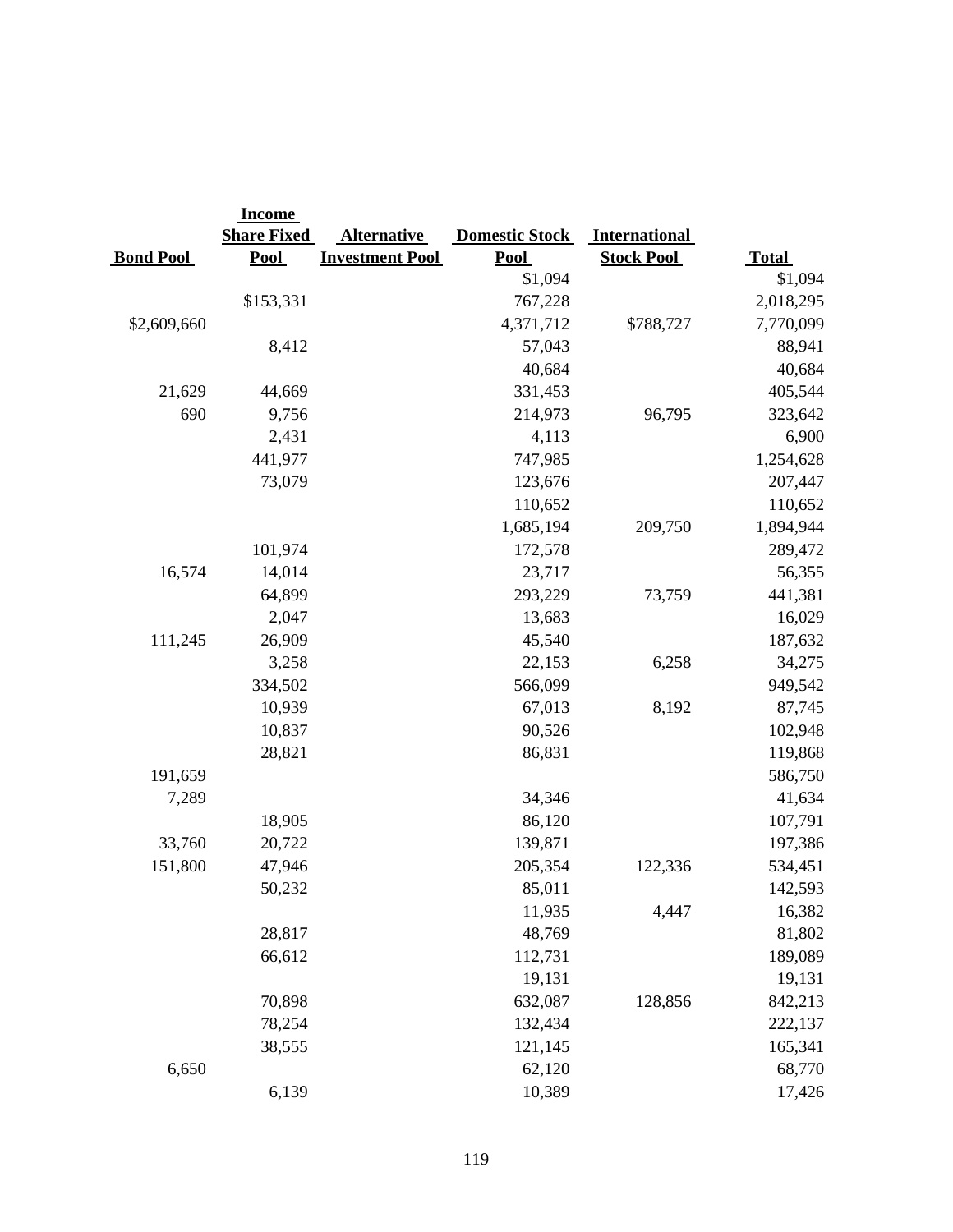| Bond Pool | Income Share Fixed Pool | Alternative Investment Pool | Domestic Stock Pool | International Stock Pool | Total |
|---|---|---|---|---|---|
| | | | $1,094 | | $1,094 |
| | $153,331 | | 767,228 | | 2,018,295 |
| $2,609,660 | | | 4,371,712 | $788,727 | 7,770,099 |
| | 8,412 | | 57,043 | | 88,941 |
| | | | 40,684 | | 40,684 |
| 21,629 | 44,669 | | 331,453 | | 405,544 |
| 690 | 9,756 | | 214,973 | 96,795 | 323,642 |
| | 2,431 | | 4,113 | | 6,900 |
| | 441,977 | | 747,985 | | 1,254,628 |
| | 73,079 | | 123,676 | | 207,447 |
| | | | 110,652 | | 110,652 |
| | | | 1,685,194 | 209,750 | 1,894,944 |
| | 101,974 | | 172,578 | | 289,472 |
| 16,574 | 14,014 | | 23,717 | | 56,355 |
| | 64,899 | | 293,229 | 73,759 | 441,381 |
| | 2,047 | | 13,683 | | 16,029 |
| 111,245 | 26,909 | | 45,540 | | 187,632 |
| | 3,258 | | 22,153 | 6,258 | 34,275 |
| | 334,502 | | 566,099 | | 949,542 |
| | 10,939 | | 67,013 | 8,192 | 87,745 |
| | 10,837 | | 90,526 | | 102,948 |
| | 28,821 | | 86,831 | | 119,868 |
| 191,659 | | | | | 586,750 |
| 7,289 | | | 34,346 | | 41,634 |
| | 18,905 | | 86,120 | | 107,791 |
| 33,760 | 20,722 | | 139,871 | | 197,386 |
| 151,800 | 47,946 | | 205,354 | 122,336 | 534,451 |
| | 50,232 | | 85,011 | | 142,593 |
| | | | 11,935 | 4,447 | 16,382 |
| | 28,817 | | 48,769 | | 81,802 |
| | 66,612 | | 112,731 | | 189,089 |
| | | | 19,131 | | 19,131 |
| | 70,898 | | 632,087 | 128,856 | 842,213 |
| | 78,254 | | 132,434 | | 222,137 |
| | 38,555 | | 121,145 | | 165,341 |
| 6,650 | | | 62,120 | | 68,770 |
| | 6,139 | | 10,389 | | 17,426 |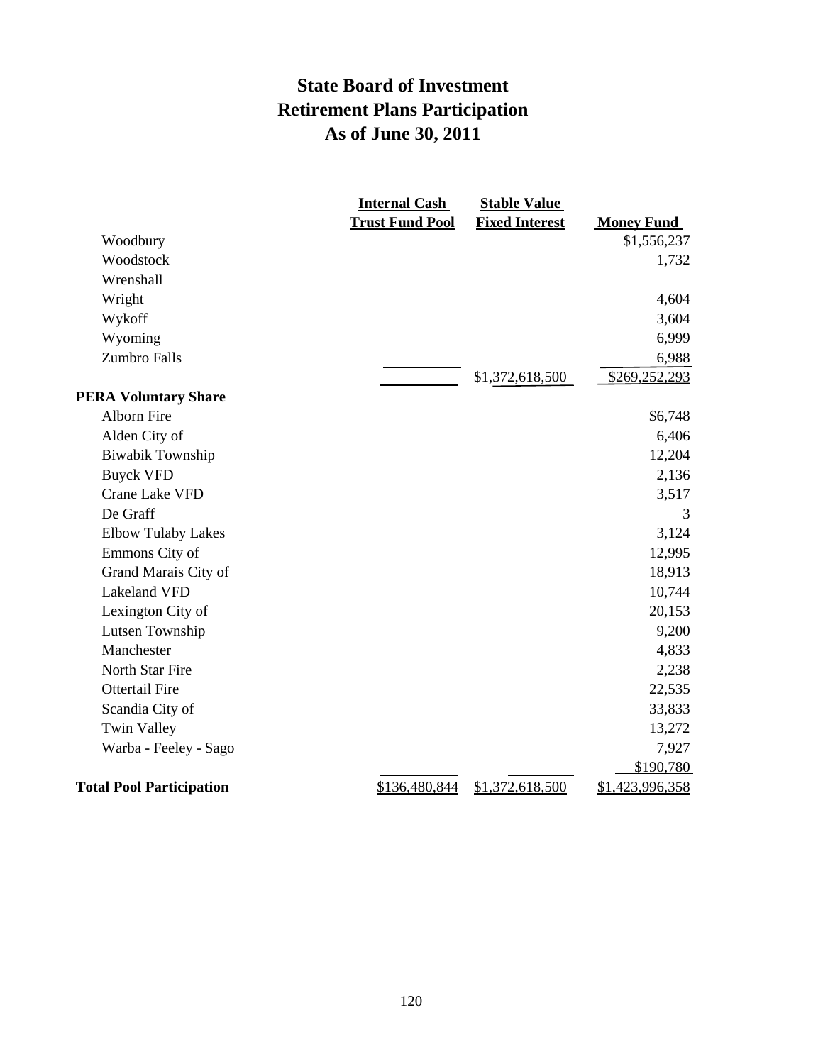# State Board of Investment
# Retirement Plans Participation
# As of June 30, 2011

| | Internal Cash Trust Fund Pool | Stable Value Fixed Interest | Money Fund |
|---|---|---|---|
| Woodbury | | | $1,556,237 |
| Woodstock | | | 1,732 |
| Wrenshall | | | |
| Wright | | | 4,604 |
| Wykoff | | | 3,604 |
| Wyoming | | | 6,999 |
| Zumbro Falls | | | 6,988 |
| | | $1,372,618,500 | $269,252,293 |
| **PERA Voluntary Share** | | | |
| Alborn Fire | | | $6,748 |
| Alden City of | | | 6,406 |
| Biwabik Township | | | 12,204 |
| Buyck VFD | | | 2,136 |
| Crane Lake VFD | | | 3,517 |
| De Graff | | | 3 |
| Elbow Tulaby Lakes | | | 3,124 |
| Emmons City of | | | 12,995 |
| Grand Marais City of | | | 18,913 |
| Lakeland VFD | | | 10,744 |
| Lexington City of | | | 20,153 |
| Lutsen Township | | | 9,200 |
| Manchester | | | 4,833 |
| North Star Fire | | | 2,238 |
| Ottertail Fire | | | 22,535 |
| Scandia City of | | | 33,833 |
| Twin Valley | | | 13,272 |
| Warba - Feeley - Sago | | | 7,927 |
| | | | $190,780 |
| **Total Pool Participation** | $136,480,844 | $1,372,618,500 | $1,423,996,358 |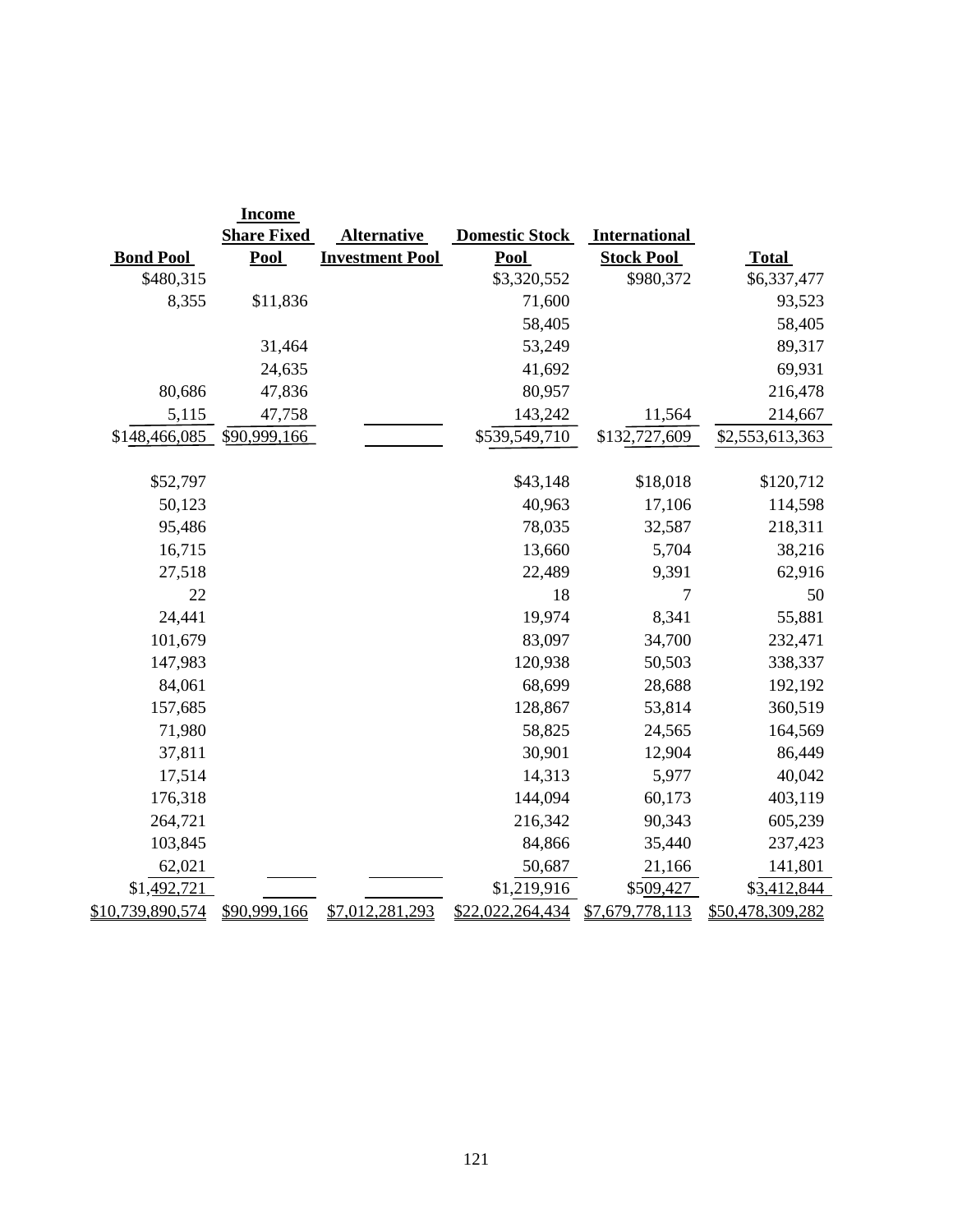| Bond Pool | Income Share Fixed Pool | Alternative Investment Pool | Domestic Stock Pool | International Stock Pool | Total |
|---|---|---|---|---|---|
| $480,315 | | | $3,320,552 | $980,372 | $6,337,477 |
| 8,355 | $11,836 | | 71,600 | | 93,523 |
| | | | 58,405 | | 58,405 |
| | 31,464 | | 53,249 | | 89,317 |
| | 24,635 | | 41,692 | | 69,931 |
| 80,686 | 47,836 | | 80,957 | | 216,478 |
| 5,115 | 47,758 | | 143,242 | 11,564 | 214,667 |
| $148,466,085 | $90,999,166 | | $539,549,710 | $132,727,609 | $2,553,613,363 |
| | | | | | |
| $52,797 | | | $43,148 | $18,018 | $120,712 |
| 50,123 | | | 40,963 | 17,106 | 114,598 |
| 95,486 | | | 78,035 | 32,587 | 218,311 |
| 16,715 | | | 13,660 | 5,704 | 38,216 |
| 27,518 | | | 22,489 | 9,391 | 62,916 |
| 22 | | | 18 | 7 | 50 |
| 24,441 | | | 19,974 | 8,341 | 55,881 |
| 101,679 | | | 83,097 | 34,700 | 232,471 |
| 147,983 | | | 120,938 | 50,503 | 338,337 |
| 84,061 | | | 68,699 | 28,688 | 192,192 |
| 157,685 | | | 128,867 | 53,814 | 360,519 |
| 71,980 | | | 58,825 | 24,565 | 164,569 |
| 37,811 | | | 30,901 | 12,904 | 86,449 |
| 17,514 | | | 14,313 | 5,977 | 40,042 |
| 176,318 | | | 144,094 | 60,173 | 403,119 |
| 264,721 | | | 216,342 | 90,343 | 605,239 |
| 103,845 | | | 84,866 | 35,440 | 237,423 |
| 62,021 | | | 50,687 | 21,166 | 141,801 |
| $1,492,721 | | | $1,219,916 | $509,427 | $3,412,844 |
| $10,739,890,574 | $90,999,166 | $7,012,281,293 | $22,022,264,434 | $7,679,778,113 | $50,478,309,282 |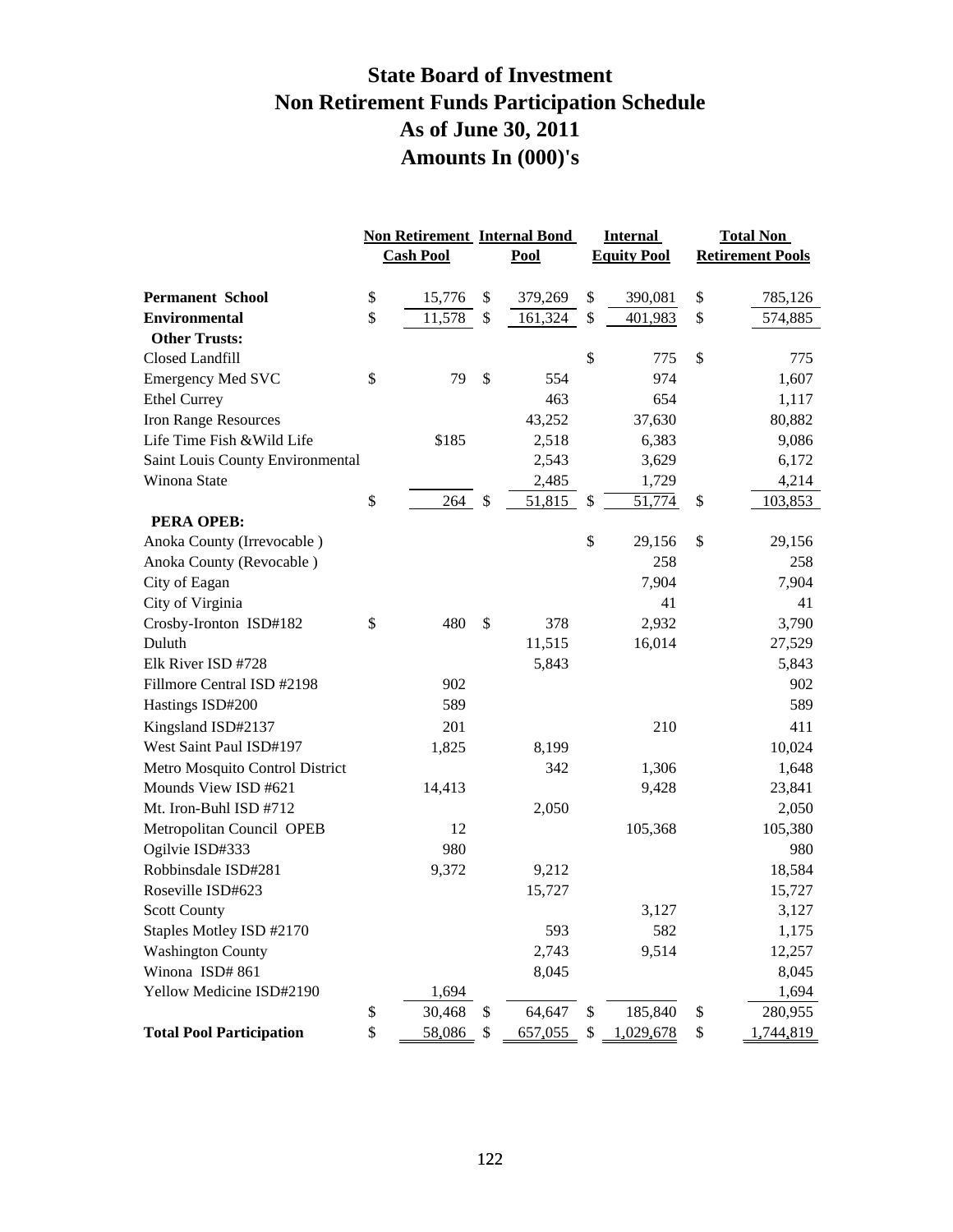# State Board of Investment
# Non Retirement Funds Participation Schedule
# As of June 30, 2011
# Amounts In (000)'s

| | Non Retirement Cash Pool | Internal Bond Pool | Internal Equity Pool | Total Non Retirement Pools |
|---|---|---|---|---|
| **Permanent School** | $ 15,776 | $ 379,269 | $ 390,081 | $ 785,126 |
| **Environmental** | $ 11,578 | $ 161,324 | $ 401,983 | $ 574,885 |
| **Other Trusts:** | | | | |
| Closed Landfill | | | $ 775 | $ 775 |
| Emergency Med SVC | $ 79 | $ 554 | 974 | 1,607 |
| Ethel Currey | | 463 | 654 | 1,117 |
| Iron Range Resources | | 43,252 | 37,630 | 80,882 |
| Life Time Fish &Wild Life | $185 | 2,518 | 6,383 | 9,086 |
| Saint Louis County Environmental | | 2,543 | 3,629 | 6,172 |
| Winona State | | 2,485 | 1,729 | 4,214 |
| | $ 264 | $ 51,815 | $ 51,774 | $ 103,853 |
| **PERA OPEB:** | | | | |
| Anoka County (Irrevocable ) | | | $ 29,156 | $ 29,156 |
| Anoka County (Revocable ) | | | 258 | 258 |
| City of Eagan | | | 7,904 | 7,904 |
| City of Virginia | | | 41 | 41 |
| Crosby-Ironton ISD#182 | $ 480 | $ 378 | 2,932 | 3,790 |
| Duluth | | 11,515 | 16,014 | 27,529 |
| Elk River ISD #728 | | 5,843 | | 5,843 |
| Fillmore Central ISD #2198 | 902 | | | 902 |
| Hastings ISD#200 | 589 | | | 589 |
| Kingsland ISD#2137 | 201 | | 210 | 411 |
| West Saint Paul ISD#197 | 1,825 | 8,199 | | 10,024 |
| Metro Mosquito Control District | | 342 | 1,306 | 1,648 |
| Mounds View ISD #621 | 14,413 | | 9,428 | 23,841 |
| Mt. Iron-Buhl ISD #712 | | 2,050 | | 2,050 |
| Metropolitan Council OPEB | 12 | | 105,368 | 105,380 |
| Ogilvie ISD#333 | 980 | | | 980 |
| Robbinsdale ISD#281 | 9,372 | 9,212 | | 18,584 |
| Roseville ISD#623 | | 15,727 | | 15,727 |
| Scott County | | | 3,127 | 3,127 |
| Staples Motley ISD #2170 | | 593 | 582 | 1,175 |
| Washington County | | 2,743 | 9,514 | 12,257 |
| Winona ISD# 861 | | 8,045 | | 8,045 |
| Yellow Medicine ISD#2190 | 1,694 | | | 1,694 |
| | $ 30,468 | $ 64,647 | $ 185,840 | $ 280,955 |
| **Total Pool Participation** | $ 58,086 | $ 657,055 | $ 1,029,678 | $ 1,744,819 |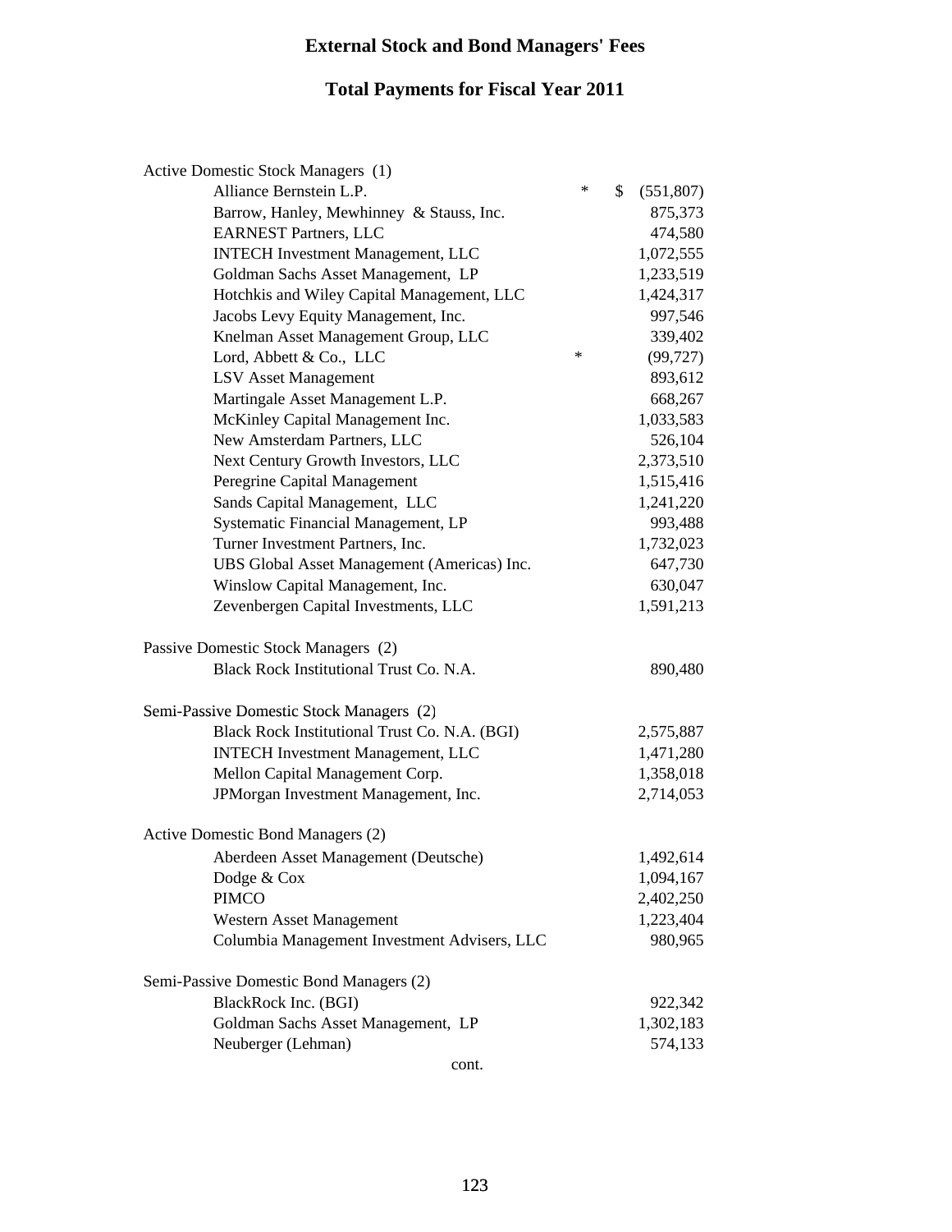# External Stock and Bond Managers' Fees

## Total Payments for Fiscal Year 2011

| | | |
|---|---|---|
| **Active Domestic Stock Managers (1)** | | |
| Alliance Bernstein L.P. | * | $ (551,807) |
| Barrow, Hanley, Mewhinney & Stauss, Inc. | | 875,373 |
| EARNEST Partners, LLC | | 474,580 |
| INTECH Investment Management, LLC | | 1,072,555 |
| Goldman Sachs Asset Management, LP | | 1,233,519 |
| Hotchkis and Wiley Capital Management, LLC | | 1,424,317 |
| Jacobs Levy Equity Management, Inc. | | 997,546 |
| Knelman Asset Management Group, LLC | | 339,402 |
| Lord, Abbett & Co., LLC | * | (99,727) |
| LSV Asset Management | | 893,612 |
| Martingale Asset Management L.P. | | 668,267 |
| McKinley Capital Management Inc. | | 1,033,583 |
| New Amsterdam Partners, LLC | | 526,104 |
| Next Century Growth Investors, LLC | | 2,373,510 |
| Peregrine Capital Management | | 1,515,416 |
| Sands Capital Management, LLC | | 1,241,220 |
| Systematic Financial Management, LP | | 993,488 |
| Turner Investment Partners, Inc. | | 1,732,023 |
| UBS Global Asset Management (Americas) Inc. | | 647,730 |
| Winslow Capital Management, Inc. | | 630,047 |
| Zevenbergen Capital Investments, LLC | | 1,591,213 |
| **Passive Domestic Stock Managers (2)** | | |
| Black Rock Institutional Trust Co. N.A. | | 890,480 |
| **Semi-Passive Domestic Stock Managers (2)** | | |
| Black Rock Institutional Trust Co. N.A. (BGI) | | 2,575,887 |
| INTECH Investment Management, LLC | | 1,471,280 |
| Mellon Capital Management Corp. | | 1,358,018 |
| JPMorgan Investment Management, Inc. | | 2,714,053 |
| **Active Domestic Bond Managers (2)** | | |
| Aberdeen Asset Management (Deutsche) | | 1,492,614 |
| Dodge & Cox | | 1,094,167 |
| PIMCO | | 2,402,250 |
| Western Asset Management | | 1,223,404 |
| Columbia Management Investment Advisers, LLC | | 980,965 |
| **Semi-Passive Domestic Bond Managers (2)** | | |
| BlackRock Inc. (BGI) | | 922,342 |
| Goldman Sachs Asset Management, LP | | 1,302,183 |
| Neuberger (Lehman) | | 574,133 |

cont.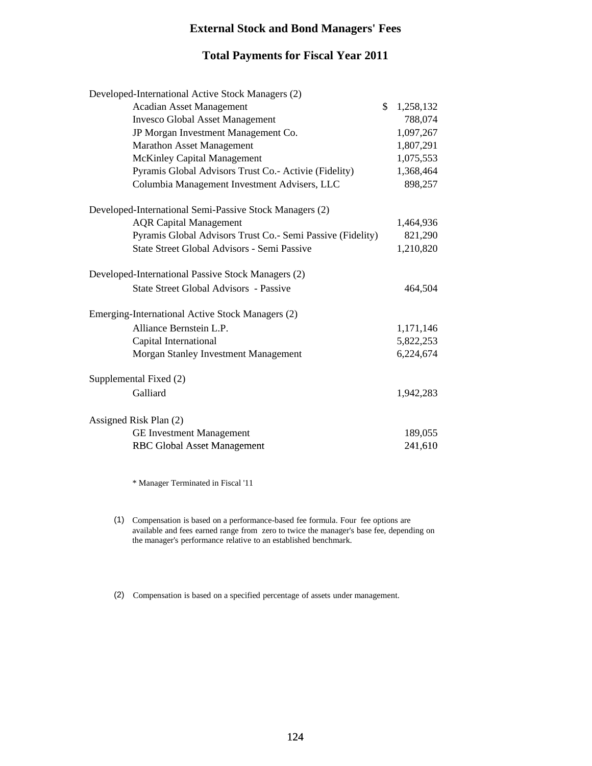# External Stock and Bond Managers' Fees

## Total Payments for Fiscal Year 2011

| | |
|---|---|
| **Developed-International Active Stock Managers (2)** | |
| Acadian Asset Management | $ 1,258,132 |
| Invesco Global Asset Management | 788,074 |
| JP Morgan Investment Management Co. | 1,097,267 |
| Marathon Asset Management | 1,807,291 |
| McKinley Capital Management | 1,075,553 |
| Pyramis Global Advisors Trust Co.- Activie (Fidelity) | 1,368,464 |
| Columbia Management Investment Advisers, LLC | 898,257 |
| **Developed-International Semi-Passive Stock Managers (2)** | |
| AQR Capital Management | 1,464,936 |
| Pyramis Global Advisors Trust Co.- Semi Passive (Fidelity) | 821,290 |
| State Street Global Advisors - Semi Passive | 1,210,820 |
| **Developed-International Passive Stock Managers (2)** | |
| State Street Global Advisors - Passive | 464,504 |
| **Emerging-International Active Stock Managers (2)** | |
| Alliance Bernstein L.P. | 1,171,146 |
| Capital International | 5,822,253 |
| Morgan Stanley Investment Management | 6,224,674 |
| **Supplemental Fixed (2)** | |
| Galliard | 1,942,283 |
| **Assigned Risk Plan (2)** | |
| GE Investment Management | 189,055 |
| RBC Global Asset Management | 241,610 |

* Manager Terminated in Fiscal '11

(1) Compensation is based on a performance-based fee formula. Four fee options are available and fees earned range from zero to twice the manager's base fee, depending on the manager's performance relative to an established benchmark.

(2) Compensation is based on a specified percentage of assets under management.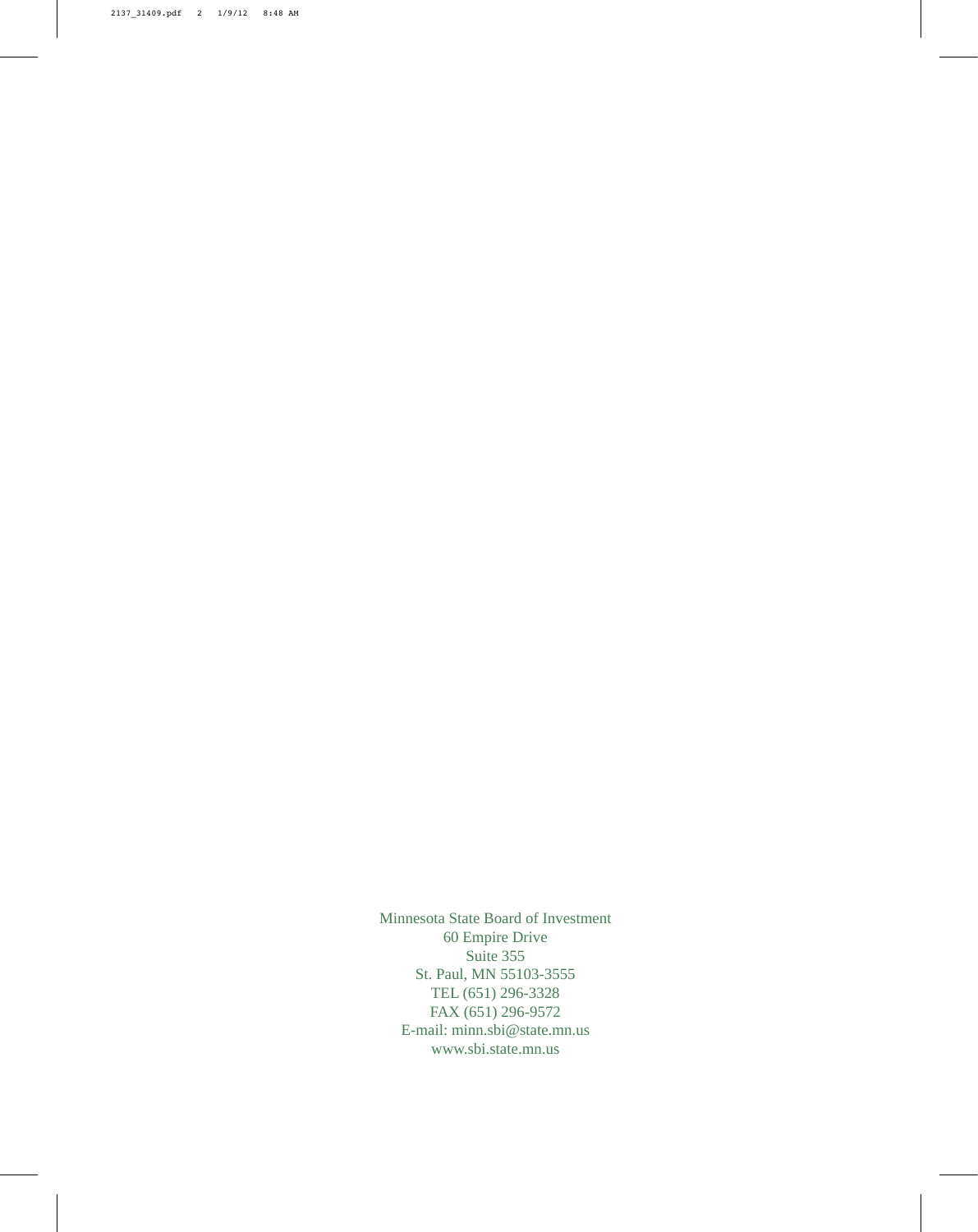Minnesota State Board of Investment
60 Empire Drive
Suite 355
St. Paul, MN 55103-3555
TEL (651) 296-3328
FAX (651) 296-9572
E-mail: minn.sbi@state.mn.us
www.sbi.state.mn.us